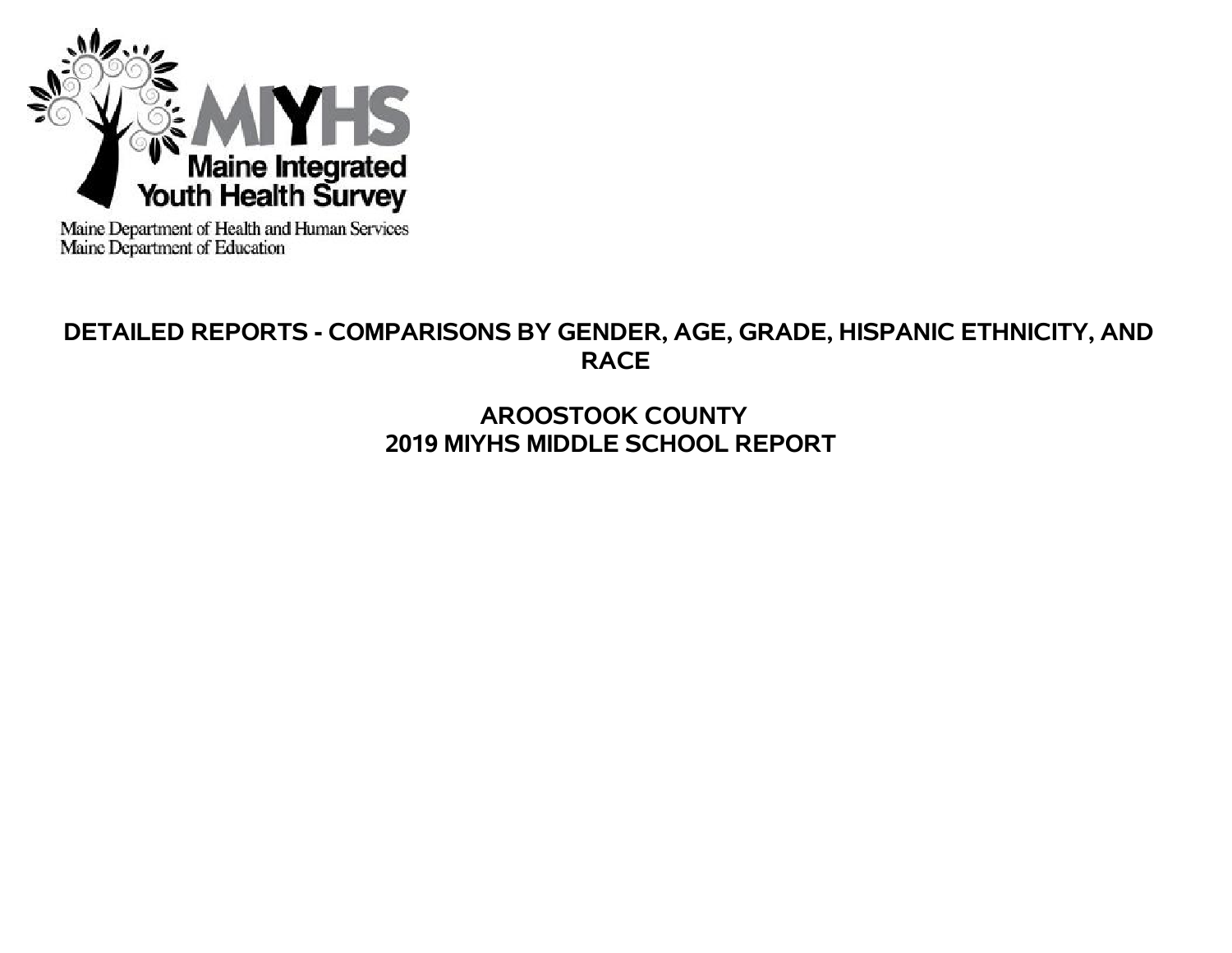MIYHS

Maine Integrated Youth Health Survey

Maine Department of Health and Human Services
Maine Department of Education

# DETAILED REPORTS - COMPARISONS BY GENDER, AGE, GRADE, HISPANIC ETHNICITY, AND RACE

## AROOSTOOK COUNTY
## 2019 MIYHS MIDDLE SCHOOL REPORT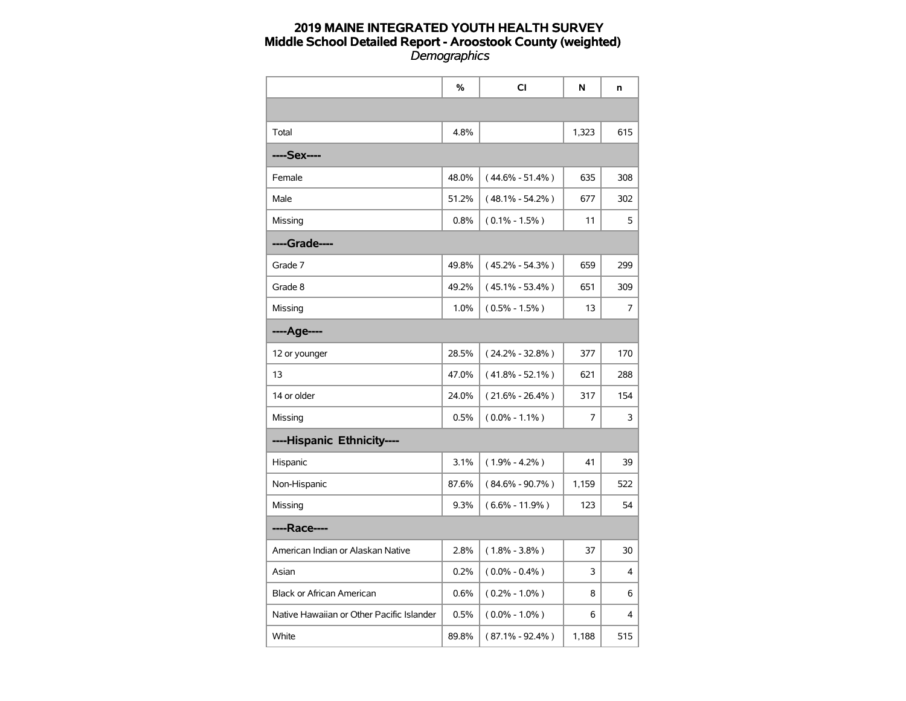**2019 MAINE INTEGRATED YOUTH HEALTH SURVEY**
**Middle School Detailed Report - Aroostook County (weighted)**
*Demographics*

| | % | CI | N | n |
|---|---|---|---|---|
| | | | | |
| Total | 4.8% | | 1,323 | 615 |
| **----Sex----** | | | | |
| Female | 48.0% | ( 44.6% - 51.4% ) | 635 | 308 |
| Male | 51.2% | ( 48.1% - 54.2% ) | 677 | 302 |
| Missing | 0.8% | ( 0.1% - 1.5% ) | 11 | 5 |
| **----Grade----** | | | | |
| Grade 7 | 49.8% | ( 45.2% - 54.3% ) | 659 | 299 |
| Grade 8 | 49.2% | ( 45.1% - 53.4% ) | 651 | 309 |
| Missing | 1.0% | ( 0.5% - 1.5% ) | 13 | 7 |
| **----Age----** | | | | |
| 12 or younger | 28.5% | ( 24.2% - 32.8% ) | 377 | 170 |
| 13 | 47.0% | ( 41.8% - 52.1% ) | 621 | 288 |
| 14 or older | 24.0% | ( 21.6% - 26.4% ) | 317 | 154 |
| Missing | 0.5% | ( 0.0% - 1.1% ) | 7 | 3 |
| **----Hispanic Ethnicity----** | | | | |
| Hispanic | 3.1% | ( 1.9% - 4.2% ) | 41 | 39 |
| Non-Hispanic | 87.6% | ( 84.6% - 90.7% ) | 1,159 | 522 |
| Missing | 9.3% | ( 6.6% - 11.9% ) | 123 | 54 |
| **----Race----** | | | | |
| American Indian or Alaskan Native | 2.8% | ( 1.8% - 3.8% ) | 37 | 30 |
| Asian | 0.2% | ( 0.0% - 0.4% ) | 3 | 4 |
| Black or African American | 0.6% | ( 0.2% - 1.0% ) | 8 | 6 |
| Native Hawaiian or Other Pacific Islander | 0.5% | ( 0.0% - 1.0% ) | 6 | 4 |
| White | 89.8% | ( 87.1% - 92.4% ) | 1,188 | 515 |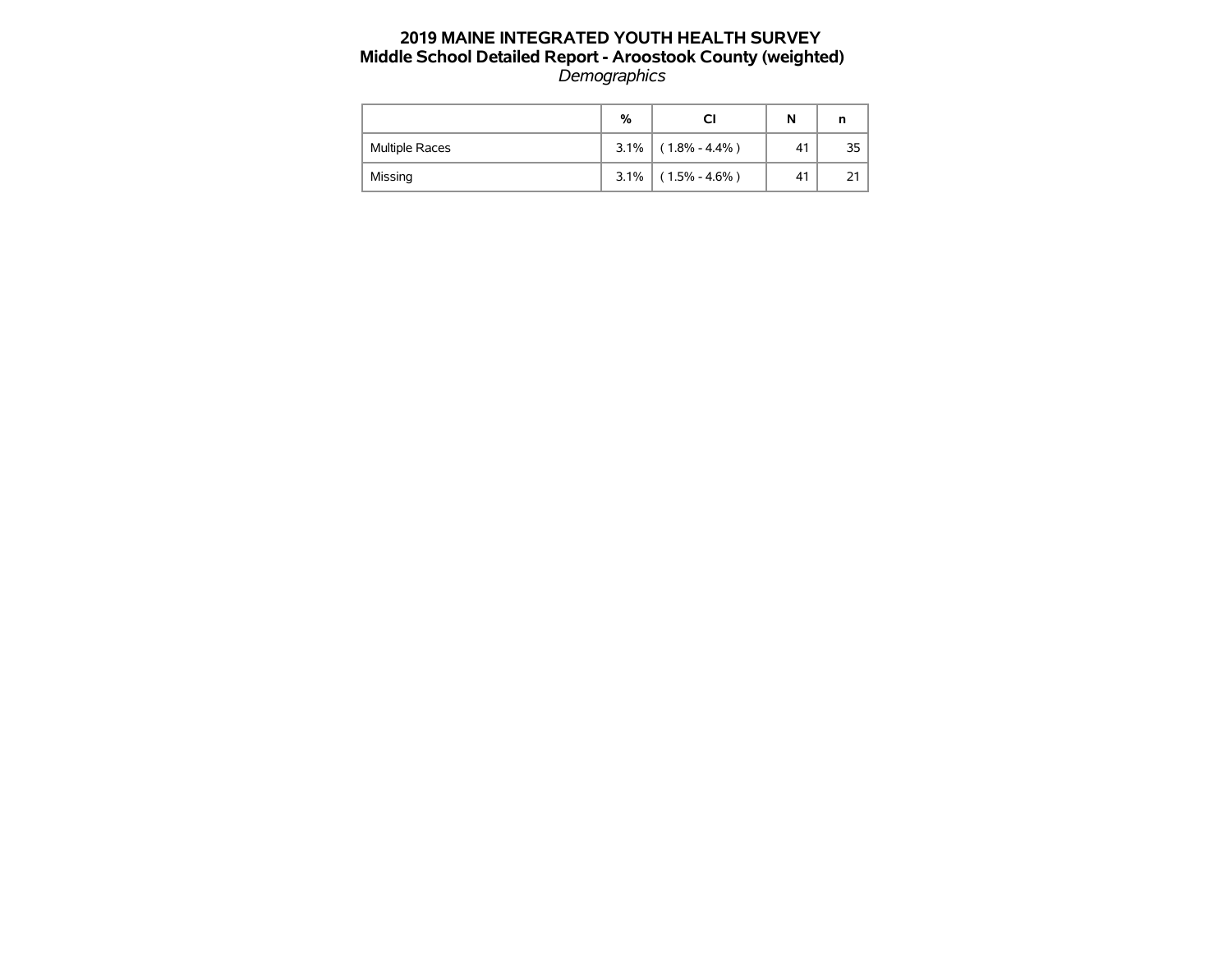# 2019 MAINE INTEGRATED YOUTH HEALTH SURVEY
## Middle School Detailed Report - Aroostook County (weighted)
*Demographics*

| | % | CI | N | n |
|---|---|---|---|---|
| Multiple Races | 3.1% | ( 1.8% - 4.4% ) | 41 | 35 |
| Missing | 3.1% | ( 1.5% - 4.6% ) | 41 | 21 |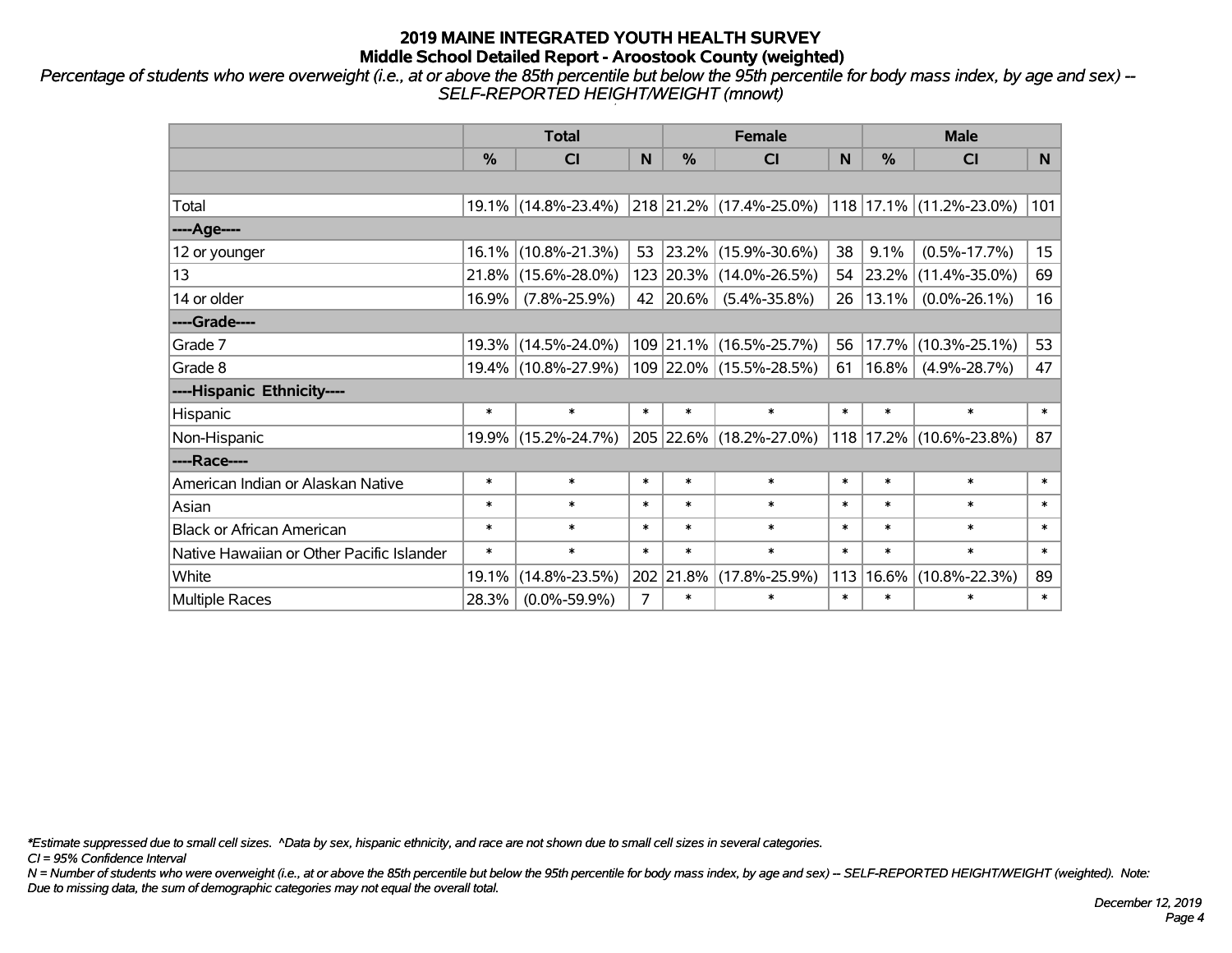# 2019 MAINE INTEGRATED YOUTH HEALTH SURVEY

## Middle School Detailed Report - Aroostook County (weighted)

*Percentage of students who were overweight (i.e., at or above the 85th percentile but below the 95th percentile for body mass index, by age and sex) -- SELF-REPORTED HEIGHT/WEIGHT (mnowt)*

| | Total | | | Female | | | Male | | |
|---|---|---|---|---|---|---|---|---|---|
| | % | CI | N | % | CI | N | % | CI | N |
| Total | 19.1% | (14.8%-23.4%) | 218 | 21.2% | (17.4%-25.0%) | 118 | 17.1% | (11.2%-23.0%) | 101 |
| ----Age---- | | | | | | | | | |
| 12 or younger | 16.1% | (10.8%-21.3%) | 53 | 23.2% | (15.9%-30.6%) | 38 | 9.1% | (0.5%-17.7%) | 15 |
| 13 | 21.8% | (15.6%-28.0%) | 123 | 20.3% | (14.0%-26.5%) | 54 | 23.2% | (11.4%-35.0%) | 69 |
| 14 or older | 16.9% | (7.8%-25.9%) | 42 | 20.6% | (5.4%-35.8%) | 26 | 13.1% | (0.0%-26.1%) | 16 |
| ----Grade---- | | | | | | | | | |
| Grade 7 | 19.3% | (14.5%-24.0%) | 109 | 21.1% | (16.5%-25.7%) | 56 | 17.7% | (10.3%-25.1%) | 53 |
| Grade 8 | 19.4% | (10.8%-27.9%) | 109 | 22.0% | (15.5%-28.5%) | 61 | 16.8% | (4.9%-28.7%) | 47 |
| ----Hispanic Ethnicity---- | | | | | | | | | |
| Hispanic | * | * | * | * | * | * | * | * | * |
| Non-Hispanic | 19.9% | (15.2%-24.7%) | 205 | 22.6% | (18.2%-27.0%) | 118 | 17.2% | (10.6%-23.8%) | 87 |
| ----Race---- | | | | | | | | | |
| American Indian or Alaskan Native | * | * | * | * | * | * | * | * | * |
| Asian | * | * | * | * | * | * | * | * | * |
| Black or African American | * | * | * | * | * | * | * | * | * |
| Native Hawaiian or Other Pacific Islander | * | * | * | * | * | * | * | * | * |
| White | 19.1% | (14.8%-23.5%) | 202 | 21.8% | (17.8%-25.9%) | 113 | 16.6% | (10.8%-22.3%) | 89 |
| Multiple Races | 28.3% | (0.0%-59.9%) | 7 | * | * | * | * | * | * |

*\*Estimate suppressed due to small cell sizes. ^Data by sex, hispanic ethnicity, and race are not shown due to small cell sizes in several categories.*

*CI = 95% Confidence Interval*

*N = Number of students who were overweight (i.e., at or above the 85th percentile but below the 95th percentile for body mass index, by age and sex) -- SELF-REPORTED HEIGHT/WEIGHT (weighted). Note: Due to missing data, the sum of demographic categories may not equal the overall total.*

*December 12, 2019*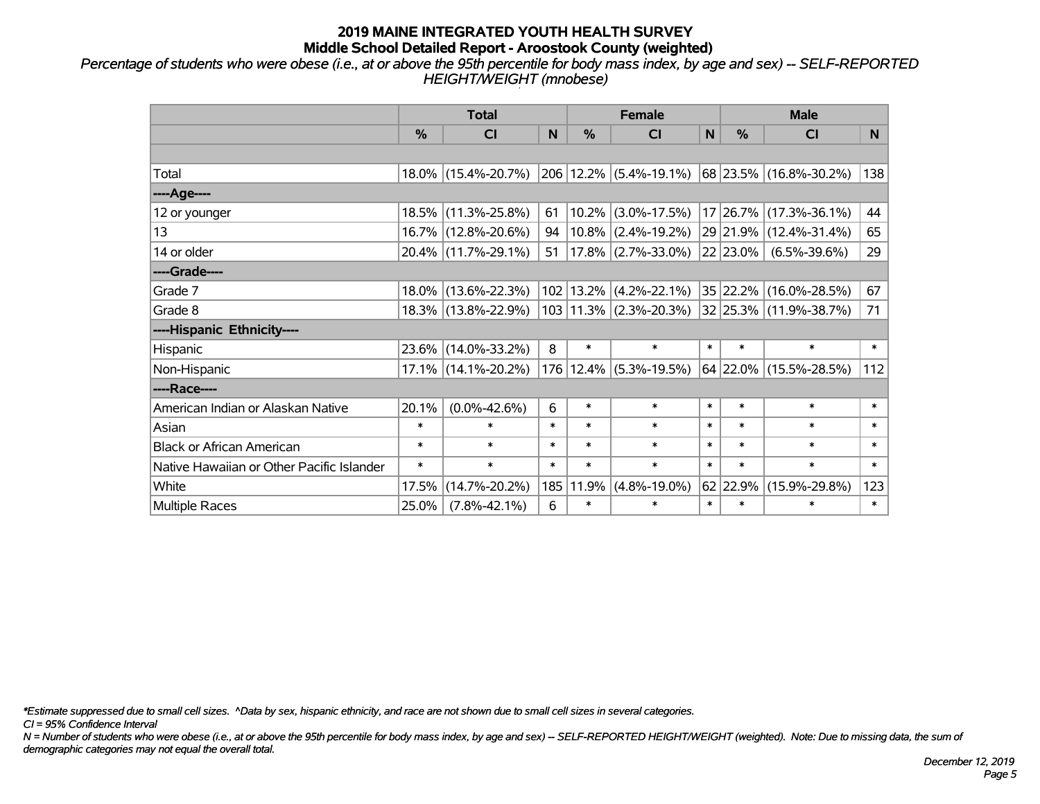# 2019 MAINE INTEGRATED YOUTH HEALTH SURVEY
## Middle School Detailed Report - Aroostook County (weighted)

*Percentage of students who were obese (i.e., at or above the 95th percentile for body mass index, by age and sex) -- SELF-REPORTED HEIGHT/WEIGHT (mnobese)*

| | Total | | | Female | | | Male | | |
|---|---|---|---|---|---|---|---|---|---|
| | % | CI | N | % | CI | N | % | CI | N |
| | | | | | | | | | |
| Total | 18.0% | (15.4%-20.7%) | 206 | 12.2% | (5.4%-19.1%) | 68 | 23.5% | (16.8%-30.2%) | 138 |
| ----Age---- | | | | | | | | | |
| 12 or younger | 18.5% | (11.3%-25.8%) | 61 | 10.2% | (3.0%-17.5%) | 17 | 26.7% | (17.3%-36.1%) | 44 |
| 13 | 16.7% | (12.8%-20.6%) | 94 | 10.8% | (2.4%-19.2%) | 29 | 21.9% | (12.4%-31.4%) | 65 |
| 14 or older | 20.4% | (11.7%-29.1%) | 51 | 17.8% | (2.7%-33.0%) | 22 | 23.0% | (6.5%-39.6%) | 29 |
| ----Grade---- | | | | | | | | | |
| Grade 7 | 18.0% | (13.6%-22.3%) | 102 | 13.2% | (4.2%-22.1%) | 35 | 22.2% | (16.0%-28.5%) | 67 |
| Grade 8 | 18.3% | (13.8%-22.9%) | 103 | 11.3% | (2.3%-20.3%) | 32 | 25.3% | (11.9%-38.7%) | 71 |
| ----Hispanic Ethnicity---- | | | | | | | | | |
| Hispanic | 23.6% | (14.0%-33.2%) | 8 | * | * | * | * | * | * |
| Non-Hispanic | 17.1% | (14.1%-20.2%) | 176 | 12.4% | (5.3%-19.5%) | 64 | 22.0% | (15.5%-28.5%) | 112 |
| ----Race---- | | | | | | | | | |
| American Indian or Alaskan Native | 20.1% | (0.0%-42.6%) | 6 | * | * | * | * | * | * |
| Asian | * | * | * | * | * | * | * | * | * |
| Black or African American | * | * | * | * | * | * | * | * | * |
| Native Hawaiian or Other Pacific Islander | * | * | * | * | * | * | * | * | * |
| White | 17.5% | (14.7%-20.2%) | 185 | 11.9% | (4.8%-19.0%) | 62 | 22.9% | (15.9%-29.8%) | 123 |
| Multiple Races | 25.0% | (7.8%-42.1%) | 6 | * | * | * | * | * | * |

*\*Estimate suppressed due to small cell sizes. ^Data by sex, hispanic ethnicity, and race are not shown due to small cell sizes in several categories.*

*CI = 95% Confidence Interval*

*N = Number of students who were obese (i.e., at or above the 95th percentile for body mass index, by age and sex) -- SELF-REPORTED HEIGHT/WEIGHT (weighted). Note: Due to missing data, the sum of demographic categories may not equal the overall total.*

*December 12, 2019*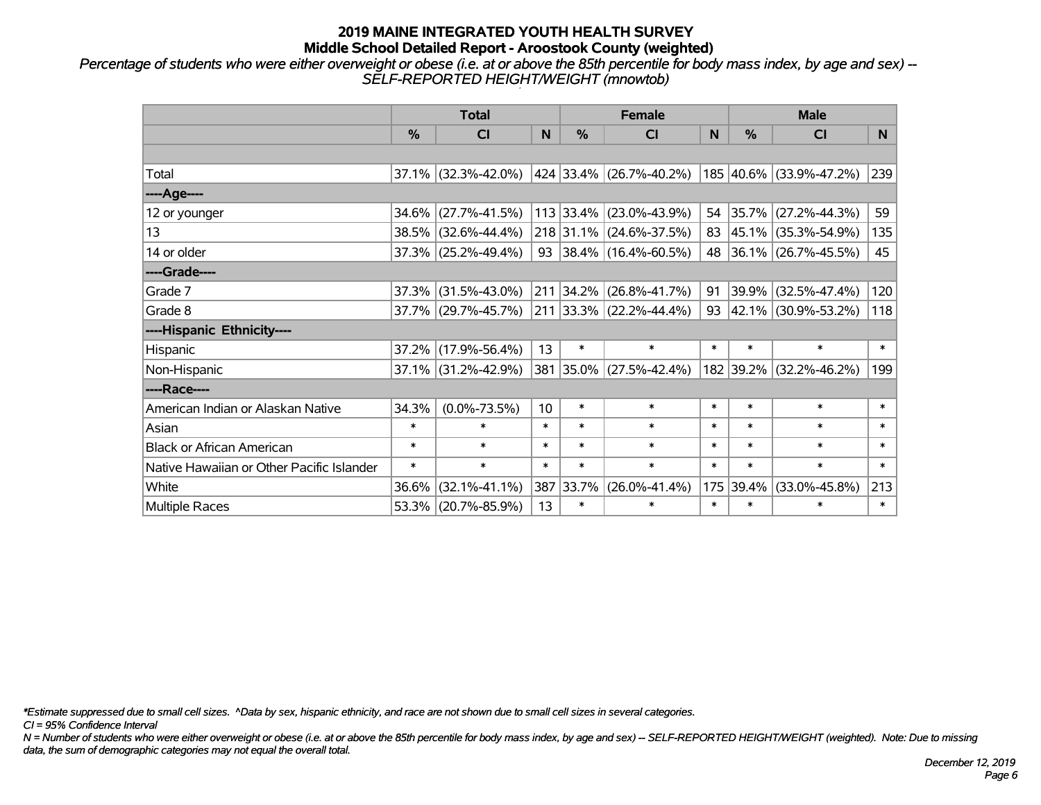# 2019 MAINE INTEGRATED YOUTH HEALTH SURVEY
## Middle School Detailed Report - Aroostook County (weighted)

*Percentage of students who were either overweight or obese (i.e. at or above the 85th percentile for body mass index, by age and sex) -- SELF-REPORTED HEIGHT/WEIGHT (mnowtob)*

| | Total | | | Female | | | Male | | |
|---|---|---|---|---|---|---|---|---|---|
| | % | CI | N | % | CI | N | % | CI | N |
| | | | | | | | | | |
| Total | 37.1% | (32.3%-42.0%) | 424 | 33.4% | (26.7%-40.2%) | 185 | 40.6% | (33.9%-47.2%) | 239 |
| ----Age---- | | | | | | | | | |
| 12 or younger | 34.6% | (27.7%-41.5%) | 113 | 33.4% | (23.0%-43.9%) | 54 | 35.7% | (27.2%-44.3%) | 59 |
| 13 | 38.5% | (32.6%-44.4%) | 218 | 31.1% | (24.6%-37.5%) | 83 | 45.1% | (35.3%-54.9%) | 135 |
| 14 or older | 37.3% | (25.2%-49.4%) | 93 | 38.4% | (16.4%-60.5%) | 48 | 36.1% | (26.7%-45.5%) | 45 |
| ----Grade---- | | | | | | | | | |
| Grade 7 | 37.3% | (31.5%-43.0%) | 211 | 34.2% | (26.8%-41.7%) | 91 | 39.9% | (32.5%-47.4%) | 120 |
| Grade 8 | 37.7% | (29.7%-45.7%) | 211 | 33.3% | (22.2%-44.4%) | 93 | 42.1% | (30.9%-53.2%) | 118 |
| ----Hispanic Ethnicity---- | | | | | | | | | |
| Hispanic | 37.2% | (17.9%-56.4%) | 13 | * | * | * | * | * | * |
| Non-Hispanic | 37.1% | (31.2%-42.9%) | 381 | 35.0% | (27.5%-42.4%) | 182 | 39.2% | (32.2%-46.2%) | 199 |
| ----Race---- | | | | | | | | | |
| American Indian or Alaskan Native | 34.3% | (0.0%-73.5%) | 10 | * | * | * | * | * | * |
| Asian | * | * | * | * | * | * | * | * | * |
| Black or African American | * | * | * | * | * | * | * | * | * |
| Native Hawaiian or Other Pacific Islander | * | * | * | * | * | * | * | * | * |
| White | 36.6% | (32.1%-41.1%) | 387 | 33.7% | (26.0%-41.4%) | 175 | 39.4% | (33.0%-45.8%) | 213 |
| Multiple Races | 53.3% | (20.7%-85.9%) | 13 | * | * | * | * | * | * |

*\*Estimate suppressed due to small cell sizes. ^Data by sex, hispanic ethnicity, and race are not shown due to small cell sizes in several categories.*

*CI = 95% Confidence Interval*

*N = Number of students who were either overweight or obese (i.e. at or above the 85th percentile for body mass index, by age and sex) -- SELF-REPORTED HEIGHT/WEIGHT (weighted). Note: Due to missing data, the sum of demographic categories may not equal the overall total.*

*December 12, 2019*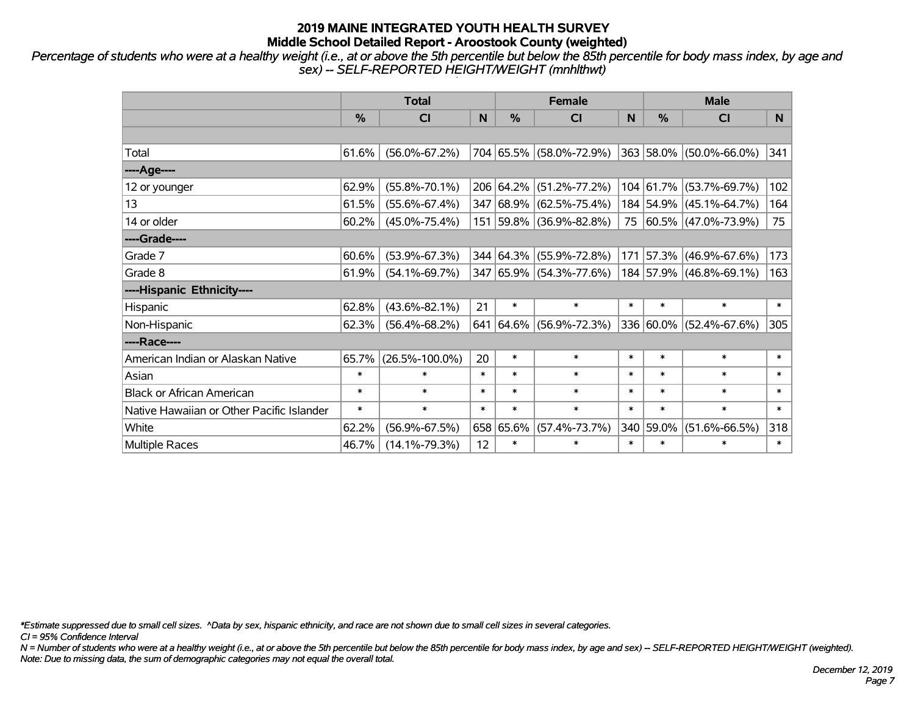# 2019 MAINE INTEGRATED YOUTH HEALTH SURVEY
## Middle School Detailed Report - Aroostook County (weighted)

*Percentage of students who were at a healthy weight (i.e., at or above the 5th percentile but below the 85th percentile for body mass index, by age and sex) -- SELF-REPORTED HEIGHT/WEIGHT (mnhlthwt)*

| | Total | | | Female | | | Male | | |
|---|---|---|---|---|---|---|---|---|---|
| | % | CI | N | % | CI | N | % | CI | N |
| | | | | | | | | | |
| Total | 61.6% | (56.0%-67.2%) | 704 | 65.5% | (58.0%-72.9%) | 363 | 58.0% | (50.0%-66.0%) | 341 |
| ----Age---- | | | | | | | | | |
| 12 or younger | 62.9% | (55.8%-70.1%) | 206 | 64.2% | (51.2%-77.2%) | 104 | 61.7% | (53.7%-69.7%) | 102 |
| 13 | 61.5% | (55.6%-67.4%) | 347 | 68.9% | (62.5%-75.4%) | 184 | 54.9% | (45.1%-64.7%) | 164 |
| 14 or older | 60.2% | (45.0%-75.4%) | 151 | 59.8% | (36.9%-82.8%) | 75 | 60.5% | (47.0%-73.9%) | 75 |
| ----Grade---- | | | | | | | | | |
| Grade 7 | 60.6% | (53.9%-67.3%) | 344 | 64.3% | (55.9%-72.8%) | 171 | 57.3% | (46.9%-67.6%) | 173 |
| Grade 8 | 61.9% | (54.1%-69.7%) | 347 | 65.9% | (54.3%-77.6%) | 184 | 57.9% | (46.8%-69.1%) | 163 |
| ----Hispanic Ethnicity---- | | | | | | | | | |
| Hispanic | 62.8% | (43.6%-82.1%) | 21 | * | * | * | * | * | * |
| Non-Hispanic | 62.3% | (56.4%-68.2%) | 641 | 64.6% | (56.9%-72.3%) | 336 | 60.0% | (52.4%-67.6%) | 305 |
| ----Race---- | | | | | | | | | |
| American Indian or Alaskan Native | 65.7% | (26.5%-100.0%) | 20 | * | * | * | * | * | * |
| Asian | * | * | * | * | * | * | * | * | * |
| Black or African American | * | * | * | * | * | * | * | * | * |
| Native Hawaiian or Other Pacific Islander | * | * | * | * | * | * | * | * | * |
| White | 62.2% | (56.9%-67.5%) | 658 | 65.6% | (57.4%-73.7%) | 340 | 59.0% | (51.6%-66.5%) | 318 |
| Multiple Races | 46.7% | (14.1%-79.3%) | 12 | * | * | * | * | * | * |

*\*Estimate suppressed due to small cell sizes. ^Data by sex, hispanic ethnicity, and race are not shown due to small cell sizes in several categories.*

*CI = 95% Confidence Interval*

*N = Number of students who were at a healthy weight (i.e., at or above the 5th percentile but below the 85th percentile for body mass index, by age and sex) -- SELF-REPORTED HEIGHT/WEIGHT (weighted).*

*Note: Due to missing data, the sum of demographic categories may not equal the overall total.*

*December 12, 2019*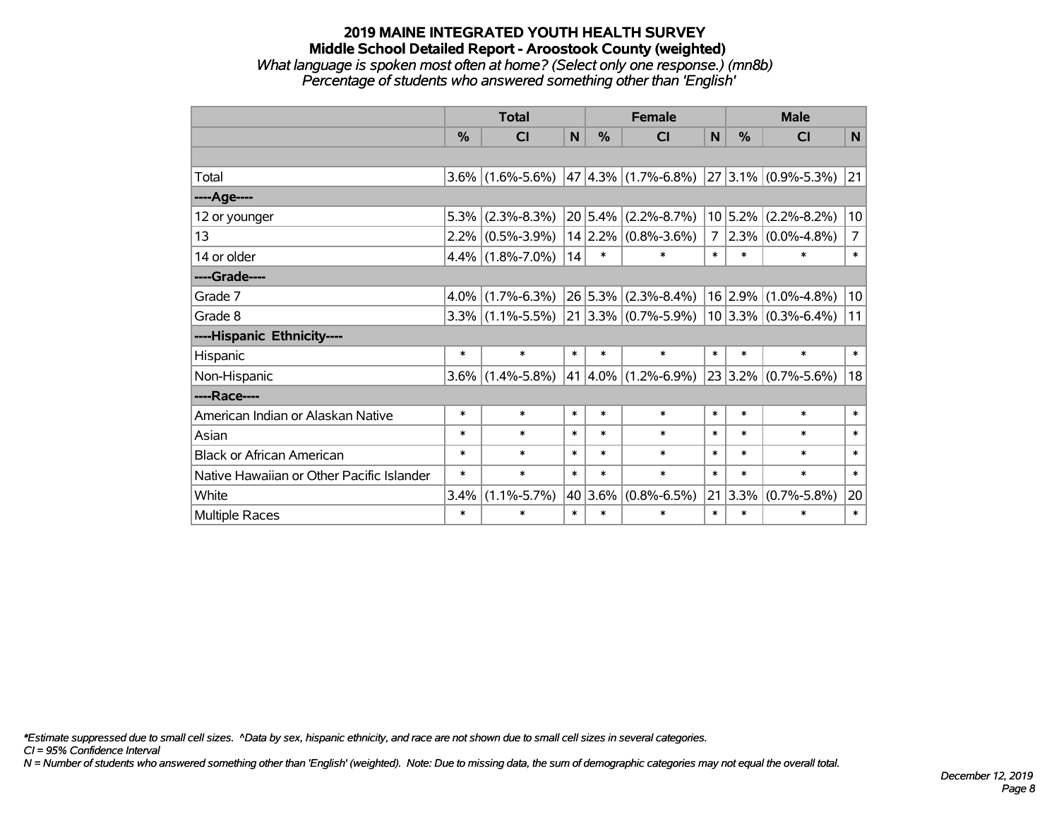# 2019 MAINE INTEGRATED YOUTH HEALTH SURVEY
## Middle School Detailed Report - Aroostook County (weighted)
*What language is spoken most often at home? (Select only one response.) (mn8b)*
*Percentage of students who answered something other than 'English'*

| | Total | | | Female | | | Male | | |
|---|---|---|---|---|---|---|---|---|---|
| | % | CI | N | % | CI | N | % | CI | N |
| | | | | | | | | | |
| Total | 3.6% | (1.6%-5.6%) | 47 | 4.3% | (1.7%-6.8%) | 27 | 3.1% | (0.9%-5.3%) | 21 |
| ----Age---- | | | | | | | | | |
| 12 or younger | 5.3% | (2.3%-8.3%) | 20 | 5.4% | (2.2%-8.7%) | 10 | 5.2% | (2.2%-8.2%) | 10 |
| 13 | 2.2% | (0.5%-3.9%) | 14 | 2.2% | (0.8%-3.6%) | 7 | 2.3% | (0.0%-4.8%) | 7 |
| 14 or older | 4.4% | (1.8%-7.0%) | 14 | * | * | * | * | * | * |
| ----Grade---- | | | | | | | | | |
| Grade 7 | 4.0% | (1.7%-6.3%) | 26 | 5.3% | (2.3%-8.4%) | 16 | 2.9% | (1.0%-4.8%) | 10 |
| Grade 8 | 3.3% | (1.1%-5.5%) | 21 | 3.3% | (0.7%-5.9%) | 10 | 3.3% | (0.3%-6.4%) | 11 |
| ----Hispanic Ethnicity---- | | | | | | | | | |
| Hispanic | * | * | * | * | * | * | * | * | * |
| Non-Hispanic | 3.6% | (1.4%-5.8%) | 41 | 4.0% | (1.2%-6.9%) | 23 | 3.2% | (0.7%-5.6%) | 18 |
| ----Race---- | | | | | | | | | |
| American Indian or Alaskan Native | * | * | * | * | * | * | * | * | * |
| Asian | * | * | * | * | * | * | * | * | * |
| Black or African American | * | * | * | * | * | * | * | * | * |
| Native Hawaiian or Other Pacific Islander | * | * | * | * | * | * | * | * | * |
| White | 3.4% | (1.1%-5.7%) | 40 | 3.6% | (0.8%-6.5%) | 21 | 3.3% | (0.7%-5.8%) | 20 |
| Multiple Races | * | * | * | * | * | * | * | * | * |

*\*Estimate suppressed due to small cell sizes. ^Data by sex, hispanic ethnicity, and race are not shown due to small cell sizes in several categories.*
*CI = 95% Confidence Interval*
*N = Number of students who answered something other than 'English' (weighted). Note: Due to missing data, the sum of demographic categories may not equal the overall total.*

*December 12, 2019*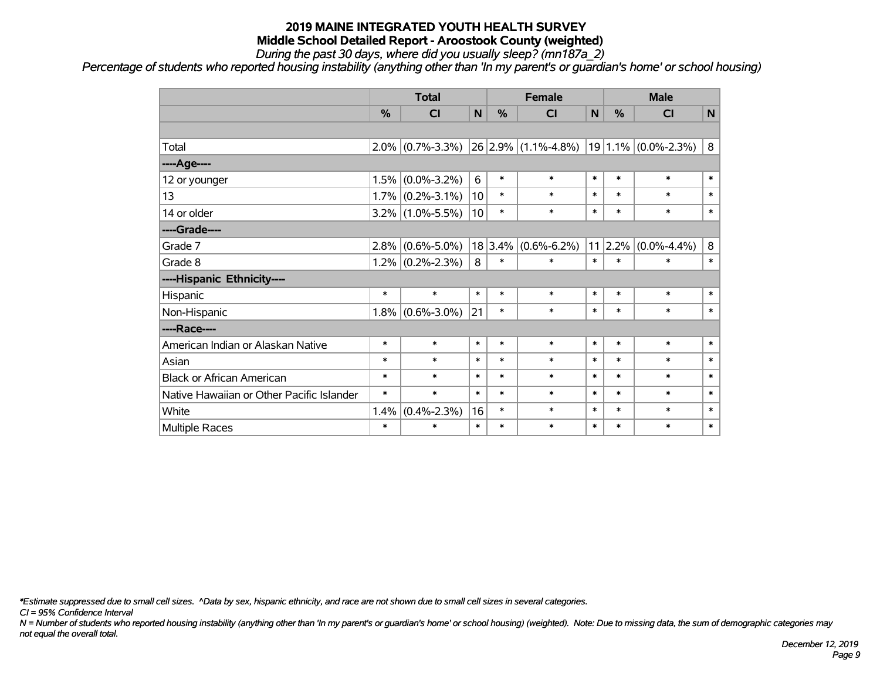# 2019 MAINE INTEGRATED YOUTH HEALTH SURVEY

## Middle School Detailed Report - Aroostook County (weighted)

*During the past 30 days, where did you usually sleep? (mn187a_2)*

*Percentage of students who reported housing instability (anything other than 'In my parent's or guardian's home' or school housing)*

| | Total | | | Female | | | Male | | |
|---|---|---|---|---|---|---|---|---|---|
| | % | CI | N | % | CI | N | % | CI | N |
| | | | | | | | | | |
| Total | 2.0% | (0.7%-3.3%) | 26 | 2.9% | (1.1%-4.8%) | 19 | 1.1% | (0.0%-2.3%) | 8 |
| ----Age---- | | | | | | | | | |
| 12 or younger | 1.5% | (0.0%-3.2%) | 6 | * | * | * | * | * | * |
| 13 | 1.7% | (0.2%-3.1%) | 10 | * | * | * | * | * | * |
| 14 or older | 3.2% | (1.0%-5.5%) | 10 | * | * | * | * | * | * |
| ----Grade---- | | | | | | | | | |
| Grade 7 | 2.8% | (0.6%-5.0%) | 18 | 3.4% | (0.6%-6.2%) | 11 | 2.2% | (0.0%-4.4%) | 8 |
| Grade 8 | 1.2% | (0.2%-2.3%) | 8 | * | * | * | * | * | * |
| ----Hispanic Ethnicity---- | | | | | | | | | |
| Hispanic | * | * | * | * | * | * | * | * | * |
| Non-Hispanic | 1.8% | (0.6%-3.0%) | 21 | * | * | * | * | * | * |
| ----Race---- | | | | | | | | | |
| American Indian or Alaskan Native | * | * | * | * | * | * | * | * | * |
| Asian | * | * | * | * | * | * | * | * | * |
| Black or African American | * | * | * | * | * | * | * | * | * |
| Native Hawaiian or Other Pacific Islander | * | * | * | * | * | * | * | * | * |
| White | 1.4% | (0.4%-2.3%) | 16 | * | * | * | * | * | * |
| Multiple Races | * | * | * | * | * | * | * | * | * |

*\*Estimate suppressed due to small cell sizes. ^Data by sex, hispanic ethnicity, and race are not shown due to small cell sizes in several categories.*

*CI = 95% Confidence Interval*

*N = Number of students who reported housing instability (anything other than 'In my parent's or guardian's home' or school housing) (weighted). Note: Due to missing data, the sum of demographic categories may not equal the overall total.*

*December 12, 2019*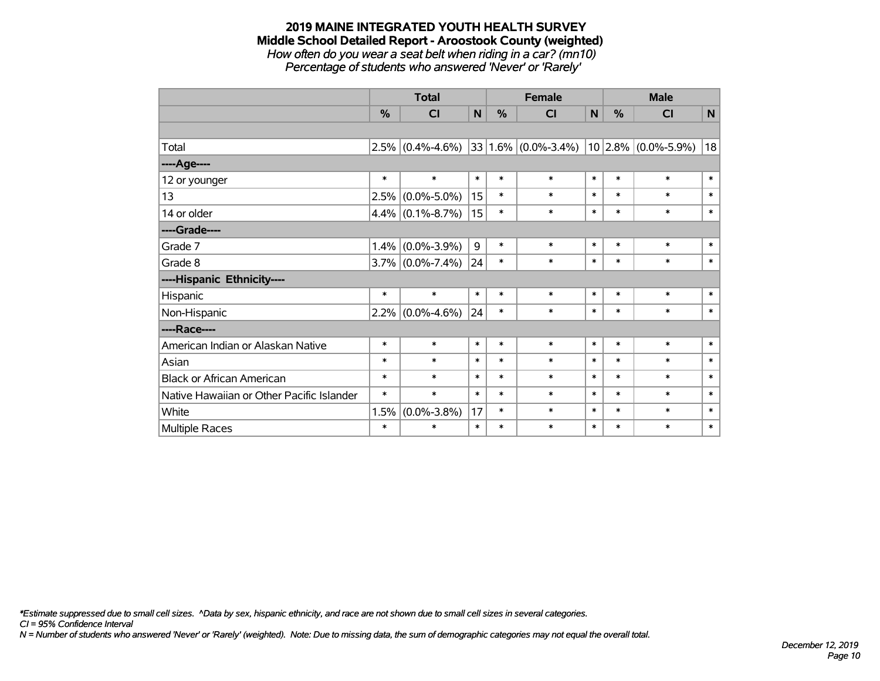# 2019 MAINE INTEGRATED YOUTH HEALTH SURVEY

## Middle School Detailed Report - Aroostook County (weighted)

*How often do you wear a seat belt when riding in a car? (mn10)*

*Percentage of students who answered 'Never' or 'Rarely'*

| | Total | | | Female | | | Male | | |
|---|---|---|---|---|---|---|---|---|---|
| | % | CI | N | % | CI | N | % | CI | N |
| | | | | | | | | | |
| Total | 2.5% | (0.4%-4.6%) | 33 | 1.6% | (0.0%-3.4%) | 10 | 2.8% | (0.0%-5.9%) | 18 |
| ----Age---- | | | | | | | | | |
| 12 or younger | * | * | * | * | * | * | * | * | * |
| 13 | 2.5% | (0.0%-5.0%) | 15 | * | * | * | * | * | * |
| 14 or older | 4.4% | (0.1%-8.7%) | 15 | * | * | * | * | * | * |
| ----Grade---- | | | | | | | | | |
| Grade 7 | 1.4% | (0.0%-3.9%) | 9 | * | * | * | * | * | * |
| Grade 8 | 3.7% | (0.0%-7.4%) | 24 | * | * | * | * | * | * |
| ----Hispanic Ethnicity---- | | | | | | | | | |
| Hispanic | * | * | * | * | * | * | * | * | * |
| Non-Hispanic | 2.2% | (0.0%-4.6%) | 24 | * | * | * | * | * | * |
| ----Race---- | | | | | | | | | |
| American Indian or Alaskan Native | * | * | * | * | * | * | * | * | * |
| Asian | * | * | * | * | * | * | * | * | * |
| Black or African American | * | * | * | * | * | * | * | * | * |
| Native Hawaiian or Other Pacific Islander | * | * | * | * | * | * | * | * | * |
| White | 1.5% | (0.0%-3.8%) | 17 | * | * | * | * | * | * |
| Multiple Races | * | * | * | * | * | * | * | * | * |

*\*Estimate suppressed due to small cell sizes. ^Data by sex, hispanic ethnicity, and race are not shown due to small cell sizes in several categories.*

*CI = 95% Confidence Interval*

*N = Number of students who answered 'Never' or 'Rarely' (weighted). Note: Due to missing data, the sum of demographic categories may not equal the overall total.*

*December 12, 2019*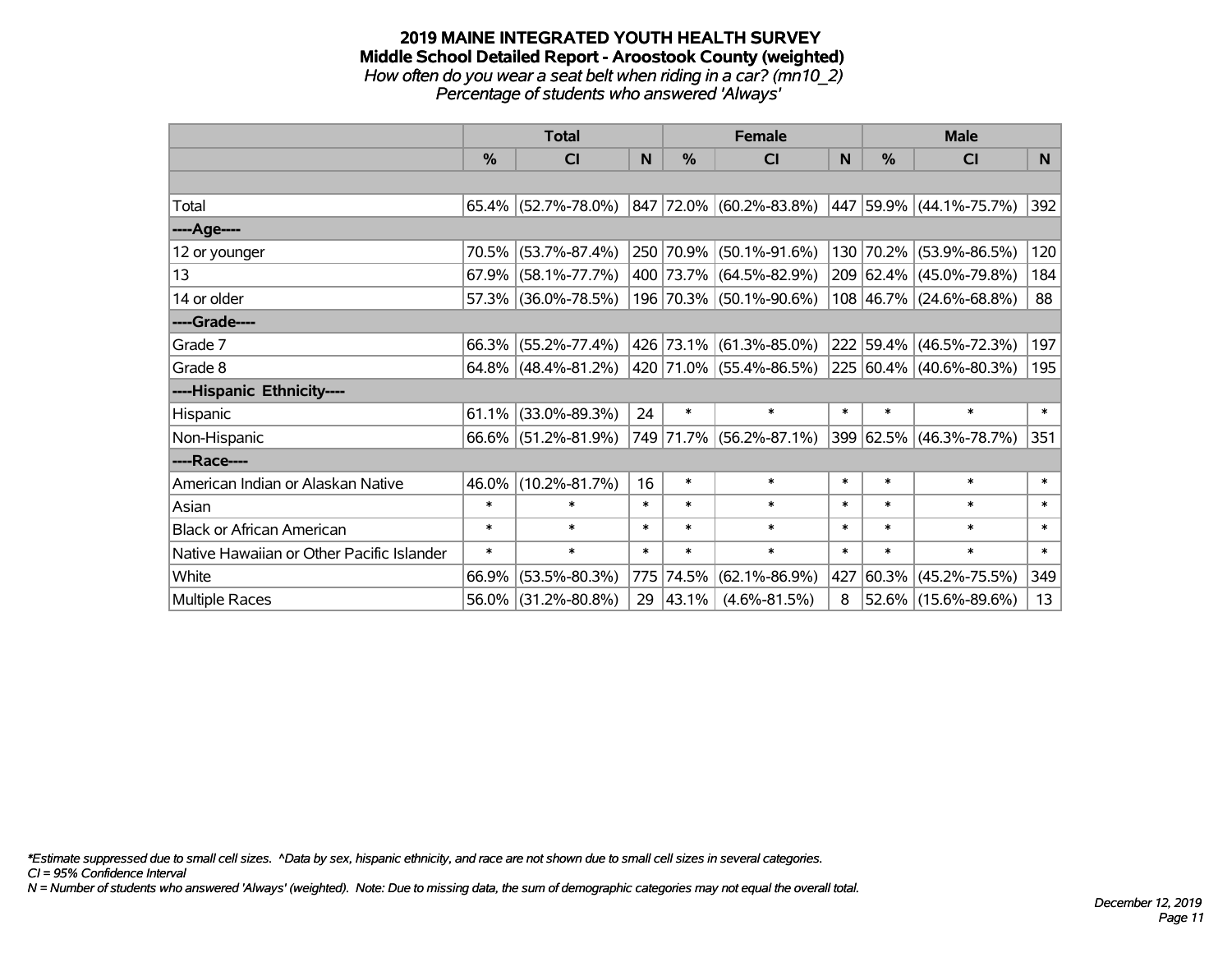# 2019 MAINE INTEGRATED YOUTH HEALTH SURVEY
## Middle School Detailed Report - Aroostook County (weighted)
*How often do you wear a seat belt when riding in a car? (mn10_2)*
*Percentage of students who answered 'Always'*

| | Total | | | Female | | | Male | | |
|---|---|---|---|---|---|---|---|---|---|
| | % | CI | N | % | CI | N | % | CI | N |
| | | | | | | | | | |
| Total | 65.4% | (52.7%-78.0%) | 847 | 72.0% | (60.2%-83.8%) | 447 | 59.9% | (44.1%-75.7%) | 392 |
| ----Age---- | | | | | | | | | |
| 12 or younger | 70.5% | (53.7%-87.4%) | 250 | 70.9% | (50.1%-91.6%) | 130 | 70.2% | (53.9%-86.5%) | 120 |
| 13 | 67.9% | (58.1%-77.7%) | 400 | 73.7% | (64.5%-82.9%) | 209 | 62.4% | (45.0%-79.8%) | 184 |
| 14 or older | 57.3% | (36.0%-78.5%) | 196 | 70.3% | (50.1%-90.6%) | 108 | 46.7% | (24.6%-68.8%) | 88 |
| ----Grade---- | | | | | | | | | |
| Grade 7 | 66.3% | (55.2%-77.4%) | 426 | 73.1% | (61.3%-85.0%) | 222 | 59.4% | (46.5%-72.3%) | 197 |
| Grade 8 | 64.8% | (48.4%-81.2%) | 420 | 71.0% | (55.4%-86.5%) | 225 | 60.4% | (40.6%-80.3%) | 195 |
| ----Hispanic Ethnicity---- | | | | | | | | | |
| Hispanic | 61.1% | (33.0%-89.3%) | 24 | * | * | * | * | * | * |
| Non-Hispanic | 66.6% | (51.2%-81.9%) | 749 | 71.7% | (56.2%-87.1%) | 399 | 62.5% | (46.3%-78.7%) | 351 |
| ----Race---- | | | | | | | | | |
| American Indian or Alaskan Native | 46.0% | (10.2%-81.7%) | 16 | * | * | * | * | * | * |
| Asian | * | * | * | * | * | * | * | * | * |
| Black or African American | * | * | * | * | * | * | * | * | * |
| Native Hawaiian or Other Pacific Islander | * | * | * | * | * | * | * | * | * |
| White | 66.9% | (53.5%-80.3%) | 775 | 74.5% | (62.1%-86.9%) | 427 | 60.3% | (45.2%-75.5%) | 349 |
| Multiple Races | 56.0% | (31.2%-80.8%) | 29 | 43.1% | (4.6%-81.5%) | 8 | 52.6% | (15.6%-89.6%) | 13 |

*\*Estimate suppressed due to small cell sizes. ^Data by sex, hispanic ethnicity, and race are not shown due to small cell sizes in several categories.*
*CI = 95% Confidence Interval*
*N = Number of students who answered 'Always' (weighted). Note: Due to missing data, the sum of demographic categories may not equal the overall total.*

*December 12, 2019*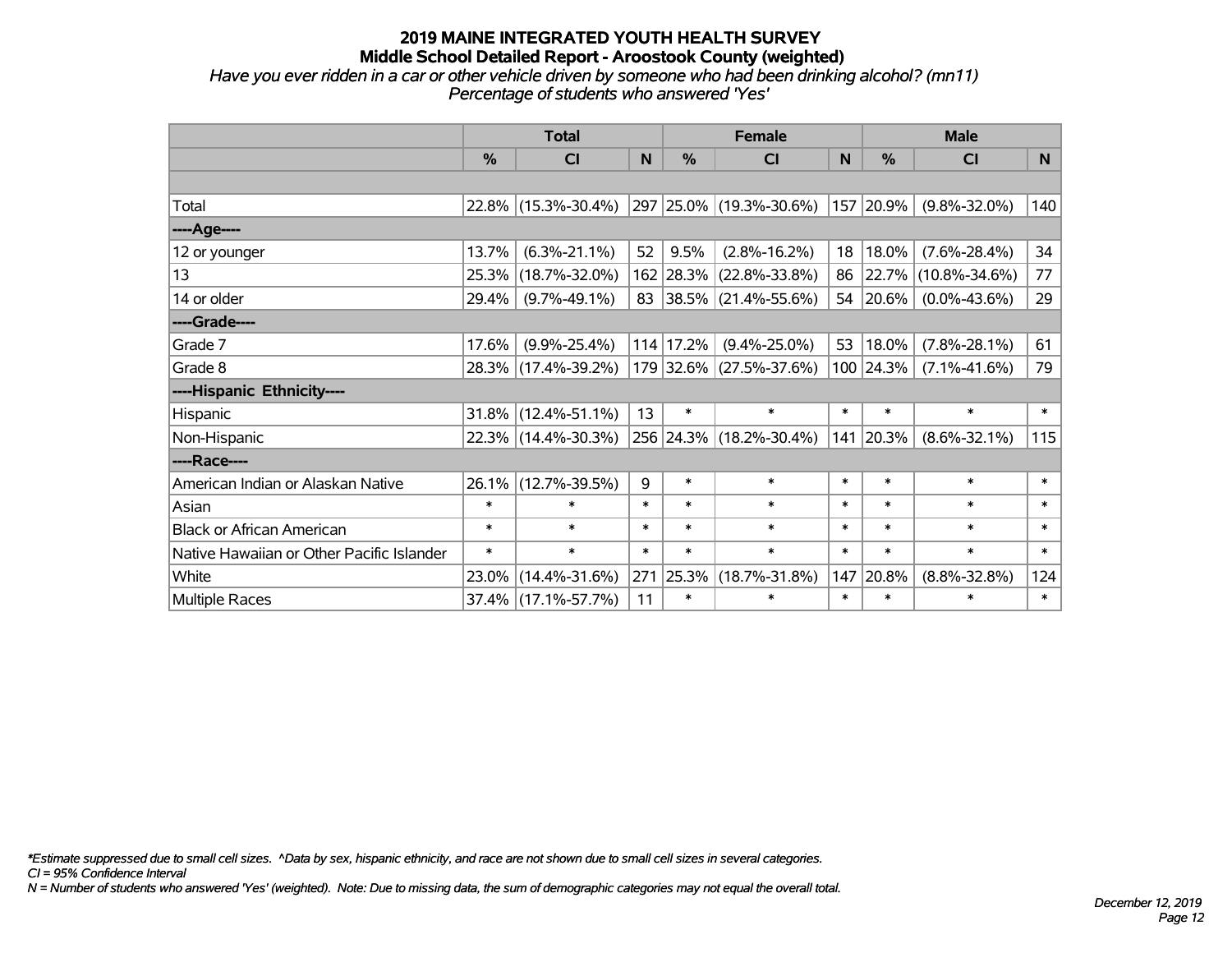## 2019 MAINE INTEGRATED YOUTH HEALTH SURVEY
### Middle School Detailed Report - Aroostook County (weighted)

*Have you ever ridden in a car or other vehicle driven by someone who had been drinking alcohol? (mn11)*
*Percentage of students who answered 'Yes'*

| | Total | | | Female | | | Male | | |
|---|---|---|---|---|---|---|---|---|---|
| | % | CI | N | % | CI | N | % | CI | N |
| Total | 22.8% | (15.3%-30.4%) | 297 | 25.0% | (19.3%-30.6%) | 157 | 20.9% | (9.8%-32.0%) | 140 |
| ----Age---- | | | | | | | | | |
| 12 or younger | 13.7% | (6.3%-21.1%) | 52 | 9.5% | (2.8%-16.2%) | 18 | 18.0% | (7.6%-28.4%) | 34 |
| 13 | 25.3% | (18.7%-32.0%) | 162 | 28.3% | (22.8%-33.8%) | 86 | 22.7% | (10.8%-34.6%) | 77 |
| 14 or older | 29.4% | (9.7%-49.1%) | 83 | 38.5% | (21.4%-55.6%) | 54 | 20.6% | (0.0%-43.6%) | 29 |
| ----Grade---- | | | | | | | | | |
| Grade 7 | 17.6% | (9.9%-25.4%) | 114 | 17.2% | (9.4%-25.0%) | 53 | 18.0% | (7.8%-28.1%) | 61 |
| Grade 8 | 28.3% | (17.4%-39.2%) | 179 | 32.6% | (27.5%-37.6%) | 100 | 24.3% | (7.1%-41.6%) | 79 |
| ----Hispanic Ethnicity---- | | | | | | | | | |
| Hispanic | 31.8% | (12.4%-51.1%) | 13 | * | * | * | * | * | * |
| Non-Hispanic | 22.3% | (14.4%-30.3%) | 256 | 24.3% | (18.2%-30.4%) | 141 | 20.3% | (8.6%-32.1%) | 115 |
| ----Race---- | | | | | | | | | |
| American Indian or Alaskan Native | 26.1% | (12.7%-39.5%) | 9 | * | * | * | * | * | * |
| Asian | * | * | * | * | * | * | * | * | * |
| Black or African American | * | * | * | * | * | * | * | * | * |
| Native Hawaiian or Other Pacific Islander | * | * | * | * | * | * | * | * | * |
| White | 23.0% | (14.4%-31.6%) | 271 | 25.3% | (18.7%-31.8%) | 147 | 20.8% | (8.8%-32.8%) | 124 |
| Multiple Races | 37.4% | (17.1%-57.7%) | 11 | * | * | * | * | * | * |

*\*Estimate suppressed due to small cell sizes. ^Data by sex, hispanic ethnicity, and race are not shown due to small cell sizes in several categories.*
*CI = 95% Confidence Interval*
*N = Number of students who answered 'Yes' (weighted). Note: Due to missing data, the sum of demographic categories may not equal the overall total.*

*December 12, 2019*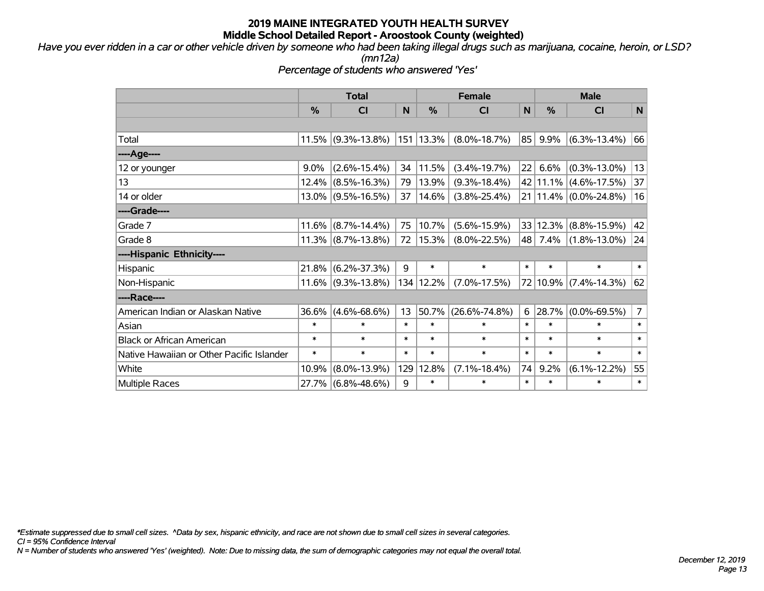# 2019 MAINE INTEGRATED YOUTH HEALTH SURVEY
## Middle School Detailed Report - Aroostook County (weighted)

*Have you ever ridden in a car or other vehicle driven by someone who had been taking illegal drugs such as marijuana, cocaine, heroin, or LSD? (mn12a)*

*Percentage of students who answered 'Yes'*

| | Total | | | Female | | | Male | | |
|---|---|---|---|---|---|---|---|---|---|
| | % | CI | N | % | CI | N | % | CI | N |
| Total | 11.5% | (9.3%-13.8%) | 151 | 13.3% | (8.0%-18.7%) | 85 | 9.9% | (6.3%-13.4%) | 66 |
| ----Age---- | | | | | | | | | |
| 12 or younger | 9.0% | (2.6%-15.4%) | 34 | 11.5% | (3.4%-19.7%) | 22 | 6.6% | (0.3%-13.0%) | 13 |
| 13 | 12.4% | (8.5%-16.3%) | 79 | 13.9% | (9.3%-18.4%) | 42 | 11.1% | (4.6%-17.5%) | 37 |
| 14 or older | 13.0% | (9.5%-16.5%) | 37 | 14.6% | (3.8%-25.4%) | 21 | 11.4% | (0.0%-24.8%) | 16 |
| ----Grade---- | | | | | | | | | |
| Grade 7 | 11.6% | (8.7%-14.4%) | 75 | 10.7% | (5.6%-15.9%) | 33 | 12.3% | (8.8%-15.9%) | 42 |
| Grade 8 | 11.3% | (8.7%-13.8%) | 72 | 15.3% | (8.0%-22.5%) | 48 | 7.4% | (1.8%-13.0%) | 24 |
| ----Hispanic Ethnicity---- | | | | | | | | | |
| Hispanic | 21.8% | (6.2%-37.3%) | 9 | * | * | * | * | * | * |
| Non-Hispanic | 11.6% | (9.3%-13.8%) | 134 | 12.2% | (7.0%-17.5%) | 72 | 10.9% | (7.4%-14.3%) | 62 |
| ----Race---- | | | | | | | | | |
| American Indian or Alaskan Native | 36.6% | (4.6%-68.6%) | 13 | 50.7% | (26.6%-74.8%) | 6 | 28.7% | (0.0%-69.5%) | 7 |
| Asian | * | * | * | * | * | * | * | * | * |
| Black or African American | * | * | * | * | * | * | * | * | * |
| Native Hawaiian or Other Pacific Islander | * | * | * | * | * | * | * | * | * |
| White | 10.9% | (8.0%-13.9%) | 129 | 12.8% | (7.1%-18.4%) | 74 | 9.2% | (6.1%-12.2%) | 55 |
| Multiple Races | 27.7% | (6.8%-48.6%) | 9 | * | * | * | * | * | * |

*\*Estimate suppressed due to small cell sizes. ^Data by sex, hispanic ethnicity, and race are not shown due to small cell sizes in several categories.*
*CI = 95% Confidence Interval*
*N = Number of students who answered 'Yes' (weighted). Note: Due to missing data, the sum of demographic categories may not equal the overall total.*

*December 12, 2019*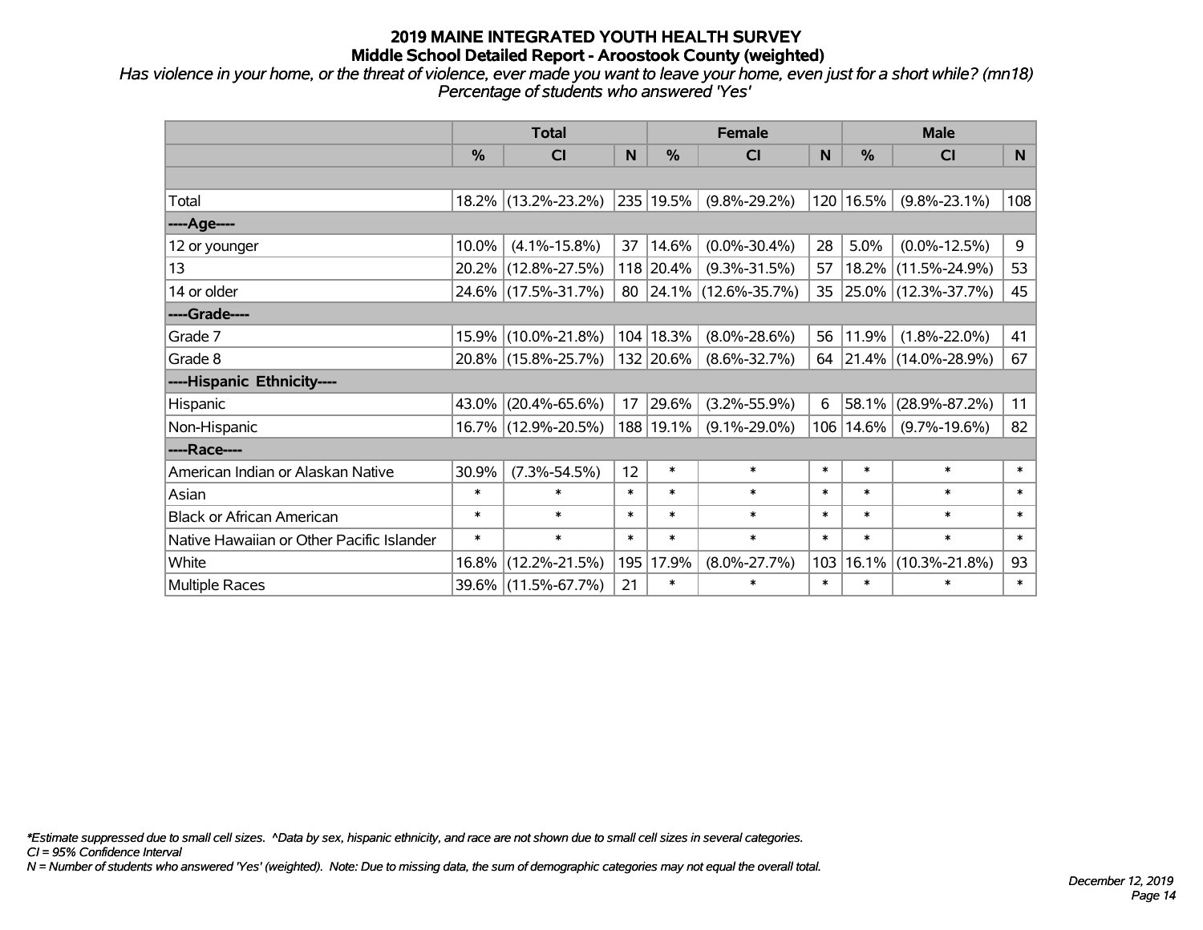# 2019 MAINE INTEGRATED YOUTH HEALTH SURVEY
## Middle School Detailed Report - Aroostook County (weighted)

*Has violence in your home, or the threat of violence, ever made you want to leave your home, even just for a short while? (mn18)*
*Percentage of students who answered 'Yes'*

| | Total | | | Female | | | Male | | |
|---|---|---|---|---|---|---|---|---|---|
| | % | CI | N | % | CI | N | % | CI | N |
| Total | 18.2% | (13.2%-23.2%) | 235 | 19.5% | (9.8%-29.2%) | 120 | 16.5% | (9.8%-23.1%) | 108 |
| ----Age---- | | | | | | | | | |
| 12 or younger | 10.0% | (4.1%-15.8%) | 37 | 14.6% | (0.0%-30.4%) | 28 | 5.0% | (0.0%-12.5%) | 9 |
| 13 | 20.2% | (12.8%-27.5%) | 118 | 20.4% | (9.3%-31.5%) | 57 | 18.2% | (11.5%-24.9%) | 53 |
| 14 or older | 24.6% | (17.5%-31.7%) | 80 | 24.1% | (12.6%-35.7%) | 35 | 25.0% | (12.3%-37.7%) | 45 |
| ----Grade---- | | | | | | | | | |
| Grade 7 | 15.9% | (10.0%-21.8%) | 104 | 18.3% | (8.0%-28.6%) | 56 | 11.9% | (1.8%-22.0%) | 41 |
| Grade 8 | 20.8% | (15.8%-25.7%) | 132 | 20.6% | (8.6%-32.7%) | 64 | 21.4% | (14.0%-28.9%) | 67 |
| ----Hispanic Ethnicity---- | | | | | | | | | |
| Hispanic | 43.0% | (20.4%-65.6%) | 17 | 29.6% | (3.2%-55.9%) | 6 | 58.1% | (28.9%-87.2%) | 11 |
| Non-Hispanic | 16.7% | (12.9%-20.5%) | 188 | 19.1% | (9.1%-29.0%) | 106 | 14.6% | (9.7%-19.6%) | 82 |
| ----Race---- | | | | | | | | | |
| American Indian or Alaskan Native | 30.9% | (7.3%-54.5%) | 12 | * | * | * | * | * | * |
| Asian | * | * | * | * | * | * | * | * | * |
| Black or African American | * | * | * | * | * | * | * | * | * |
| Native Hawaiian or Other Pacific Islander | * | * | * | * | * | * | * | * | * |
| White | 16.8% | (12.2%-21.5%) | 195 | 17.9% | (8.0%-27.7%) | 103 | 16.1% | (10.3%-21.8%) | 93 |
| Multiple Races | 39.6% | (11.5%-67.7%) | 21 | * | * | * | * | * | * |

*\*Estimate suppressed due to small cell sizes. ^Data by sex, hispanic ethnicity, and race are not shown due to small cell sizes in several categories.*
*CI = 95% Confidence Interval*
*N = Number of students who answered 'Yes' (weighted). Note: Due to missing data, the sum of demographic categories may not equal the overall total.*

*December 12, 2019*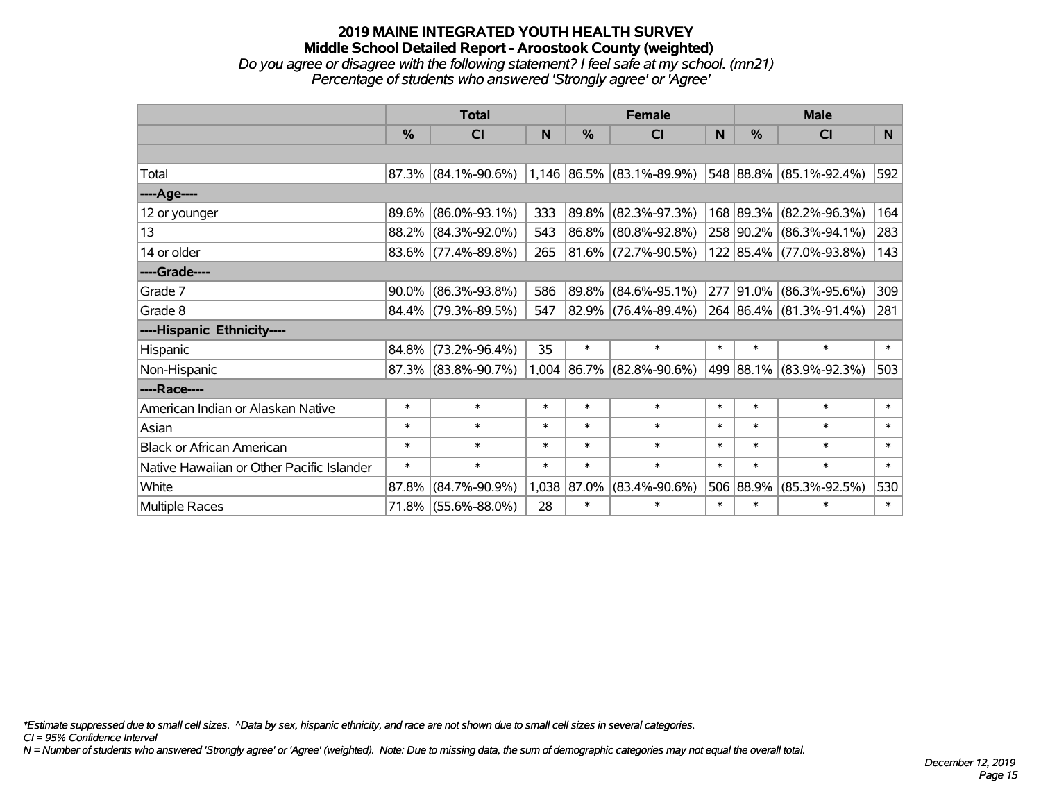# 2019 MAINE INTEGRATED YOUTH HEALTH SURVEY
## Middle School Detailed Report - Aroostook County (weighted)
*Do you agree or disagree with the following statement? I feel safe at my school. (mn21)*
*Percentage of students who answered 'Strongly agree' or 'Agree'*

| | Total | | | Female | | | Male | | |
|---|---|---|---|---|---|---|---|---|---|
| | % | CI | N | % | CI | N | % | CI | N |
| | | | | | | | | | |
| Total | 87.3% | (84.1%-90.6%) | 1,146 | 86.5% | (83.1%-89.9%) | 548 | 88.8% | (85.1%-92.4%) | 592 |
| ----Age---- | | | | | | | | | |
| 12 or younger | 89.6% | (86.0%-93.1%) | 333 | 89.8% | (82.3%-97.3%) | 168 | 89.3% | (82.2%-96.3%) | 164 |
| 13 | 88.2% | (84.3%-92.0%) | 543 | 86.8% | (80.8%-92.8%) | 258 | 90.2% | (86.3%-94.1%) | 283 |
| 14 or older | 83.6% | (77.4%-89.8%) | 265 | 81.6% | (72.7%-90.5%) | 122 | 85.4% | (77.0%-93.8%) | 143 |
| ----Grade---- | | | | | | | | | |
| Grade 7 | 90.0% | (86.3%-93.8%) | 586 | 89.8% | (84.6%-95.1%) | 277 | 91.0% | (86.3%-95.6%) | 309 |
| Grade 8 | 84.4% | (79.3%-89.5%) | 547 | 82.9% | (76.4%-89.4%) | 264 | 86.4% | (81.3%-91.4%) | 281 |
| ----Hispanic Ethnicity---- | | | | | | | | | |
| Hispanic | 84.8% | (73.2%-96.4%) | 35 | * | * | * | * | * | * |
| Non-Hispanic | 87.3% | (83.8%-90.7%) | 1,004 | 86.7% | (82.8%-90.6%) | 499 | 88.1% | (83.9%-92.3%) | 503 |
| ----Race---- | | | | | | | | | |
| American Indian or Alaskan Native | * | * | * | * | * | * | * | * | * |
| Asian | * | * | * | * | * | * | * | * | * |
| Black or African American | * | * | * | * | * | * | * | * | * |
| Native Hawaiian or Other Pacific Islander | * | * | * | * | * | * | * | * | * |
| White | 87.8% | (84.7%-90.9%) | 1,038 | 87.0% | (83.4%-90.6%) | 506 | 88.9% | (85.3%-92.5%) | 530 |
| Multiple Races | 71.8% | (55.6%-88.0%) | 28 | * | * | * | * | * | * |

*\*Estimate suppressed due to small cell sizes. ^Data by sex, hispanic ethnicity, and race are not shown due to small cell sizes in several categories.*
*CI = 95% Confidence Interval*
*N = Number of students who answered 'Strongly agree' or 'Agree' (weighted). Note: Due to missing data, the sum of demographic categories may not equal the overall total.*

*December 12, 2019*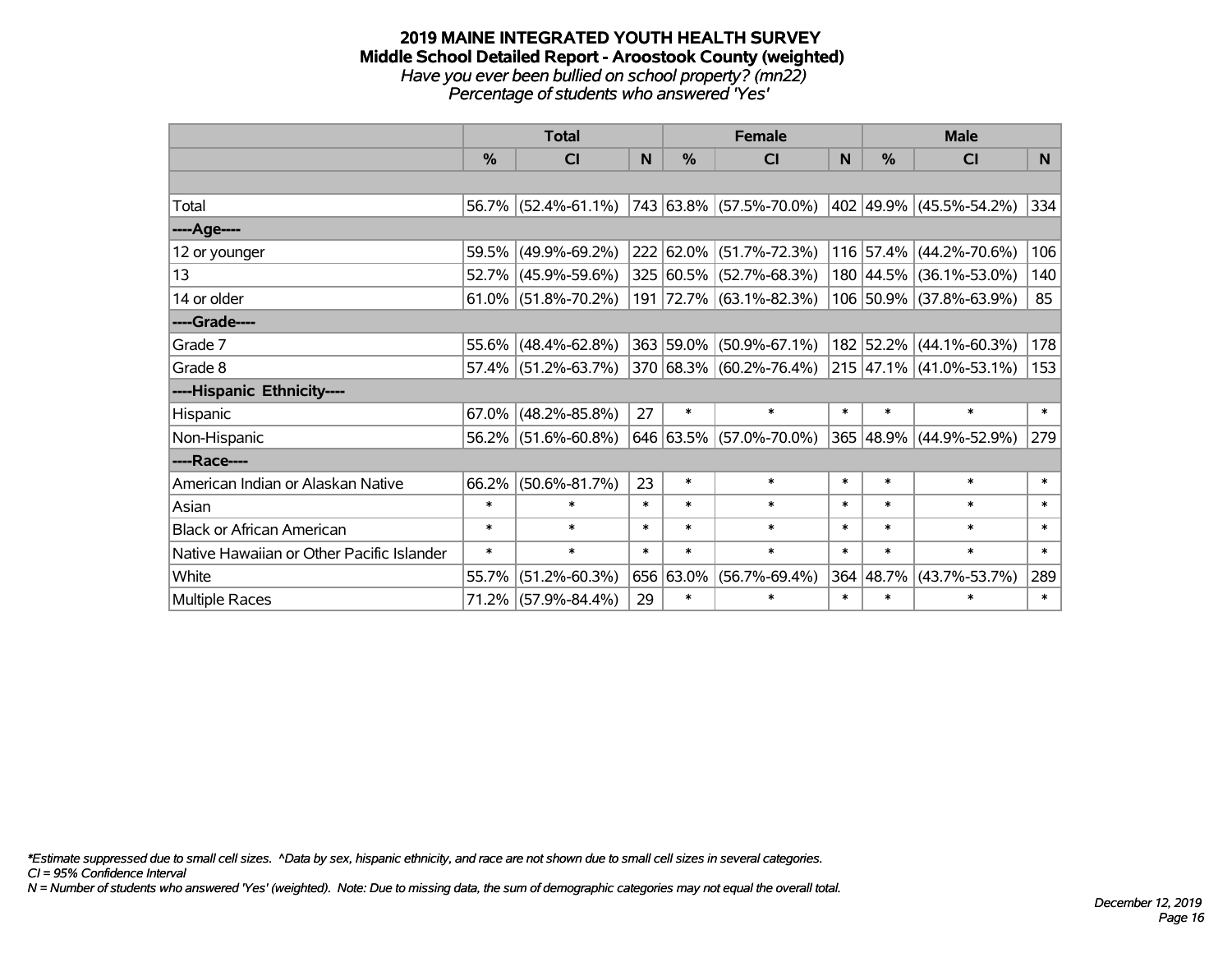**2019 MAINE INTEGRATED YOUTH HEALTH SURVEY**
**Middle School Detailed Report - Aroostook County (weighted)**
*Have you ever been bullied on school property? (mn22)*
*Percentage of students who answered 'Yes'*

| | Total | | | Female | | | Male | | |
|---|---|---|---|---|---|---|---|---|---|
| | % | CI | N | % | CI | N | % | CI | N |
| Total | 56.7% | (52.4%-61.1%) | 743 | 63.8% | (57.5%-70.0%) | 402 | 49.9% | (45.5%-54.2%) | 334 |
| ----Age---- | | | | | | | | | |
| 12 or younger | 59.5% | (49.9%-69.2%) | 222 | 62.0% | (51.7%-72.3%) | 116 | 57.4% | (44.2%-70.6%) | 106 |
| 13 | 52.7% | (45.9%-59.6%) | 325 | 60.5% | (52.7%-68.3%) | 180 | 44.5% | (36.1%-53.0%) | 140 |
| 14 or older | 61.0% | (51.8%-70.2%) | 191 | 72.7% | (63.1%-82.3%) | 106 | 50.9% | (37.8%-63.9%) | 85 |
| ----Grade---- | | | | | | | | | |
| Grade 7 | 55.6% | (48.4%-62.8%) | 363 | 59.0% | (50.9%-67.1%) | 182 | 52.2% | (44.1%-60.3%) | 178 |
| Grade 8 | 57.4% | (51.2%-63.7%) | 370 | 68.3% | (60.2%-76.4%) | 215 | 47.1% | (41.0%-53.1%) | 153 |
| ----Hispanic Ethnicity---- | | | | | | | | | |
| Hispanic | 67.0% | (48.2%-85.8%) | 27 | * | * | * | * | * | * |
| Non-Hispanic | 56.2% | (51.6%-60.8%) | 646 | 63.5% | (57.0%-70.0%) | 365 | 48.9% | (44.9%-52.9%) | 279 |
| ----Race---- | | | | | | | | | |
| American Indian or Alaskan Native | 66.2% | (50.6%-81.7%) | 23 | * | * | * | * | * | * |
| Asian | * | * | * | * | * | * | * | * | * |
| Black or African American | * | * | * | * | * | * | * | * | * |
| Native Hawaiian or Other Pacific Islander | * | * | * | * | * | * | * | * | * |
| White | 55.7% | (51.2%-60.3%) | 656 | 63.0% | (56.7%-69.4%) | 364 | 48.7% | (43.7%-53.7%) | 289 |
| Multiple Races | 71.2% | (57.9%-84.4%) | 29 | * | * | * | * | * | * |

*Estimate suppressed due to small cell sizes. ^Data by sex, hispanic ethnicity, and race are not shown due to small cell sizes in several categories.
CI = 95% Confidence Interval
N = Number of students who answered 'Yes' (weighted). Note: Due to missing data, the sum of demographic categories may not equal the overall total.

*December 12, 2019*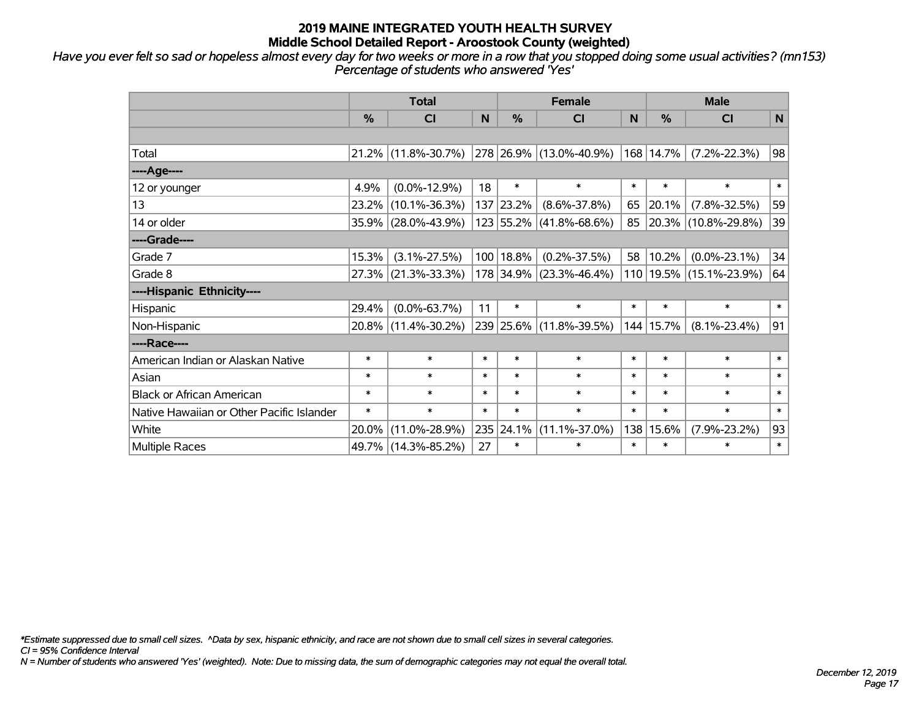# 2019 MAINE INTEGRATED YOUTH HEALTH SURVEY
## Middle School Detailed Report - Aroostook County (weighted)

*Have you ever felt so sad or hopeless almost every day for two weeks or more in a row that you stopped doing some usual activities? (mn153)*
*Percentage of students who answered 'Yes'*

| | Total | | | Female | | | Male | | |
|---|---|---|---|---|---|---|---|---|---|
| | % | CI | N | % | CI | N | % | CI | N |
| | | | | | | | | | |
| Total | 21.2% | (11.8%-30.7%) | 278 | 26.9% | (13.0%-40.9%) | 168 | 14.7% | (7.2%-22.3%) | 98 |
| ----Age---- | | | | | | | | | |
| 12 or younger | 4.9% | (0.0%-12.9%) | 18 | * | * | * | * | * | * |
| 13 | 23.2% | (10.1%-36.3%) | 137 | 23.2% | (8.6%-37.8%) | 65 | 20.1% | (7.8%-32.5%) | 59 |
| 14 or older | 35.9% | (28.0%-43.9%) | 123 | 55.2% | (41.8%-68.6%) | 85 | 20.3% | (10.8%-29.8%) | 39 |
| ----Grade---- | | | | | | | | | |
| Grade 7 | 15.3% | (3.1%-27.5%) | 100 | 18.8% | (0.2%-37.5%) | 58 | 10.2% | (0.0%-23.1%) | 34 |
| Grade 8 | 27.3% | (21.3%-33.3%) | 178 | 34.9% | (23.3%-46.4%) | 110 | 19.5% | (15.1%-23.9%) | 64 |
| ----Hispanic Ethnicity---- | | | | | | | | | |
| Hispanic | 29.4% | (0.0%-63.7%) | 11 | * | * | * | * | * | * |
| Non-Hispanic | 20.8% | (11.4%-30.2%) | 239 | 25.6% | (11.8%-39.5%) | 144 | 15.7% | (8.1%-23.4%) | 91 |
| ----Race---- | | | | | | | | | |
| American Indian or Alaskan Native | * | * | * | * | * | * | * | * | * |
| Asian | * | * | * | * | * | * | * | * | * |
| Black or African American | * | * | * | * | * | * | * | * | * |
| Native Hawaiian or Other Pacific Islander | * | * | * | * | * | * | * | * | * |
| White | 20.0% | (11.0%-28.9%) | 235 | 24.1% | (11.1%-37.0%) | 138 | 15.6% | (7.9%-23.2%) | 93 |
| Multiple Races | 49.7% | (14.3%-85.2%) | 27 | * | * | * | * | * | * |

*\*Estimate suppressed due to small cell sizes. ^Data by sex, hispanic ethnicity, and race are not shown due to small cell sizes in several categories.*
*CI = 95% Confidence Interval*
*N = Number of students who answered 'Yes' (weighted). Note: Due to missing data, the sum of demographic categories may not equal the overall total.*

*December 12, 2019*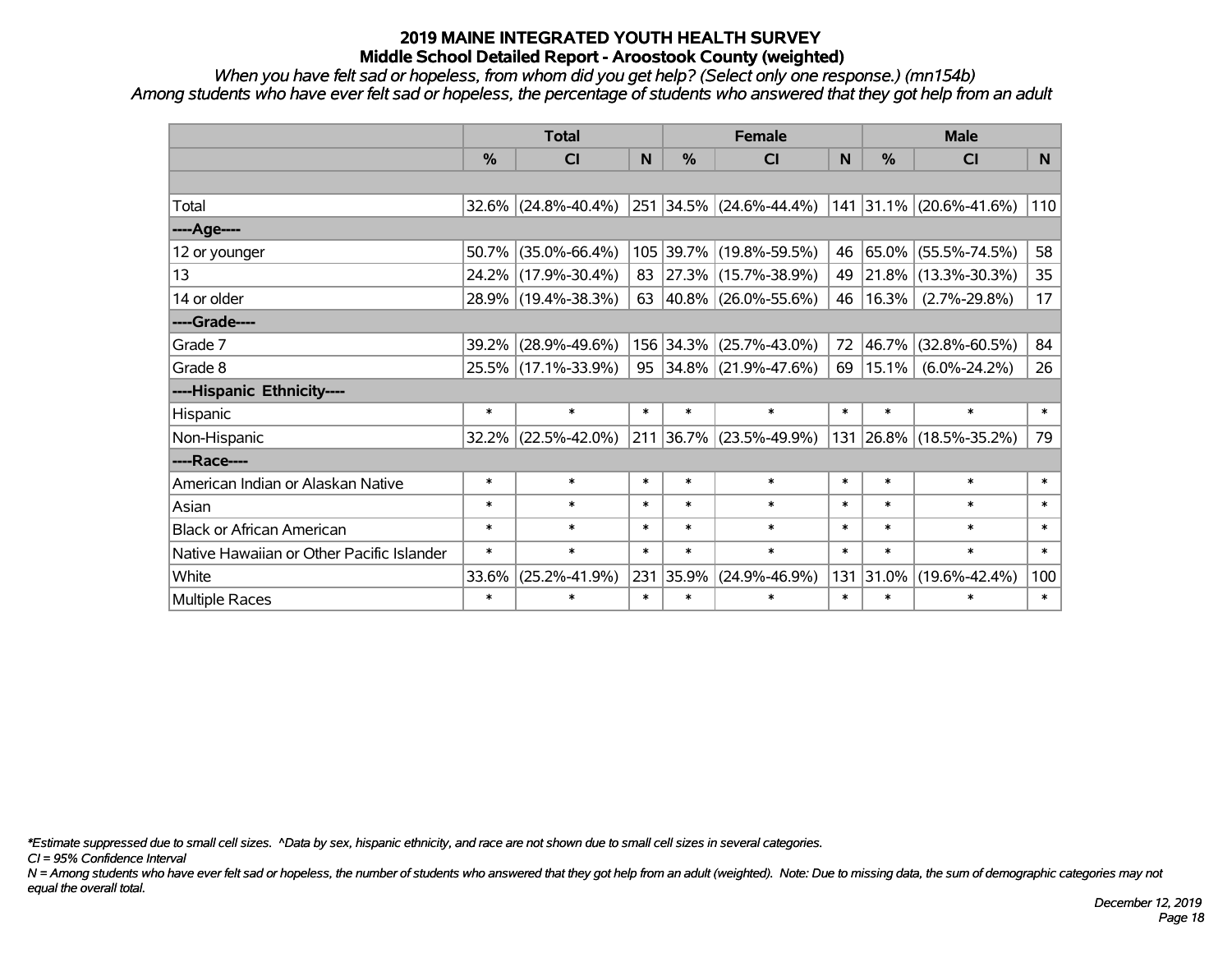# 2019 MAINE INTEGRATED YOUTH HEALTH SURVEY
## Middle School Detailed Report - Aroostook County (weighted)

*When you have felt sad or hopeless, from whom did you get help? (Select only one response.) (mn154b)*
*Among students who have ever felt sad or hopeless, the percentage of students who answered that they got help from an adult*

| | Total | | | Female | | | Male | | |
|---|---|---|---|---|---|---|---|---|---|
| | % | CI | N | % | CI | N | % | CI | N |
| Total | 32.6% | (24.8%-40.4%) | 251 | 34.5% | (24.6%-44.4%) | 141 | 31.1% | (20.6%-41.6%) | 110 |
| ----Age---- | | | | | | | | | |
| 12 or younger | 50.7% | (35.0%-66.4%) | 105 | 39.7% | (19.8%-59.5%) | 46 | 65.0% | (55.5%-74.5%) | 58 |
| 13 | 24.2% | (17.9%-30.4%) | 83 | 27.3% | (15.7%-38.9%) | 49 | 21.8% | (13.3%-30.3%) | 35 |
| 14 or older | 28.9% | (19.4%-38.3%) | 63 | 40.8% | (26.0%-55.6%) | 46 | 16.3% | (2.7%-29.8%) | 17 |
| ----Grade---- | | | | | | | | | |
| Grade 7 | 39.2% | (28.9%-49.6%) | 156 | 34.3% | (25.7%-43.0%) | 72 | 46.7% | (32.8%-60.5%) | 84 |
| Grade 8 | 25.5% | (17.1%-33.9%) | 95 | 34.8% | (21.9%-47.6%) | 69 | 15.1% | (6.0%-24.2%) | 26 |
| ----Hispanic Ethnicity---- | | | | | | | | | |
| Hispanic | * | * | * | * | * | * | * | * | * |
| Non-Hispanic | 32.2% | (22.5%-42.0%) | 211 | 36.7% | (23.5%-49.9%) | 131 | 26.8% | (18.5%-35.2%) | 79 |
| ----Race---- | | | | | | | | | |
| American Indian or Alaskan Native | * | * | * | * | * | * | * | * | * |
| Asian | * | * | * | * | * | * | * | * | * |
| Black or African American | * | * | * | * | * | * | * | * | * |
| Native Hawaiian or Other Pacific Islander | * | * | * | * | * | * | * | * | * |
| White | 33.6% | (25.2%-41.9%) | 231 | 35.9% | (24.9%-46.9%) | 131 | 31.0% | (19.6%-42.4%) | 100 |
| Multiple Races | * | * | * | * | * | * | * | * | * |

*\*Estimate suppressed due to small cell sizes. ^Data by sex, hispanic ethnicity, and race are not shown due to small cell sizes in several categories.*

*CI = 95% Confidence Interval*

*N = Among students who have ever felt sad or hopeless, the number of students who answered that they got help from an adult (weighted). Note: Due to missing data, the sum of demographic categories may not equal the overall total.*

*December 12, 2019*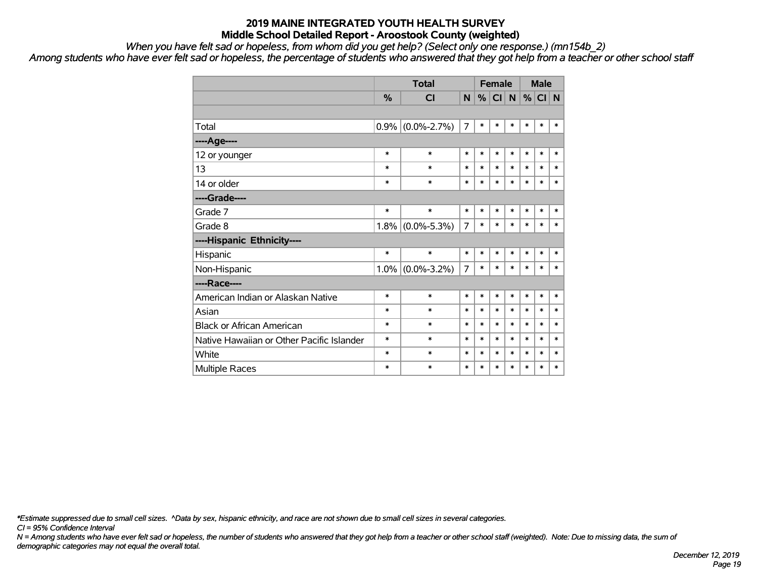# 2019 MAINE INTEGRATED YOUTH HEALTH SURVEY
## Middle School Detailed Report - Aroostook County (weighted)

*When you have felt sad or hopeless, from whom did you get help? (Select only one response.) (mn154b_2)*

*Among students who have ever felt sad or hopeless, the percentage of students who answered that they got help from a teacher or other school staff*

| | Total | | | Female | | | Male | | |
|---|---|---|---|---|---|---|---|---|---|
| | % | CI | N | % | CI | N | % | CI | N |
| | | | | | | | | | |
| Total | 0.9% | (0.0%-2.7%) | 7 | * | * | * | * | * | * |
| ----Age---- | | | | | | | | | |
| 12 or younger | * | * | * | * | * | * | * | * | * |
| 13 | * | * | * | * | * | * | * | * | * |
| 14 or older | * | * | * | * | * | * | * | * | * |
| ----Grade---- | | | | | | | | | |
| Grade 7 | * | * | * | * | * | * | * | * | * |
| Grade 8 | 1.8% | (0.0%-5.3%) | 7 | * | * | * | * | * | * |
| ----Hispanic Ethnicity---- | | | | | | | | | |
| Hispanic | * | * | * | * | * | * | * | * | * |
| Non-Hispanic | 1.0% | (0.0%-3.2%) | 7 | * | * | * | * | * | * |
| ----Race---- | | | | | | | | | |
| American Indian or Alaskan Native | * | * | * | * | * | * | * | * | * |
| Asian | * | * | * | * | * | * | * | * | * |
| Black or African American | * | * | * | * | * | * | * | * | * |
| Native Hawaiian or Other Pacific Islander | * | * | * | * | * | * | * | * | * |
| White | * | * | * | * | * | * | * | * | * |
| Multiple Races | * | * | * | * | * | * | * | * | * |

*\*Estimate suppressed due to small cell sizes. ^Data by sex, hispanic ethnicity, and race are not shown due to small cell sizes in several categories.*

*CI = 95% Confidence Interval*

*N = Among students who have ever felt sad or hopeless, the number of students who answered that they got help from a teacher or other school staff (weighted). Note: Due to missing data, the sum of demographic categories may not equal the overall total.*

*December 12, 2019*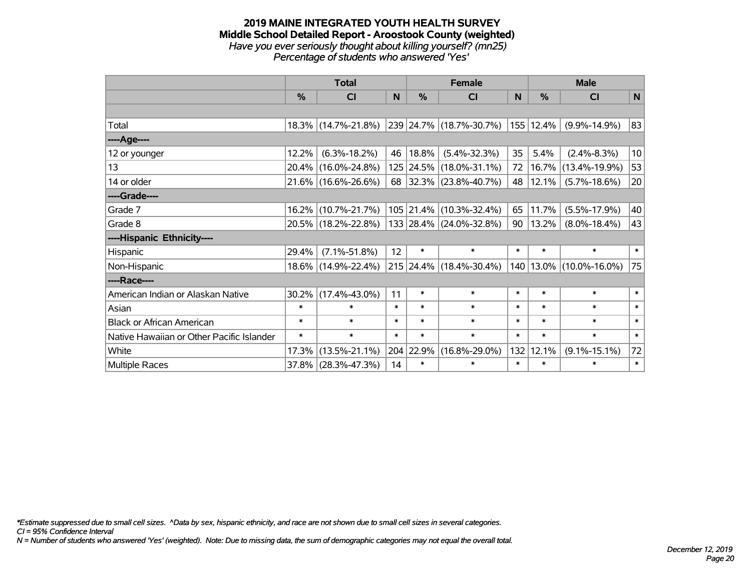# 2019 MAINE INTEGRATED YOUTH HEALTH SURVEY
## Middle School Detailed Report - Aroostook County (weighted)
*Have you ever seriously thought about killing yourself? (mn25)*
*Percentage of students who answered 'Yes'*

| | Total | | | Female | | | Male | | |
|---|---|---|---|---|---|---|---|---|---|
| | % | CI | N | % | CI | N | % | CI | N |
| | | | | | | | | | |
| Total | 18.3% | (14.7%-21.8%) | 239 | 24.7% | (18.7%-30.7%) | 155 | 12.4% | (9.9%-14.9%) | 83 |
| ----Age---- | | | | | | | | | |
| 12 or younger | 12.2% | (6.3%-18.2%) | 46 | 18.8% | (5.4%-32.3%) | 35 | 5.4% | (2.4%-8.3%) | 10 |
| 13 | 20.4% | (16.0%-24.8%) | 125 | 24.5% | (18.0%-31.1%) | 72 | 16.7% | (13.4%-19.9%) | 53 |
| 14 or older | 21.6% | (16.6%-26.6%) | 68 | 32.3% | (23.8%-40.7%) | 48 | 12.1% | (5.7%-18.6%) | 20 |
| ----Grade---- | | | | | | | | | |
| Grade 7 | 16.2% | (10.7%-21.7%) | 105 | 21.4% | (10.3%-32.4%) | 65 | 11.7% | (5.5%-17.9%) | 40 |
| Grade 8 | 20.5% | (18.2%-22.8%) | 133 | 28.4% | (24.0%-32.8%) | 90 | 13.2% | (8.0%-18.4%) | 43 |
| ----Hispanic Ethnicity---- | | | | | | | | | |
| Hispanic | 29.4% | (7.1%-51.8%) | 12 | * | * | * | * | * | * |
| Non-Hispanic | 18.6% | (14.9%-22.4%) | 215 | 24.4% | (18.4%-30.4%) | 140 | 13.0% | (10.0%-16.0%) | 75 |
| ----Race---- | | | | | | | | | |
| American Indian or Alaskan Native | 30.2% | (17.4%-43.0%) | 11 | * | * | * | * | * | * |
| Asian | * | * | * | * | * | * | * | * | * |
| Black or African American | * | * | * | * | * | * | * | * | * |
| Native Hawaiian or Other Pacific Islander | * | * | * | * | * | * | * | * | * |
| White | 17.3% | (13.5%-21.1%) | 204 | 22.9% | (16.8%-29.0%) | 132 | 12.1% | (9.1%-15.1%) | 72 |
| Multiple Races | 37.8% | (28.3%-47.3%) | 14 | * | * | * | * | * | * |

*\*Estimate suppressed due to small cell sizes. ^Data by sex, hispanic ethnicity, and race are not shown due to small cell sizes in several categories.*
*CI = 95% Confidence Interval*
*N = Number of students who answered 'Yes' (weighted). Note: Due to missing data, the sum of demographic categories may not equal the overall total.*

*December 12, 2019*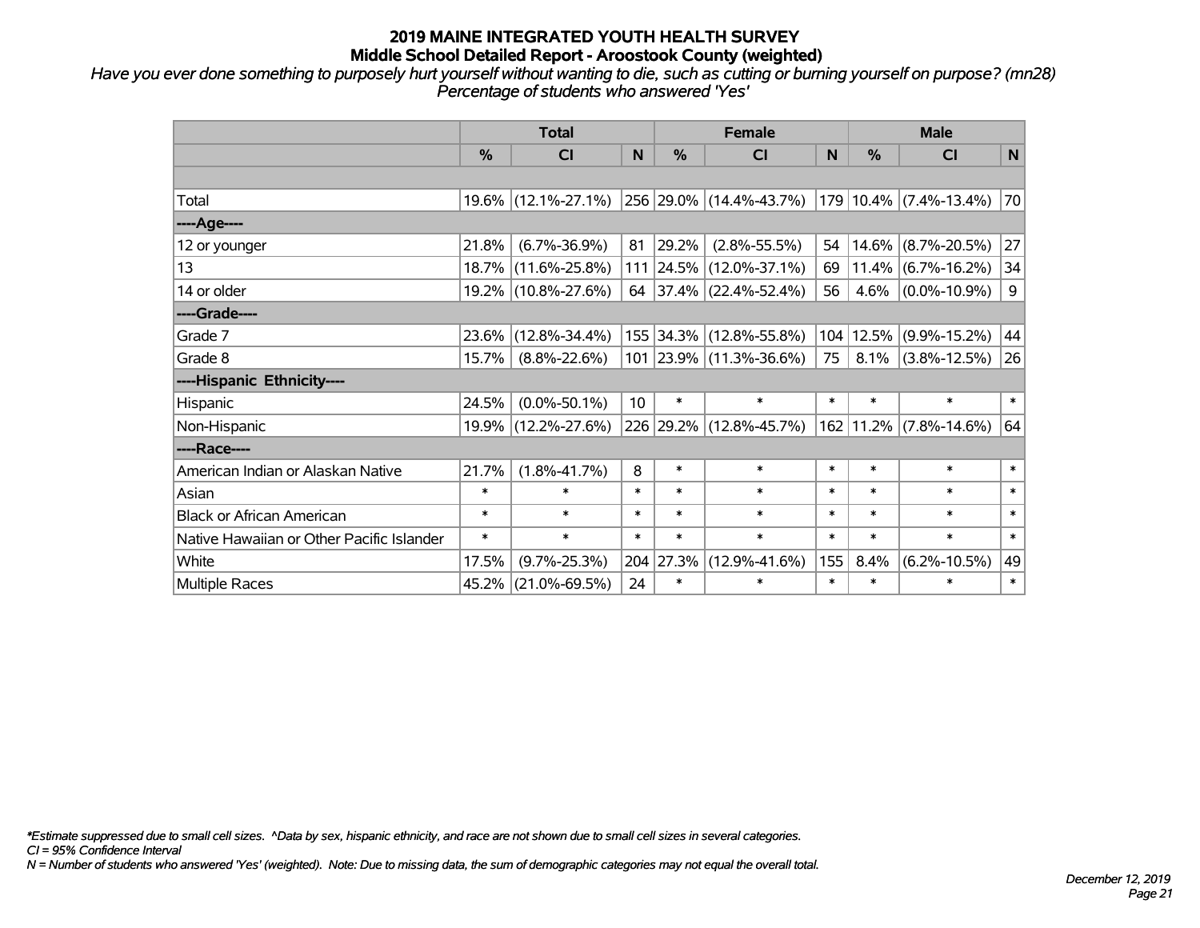# 2019 MAINE INTEGRATED YOUTH HEALTH SURVEY
## Middle School Detailed Report - Aroostook County (weighted)

*Have you ever done something to purposely hurt yourself without wanting to die, such as cutting or burning yourself on purpose? (mn28)*
*Percentage of students who answered 'Yes'*

| | Total | | | Female | | | Male | | |
|---|---|---|---|---|---|---|---|---|---|
| | % | CI | N | % | CI | N | % | CI | N |
| | | | | | | | | | |
| Total | 19.6% | (12.1%-27.1%) | 256 | 29.0% | (14.4%-43.7%) | 179 | 10.4% | (7.4%-13.4%) | 70 |
| ----Age---- | | | | | | | | | |
| 12 or younger | 21.8% | (6.7%-36.9%) | 81 | 29.2% | (2.8%-55.5%) | 54 | 14.6% | (8.7%-20.5%) | 27 |
| 13 | 18.7% | (11.6%-25.8%) | 111 | 24.5% | (12.0%-37.1%) | 69 | 11.4% | (6.7%-16.2%) | 34 |
| 14 or older | 19.2% | (10.8%-27.6%) | 64 | 37.4% | (22.4%-52.4%) | 56 | 4.6% | (0.0%-10.9%) | 9 |
| ----Grade---- | | | | | | | | | |
| Grade 7 | 23.6% | (12.8%-34.4%) | 155 | 34.3% | (12.8%-55.8%) | 104 | 12.5% | (9.9%-15.2%) | 44 |
| Grade 8 | 15.7% | (8.8%-22.6%) | 101 | 23.9% | (11.3%-36.6%) | 75 | 8.1% | (3.8%-12.5%) | 26 |
| ----Hispanic Ethnicity---- | | | | | | | | | |
| Hispanic | 24.5% | (0.0%-50.1%) | 10 | * | * | * | * | * | * |
| Non-Hispanic | 19.9% | (12.2%-27.6%) | 226 | 29.2% | (12.8%-45.7%) | 162 | 11.2% | (7.8%-14.6%) | 64 |
| ----Race---- | | | | | | | | | |
| American Indian or Alaskan Native | 21.7% | (1.8%-41.7%) | 8 | * | * | * | * | * | * |
| Asian | * | * | * | * | * | * | * | * | * |
| Black or African American | * | * | * | * | * | * | * | * | * |
| Native Hawaiian or Other Pacific Islander | * | * | * | * | * | * | * | * | * |
| White | 17.5% | (9.7%-25.3%) | 204 | 27.3% | (12.9%-41.6%) | 155 | 8.4% | (6.2%-10.5%) | 49 |
| Multiple Races | 45.2% | (21.0%-69.5%) | 24 | * | * | * | * | * | * |

*\*Estimate suppressed due to small cell sizes. ^Data by sex, hispanic ethnicity, and race are not shown due to small cell sizes in several categories.*
*CI = 95% Confidence Interval*
*N = Number of students who answered 'Yes' (weighted). Note: Due to missing data, the sum of demographic categories may not equal the overall total.*

*December 12, 2019*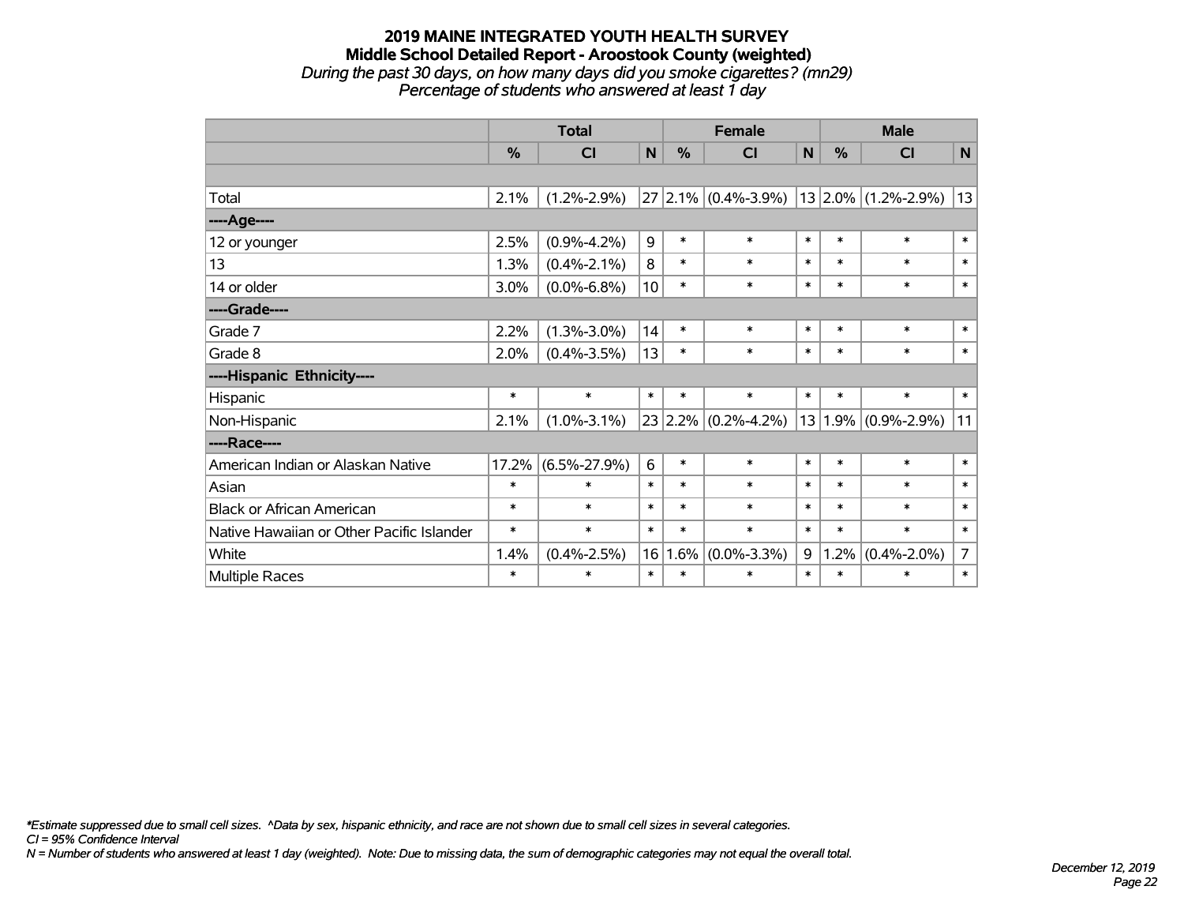# 2019 MAINE INTEGRATED YOUTH HEALTH SURVEY

## Middle School Detailed Report - Aroostook County (weighted)

*During the past 30 days, on how many days did you smoke cigarettes? (mn29)*

*Percentage of students who answered at least 1 day*

| | Total | | | Female | | | Male | | |
|---|---|---|---|---|---|---|---|---|---|
| | % | CI | N | % | CI | N | % | CI | N |
| | | | | | | | | | |
| Total | 2.1% | (1.2%-2.9%) | 27 | 2.1% | (0.4%-3.9%) | 13 | 2.0% | (1.2%-2.9%) | 13 |
| ----Age---- | | | | | | | | | |
| 12 or younger | 2.5% | (0.9%-4.2%) | 9 | * | * | * | * | * | * |
| 13 | 1.3% | (0.4%-2.1%) | 8 | * | * | * | * | * | * |
| 14 or older | 3.0% | (0.0%-6.8%) | 10 | * | * | * | * | * | * |
| ----Grade---- | | | | | | | | | |
| Grade 7 | 2.2% | (1.3%-3.0%) | 14 | * | * | * | * | * | * |
| Grade 8 | 2.0% | (0.4%-3.5%) | 13 | * | * | * | * | * | * |
| ----Hispanic Ethnicity---- | | | | | | | | | |
| Hispanic | * | * | * | * | * | * | * | * | * |
| Non-Hispanic | 2.1% | (1.0%-3.1%) | 23 | 2.2% | (0.2%-4.2%) | 13 | 1.9% | (0.9%-2.9%) | 11 |
| ----Race---- | | | | | | | | | |
| American Indian or Alaskan Native | 17.2% | (6.5%-27.9%) | 6 | * | * | * | * | * | * |
| Asian | * | * | * | * | * | * | * | * | * |
| Black or African American | * | * | * | * | * | * | * | * | * |
| Native Hawaiian or Other Pacific Islander | * | * | * | * | * | * | * | * | * |
| White | 1.4% | (0.4%-2.5%) | 16 | 1.6% | (0.0%-3.3%) | 9 | 1.2% | (0.4%-2.0%) | 7 |
| Multiple Races | * | * | * | * | * | * | * | * | * |

*\*Estimate suppressed due to small cell sizes. ^Data by sex, hispanic ethnicity, and race are not shown due to small cell sizes in several categories.*

*CI = 95% Confidence Interval*

*N = Number of students who answered at least 1 day (weighted). Note: Due to missing data, the sum of demographic categories may not equal the overall total.*

*December 12, 2019*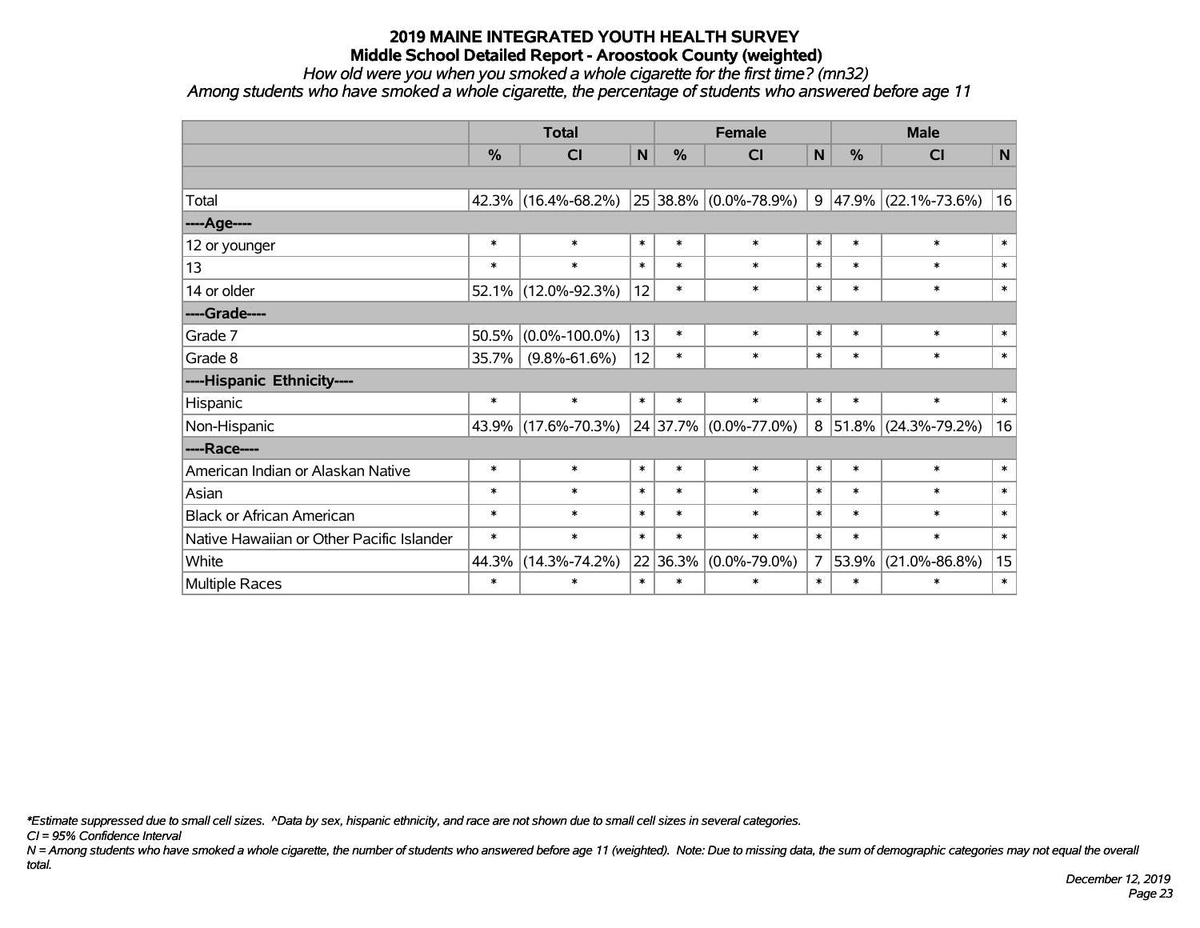# 2019 MAINE INTEGRATED YOUTH HEALTH SURVEY

## Middle School Detailed Report - Aroostook County (weighted)

*How old were you when you smoked a whole cigarette for the first time? (mn32)*

*Among students who have smoked a whole cigarette, the percentage of students who answered before age 11*

| | Total | | | Female | | | Male | | |
|---|---|---|---|---|---|---|---|---|---|
| | % | CI | N | % | CI | N | % | CI | N |
| | | | | | | | | | |
| Total | 42.3% | (16.4%-68.2%) | 25 | 38.8% | (0.0%-78.9%) | 9 | 47.9% | (22.1%-73.6%) | 16 |
| ----Age---- | | | | | | | | | |
| 12 or younger | * | * | * | * | * | * | * | * | * |
| 13 | * | * | * | * | * | * | * | * | * |
| 14 or older | 52.1% | (12.0%-92.3%) | 12 | * | * | * | * | * | * |
| ----Grade---- | | | | | | | | | |
| Grade 7 | 50.5% | (0.0%-100.0%) | 13 | * | * | * | * | * | * |
| Grade 8 | 35.7% | (9.8%-61.6%) | 12 | * | * | * | * | * | * |
| ----Hispanic Ethnicity---- | | | | | | | | | |
| Hispanic | * | * | * | * | * | * | * | * | * |
| Non-Hispanic | 43.9% | (17.6%-70.3%) | 24 | 37.7% | (0.0%-77.0%) | 8 | 51.8% | (24.3%-79.2%) | 16 |
| ----Race---- | | | | | | | | | |
| American Indian or Alaskan Native | * | * | * | * | * | * | * | * | * |
| Asian | * | * | * | * | * | * | * | * | * |
| Black or African American | * | * | * | * | * | * | * | * | * |
| Native Hawaiian or Other Pacific Islander | * | * | * | * | * | * | * | * | * |
| White | 44.3% | (14.3%-74.2%) | 22 | 36.3% | (0.0%-79.0%) | 7 | 53.9% | (21.0%-86.8%) | 15 |
| Multiple Races | * | * | * | * | * | * | * | * | * |

*\*Estimate suppressed due to small cell sizes. ^Data by sex, hispanic ethnicity, and race are not shown due to small cell sizes in several categories.*

*CI = 95% Confidence Interval*

*N = Among students who have smoked a whole cigarette, the number of students who answered before age 11 (weighted). Note: Due to missing data, the sum of demographic categories may not equal the overall total.*

*December 12, 2019*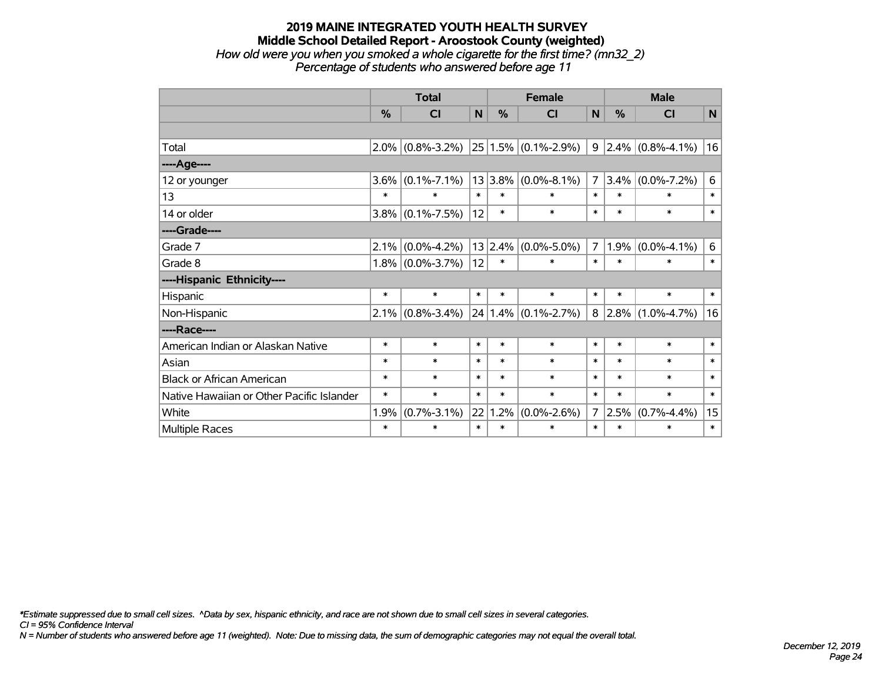# 2019 MAINE INTEGRATED YOUTH HEALTH SURVEY

## Middle School Detailed Report - Aroostook County (weighted)

*How old were you when you smoked a whole cigarette for the first time? (mn32_2)*
*Percentage of students who answered before age 11*

| | Total | | | Female | | | Male | | |
|---|---|---|---|---|---|---|---|---|---|
| | % | CI | N | % | CI | N | % | CI | N |
| | | | | | | | | | |
| Total | 2.0% | (0.8%-3.2%) | 25 | 1.5% | (0.1%-2.9%) | 9 | 2.4% | (0.8%-4.1%) | 16 |
| ----Age---- | | | | | | | | | |
| 12 or younger | 3.6% | (0.1%-7.1%) | 13 | 3.8% | (0.0%-8.1%) | 7 | 3.4% | (0.0%-7.2%) | 6 |
| 13 | * | * | * | * | * | * | * | * | * |
| 14 or older | 3.8% | (0.1%-7.5%) | 12 | * | * | * | * | * | * |
| ----Grade---- | | | | | | | | | |
| Grade 7 | 2.1% | (0.0%-4.2%) | 13 | 2.4% | (0.0%-5.0%) | 7 | 1.9% | (0.0%-4.1%) | 6 |
| Grade 8 | 1.8% | (0.0%-3.7%) | 12 | * | * | * | * | * | * |
| ----Hispanic Ethnicity---- | | | | | | | | | |
| Hispanic | * | * | * | * | * | * | * | * | * |
| Non-Hispanic | 2.1% | (0.8%-3.4%) | 24 | 1.4% | (0.1%-2.7%) | 8 | 2.8% | (1.0%-4.7%) | 16 |
| ----Race---- | | | | | | | | | |
| American Indian or Alaskan Native | * | * | * | * | * | * | * | * | * |
| Asian | * | * | * | * | * | * | * | * | * |
| Black or African American | * | * | * | * | * | * | * | * | * |
| Native Hawaiian or Other Pacific Islander | * | * | * | * | * | * | * | * | * |
| White | 1.9% | (0.7%-3.1%) | 22 | 1.2% | (0.0%-2.6%) | 7 | 2.5% | (0.7%-4.4%) | 15 |
| Multiple Races | * | * | * | * | * | * | * | * | * |

*\*Estimate suppressed due to small cell sizes. ^Data by sex, hispanic ethnicity, and race are not shown due to small cell sizes in several categories.*
*CI = 95% Confidence Interval*
*N = Number of students who answered before age 11 (weighted). Note: Due to missing data, the sum of demographic categories may not equal the overall total.*

*December 12, 2019*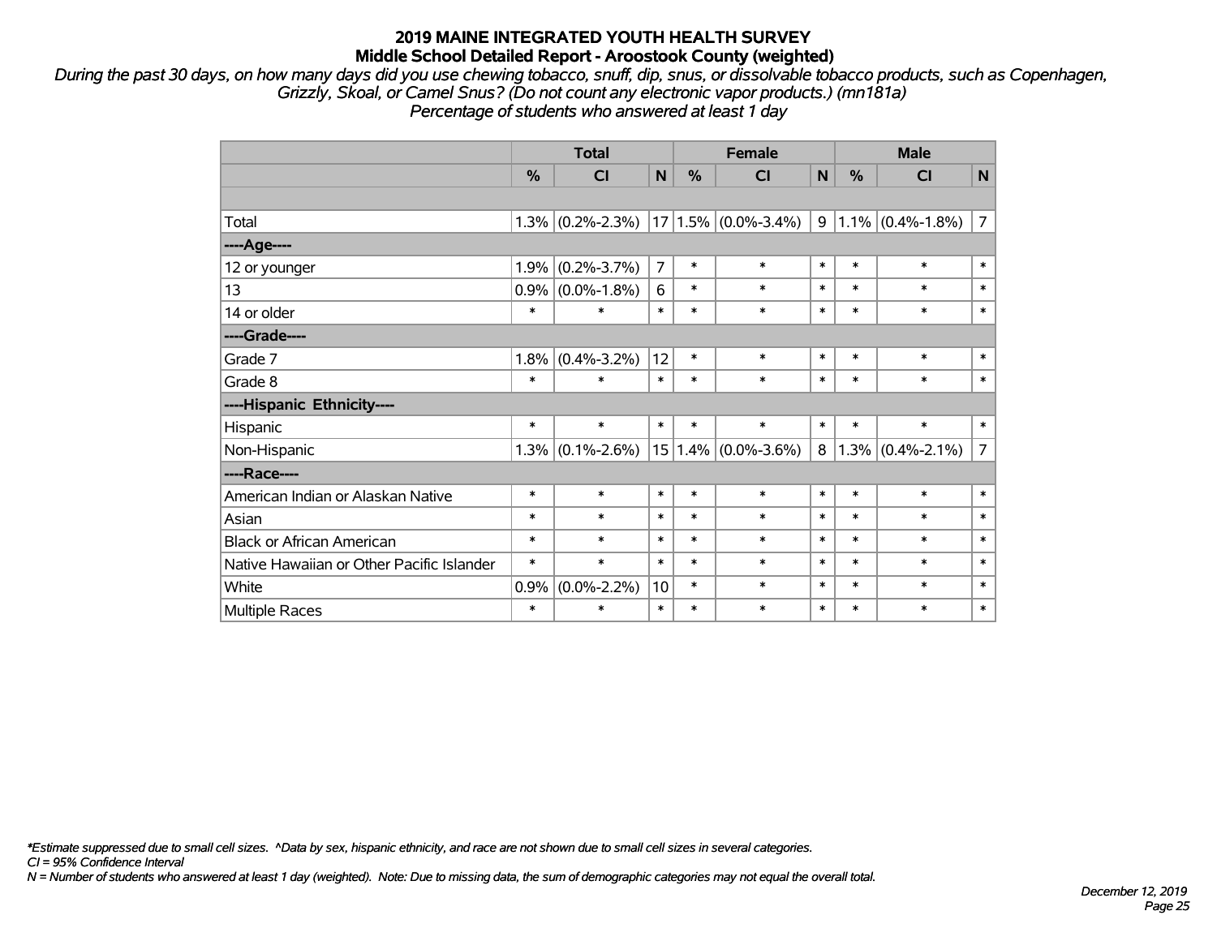# 2019 MAINE INTEGRATED YOUTH HEALTH SURVEY
## Middle School Detailed Report - Aroostook County (weighted)

*During the past 30 days, on how many days did you use chewing tobacco, snuff, dip, snus, or dissolvable tobacco products, such as Copenhagen, Grizzly, Skoal, or Camel Snus? (Do not count any electronic vapor products.) (mn181a)*
*Percentage of students who answered at least 1 day*

| | Total | | | Female | | | Male | | |
|---|---|---|---|---|---|---|---|---|---|
| | % | CI | N | % | CI | N | % | CI | N |
| | | | | | | | | | |
| Total | 1.3% | (0.2%-2.3%) | 17 | 1.5% | (0.0%-3.4%) | 9 | 1.1% | (0.4%-1.8%) | 7 |
| ----Age---- | | | | | | | | | |
| 12 or younger | 1.9% | (0.2%-3.7%) | 7 | * | * | * | * | * | * |
| 13 | 0.9% | (0.0%-1.8%) | 6 | * | * | * | * | * | * |
| 14 or older | * | * | * | * | * | * | * | * | * |
| ----Grade---- | | | | | | | | | |
| Grade 7 | 1.8% | (0.4%-3.2%) | 12 | * | * | * | * | * | * |
| Grade 8 | * | * | * | * | * | * | * | * | * |
| ----Hispanic Ethnicity---- | | | | | | | | | |
| Hispanic | * | * | * | * | * | * | * | * | * |
| Non-Hispanic | 1.3% | (0.1%-2.6%) | 15 | 1.4% | (0.0%-3.6%) | 8 | 1.3% | (0.4%-2.1%) | 7 |
| ----Race---- | | | | | | | | | |
| American Indian or Alaskan Native | * | * | * | * | * | * | * | * | * |
| Asian | * | * | * | * | * | * | * | * | * |
| Black or African American | * | * | * | * | * | * | * | * | * |
| Native Hawaiian or Other Pacific Islander | * | * | * | * | * | * | * | * | * |
| White | 0.9% | (0.0%-2.2%) | 10 | * | * | * | * | * | * |
| Multiple Races | * | * | * | * | * | * | * | * | * |

*\*Estimate suppressed due to small cell sizes. ^Data by sex, hispanic ethnicity, and race are not shown due to small cell sizes in several categories.*
*CI = 95% Confidence Interval*
*N = Number of students who answered at least 1 day (weighted). Note: Due to missing data, the sum of demographic categories may not equal the overall total.*

*December 12, 2019*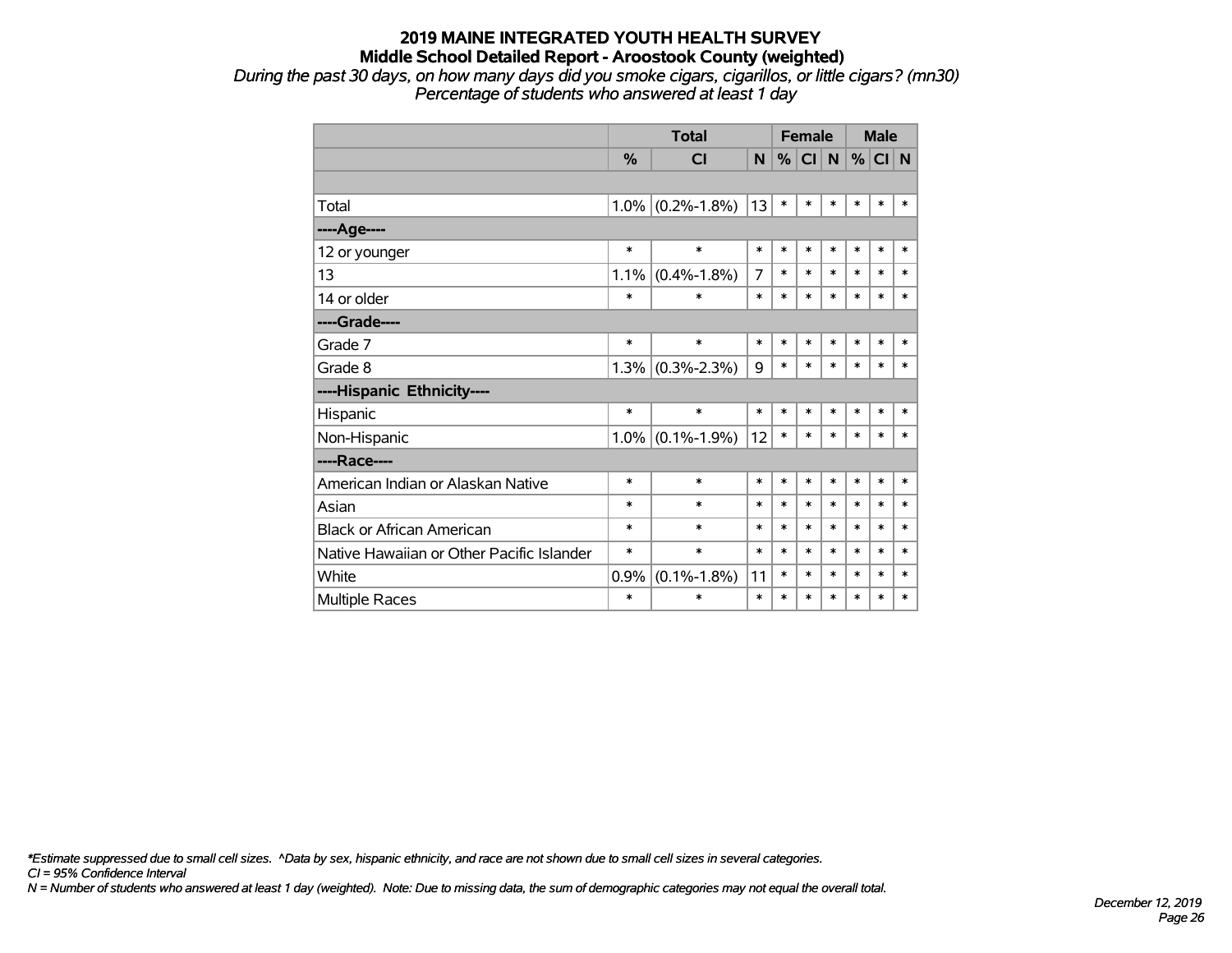# 2019 MAINE INTEGRATED YOUTH HEALTH SURVEY

## Middle School Detailed Report - Aroostook County (weighted)

*During the past 30 days, on how many days did you smoke cigars, cigarillos, or little cigars? (mn30)*
*Percentage of students who answered at least 1 day*

| | Total | | | Female | | | Male | | |
|---|---|---|---|---|---|---|---|---|---|
| | % | CI | N | % | CI | N | % | CI | N |
| | | | | | | | | | |
| Total | 1.0% | (0.2%-1.8%) | 13 | * | * | * | * | * | * |
| ----Age---- | | | | | | | | | |
| 12 or younger | * | * | * | * | * | * | * | * | * |
| 13 | 1.1% | (0.4%-1.8%) | 7 | * | * | * | * | * | * |
| 14 or older | * | * | * | * | * | * | * | * | * |
| ----Grade---- | | | | | | | | | |
| Grade 7 | * | * | * | * | * | * | * | * | * |
| Grade 8 | 1.3% | (0.3%-2.3%) | 9 | * | * | * | * | * | * |
| ----Hispanic Ethnicity---- | | | | | | | | | |
| Hispanic | * | * | * | * | * | * | * | * | * |
| Non-Hispanic | 1.0% | (0.1%-1.9%) | 12 | * | * | * | * | * | * |
| ----Race---- | | | | | | | | | |
| American Indian or Alaskan Native | * | * | * | * | * | * | * | * | * |
| Asian | * | * | * | * | * | * | * | * | * |
| Black or African American | * | * | * | * | * | * | * | * | * |
| Native Hawaiian or Other Pacific Islander | * | * | * | * | * | * | * | * | * |
| White | 0.9% | (0.1%-1.8%) | 11 | * | * | * | * | * | * |
| Multiple Races | * | * | * | * | * | * | * | * | * |

*\*Estimate suppressed due to small cell sizes. ^Data by sex, hispanic ethnicity, and race are not shown due to small cell sizes in several categories.*
*CI = 95% Confidence Interval*
*N = Number of students who answered at least 1 day (weighted). Note: Due to missing data, the sum of demographic categories may not equal the overall total.*

*December 12, 2019*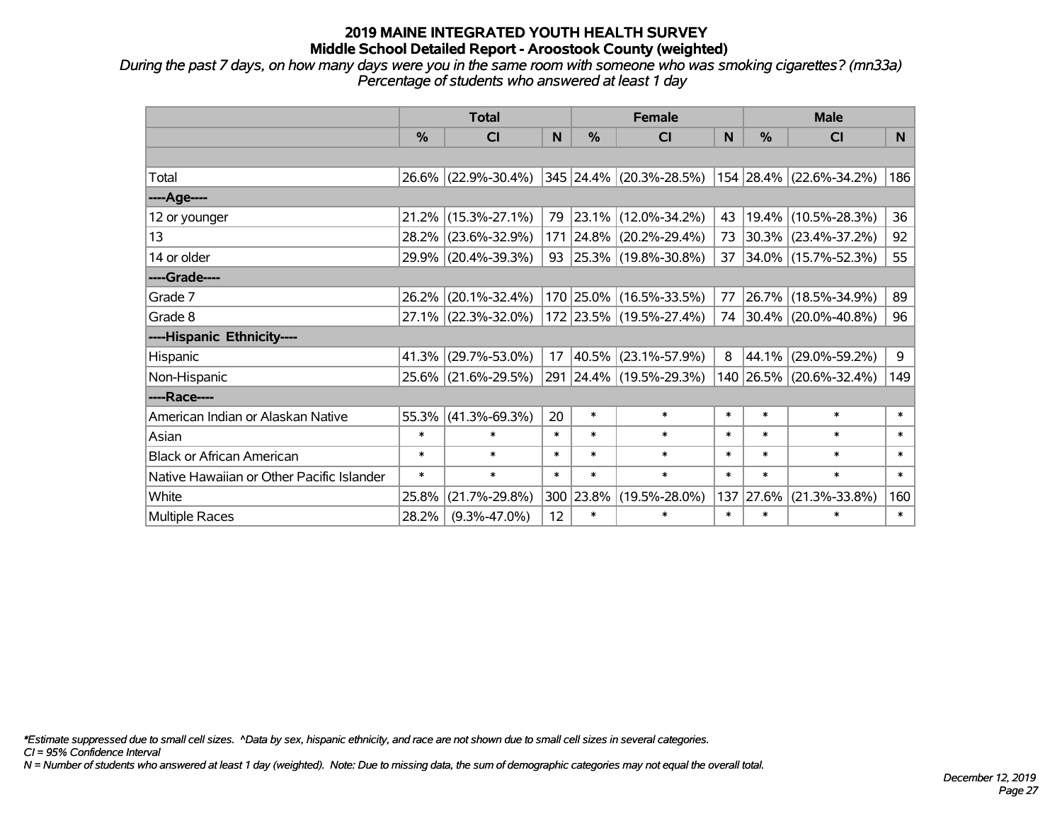# 2019 MAINE INTEGRATED YOUTH HEALTH SURVEY
## Middle School Detailed Report - Aroostook County (weighted)

*During the past 7 days, on how many days were you in the same room with someone who was smoking cigarettes? (mn33a)*
*Percentage of students who answered at least 1 day*

| | Total | | | Female | | | Male | | |
|---|---|---|---|---|---|---|---|---|---|
| | % | CI | N | % | CI | N | % | CI | N |
| Total | 26.6% | (22.9%-30.4%) | 345 | 24.4% | (20.3%-28.5%) | 154 | 28.4% | (22.6%-34.2%) | 186 |
| ----Age---- | | | | | | | | | |
| 12 or younger | 21.2% | (15.3%-27.1%) | 79 | 23.1% | (12.0%-34.2%) | 43 | 19.4% | (10.5%-28.3%) | 36 |
| 13 | 28.2% | (23.6%-32.9%) | 171 | 24.8% | (20.2%-29.4%) | 73 | 30.3% | (23.4%-37.2%) | 92 |
| 14 or older | 29.9% | (20.4%-39.3%) | 93 | 25.3% | (19.8%-30.8%) | 37 | 34.0% | (15.7%-52.3%) | 55 |
| ----Grade---- | | | | | | | | | |
| Grade 7 | 26.2% | (20.1%-32.4%) | 170 | 25.0% | (16.5%-33.5%) | 77 | 26.7% | (18.5%-34.9%) | 89 |
| Grade 8 | 27.1% | (22.3%-32.0%) | 172 | 23.5% | (19.5%-27.4%) | 74 | 30.4% | (20.0%-40.8%) | 96 |
| ----Hispanic Ethnicity---- | | | | | | | | | |
| Hispanic | 41.3% | (29.7%-53.0%) | 17 | 40.5% | (23.1%-57.9%) | 8 | 44.1% | (29.0%-59.2%) | 9 |
| Non-Hispanic | 25.6% | (21.6%-29.5%) | 291 | 24.4% | (19.5%-29.3%) | 140 | 26.5% | (20.6%-32.4%) | 149 |
| ----Race---- | | | | | | | | | |
| American Indian or Alaskan Native | 55.3% | (41.3%-69.3%) | 20 | * | * | * | * | * | * |
| Asian | * | * | * | * | * | * | * | * | * |
| Black or African American | * | * | * | * | * | * | * | * | * |
| Native Hawaiian or Other Pacific Islander | * | * | * | * | * | * | * | * | * |
| White | 25.8% | (21.7%-29.8%) | 300 | 23.8% | (19.5%-28.0%) | 137 | 27.6% | (21.3%-33.8%) | 160 |
| Multiple Races | 28.2% | (9.3%-47.0%) | 12 | * | * | * | * | * | * |

*\*Estimate suppressed due to small cell sizes. ^Data by sex, hispanic ethnicity, and race are not shown due to small cell sizes in several categories.*
*CI = 95% Confidence Interval*
*N = Number of students who answered at least 1 day (weighted). Note: Due to missing data, the sum of demographic categories may not equal the overall total.*

*December 12, 2019*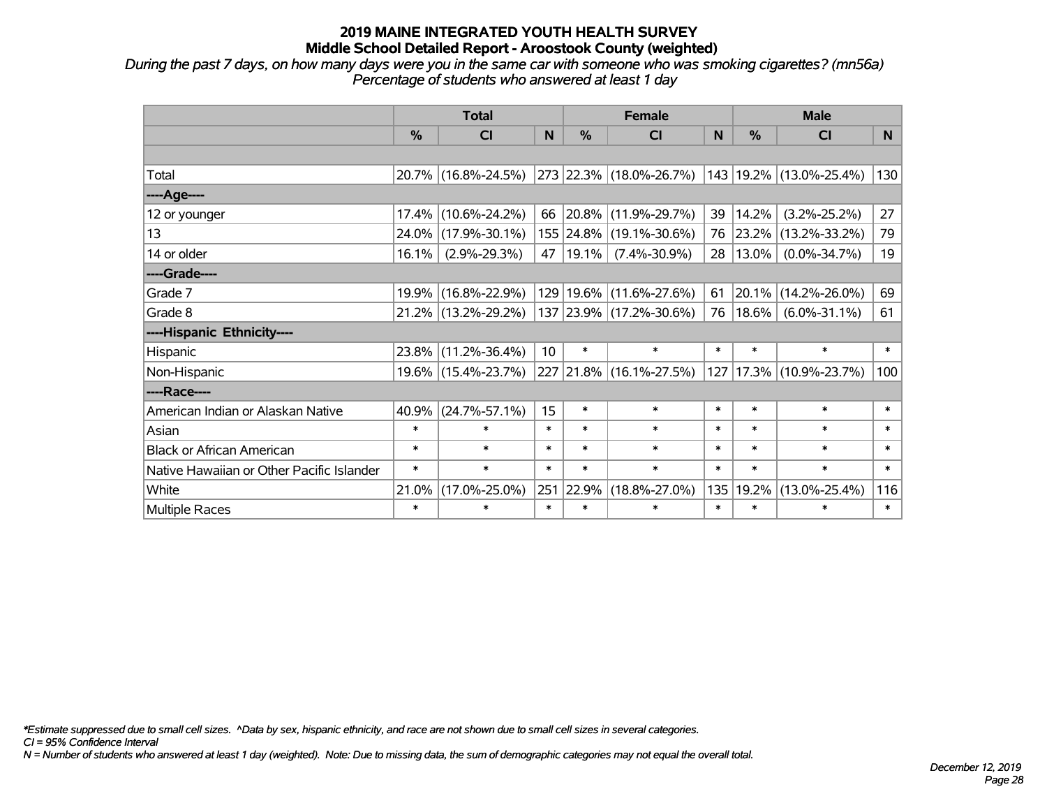# 2019 MAINE INTEGRATED YOUTH HEALTH SURVEY
## Middle School Detailed Report - Aroostook County (weighted)

*During the past 7 days, on how many days were you in the same car with someone who was smoking cigarettes? (mn56a)*
*Percentage of students who answered at least 1 day*

| | Total | | | Female | | | Male | | |
|---|---|---|---|---|---|---|---|---|---|
| | % | CI | N | % | CI | N | % | CI | N |
| | | | | | | | | | |
| Total | 20.7% | (16.8%-24.5%) | 273 | 22.3% | (18.0%-26.7%) | 143 | 19.2% | (13.0%-25.4%) | 130 |
| ----Age---- | | | | | | | | | |
| 12 or younger | 17.4% | (10.6%-24.2%) | 66 | 20.8% | (11.9%-29.7%) | 39 | 14.2% | (3.2%-25.2%) | 27 |
| 13 | 24.0% | (17.9%-30.1%) | 155 | 24.8% | (19.1%-30.6%) | 76 | 23.2% | (13.2%-33.2%) | 79 |
| 14 or older | 16.1% | (2.9%-29.3%) | 47 | 19.1% | (7.4%-30.9%) | 28 | 13.0% | (0.0%-34.7%) | 19 |
| ----Grade---- | | | | | | | | | |
| Grade 7 | 19.9% | (16.8%-22.9%) | 129 | 19.6% | (11.6%-27.6%) | 61 | 20.1% | (14.2%-26.0%) | 69 |
| Grade 8 | 21.2% | (13.2%-29.2%) | 137 | 23.9% | (17.2%-30.6%) | 76 | 18.6% | (6.0%-31.1%) | 61 |
| ----Hispanic Ethnicity---- | | | | | | | | | |
| Hispanic | 23.8% | (11.2%-36.4%) | 10 | * | * | * | * | * | * |
| Non-Hispanic | 19.6% | (15.4%-23.7%) | 227 | 21.8% | (16.1%-27.5%) | 127 | 17.3% | (10.9%-23.7%) | 100 |
| ----Race---- | | | | | | | | | |
| American Indian or Alaskan Native | 40.9% | (24.7%-57.1%) | 15 | * | * | * | * | * | * |
| Asian | * | * | * | * | * | * | * | * | * |
| Black or African American | * | * | * | * | * | * | * | * | * |
| Native Hawaiian or Other Pacific Islander | * | * | * | * | * | * | * | * | * |
| White | 21.0% | (17.0%-25.0%) | 251 | 22.9% | (18.8%-27.0%) | 135 | 19.2% | (13.0%-25.4%) | 116 |
| Multiple Races | * | * | * | * | * | * | * | * | * |

*\*Estimate suppressed due to small cell sizes. ^Data by sex, hispanic ethnicity, and race are not shown due to small cell sizes in several categories.*
*CI = 95% Confidence Interval*
*N = Number of students who answered at least 1 day (weighted). Note: Due to missing data, the sum of demographic categories may not equal the overall total.*

*December 12, 2019*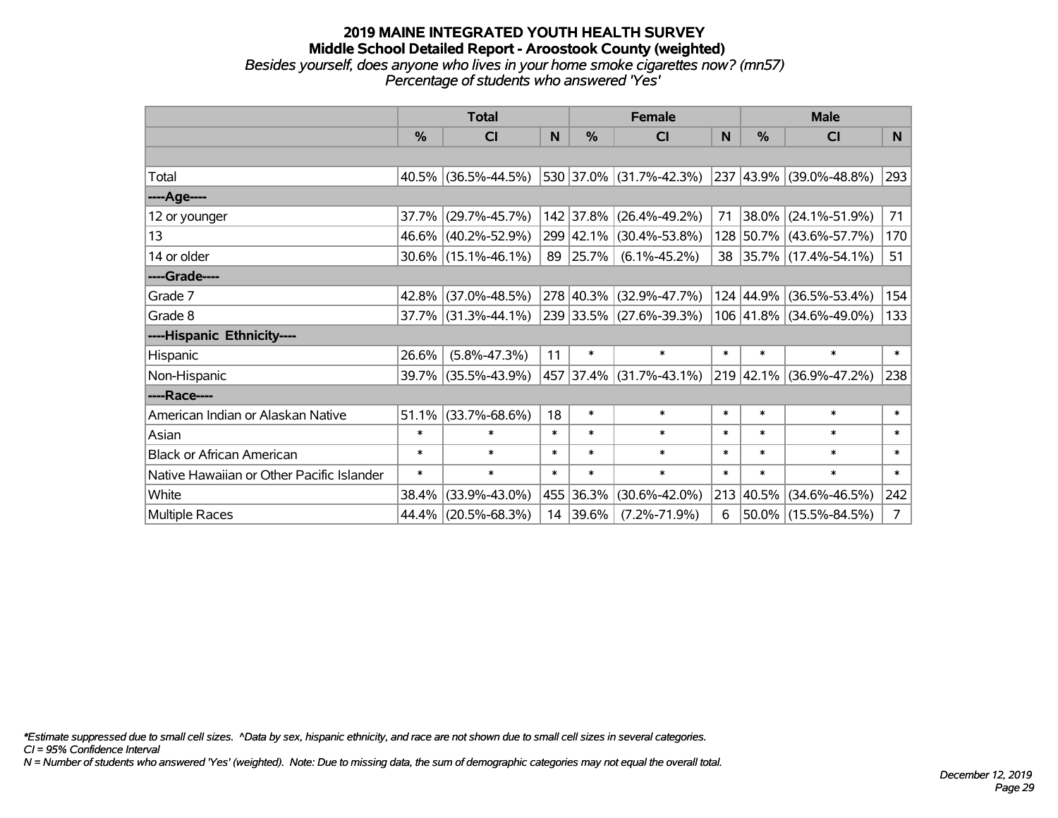# 2019 MAINE INTEGRATED YOUTH HEALTH SURVEY

## Middle School Detailed Report - Aroostook County (weighted)

*Besides yourself, does anyone who lives in your home smoke cigarettes now? (mn57)*
*Percentage of students who answered 'Yes'*

| | Total | | | Female | | | Male | | |
|---|---|---|---|---|---|---|---|---|---|
| | % | CI | N | % | CI | N | % | CI | N |
| Total | 40.5% | (36.5%-44.5%) | 530 | 37.0% | (31.7%-42.3%) | 237 | 43.9% | (39.0%-48.8%) | 293 |
| ----Age---- | | | | | | | | | |
| 12 or younger | 37.7% | (29.7%-45.7%) | 142 | 37.8% | (26.4%-49.2%) | 71 | 38.0% | (24.1%-51.9%) | 71 |
| 13 | 46.6% | (40.2%-52.9%) | 299 | 42.1% | (30.4%-53.8%) | 128 | 50.7% | (43.6%-57.7%) | 170 |
| 14 or older | 30.6% | (15.1%-46.1%) | 89 | 25.7% | (6.1%-45.2%) | 38 | 35.7% | (17.4%-54.1%) | 51 |
| ----Grade---- | | | | | | | | | |
| Grade 7 | 42.8% | (37.0%-48.5%) | 278 | 40.3% | (32.9%-47.7%) | 124 | 44.9% | (36.5%-53.4%) | 154 |
| Grade 8 | 37.7% | (31.3%-44.1%) | 239 | 33.5% | (27.6%-39.3%) | 106 | 41.8% | (34.6%-49.0%) | 133 |
| ----Hispanic Ethnicity---- | | | | | | | | | |
| Hispanic | 26.6% | (5.8%-47.3%) | 11 | * | * | * | * | * | * |
| Non-Hispanic | 39.7% | (35.5%-43.9%) | 457 | 37.4% | (31.7%-43.1%) | 219 | 42.1% | (36.9%-47.2%) | 238 |
| ----Race---- | | | | | | | | | |
| American Indian or Alaskan Native | 51.1% | (33.7%-68.6%) | 18 | * | * | * | * | * | * |
| Asian | * | * | * | * | * | * | * | * | * |
| Black or African American | * | * | * | * | * | * | * | * | * |
| Native Hawaiian or Other Pacific Islander | * | * | * | * | * | * | * | * | * |
| White | 38.4% | (33.9%-43.0%) | 455 | 36.3% | (30.6%-42.0%) | 213 | 40.5% | (34.6%-46.5%) | 242 |
| Multiple Races | 44.4% | (20.5%-68.3%) | 14 | 39.6% | (7.2%-71.9%) | 6 | 50.0% | (15.5%-84.5%) | 7 |

*\*Estimate suppressed due to small cell sizes. ^Data by sex, hispanic ethnicity, and race are not shown due to small cell sizes in several categories.*
*CI = 95% Confidence Interval*
*N = Number of students who answered 'Yes' (weighted). Note: Due to missing data, the sum of demographic categories may not equal the overall total.*

*December 12, 2019*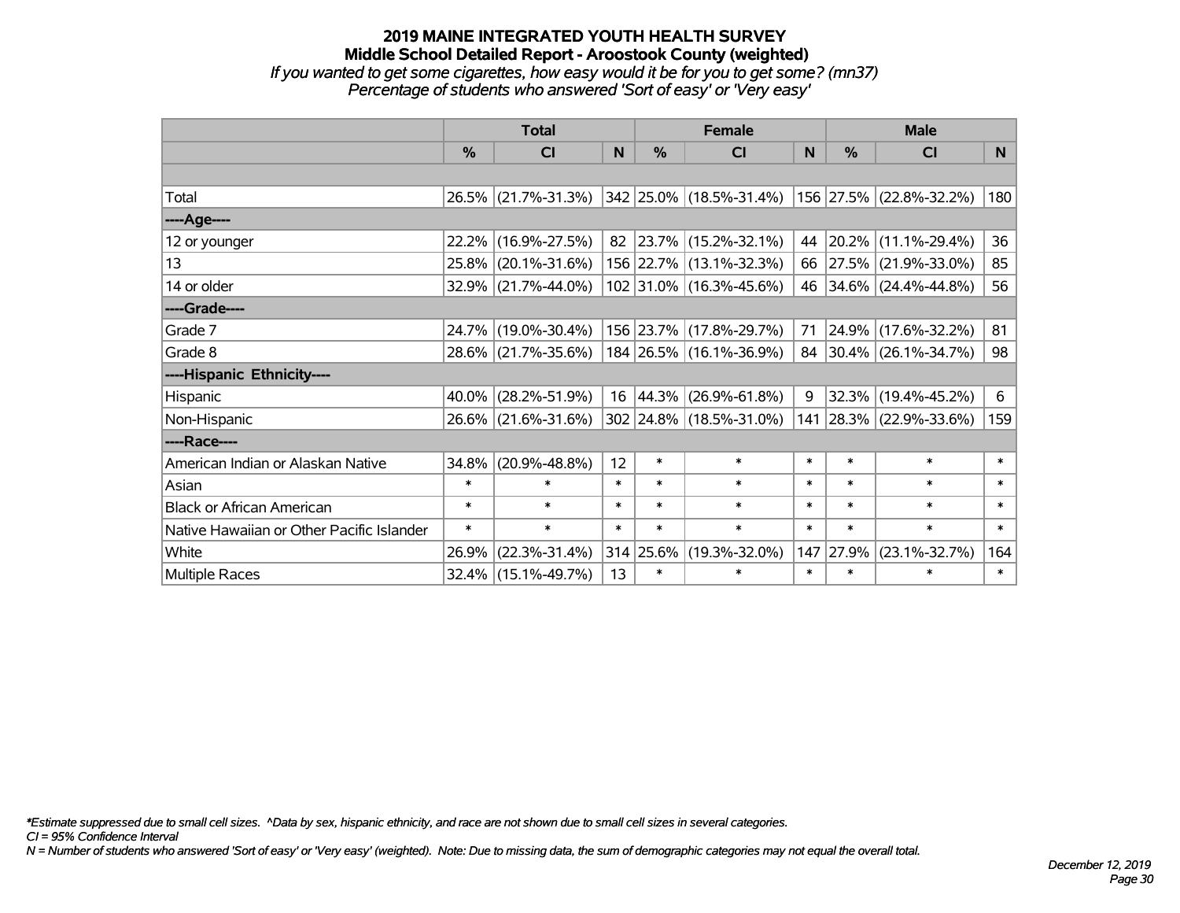# 2019 MAINE INTEGRATED YOUTH HEALTH SURVEY

## Middle School Detailed Report - Aroostook County (weighted)

*If you wanted to get some cigarettes, how easy would it be for you to get some? (mn37)*

*Percentage of students who answered 'Sort of easy' or 'Very easy'*

| | Total | | | Female | | | Male | | |
|---|---|---|---|---|---|---|---|---|---|
| | % | CI | N | % | CI | N | % | CI | N |
| Total | 26.5% | (21.7%-31.3%) | 342 | 25.0% | (18.5%-31.4%) | 156 | 27.5% | (22.8%-32.2%) | 180 |
| ----Age---- | | | | | | | | | |
| 12 or younger | 22.2% | (16.9%-27.5%) | 82 | 23.7% | (15.2%-32.1%) | 44 | 20.2% | (11.1%-29.4%) | 36 |
| 13 | 25.8% | (20.1%-31.6%) | 156 | 22.7% | (13.1%-32.3%) | 66 | 27.5% | (21.9%-33.0%) | 85 |
| 14 or older | 32.9% | (21.7%-44.0%) | 102 | 31.0% | (16.3%-45.6%) | 46 | 34.6% | (24.4%-44.8%) | 56 |
| ----Grade---- | | | | | | | | | |
| Grade 7 | 24.7% | (19.0%-30.4%) | 156 | 23.7% | (17.8%-29.7%) | 71 | 24.9% | (17.6%-32.2%) | 81 |
| Grade 8 | 28.6% | (21.7%-35.6%) | 184 | 26.5% | (16.1%-36.9%) | 84 | 30.4% | (26.1%-34.7%) | 98 |
| ----Hispanic Ethnicity---- | | | | | | | | | |
| Hispanic | 40.0% | (28.2%-51.9%) | 16 | 44.3% | (26.9%-61.8%) | 9 | 32.3% | (19.4%-45.2%) | 6 |
| Non-Hispanic | 26.6% | (21.6%-31.6%) | 302 | 24.8% | (18.5%-31.0%) | 141 | 28.3% | (22.9%-33.6%) | 159 |
| ----Race---- | | | | | | | | | |
| American Indian or Alaskan Native | 34.8% | (20.9%-48.8%) | 12 | * | * | * | * | * | * |
| Asian | * | * | * | * | * | * | * | * | * |
| Black or African American | * | * | * | * | * | * | * | * | * |
| Native Hawaiian or Other Pacific Islander | * | * | * | * | * | * | * | * | * |
| White | 26.9% | (22.3%-31.4%) | 314 | 25.6% | (19.3%-32.0%) | 147 | 27.9% | (23.1%-32.7%) | 164 |
| Multiple Races | 32.4% | (15.1%-49.7%) | 13 | * | * | * | * | * | * |

*Estimate suppressed due to small cell sizes. ^Data by sex, hispanic ethnicity, and race are not shown due to small cell sizes in several categories.

CI = 95% Confidence Interval

N = Number of students who answered 'Sort of easy' or 'Very easy' (weighted). Note: Due to missing data, the sum of demographic categories may not equal the overall total.

*December 12, 2019*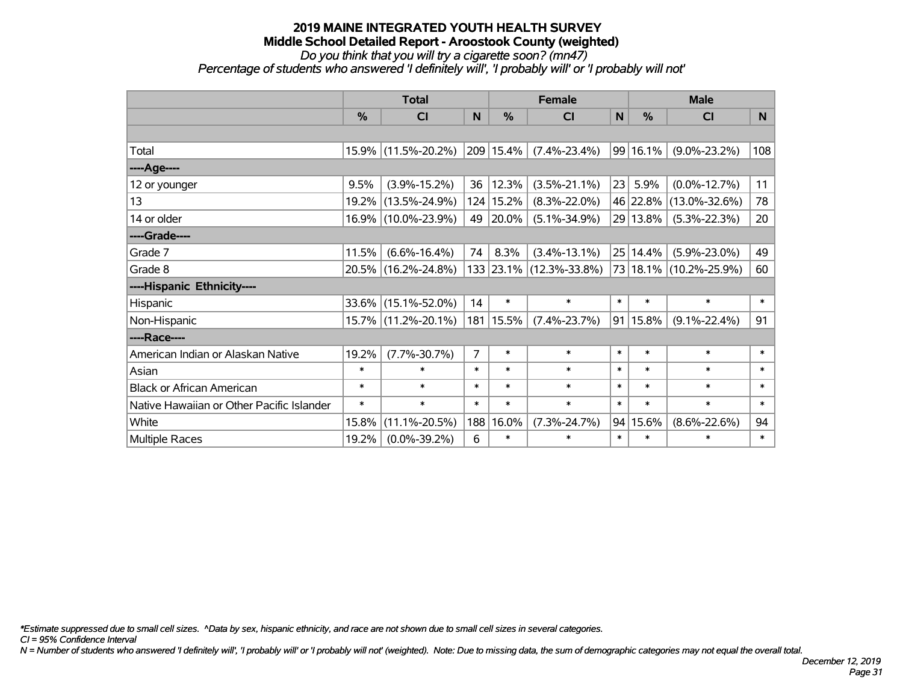# 2019 MAINE INTEGRATED YOUTH HEALTH SURVEY
## Middle School Detailed Report - Aroostook County (weighted)
*Do you think that you will try a cigarette soon? (mn47)*
*Percentage of students who answered 'I definitely will', 'I probably will' or 'I probably will not'*

| | Total | | | Female | | | Male | | |
|---|---|---|---|---|---|---|---|---|---|
| | % | CI | N | % | CI | N | % | CI | N |
| | | | | | | | | | |
| Total | 15.9% | (11.5%-20.2%) | 209 | 15.4% | (7.4%-23.4%) | 99 | 16.1% | (9.0%-23.2%) | 108 |
| ----Age---- | | | | | | | | | |
| 12 or younger | 9.5% | (3.9%-15.2%) | 36 | 12.3% | (3.5%-21.1%) | 23 | 5.9% | (0.0%-12.7%) | 11 |
| 13 | 19.2% | (13.5%-24.9%) | 124 | 15.2% | (8.3%-22.0%) | 46 | 22.8% | (13.0%-32.6%) | 78 |
| 14 or older | 16.9% | (10.0%-23.9%) | 49 | 20.0% | (5.1%-34.9%) | 29 | 13.8% | (5.3%-22.3%) | 20 |
| ----Grade---- | | | | | | | | | |
| Grade 7 | 11.5% | (6.6%-16.4%) | 74 | 8.3% | (3.4%-13.1%) | 25 | 14.4% | (5.9%-23.0%) | 49 |
| Grade 8 | 20.5% | (16.2%-24.8%) | 133 | 23.1% | (12.3%-33.8%) | 73 | 18.1% | (10.2%-25.9%) | 60 |
| ----Hispanic Ethnicity---- | | | | | | | | | |
| Hispanic | 33.6% | (15.1%-52.0%) | 14 | * | * | * | * | * | * |
| Non-Hispanic | 15.7% | (11.2%-20.1%) | 181 | 15.5% | (7.4%-23.7%) | 91 | 15.8% | (9.1%-22.4%) | 91 |
| ----Race---- | | | | | | | | | |
| American Indian or Alaskan Native | 19.2% | (7.7%-30.7%) | 7 | * | * | * | * | * | * |
| Asian | * | * | * | * | * | * | * | * | * |
| Black or African American | * | * | * | * | * | * | * | * | * |
| Native Hawaiian or Other Pacific Islander | * | * | * | * | * | * | * | * | * |
| White | 15.8% | (11.1%-20.5%) | 188 | 16.0% | (7.3%-24.7%) | 94 | 15.6% | (8.6%-22.6%) | 94 |
| Multiple Races | 19.2% | (0.0%-39.2%) | 6 | * | * | * | * | * | * |

*\*Estimate suppressed due to small cell sizes. ^Data by sex, hispanic ethnicity, and race are not shown due to small cell sizes in several categories.*
*CI = 95% Confidence Interval*
*N = Number of students who answered 'I definitely will', 'I probably will' or 'I probably will not' (weighted). Note: Due to missing data, the sum of demographic categories may not equal the overall total.*

*December 12, 2019*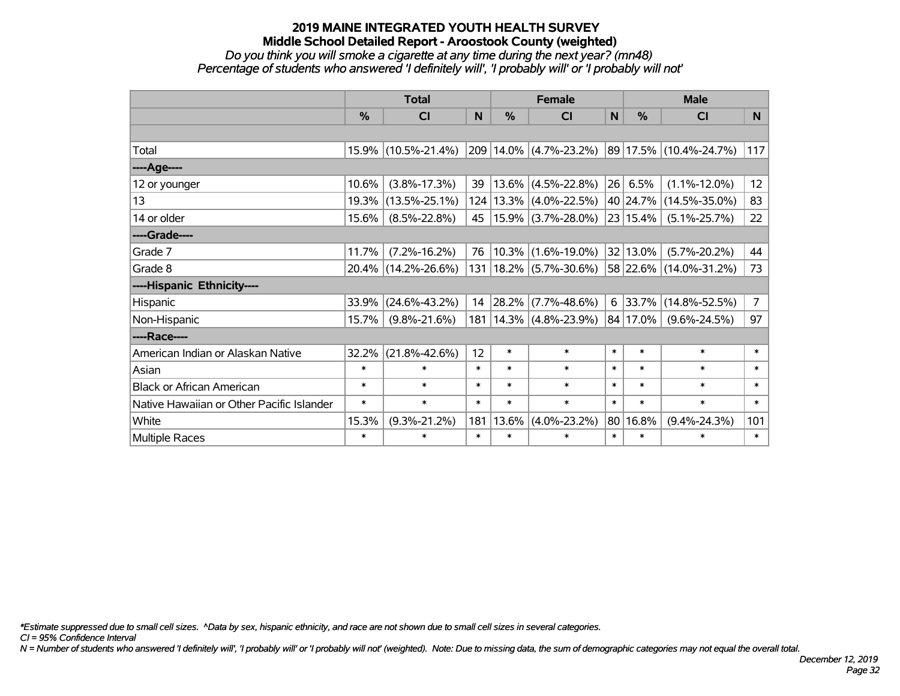# 2019 MAINE INTEGRATED YOUTH HEALTH SURVEY
## Middle School Detailed Report - Aroostook County (weighted)
*Do you think you will smoke a cigarette at any time during the next year? (mn48)*
*Percentage of students who answered 'I definitely will', 'I probably will' or 'I probably will not'*

| | Total | | | Female | | | Male | | |
|---|---|---|---|---|---|---|---|---|---|
| | % | CI | N | % | CI | N | % | CI | N |
| | | | | | | | | | |
| Total | 15.9% | (10.5%-21.4%) | 209 | 14.0% | (4.7%-23.2%) | 89 | 17.5% | (10.4%-24.7%) | 117 |
| ----Age---- | | | | | | | | | |
| 12 or younger | 10.6% | (3.8%-17.3%) | 39 | 13.6% | (4.5%-22.8%) | 26 | 6.5% | (1.1%-12.0%) | 12 |
| 13 | 19.3% | (13.5%-25.1%) | 124 | 13.3% | (4.0%-22.5%) | 40 | 24.7% | (14.5%-35.0%) | 83 |
| 14 or older | 15.6% | (8.5%-22.8%) | 45 | 15.9% | (3.7%-28.0%) | 23 | 15.4% | (5.1%-25.7%) | 22 |
| ----Grade---- | | | | | | | | | |
| Grade 7 | 11.7% | (7.2%-16.2%) | 76 | 10.3% | (1.6%-19.0%) | 32 | 13.0% | (5.7%-20.2%) | 44 |
| Grade 8 | 20.4% | (14.2%-26.6%) | 131 | 18.2% | (5.7%-30.6%) | 58 | 22.6% | (14.0%-31.2%) | 73 |
| ----Hispanic Ethnicity---- | | | | | | | | | |
| Hispanic | 33.9% | (24.6%-43.2%) | 14 | 28.2% | (7.7%-48.6%) | 6 | 33.7% | (14.8%-52.5%) | 7 |
| Non-Hispanic | 15.7% | (9.8%-21.6%) | 181 | 14.3% | (4.8%-23.9%) | 84 | 17.0% | (9.6%-24.5%) | 97 |
| ----Race---- | | | | | | | | | |
| American Indian or Alaskan Native | 32.2% | (21.8%-42.6%) | 12 | * | * | * | * | * | * |
| Asian | * | * | * | * | * | * | * | * | * |
| Black or African American | * | * | * | * | * | * | * | * | * |
| Native Hawaiian or Other Pacific Islander | * | * | * | * | * | * | * | * | * |
| White | 15.3% | (9.3%-21.2%) | 181 | 13.6% | (4.0%-23.2%) | 80 | 16.8% | (9.4%-24.3%) | 101 |
| Multiple Races | * | * | * | * | * | * | * | * | * |

*\*Estimate suppressed due to small cell sizes. ^Data by sex, hispanic ethnicity, and race are not shown due to small cell sizes in several categories.*
*CI = 95% Confidence Interval*
*N = Number of students who answered 'I definitely will', 'I probably will' or 'I probably will not' (weighted). Note: Due to missing data, the sum of demographic categories may not equal the overall total.*

*December 12, 2019*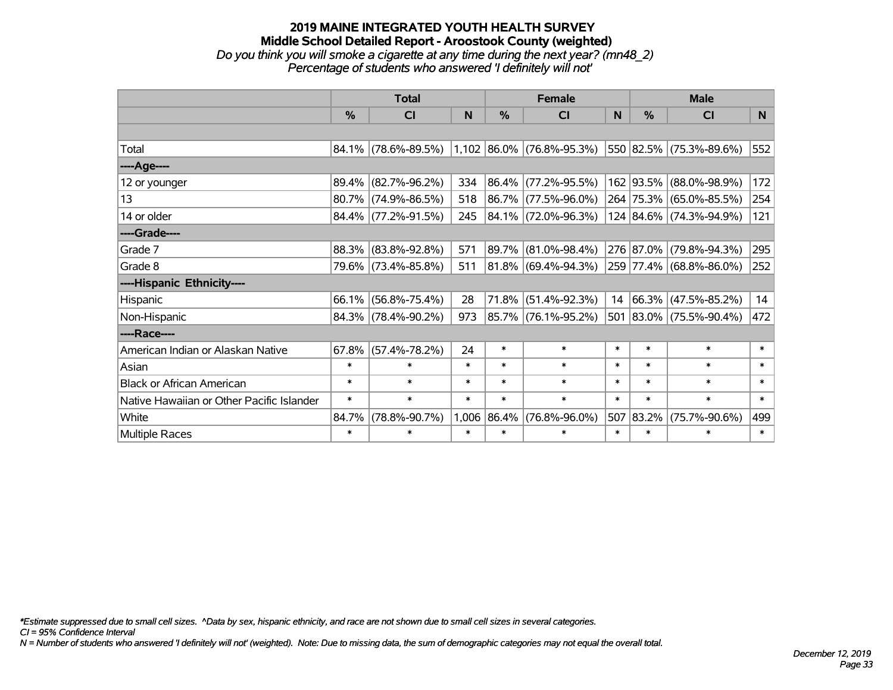# 2019 MAINE INTEGRATED YOUTH HEALTH SURVEY

## Middle School Detailed Report - Aroostook County (weighted)

*Do you think you will smoke a cigarette at any time during the next year? (mn48_2)*

*Percentage of students who answered 'I definitely will not'*

| | Total | | | Female | | | Male | | |
|---|---|---|---|---|---|---|---|---|---|
| | % | CI | N | % | CI | N | % | CI | N |
| Total | 84.1% | (78.6%-89.5%) | 1,102 | 86.0% | (76.8%-95.3%) | 550 | 82.5% | (75.3%-89.6%) | 552 |
| ----Age---- | | | | | | | | | |
| 12 or younger | 89.4% | (82.7%-96.2%) | 334 | 86.4% | (77.2%-95.5%) | 162 | 93.5% | (88.0%-98.9%) | 172 |
| 13 | 80.7% | (74.9%-86.5%) | 518 | 86.7% | (77.5%-96.0%) | 264 | 75.3% | (65.0%-85.5%) | 254 |
| 14 or older | 84.4% | (77.2%-91.5%) | 245 | 84.1% | (72.0%-96.3%) | 124 | 84.6% | (74.3%-94.9%) | 121 |
| ----Grade---- | | | | | | | | | |
| Grade 7 | 88.3% | (83.8%-92.8%) | 571 | 89.7% | (81.0%-98.4%) | 276 | 87.0% | (79.8%-94.3%) | 295 |
| Grade 8 | 79.6% | (73.4%-85.8%) | 511 | 81.8% | (69.4%-94.3%) | 259 | 77.4% | (68.8%-86.0%) | 252 |
| ----Hispanic Ethnicity---- | | | | | | | | | |
| Hispanic | 66.1% | (56.8%-75.4%) | 28 | 71.8% | (51.4%-92.3%) | 14 | 66.3% | (47.5%-85.2%) | 14 |
| Non-Hispanic | 84.3% | (78.4%-90.2%) | 973 | 85.7% | (76.1%-95.2%) | 501 | 83.0% | (75.5%-90.4%) | 472 |
| ----Race---- | | | | | | | | | |
| American Indian or Alaskan Native | 67.8% | (57.4%-78.2%) | 24 | * | * | * | * | * | * |
| Asian | * | * | * | * | * | * | * | * | * |
| Black or African American | * | * | * | * | * | * | * | * | * |
| Native Hawaiian or Other Pacific Islander | * | * | * | * | * | * | * | * | * |
| White | 84.7% | (78.8%-90.7%) | 1,006 | 86.4% | (76.8%-96.0%) | 507 | 83.2% | (75.7%-90.6%) | 499 |
| Multiple Races | * | * | * | * | * | * | * | * | * |

*\*Estimate suppressed due to small cell sizes. ^Data by sex, hispanic ethnicity, and race are not shown due to small cell sizes in several categories.*

*CI = 95% Confidence Interval*

*N = Number of students who answered 'I definitely will not' (weighted). Note: Due to missing data, the sum of demographic categories may not equal the overall total.*

*December 12, 2019*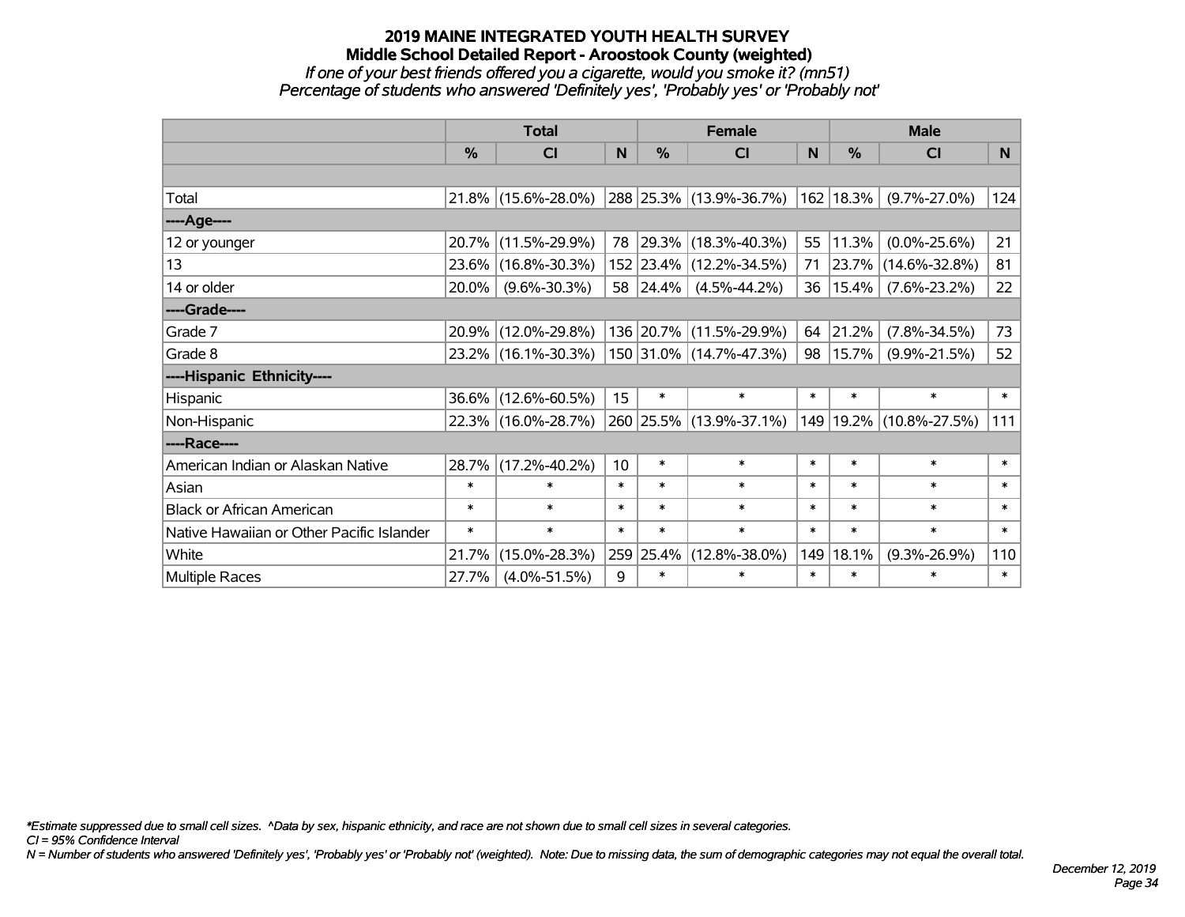# 2019 MAINE INTEGRATED YOUTH HEALTH SURVEY
## Middle School Detailed Report - Aroostook County (weighted)
*If one of your best friends offered you a cigarette, would you smoke it? (mn51)*
*Percentage of students who answered 'Definitely yes', 'Probably yes' or 'Probably not'*

| | Total | | | Female | | | Male | | |
|---|---|---|---|---|---|---|---|---|---|
| | % | CI | N | % | CI | N | % | CI | N |
| | | | | | | | | | |
| Total | 21.8% | (15.6%-28.0%) | 288 | 25.3% | (13.9%-36.7%) | 162 | 18.3% | (9.7%-27.0%) | 124 |
| ----Age---- | | | | | | | | | |
| 12 or younger | 20.7% | (11.5%-29.9%) | 78 | 29.3% | (18.3%-40.3%) | 55 | 11.3% | (0.0%-25.6%) | 21 |
| 13 | 23.6% | (16.8%-30.3%) | 152 | 23.4% | (12.2%-34.5%) | 71 | 23.7% | (14.6%-32.8%) | 81 |
| 14 or older | 20.0% | (9.6%-30.3%) | 58 | 24.4% | (4.5%-44.2%) | 36 | 15.4% | (7.6%-23.2%) | 22 |
| ----Grade---- | | | | | | | | | |
| Grade 7 | 20.9% | (12.0%-29.8%) | 136 | 20.7% | (11.5%-29.9%) | 64 | 21.2% | (7.8%-34.5%) | 73 |
| Grade 8 | 23.2% | (16.1%-30.3%) | 150 | 31.0% | (14.7%-47.3%) | 98 | 15.7% | (9.9%-21.5%) | 52 |
| ----Hispanic Ethnicity---- | | | | | | | | | |
| Hispanic | 36.6% | (12.6%-60.5%) | 15 | * | * | * | * | * | * |
| Non-Hispanic | 22.3% | (16.0%-28.7%) | 260 | 25.5% | (13.9%-37.1%) | 149 | 19.2% | (10.8%-27.5%) | 111 |
| ----Race---- | | | | | | | | | |
| American Indian or Alaskan Native | 28.7% | (17.2%-40.2%) | 10 | * | * | * | * | * | * |
| Asian | * | * | * | * | * | * | * | * | * |
| Black or African American | * | * | * | * | * | * | * | * | * |
| Native Hawaiian or Other Pacific Islander | * | * | * | * | * | * | * | * | * |
| White | 21.7% | (15.0%-28.3%) | 259 | 25.4% | (12.8%-38.0%) | 149 | 18.1% | (9.3%-26.9%) | 110 |
| Multiple Races | 27.7% | (4.0%-51.5%) | 9 | * | * | * | * | * | * |

*\*Estimate suppressed due to small cell sizes. ^Data by sex, hispanic ethnicity, and race are not shown due to small cell sizes in several categories.*
*CI = 95% Confidence Interval*
*N = Number of students who answered 'Definitely yes', 'Probably yes' or 'Probably not' (weighted). Note: Due to missing data, the sum of demographic categories may not equal the overall total.*

*December 12, 2019*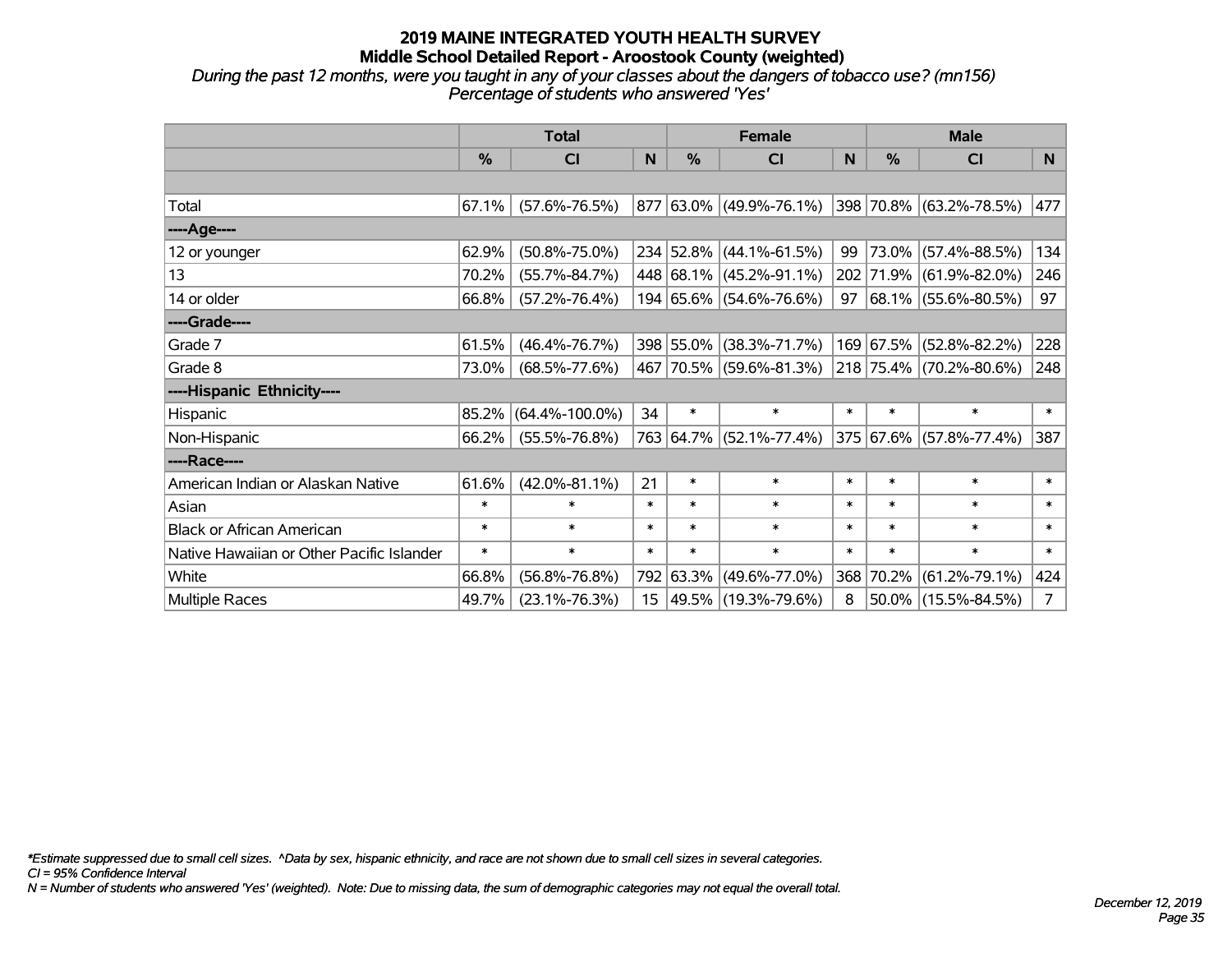# 2019 MAINE INTEGRATED YOUTH HEALTH SURVEY

## Middle School Detailed Report - Aroostook County (weighted)

*During the past 12 months, were you taught in any of your classes about the dangers of tobacco use? (mn156)*
*Percentage of students who answered 'Yes'*

| | Total | | | Female | | | Male | | |
|---|---|---|---|---|---|---|---|---|---|
| | % | CI | N | % | CI | N | % | CI | N |
| | | | | | | | | | |
| Total | 67.1% | (57.6%-76.5%) | 877 | 63.0% | (49.9%-76.1%) | 398 | 70.8% | (63.2%-78.5%) | 477 |
| ----Age---- | | | | | | | | | |
| 12 or younger | 62.9% | (50.8%-75.0%) | 234 | 52.8% | (44.1%-61.5%) | 99 | 73.0% | (57.4%-88.5%) | 134 |
| 13 | 70.2% | (55.7%-84.7%) | 448 | 68.1% | (45.2%-91.1%) | 202 | 71.9% | (61.9%-82.0%) | 246 |
| 14 or older | 66.8% | (57.2%-76.4%) | 194 | 65.6% | (54.6%-76.6%) | 97 | 68.1% | (55.6%-80.5%) | 97 |
| ----Grade---- | | | | | | | | | |
| Grade 7 | 61.5% | (46.4%-76.7%) | 398 | 55.0% | (38.3%-71.7%) | 169 | 67.5% | (52.8%-82.2%) | 228 |
| Grade 8 | 73.0% | (68.5%-77.6%) | 467 | 70.5% | (59.6%-81.3%) | 218 | 75.4% | (70.2%-80.6%) | 248 |
| ----Hispanic Ethnicity---- | | | | | | | | | |
| Hispanic | 85.2% | (64.4%-100.0%) | 34 | * | * | * | * | * | * |
| Non-Hispanic | 66.2% | (55.5%-76.8%) | 763 | 64.7% | (52.1%-77.4%) | 375 | 67.6% | (57.8%-77.4%) | 387 |
| ----Race---- | | | | | | | | | |
| American Indian or Alaskan Native | 61.6% | (42.0%-81.1%) | 21 | * | * | * | * | * | * |
| Asian | * | * | * | * | * | * | * | * | * |
| Black or African American | * | * | * | * | * | * | * | * | * |
| Native Hawaiian or Other Pacific Islander | * | * | * | * | * | * | * | * | * |
| White | 66.8% | (56.8%-76.8%) | 792 | 63.3% | (49.6%-77.0%) | 368 | 70.2% | (61.2%-79.1%) | 424 |
| Multiple Races | 49.7% | (23.1%-76.3%) | 15 | 49.5% | (19.3%-79.6%) | 8 | 50.0% | (15.5%-84.5%) | 7 |

*\*Estimate suppressed due to small cell sizes. ^Data by sex, hispanic ethnicity, and race are not shown due to small cell sizes in several categories.*
*CI = 95% Confidence Interval*
*N = Number of students who answered 'Yes' (weighted). Note: Due to missing data, the sum of demographic categories may not equal the overall total.*

*December 12, 2019*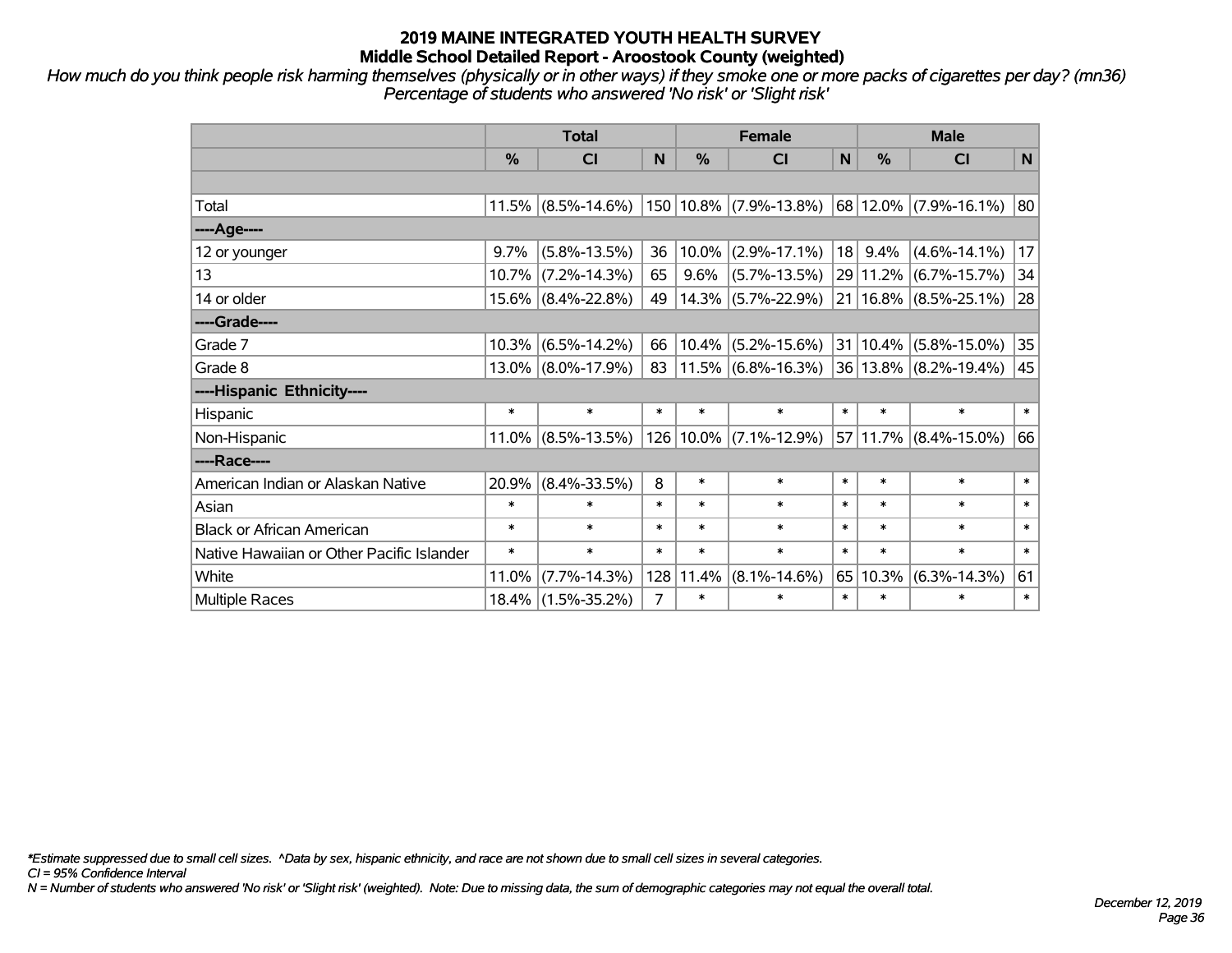# 2019 MAINE INTEGRATED YOUTH HEALTH SURVEY
## Middle School Detailed Report - Aroostook County (weighted)

*How much do you think people risk harming themselves (physically or in other ways) if they smoke one or more packs of cigarettes per day? (mn36)*
*Percentage of students who answered 'No risk' or 'Slight risk'*

| | Total | | | Female | | | Male | | |
|---|---|---|---|---|---|---|---|---|---|
| | % | CI | N | % | CI | N | % | CI | N |
| | | | | | | | | | |
| Total | 11.5% | (8.5%-14.6%) | 150 | 10.8% | (7.9%-13.8%) | 68 | 12.0% | (7.9%-16.1%) | 80 |
| ----Age---- | | | | | | | | | |
| 12 or younger | 9.7% | (5.8%-13.5%) | 36 | 10.0% | (2.9%-17.1%) | 18 | 9.4% | (4.6%-14.1%) | 17 |
| 13 | 10.7% | (7.2%-14.3%) | 65 | 9.6% | (5.7%-13.5%) | 29 | 11.2% | (6.7%-15.7%) | 34 |
| 14 or older | 15.6% | (8.4%-22.8%) | 49 | 14.3% | (5.7%-22.9%) | 21 | 16.8% | (8.5%-25.1%) | 28 |
| ----Grade---- | | | | | | | | | |
| Grade 7 | 10.3% | (6.5%-14.2%) | 66 | 10.4% | (5.2%-15.6%) | 31 | 10.4% | (5.8%-15.0%) | 35 |
| Grade 8 | 13.0% | (8.0%-17.9%) | 83 | 11.5% | (6.8%-16.3%) | 36 | 13.8% | (8.2%-19.4%) | 45 |
| ----Hispanic Ethnicity---- | | | | | | | | | |
| Hispanic | * | * | * | * | * | * | * | * | * |
| Non-Hispanic | 11.0% | (8.5%-13.5%) | 126 | 10.0% | (7.1%-12.9%) | 57 | 11.7% | (8.4%-15.0%) | 66 |
| ----Race---- | | | | | | | | | |
| American Indian or Alaskan Native | 20.9% | (8.4%-33.5%) | 8 | * | * | * | * | * | * |
| Asian | * | * | * | * | * | * | * | * | * |
| Black or African American | * | * | * | * | * | * | * | * | * |
| Native Hawaiian or Other Pacific Islander | * | * | * | * | * | * | * | * | * |
| White | 11.0% | (7.7%-14.3%) | 128 | 11.4% | (8.1%-14.6%) | 65 | 10.3% | (6.3%-14.3%) | 61 |
| Multiple Races | 18.4% | (1.5%-35.2%) | 7 | * | * | * | * | * | * |

*\*Estimate suppressed due to small cell sizes. ^Data by sex, hispanic ethnicity, and race are not shown due to small cell sizes in several categories.*
*CI = 95% Confidence Interval*
*N = Number of students who answered 'No risk' or 'Slight risk' (weighted). Note: Due to missing data, the sum of demographic categories may not equal the overall total.*

*December 12, 2019*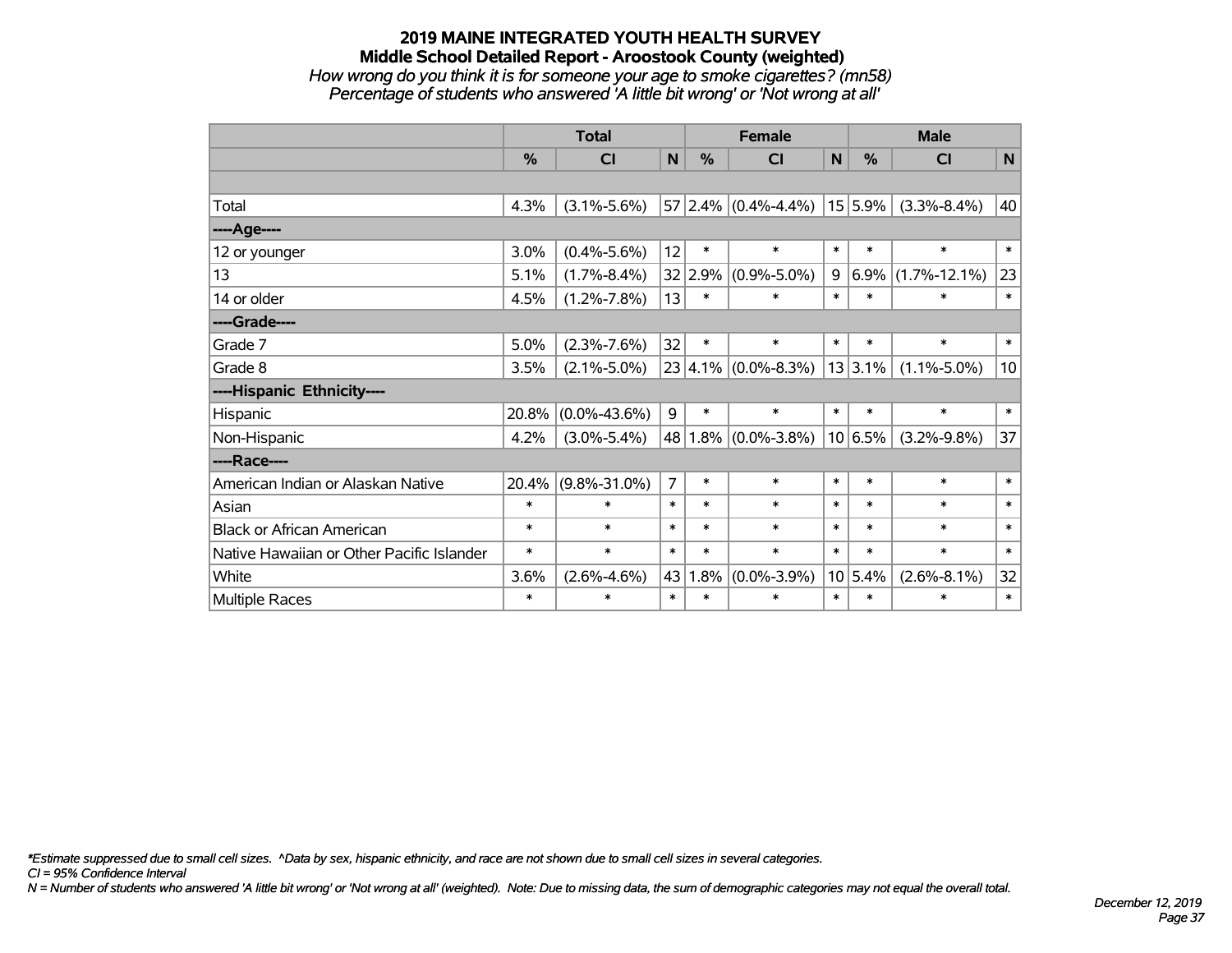# 2019 MAINE INTEGRATED YOUTH HEALTH SURVEY

## Middle School Detailed Report - Aroostook County (weighted)

*How wrong do you think it is for someone your age to smoke cigarettes? (mn58)*

*Percentage of students who answered 'A little bit wrong' or 'Not wrong at all'*

| | Total | | | Female | | | Male | | |
|---|---|---|---|---|---|---|---|---|---|
| | % | CI | N | % | CI | N | % | CI | N |
| Total | 4.3% | (3.1%-5.6%) | 57 | 2.4% | (0.4%-4.4%) | 15 | 5.9% | (3.3%-8.4%) | 40 |
| ----Age---- | | | | | | | | | |
| 12 or younger | 3.0% | (0.4%-5.6%) | 12 | * | * | * | * | * | * |
| 13 | 5.1% | (1.7%-8.4%) | 32 | 2.9% | (0.9%-5.0%) | 9 | 6.9% | (1.7%-12.1%) | 23 |
| 14 or older | 4.5% | (1.2%-7.8%) | 13 | * | * | * | * | * | * |
| ----Grade---- | | | | | | | | | |
| Grade 7 | 5.0% | (2.3%-7.6%) | 32 | * | * | * | * | * | * |
| Grade 8 | 3.5% | (2.1%-5.0%) | 23 | 4.1% | (0.0%-8.3%) | 13 | 3.1% | (1.1%-5.0%) | 10 |
| ----Hispanic Ethnicity---- | | | | | | | | | |
| Hispanic | 20.8% | (0.0%-43.6%) | 9 | * | * | * | * | * | * |
| Non-Hispanic | 4.2% | (3.0%-5.4%) | 48 | 1.8% | (0.0%-3.8%) | 10 | 6.5% | (3.2%-9.8%) | 37 |
| ----Race---- | | | | | | | | | |
| American Indian or Alaskan Native | 20.4% | (9.8%-31.0%) | 7 | * | * | * | * | * | * |
| Asian | * | * | * | * | * | * | * | * | * |
| Black or African American | * | * | * | * | * | * | * | * | * |
| Native Hawaiian or Other Pacific Islander | * | * | * | * | * | * | * | * | * |
| White | 3.6% | (2.6%-4.6%) | 43 | 1.8% | (0.0%-3.9%) | 10 | 5.4% | (2.6%-8.1%) | 32 |
| Multiple Races | * | * | * | * | * | * | * | * | * |

*\*Estimate suppressed due to small cell sizes. ^Data by sex, hispanic ethnicity, and race are not shown due to small cell sizes in several categories.*

*CI = 95% Confidence Interval*

*N = Number of students who answered 'A little bit wrong' or 'Not wrong at all' (weighted). Note: Due to missing data, the sum of demographic categories may not equal the overall total.*

*December 12, 2019*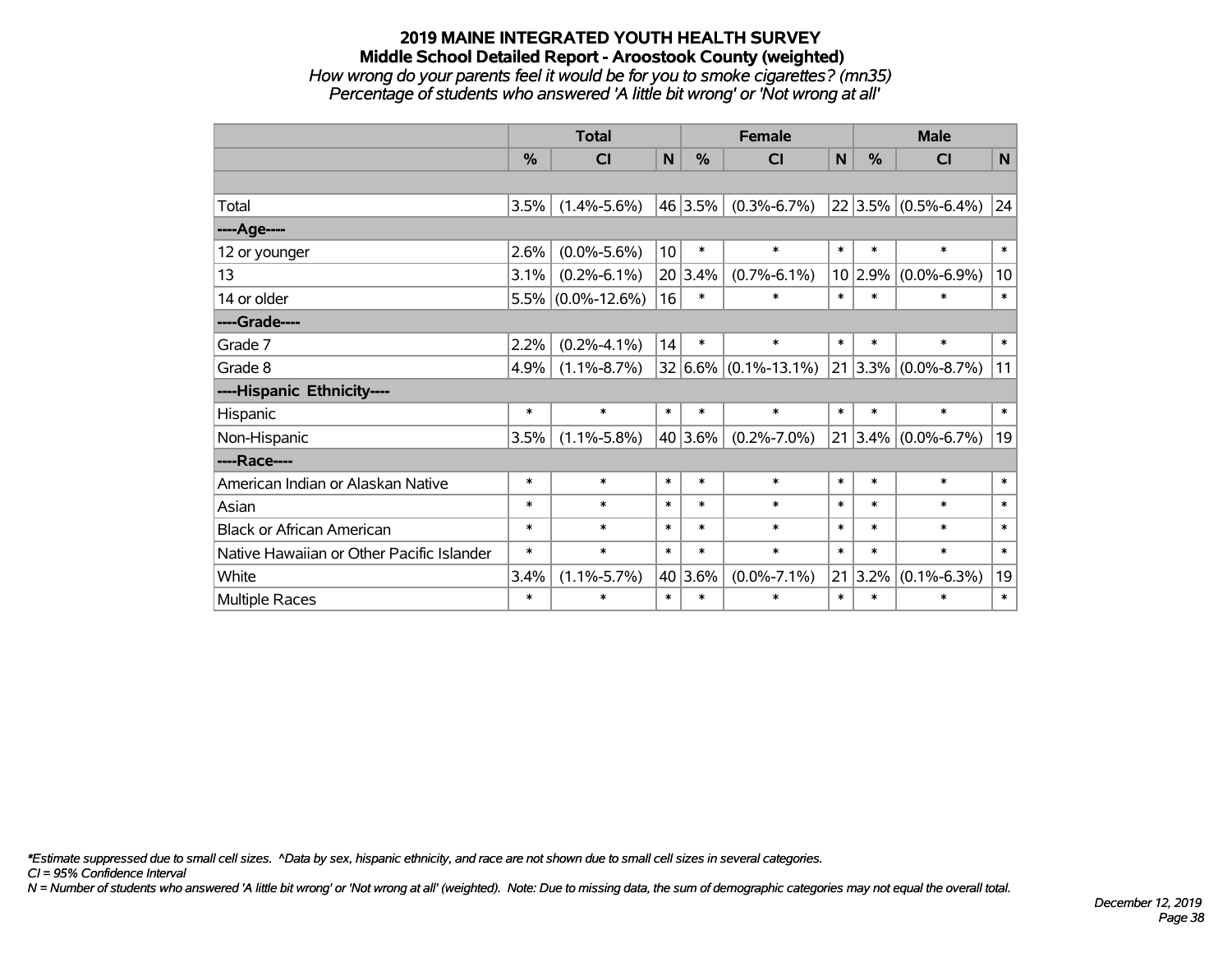# 2019 MAINE INTEGRATED YOUTH HEALTH SURVEY
## Middle School Detailed Report - Aroostook County (weighted)
*How wrong do your parents feel it would be for you to smoke cigarettes? (mn35)*
*Percentage of students who answered 'A little bit wrong' or 'Not wrong at all'*

| | Total | | | Female | | | Male | | |
|---|---|---|---|---|---|---|---|---|---|
| | % | CI | N | % | CI | N | % | CI | N |
| | | | | | | | | | |
| Total | 3.5% | (1.4%-5.6%) | 46 | 3.5% | (0.3%-6.7%) | 22 | 3.5% | (0.5%-6.4%) | 24 |
| ----Age---- | | | | | | | | | |
| 12 or younger | 2.6% | (0.0%-5.6%) | 10 | * | * | * | * | * | * |
| 13 | 3.1% | (0.2%-6.1%) | 20 | 3.4% | (0.7%-6.1%) | 10 | 2.9% | (0.0%-6.9%) | 10 |
| 14 or older | 5.5% | (0.0%-12.6%) | 16 | * | * | * | * | * | * |
| ----Grade---- | | | | | | | | | |
| Grade 7 | 2.2% | (0.2%-4.1%) | 14 | * | * | * | * | * | * |
| Grade 8 | 4.9% | (1.1%-8.7%) | 32 | 6.6% | (0.1%-13.1%) | 21 | 3.3% | (0.0%-8.7%) | 11 |
| ----Hispanic Ethnicity---- | | | | | | | | | |
| Hispanic | * | * | * | * | * | * | * | * | * |
| Non-Hispanic | 3.5% | (1.1%-5.8%) | 40 | 3.6% | (0.2%-7.0%) | 21 | 3.4% | (0.0%-6.7%) | 19 |
| ----Race---- | | | | | | | | | |
| American Indian or Alaskan Native | * | * | * | * | * | * | * | * | * |
| Asian | * | * | * | * | * | * | * | * | * |
| Black or African American | * | * | * | * | * | * | * | * | * |
| Native Hawaiian or Other Pacific Islander | * | * | * | * | * | * | * | * | * |
| White | 3.4% | (1.1%-5.7%) | 40 | 3.6% | (0.0%-7.1%) | 21 | 3.2% | (0.1%-6.3%) | 19 |
| Multiple Races | * | * | * | * | * | * | * | * | * |

*\*Estimate suppressed due to small cell sizes. ^Data by sex, hispanic ethnicity, and race are not shown due to small cell sizes in several categories.*
*CI = 95% Confidence Interval*
*N = Number of students who answered 'A little bit wrong' or 'Not wrong at all' (weighted). Note: Due to missing data, the sum of demographic categories may not equal the overall total.*

*December 12, 2019*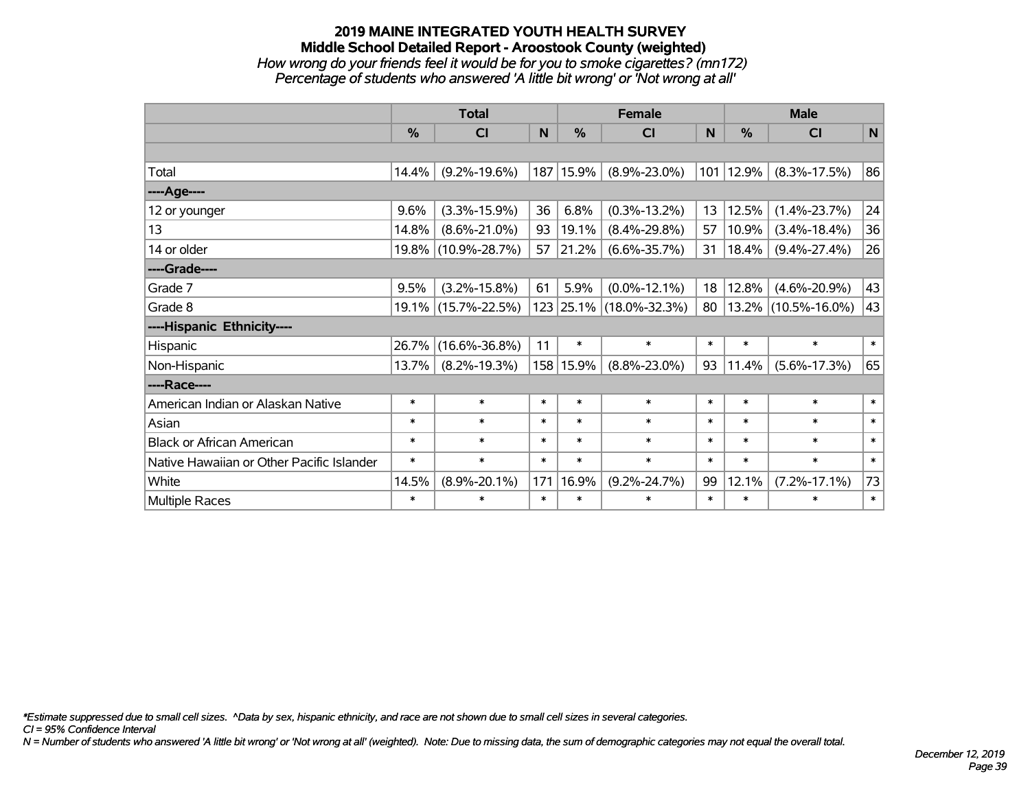# 2019 MAINE INTEGRATED YOUTH HEALTH SURVEY

## Middle School Detailed Report - Aroostook County (weighted)

*How wrong do your friends feel it would be for you to smoke cigarettes? (mn172)*

*Percentage of students who answered 'A little bit wrong' or 'Not wrong at all'*

| | Total | | | Female | | | Male | | |
|---|---|---|---|---|---|---|---|---|---|
| | % | CI | N | % | CI | N | % | CI | N |
| | | | | | | | | | |
| Total | 14.4% | (9.2%-19.6%) | 187 | 15.9% | (8.9%-23.0%) | 101 | 12.9% | (8.3%-17.5%) | 86 |
| ----Age---- | | | | | | | | | |
| 12 or younger | 9.6% | (3.3%-15.9%) | 36 | 6.8% | (0.3%-13.2%) | 13 | 12.5% | (1.4%-23.7%) | 24 |
| 13 | 14.8% | (8.6%-21.0%) | 93 | 19.1% | (8.4%-29.8%) | 57 | 10.9% | (3.4%-18.4%) | 36 |
| 14 or older | 19.8% | (10.9%-28.7%) | 57 | 21.2% | (6.6%-35.7%) | 31 | 18.4% | (9.4%-27.4%) | 26 |
| ----Grade---- | | | | | | | | | |
| Grade 7 | 9.5% | (3.2%-15.8%) | 61 | 5.9% | (0.0%-12.1%) | 18 | 12.8% | (4.6%-20.9%) | 43 |
| Grade 8 | 19.1% | (15.7%-22.5%) | 123 | 25.1% | (18.0%-32.3%) | 80 | 13.2% | (10.5%-16.0%) | 43 |
| ----Hispanic Ethnicity---- | | | | | | | | | |
| Hispanic | 26.7% | (16.6%-36.8%) | 11 | * | * | * | * | * | * |
| Non-Hispanic | 13.7% | (8.2%-19.3%) | 158 | 15.9% | (8.8%-23.0%) | 93 | 11.4% | (5.6%-17.3%) | 65 |
| ----Race---- | | | | | | | | | |
| American Indian or Alaskan Native | * | * | * | * | * | * | * | * | * |
| Asian | * | * | * | * | * | * | * | * | * |
| Black or African American | * | * | * | * | * | * | * | * | * |
| Native Hawaiian or Other Pacific Islander | * | * | * | * | * | * | * | * | * |
| White | 14.5% | (8.9%-20.1%) | 171 | 16.9% | (9.2%-24.7%) | 99 | 12.1% | (7.2%-17.1%) | 73 |
| Multiple Races | * | * | * | * | * | * | * | * | * |

*\*Estimate suppressed due to small cell sizes. ^Data by sex, hispanic ethnicity, and race are not shown due to small cell sizes in several categories.*

*CI = 95% Confidence Interval*

*N = Number of students who answered 'A little bit wrong' or 'Not wrong at all' (weighted). Note: Due to missing data, the sum of demographic categories may not equal the overall total.*

*December 12, 2019*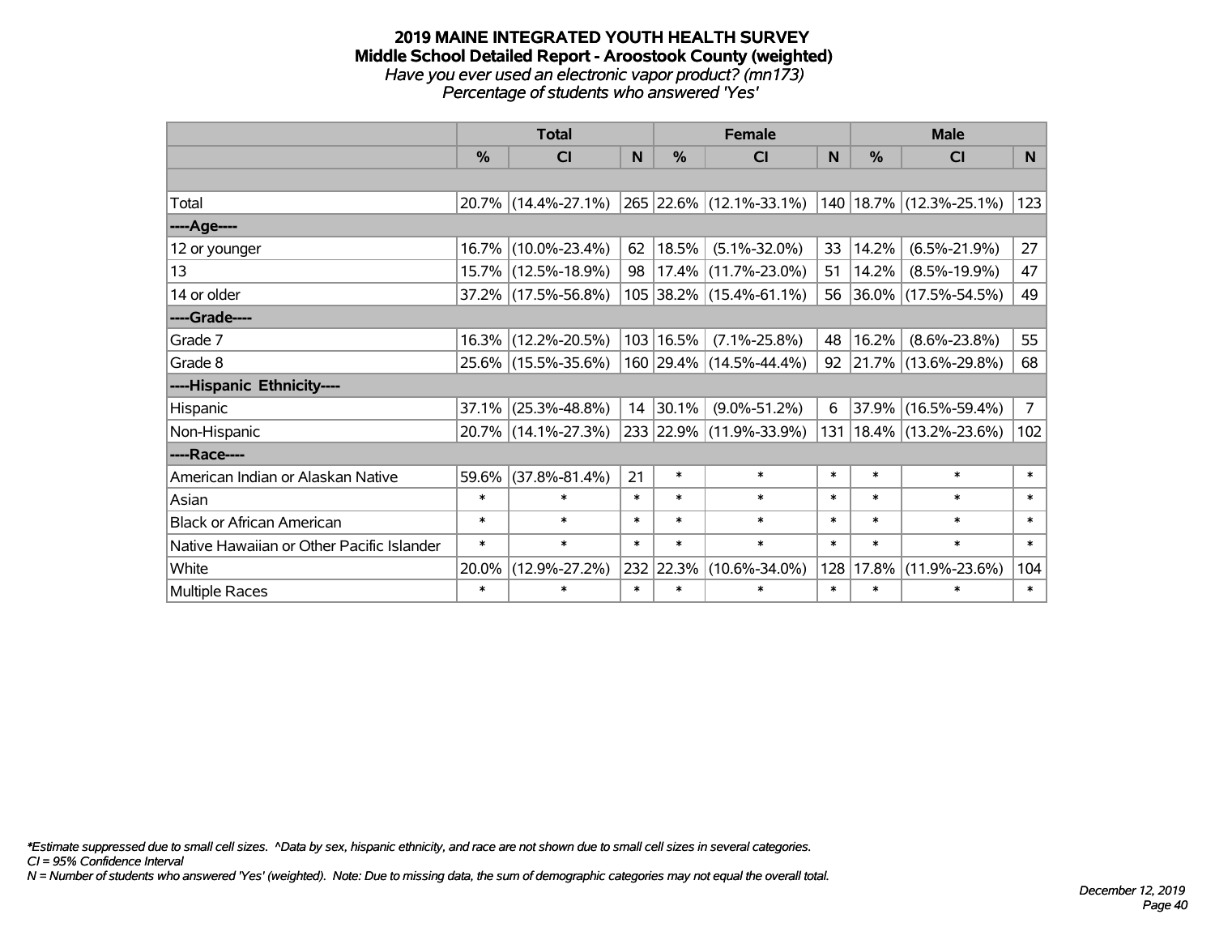# 2019 MAINE INTEGRATED YOUTH HEALTH SURVEY
## Middle School Detailed Report - Aroostook County (weighted)
*Have you ever used an electronic vapor product? (mn173)*
*Percentage of students who answered 'Yes'*

| | Total | | | Female | | | Male | | |
|---|---|---|---|---|---|---|---|---|---|
| | % | CI | N | % | CI | N | % | CI | N |
| Total | 20.7% | (14.4%-27.1%) | 265 | 22.6% | (12.1%-33.1%) | 140 | 18.7% | (12.3%-25.1%) | 123 |
| ----Age---- | | | | | | | | | |
| 12 or younger | 16.7% | (10.0%-23.4%) | 62 | 18.5% | (5.1%-32.0%) | 33 | 14.2% | (6.5%-21.9%) | 27 |
| 13 | 15.7% | (12.5%-18.9%) | 98 | 17.4% | (11.7%-23.0%) | 51 | 14.2% | (8.5%-19.9%) | 47 |
| 14 or older | 37.2% | (17.5%-56.8%) | 105 | 38.2% | (15.4%-61.1%) | 56 | 36.0% | (17.5%-54.5%) | 49 |
| ----Grade---- | | | | | | | | | |
| Grade 7 | 16.3% | (12.2%-20.5%) | 103 | 16.5% | (7.1%-25.8%) | 48 | 16.2% | (8.6%-23.8%) | 55 |
| Grade 8 | 25.6% | (15.5%-35.6%) | 160 | 29.4% | (14.5%-44.4%) | 92 | 21.7% | (13.6%-29.8%) | 68 |
| ----Hispanic Ethnicity---- | | | | | | | | | |
| Hispanic | 37.1% | (25.3%-48.8%) | 14 | 30.1% | (9.0%-51.2%) | 6 | 37.9% | (16.5%-59.4%) | 7 |
| Non-Hispanic | 20.7% | (14.1%-27.3%) | 233 | 22.9% | (11.9%-33.9%) | 131 | 18.4% | (13.2%-23.6%) | 102 |
| ----Race---- | | | | | | | | | |
| American Indian or Alaskan Native | 59.6% | (37.8%-81.4%) | 21 | * | * | * | * | * | * |
| Asian | * | * | * | * | * | * | * | * | * |
| Black or African American | * | * | * | * | * | * | * | * | * |
| Native Hawaiian or Other Pacific Islander | * | * | * | * | * | * | * | * | * |
| White | 20.0% | (12.9%-27.2%) | 232 | 22.3% | (10.6%-34.0%) | 128 | 17.8% | (11.9%-23.6%) | 104 |
| Multiple Races | * | * | * | * | * | * | * | * | * |

*\*Estimate suppressed due to small cell sizes. ^Data by sex, hispanic ethnicity, and race are not shown due to small cell sizes in several categories.*
*CI = 95% Confidence Interval*
*N = Number of students who answered 'Yes' (weighted). Note: Due to missing data, the sum of demographic categories may not equal the overall total.*

*December 12, 2019*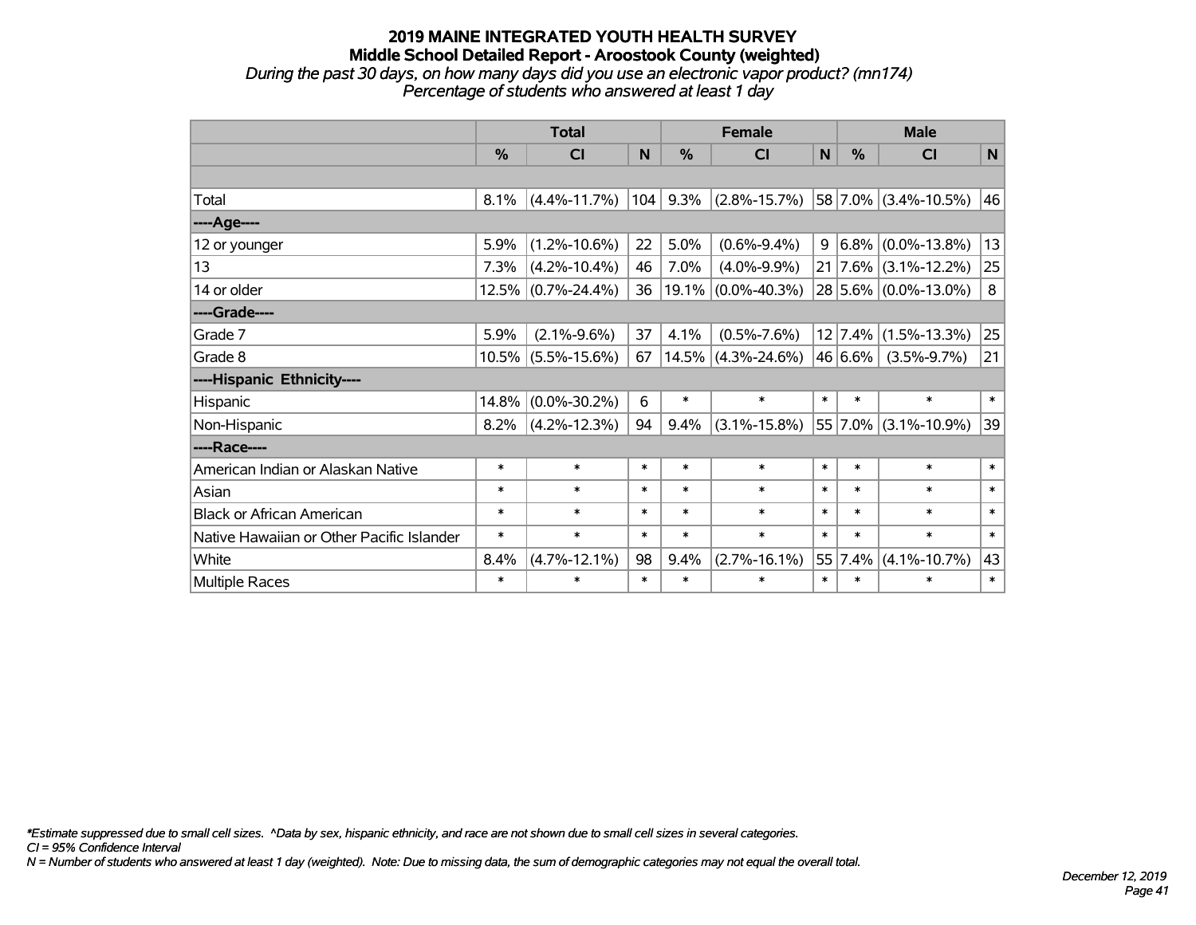# 2019 MAINE INTEGRATED YOUTH HEALTH SURVEY
## Middle School Detailed Report - Aroostook County (weighted)
*During the past 30 days, on how many days did you use an electronic vapor product? (mn174)*
*Percentage of students who answered at least 1 day*

| | Total | | | Female | | | Male | | |
|---|---|---|---|---|---|---|---|---|---|
| | % | CI | N | % | CI | N | % | CI | N |
| | | | | | | | | | |
| Total | 8.1% | (4.4%-11.7%) | 104 | 9.3% | (2.8%-15.7%) | 58 | 7.0% | (3.4%-10.5%) | 46 |
| ----Age---- | | | | | | | | | |
| 12 or younger | 5.9% | (1.2%-10.6%) | 22 | 5.0% | (0.6%-9.4%) | 9 | 6.8% | (0.0%-13.8%) | 13 |
| 13 | 7.3% | (4.2%-10.4%) | 46 | 7.0% | (4.0%-9.9%) | 21 | 7.6% | (3.1%-12.2%) | 25 |
| 14 or older | 12.5% | (0.7%-24.4%) | 36 | 19.1% | (0.0%-40.3%) | 28 | 5.6% | (0.0%-13.0%) | 8 |
| ----Grade---- | | | | | | | | | |
| Grade 7 | 5.9% | (2.1%-9.6%) | 37 | 4.1% | (0.5%-7.6%) | 12 | 7.4% | (1.5%-13.3%) | 25 |
| Grade 8 | 10.5% | (5.5%-15.6%) | 67 | 14.5% | (4.3%-24.6%) | 46 | 6.6% | (3.5%-9.7%) | 21 |
| ----Hispanic Ethnicity---- | | | | | | | | | |
| Hispanic | 14.8% | (0.0%-30.2%) | 6 | * | * | * | * | * | * |
| Non-Hispanic | 8.2% | (4.2%-12.3%) | 94 | 9.4% | (3.1%-15.8%) | 55 | 7.0% | (3.1%-10.9%) | 39 |
| ----Race---- | | | | | | | | | |
| American Indian or Alaskan Native | * | * | * | * | * | * | * | * | * |
| Asian | * | * | * | * | * | * | * | * | * |
| Black or African American | * | * | * | * | * | * | * | * | * |
| Native Hawaiian or Other Pacific Islander | * | * | * | * | * | * | * | * | * |
| White | 8.4% | (4.7%-12.1%) | 98 | 9.4% | (2.7%-16.1%) | 55 | 7.4% | (4.1%-10.7%) | 43 |
| Multiple Races | * | * | * | * | * | * | * | * | * |

*\*Estimate suppressed due to small cell sizes. ^Data by sex, hispanic ethnicity, and race are not shown due to small cell sizes in several categories.*
*CI = 95% Confidence Interval*
*N = Number of students who answered at least 1 day (weighted). Note: Due to missing data, the sum of demographic categories may not equal the overall total.*

*December 12, 2019*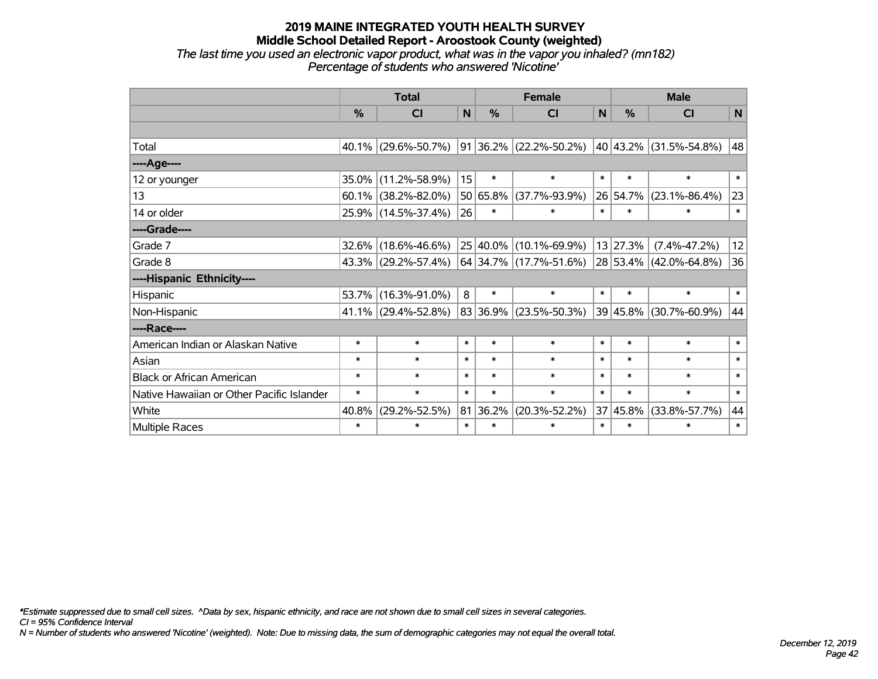# 2019 MAINE INTEGRATED YOUTH HEALTH SURVEY
## Middle School Detailed Report - Aroostook County (weighted)
*The last time you used an electronic vapor product, what was in the vapor you inhaled? (mn182)*
*Percentage of students who answered 'Nicotine'*

| | Total | | | Female | | | Male | | |
|---|---|---|---|---|---|---|---|---|---|
| | % | CI | N | % | CI | N | % | CI | N |
| | | | | | | | | | |
| Total | 40.1% | (29.6%-50.7%) | 91 | 36.2% | (22.2%-50.2%) | 40 | 43.2% | (31.5%-54.8%) | 48 |
| ----Age---- | | | | | | | | | |
| 12 or younger | 35.0% | (11.2%-58.9%) | 15 | * | * | * | * | * | * |
| 13 | 60.1% | (38.2%-82.0%) | 50 | 65.8% | (37.7%-93.9%) | 26 | 54.7% | (23.1%-86.4%) | 23 |
| 14 or older | 25.9% | (14.5%-37.4%) | 26 | * | * | * | * | * | * |
| ----Grade---- | | | | | | | | | |
| Grade 7 | 32.6% | (18.6%-46.6%) | 25 | 40.0% | (10.1%-69.9%) | 13 | 27.3% | (7.4%-47.2%) | 12 |
| Grade 8 | 43.3% | (29.2%-57.4%) | 64 | 34.7% | (17.7%-51.6%) | 28 | 53.4% | (42.0%-64.8%) | 36 |
| ----Hispanic Ethnicity---- | | | | | | | | | |
| Hispanic | 53.7% | (16.3%-91.0%) | 8 | * | * | * | * | * | * |
| Non-Hispanic | 41.1% | (29.4%-52.8%) | 83 | 36.9% | (23.5%-50.3%) | 39 | 45.8% | (30.7%-60.9%) | 44 |
| ----Race---- | | | | | | | | | |
| American Indian or Alaskan Native | * | * | * | * | * | * | * | * | * |
| Asian | * | * | * | * | * | * | * | * | * |
| Black or African American | * | * | * | * | * | * | * | * | * |
| Native Hawaiian or Other Pacific Islander | * | * | * | * | * | * | * | * | * |
| White | 40.8% | (29.2%-52.5%) | 81 | 36.2% | (20.3%-52.2%) | 37 | 45.8% | (33.8%-57.7%) | 44 |
| Multiple Races | * | * | * | * | * | * | * | * | * |

*Estimate suppressed due to small cell sizes. ^Data by sex, hispanic ethnicity, and race are not shown due to small cell sizes in several categories.
*CI = 95% Confidence Interval*
*N = Number of students who answered 'Nicotine' (weighted). Note: Due to missing data, the sum of demographic categories may not equal the overall total.*

*December 12, 2019*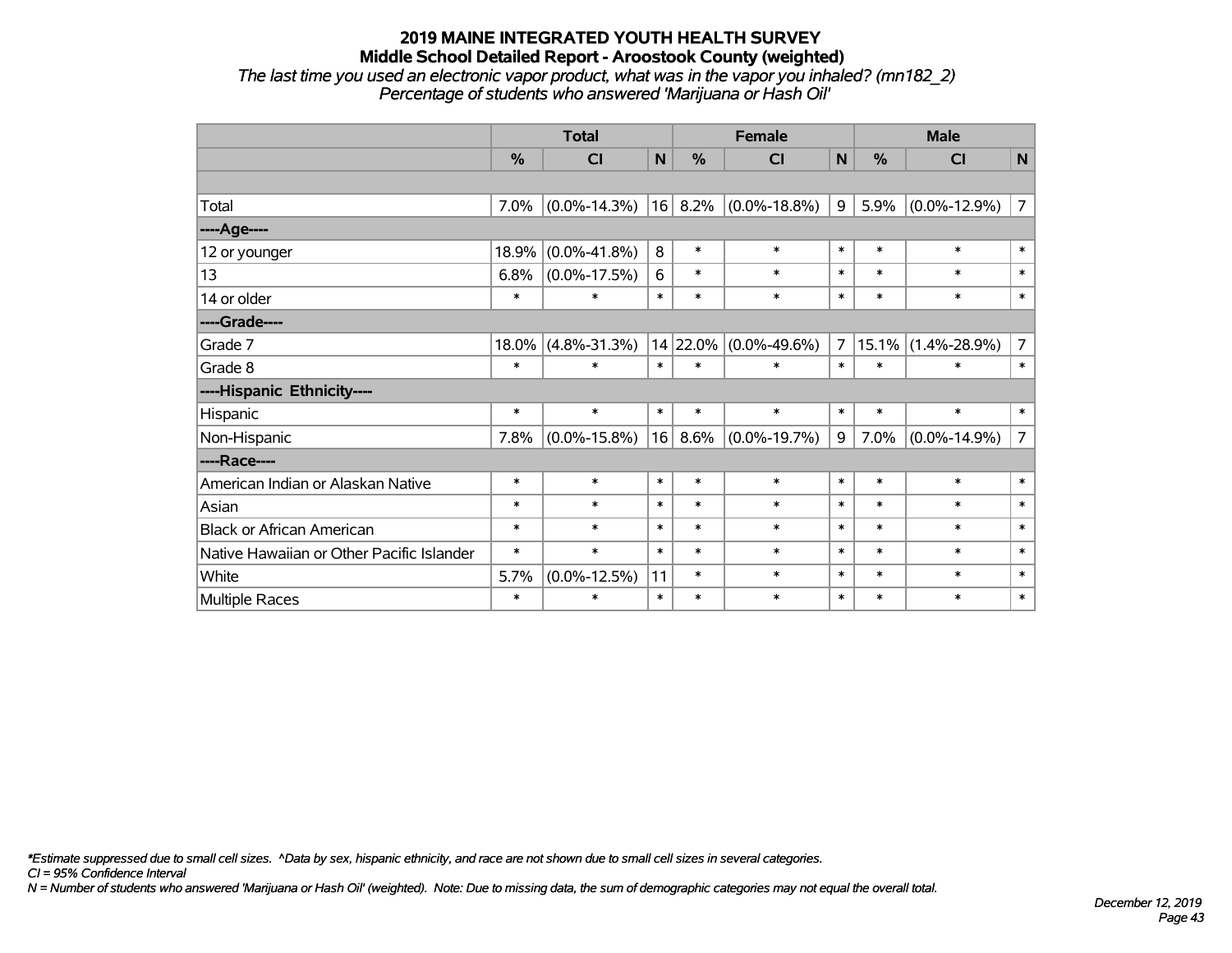# 2019 MAINE INTEGRATED YOUTH HEALTH SURVEY

## Middle School Detailed Report - Aroostook County (weighted)

*The last time you used an electronic vapor product, what was in the vapor you inhaled? (mn182_2)*
*Percentage of students who answered 'Marijuana or Hash Oil'*

| | Total | | | Female | | | Male | | |
|---|---|---|---|---|---|---|---|---|---|
| | % | CI | N | % | CI | N | % | CI | N |
| | | | | | | | | | |
| Total | 7.0% | (0.0%-14.3%) | 16 | 8.2% | (0.0%-18.8%) | 9 | 5.9% | (0.0%-12.9%) | 7 |
| ----Age---- | | | | | | | | | |
| 12 or younger | 18.9% | (0.0%-41.8%) | 8 | * | * | * | * | * | * |
| 13 | 6.8% | (0.0%-17.5%) | 6 | * | * | * | * | * | * |
| 14 or older | * | * | * | * | * | * | * | * | * |
| ----Grade---- | | | | | | | | | |
| Grade 7 | 18.0% | (4.8%-31.3%) | 14 | 22.0% | (0.0%-49.6%) | 7 | 15.1% | (1.4%-28.9%) | 7 |
| Grade 8 | * | * | * | * | * | * | * | * | * |
| ----Hispanic Ethnicity---- | | | | | | | | | |
| Hispanic | * | * | * | * | * | * | * | * | * |
| Non-Hispanic | 7.8% | (0.0%-15.8%) | 16 | 8.6% | (0.0%-19.7%) | 9 | 7.0% | (0.0%-14.9%) | 7 |
| ----Race---- | | | | | | | | | |
| American Indian or Alaskan Native | * | * | * | * | * | * | * | * | * |
| Asian | * | * | * | * | * | * | * | * | * |
| Black or African American | * | * | * | * | * | * | * | * | * |
| Native Hawaiian or Other Pacific Islander | * | * | * | * | * | * | * | * | * |
| White | 5.7% | (0.0%-12.5%) | 11 | * | * | * | * | * | * |
| Multiple Races | * | * | * | * | * | * | * | * | * |

*\*Estimate suppressed due to small cell sizes. ^Data by sex, hispanic ethnicity, and race are not shown due to small cell sizes in several categories.*
*CI = 95% Confidence Interval*
*N = Number of students who answered 'Marijuana or Hash Oil' (weighted). Note: Due to missing data, the sum of demographic categories may not equal the overall total.*

*December 12, 2019*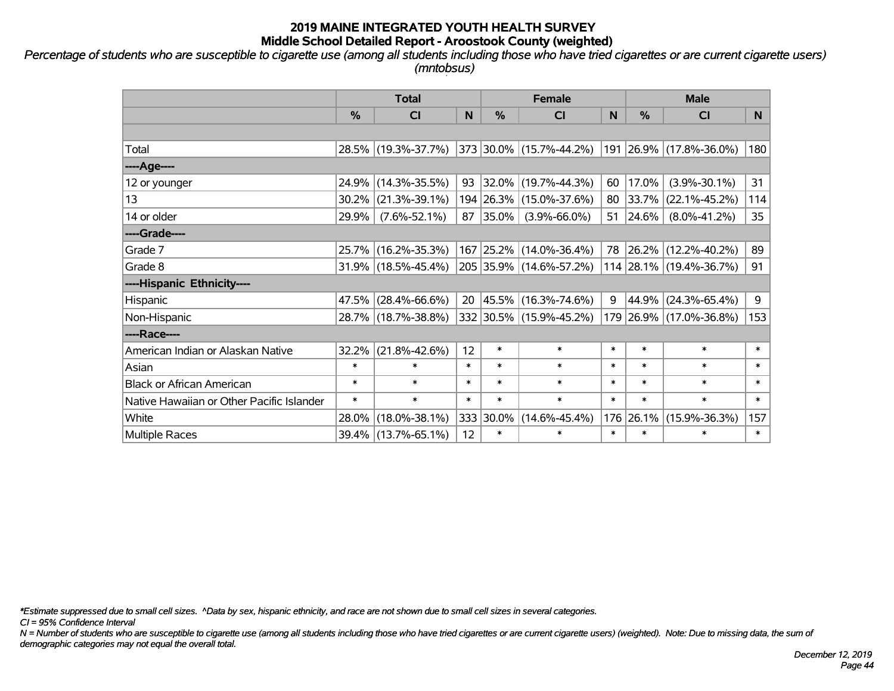# 2019 MAINE INTEGRATED YOUTH HEALTH SURVEY
## Middle School Detailed Report - Aroostook County (weighted)

*Percentage of students who are susceptible to cigarette use (among all students including those who have tried cigarettes or are current cigarette users) (mntobsus)*

| | Total | | | Female | | | Male | | |
|---|---|---|---|---|---|---|---|---|---|
| | % | CI | N | % | CI | N | % | CI | N |
| Total | 28.5% | (19.3%-37.7%) | 373 | 30.0% | (15.7%-44.2%) | 191 | 26.9% | (17.8%-36.0%) | 180 |
| ----Age---- | | | | | | | | | |
| 12 or younger | 24.9% | (14.3%-35.5%) | 93 | 32.0% | (19.7%-44.3%) | 60 | 17.0% | (3.9%-30.1%) | 31 |
| 13 | 30.2% | (21.3%-39.1%) | 194 | 26.3% | (15.0%-37.6%) | 80 | 33.7% | (22.1%-45.2%) | 114 |
| 14 or older | 29.9% | (7.6%-52.1%) | 87 | 35.0% | (3.9%-66.0%) | 51 | 24.6% | (8.0%-41.2%) | 35 |
| ----Grade---- | | | | | | | | | |
| Grade 7 | 25.7% | (16.2%-35.3%) | 167 | 25.2% | (14.0%-36.4%) | 78 | 26.2% | (12.2%-40.2%) | 89 |
| Grade 8 | 31.9% | (18.5%-45.4%) | 205 | 35.9% | (14.6%-57.2%) | 114 | 28.1% | (19.4%-36.7%) | 91 |
| ----Hispanic Ethnicity---- | | | | | | | | | |
| Hispanic | 47.5% | (28.4%-66.6%) | 20 | 45.5% | (16.3%-74.6%) | 9 | 44.9% | (24.3%-65.4%) | 9 |
| Non-Hispanic | 28.7% | (18.7%-38.8%) | 332 | 30.5% | (15.9%-45.2%) | 179 | 26.9% | (17.0%-36.8%) | 153 |
| ----Race---- | | | | | | | | | |
| American Indian or Alaskan Native | 32.2% | (21.8%-42.6%) | 12 | * | * | * | * | * | * |
| Asian | * | * | * | * | * | * | * | * | * |
| Black or African American | * | * | * | * | * | * | * | * | * |
| Native Hawaiian or Other Pacific Islander | * | * | * | * | * | * | * | * | * |
| White | 28.0% | (18.0%-38.1%) | 333 | 30.0% | (14.6%-45.4%) | 176 | 26.1% | (15.9%-36.3%) | 157 |
| Multiple Races | 39.4% | (13.7%-65.1%) | 12 | * | * | * | * | * | * |

*\*Estimate suppressed due to small cell sizes. ^Data by sex, hispanic ethnicity, and race are not shown due to small cell sizes in several categories.*

*CI = 95% Confidence Interval*

*N = Number of students who are susceptible to cigarette use (among all students including those who have tried cigarettes or are current cigarette users) (weighted). Note: Due to missing data, the sum of demographic categories may not equal the overall total.*

*December 12, 2019*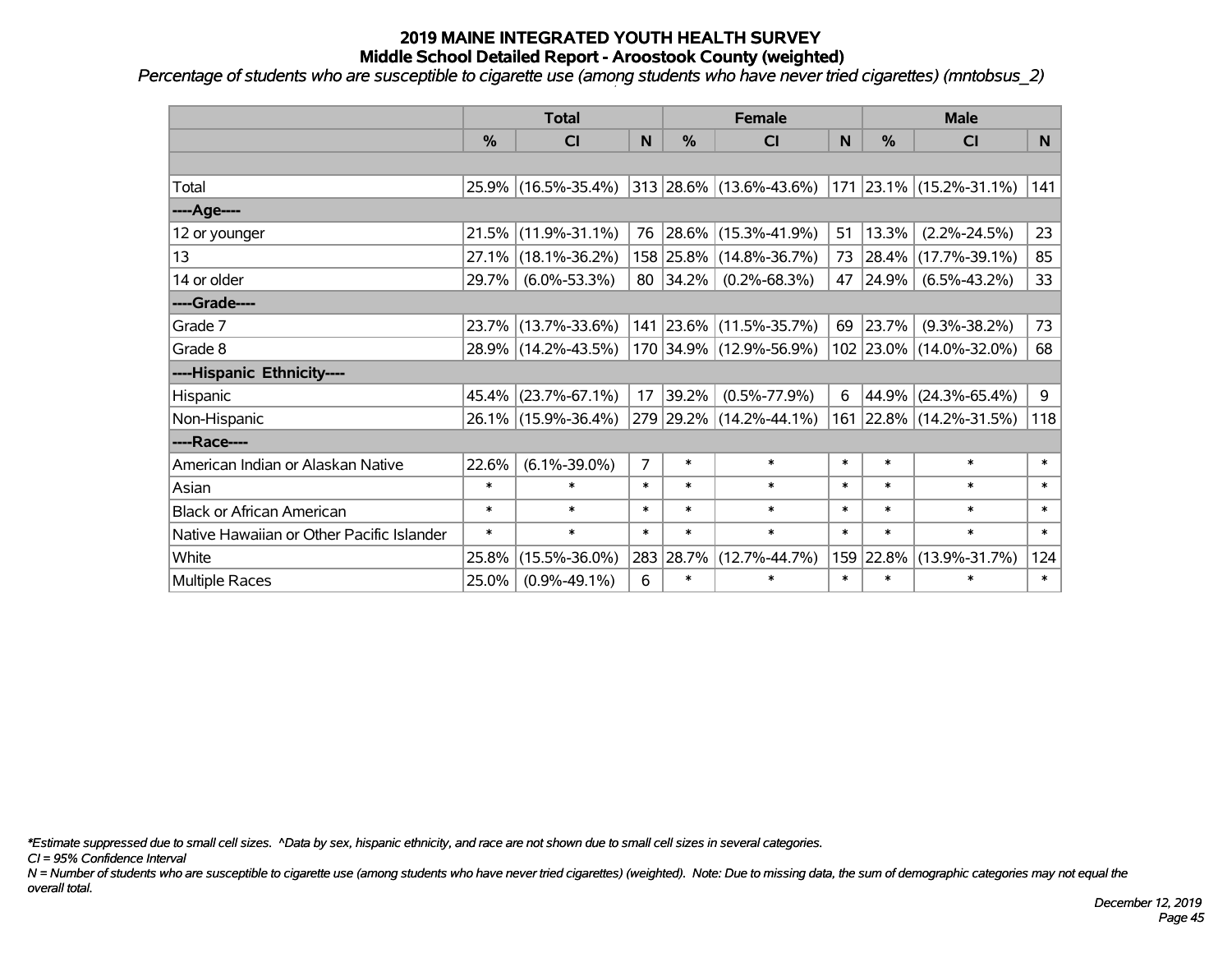# 2019 MAINE INTEGRATED YOUTH HEALTH SURVEY
## Middle School Detailed Report - Aroostook County (weighted)

*Percentage of students who are susceptible to cigarette use (among students who have never tried cigarettes) (mntobsus_2)*

| | Total | | | Female | | | Male | | |
|---|---|---|---|---|---|---|---|---|---|
| | % | CI | N | % | CI | N | % | CI | N |
| | | | | | | | | | |
| Total | 25.9% | (16.5%-35.4%) | 313 | 28.6% | (13.6%-43.6%) | 171 | 23.1% | (15.2%-31.1%) | 141 |
| ----Age---- | | | | | | | | | |
| 12 or younger | 21.5% | (11.9%-31.1%) | 76 | 28.6% | (15.3%-41.9%) | 51 | 13.3% | (2.2%-24.5%) | 23 |
| 13 | 27.1% | (18.1%-36.2%) | 158 | 25.8% | (14.8%-36.7%) | 73 | 28.4% | (17.7%-39.1%) | 85 |
| 14 or older | 29.7% | (6.0%-53.3%) | 80 | 34.2% | (0.2%-68.3%) | 47 | 24.9% | (6.5%-43.2%) | 33 |
| ----Grade---- | | | | | | | | | |
| Grade 7 | 23.7% | (13.7%-33.6%) | 141 | 23.6% | (11.5%-35.7%) | 69 | 23.7% | (9.3%-38.2%) | 73 |
| Grade 8 | 28.9% | (14.2%-43.5%) | 170 | 34.9% | (12.9%-56.9%) | 102 | 23.0% | (14.0%-32.0%) | 68 |
| ----Hispanic Ethnicity---- | | | | | | | | | |
| Hispanic | 45.4% | (23.7%-67.1%) | 17 | 39.2% | (0.5%-77.9%) | 6 | 44.9% | (24.3%-65.4%) | 9 |
| Non-Hispanic | 26.1% | (15.9%-36.4%) | 279 | 29.2% | (14.2%-44.1%) | 161 | 22.8% | (14.2%-31.5%) | 118 |
| ----Race---- | | | | | | | | | |
| American Indian or Alaskan Native | 22.6% | (6.1%-39.0%) | 7 | * | * | * | * | * | * |
| Asian | * | * | * | * | * | * | * | * | * |
| Black or African American | * | * | * | * | * | * | * | * | * |
| Native Hawaiian or Other Pacific Islander | * | * | * | * | * | * | * | * | * |
| White | 25.8% | (15.5%-36.0%) | 283 | 28.7% | (12.7%-44.7%) | 159 | 22.8% | (13.9%-31.7%) | 124 |
| Multiple Races | 25.0% | (0.9%-49.1%) | 6 | * | * | * | * | * | * |

*\*Estimate suppressed due to small cell sizes. ^Data by sex, hispanic ethnicity, and race are not shown due to small cell sizes in several categories.*

*CI = 95% Confidence Interval*

*N = Number of students who are susceptible to cigarette use (among students who have never tried cigarettes) (weighted). Note: Due to missing data, the sum of demographic categories may not equal the overall total.*

*December 12, 2019*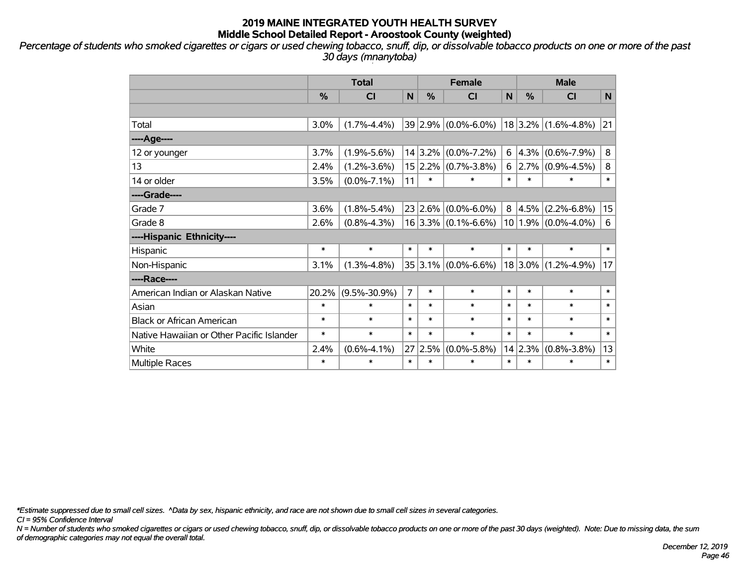# 2019 MAINE INTEGRATED YOUTH HEALTH SURVEY
## Middle School Detailed Report - Aroostook County (weighted)

*Percentage of students who smoked cigarettes or cigars or used chewing tobacco, snuff, dip, or dissolvable tobacco products on one or more of the past 30 days (mnanytoba)*

| | Total | | | Female | | | Male | | |
|---|---|---|---|---|---|---|---|---|---|
| | % | CI | N | % | CI | N | % | CI | N |
| | | | | | | | | | |
| Total | 3.0% | (1.7%-4.4%) | 39 | 2.9% | (0.0%-6.0%) | 18 | 3.2% | (1.6%-4.8%) | 21 |
| ----Age---- | | | | | | | | | |
| 12 or younger | 3.7% | (1.9%-5.6%) | 14 | 3.2% | (0.0%-7.2%) | 6 | 4.3% | (0.6%-7.9%) | 8 |
| 13 | 2.4% | (1.2%-3.6%) | 15 | 2.2% | (0.7%-3.8%) | 6 | 2.7% | (0.9%-4.5%) | 8 |
| 14 or older | 3.5% | (0.0%-7.1%) | 11 | * | * | * | * | * | * |
| ----Grade---- | | | | | | | | | |
| Grade 7 | 3.6% | (1.8%-5.4%) | 23 | 2.6% | (0.0%-6.0%) | 8 | 4.5% | (2.2%-6.8%) | 15 |
| Grade 8 | 2.6% | (0.8%-4.3%) | 16 | 3.3% | (0.1%-6.6%) | 10 | 1.9% | (0.0%-4.0%) | 6 |
| ----Hispanic Ethnicity---- | | | | | | | | | |
| Hispanic | * | * | * | * | * | * | * | * | * |
| Non-Hispanic | 3.1% | (1.3%-4.8%) | 35 | 3.1% | (0.0%-6.6%) | 18 | 3.0% | (1.2%-4.9%) | 17 |
| ----Race---- | | | | | | | | | |
| American Indian or Alaskan Native | 20.2% | (9.5%-30.9%) | 7 | * | * | * | * | * | * |
| Asian | * | * | * | * | * | * | * | * | * |
| Black or African American | * | * | * | * | * | * | * | * | * |
| Native Hawaiian or Other Pacific Islander | * | * | * | * | * | * | * | * | * |
| White | 2.4% | (0.6%-4.1%) | 27 | 2.5% | (0.0%-5.8%) | 14 | 2.3% | (0.8%-3.8%) | 13 |
| Multiple Races | * | * | * | * | * | * | * | * | * |

*\*Estimate suppressed due to small cell sizes. ^Data by sex, hispanic ethnicity, and race are not shown due to small cell sizes in several categories.*

*CI = 95% Confidence Interval*

*N = Number of students who smoked cigarettes or cigars or used chewing tobacco, snuff, dip, or dissolvable tobacco products on one or more of the past 30 days (weighted). Note: Due to missing data, the sum of demographic categories may not equal the overall total.*

*December 12, 2019*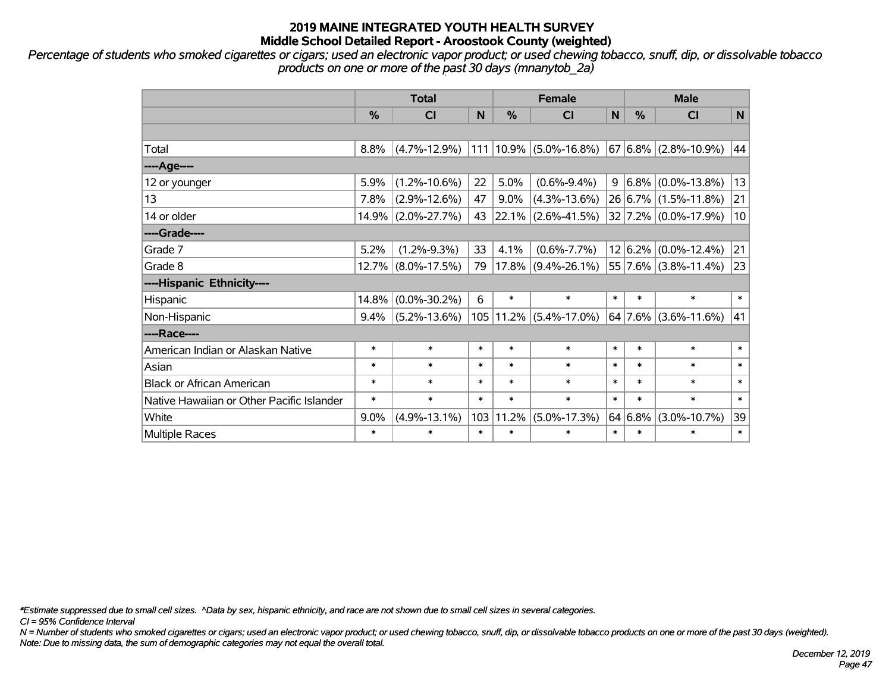# 2019 MAINE INTEGRATED YOUTH HEALTH SURVEY
## Middle School Detailed Report - Aroostook County (weighted)

*Percentage of students who smoked cigarettes or cigars; used an electronic vapor product; or used chewing tobacco, snuff, dip, or dissolvable tobacco products on one or more of the past 30 days (mnanytob_2a)*

| | Total | | | Female | | | Male | | |
|---|---|---|---|---|---|---|---|---|---|
| | % | CI | N | % | CI | N | % | CI | N |
| | | | | | | | | | |
| Total | 8.8% | (4.7%-12.9%) | 111 | 10.9% | (5.0%-16.8%) | 67 | 6.8% | (2.8%-10.9%) | 44 |
| ----Age---- | | | | | | | | | |
| 12 or younger | 5.9% | (1.2%-10.6%) | 22 | 5.0% | (0.6%-9.4%) | 9 | 6.8% | (0.0%-13.8%) | 13 |
| 13 | 7.8% | (2.9%-12.6%) | 47 | 9.0% | (4.3%-13.6%) | 26 | 6.7% | (1.5%-11.8%) | 21 |
| 14 or older | 14.9% | (2.0%-27.7%) | 43 | 22.1% | (2.6%-41.5%) | 32 | 7.2% | (0.0%-17.9%) | 10 |
| ----Grade---- | | | | | | | | | |
| Grade 7 | 5.2% | (1.2%-9.3%) | 33 | 4.1% | (0.6%-7.7%) | 12 | 6.2% | (0.0%-12.4%) | 21 |
| Grade 8 | 12.7% | (8.0%-17.5%) | 79 | 17.8% | (9.4%-26.1%) | 55 | 7.6% | (3.8%-11.4%) | 23 |
| ----Hispanic Ethnicity---- | | | | | | | | | |
| Hispanic | 14.8% | (0.0%-30.2%) | 6 | * | * | * | * | * | * |
| Non-Hispanic | 9.4% | (5.2%-13.6%) | 105 | 11.2% | (5.4%-17.0%) | 64 | 7.6% | (3.6%-11.6%) | 41 |
| ----Race---- | | | | | | | | | |
| American Indian or Alaskan Native | * | * | * | * | * | * | * | * | * |
| Asian | * | * | * | * | * | * | * | * | * |
| Black or African American | * | * | * | * | * | * | * | * | * |
| Native Hawaiian or Other Pacific Islander | * | * | * | * | * | * | * | * | * |
| White | 9.0% | (4.9%-13.1%) | 103 | 11.2% | (5.0%-17.3%) | 64 | 6.8% | (3.0%-10.7%) | 39 |
| Multiple Races | * | * | * | * | * | * | * | * | * |

*\*Estimate suppressed due to small cell sizes. ^Data by sex, hispanic ethnicity, and race are not shown due to small cell sizes in several categories.*

*CI = 95% Confidence Interval*

*N = Number of students who smoked cigarettes or cigars; used an electronic vapor product; or used chewing tobacco, snuff, dip, or dissolvable tobacco products on one or more of the past 30 days (weighted).*

*Note: Due to missing data, the sum of demographic categories may not equal the overall total.*

*December 12, 2019*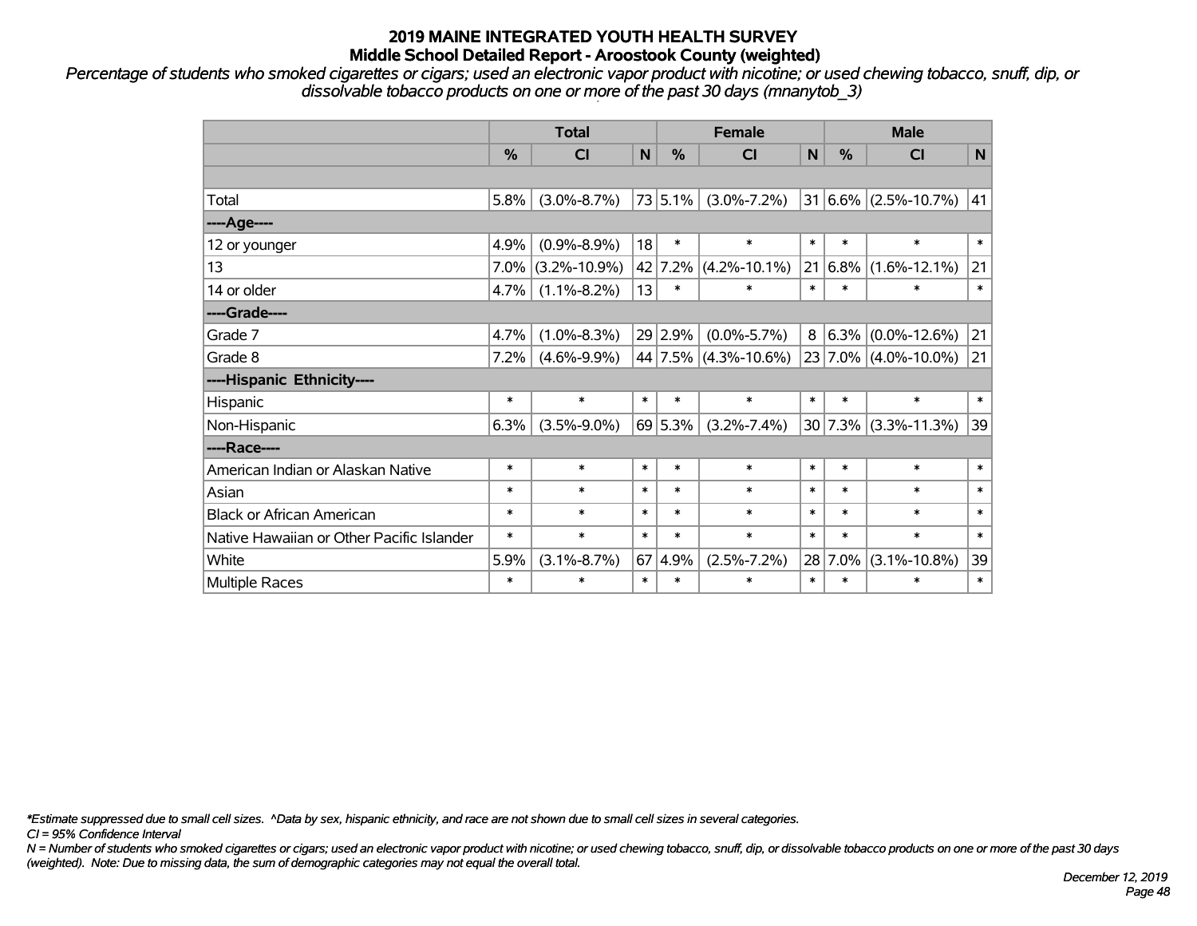# 2019 MAINE INTEGRATED YOUTH HEALTH SURVEY
## Middle School Detailed Report - Aroostook County (weighted)

*Percentage of students who smoked cigarettes or cigars; used an electronic vapor product with nicotine; or used chewing tobacco, snuff, dip, or dissolvable tobacco products on one or more of the past 30 days (mnanytob_3)*

| | Total | | | Female | | | Male | | |
|---|---|---|---|---|---|---|---|---|---|
| | % | CI | N | % | CI | N | % | CI | N |
| | | | | | | | | | |
| Total | 5.8% | (3.0%-8.7%) | 73 | 5.1% | (3.0%-7.2%) | 31 | 6.6% | (2.5%-10.7%) | 41 |
| ----Age---- | | | | | | | | | |
| 12 or younger | 4.9% | (0.9%-8.9%) | 18 | * | * | * | * | * | * |
| 13 | 7.0% | (3.2%-10.9%) | 42 | 7.2% | (4.2%-10.1%) | 21 | 6.8% | (1.6%-12.1%) | 21 |
| 14 or older | 4.7% | (1.1%-8.2%) | 13 | * | * | * | * | * | * |
| ----Grade---- | | | | | | | | | |
| Grade 7 | 4.7% | (1.0%-8.3%) | 29 | 2.9% | (0.0%-5.7%) | 8 | 6.3% | (0.0%-12.6%) | 21 |
| Grade 8 | 7.2% | (4.6%-9.9%) | 44 | 7.5% | (4.3%-10.6%) | 23 | 7.0% | (4.0%-10.0%) | 21 |
| ----Hispanic Ethnicity---- | | | | | | | | | |
| Hispanic | * | * | * | * | * | * | * | * | * |
| Non-Hispanic | 6.3% | (3.5%-9.0%) | 69 | 5.3% | (3.2%-7.4%) | 30 | 7.3% | (3.3%-11.3%) | 39 |
| ----Race---- | | | | | | | | | |
| American Indian or Alaskan Native | * | * | * | * | * | * | * | * | * |
| Asian | * | * | * | * | * | * | * | * | * |
| Black or African American | * | * | * | * | * | * | * | * | * |
| Native Hawaiian or Other Pacific Islander | * | * | * | * | * | * | * | * | * |
| White | 5.9% | (3.1%-8.7%) | 67 | 4.9% | (2.5%-7.2%) | 28 | 7.0% | (3.1%-10.8%) | 39 |
| Multiple Races | * | * | * | * | * | * | * | * | * |

*\*Estimate suppressed due to small cell sizes. ^Data by sex, hispanic ethnicity, and race are not shown due to small cell sizes in several categories.*

*CI = 95% Confidence Interval*

*N = Number of students who smoked cigarettes or cigars; used an electronic vapor product with nicotine; or used chewing tobacco, snuff, dip, or dissolvable tobacco products on one or more of the past 30 days (weighted). Note: Due to missing data, the sum of demographic categories may not equal the overall total.*

*December 12, 2019*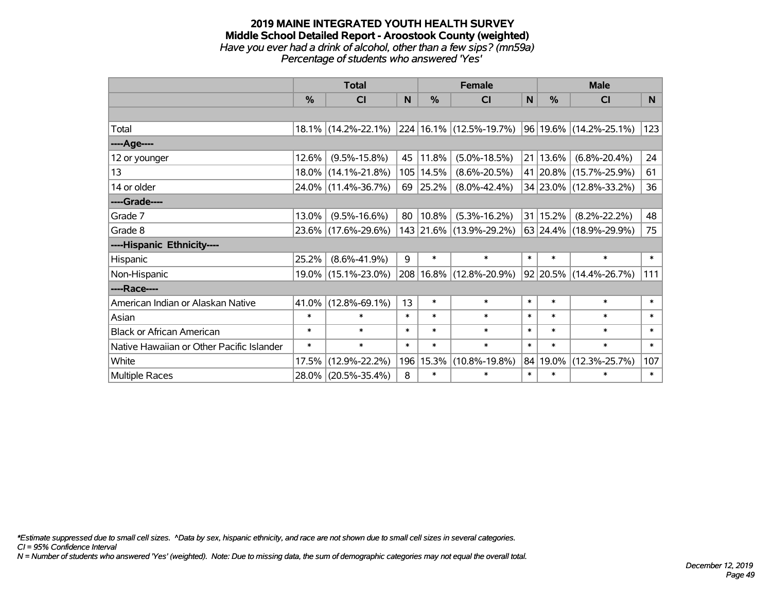# 2019 MAINE INTEGRATED YOUTH HEALTH SURVEY

## Middle School Detailed Report - Aroostook County (weighted)

*Have you ever had a drink of alcohol, other than a few sips? (mn59a)*

*Percentage of students who answered 'Yes'*

| | Total | | | Female | | | Male | | |
|---|---|---|---|---|---|---|---|---|---|
| | % | CI | N | % | CI | N | % | CI | N |
| | | | | | | | | | |
| Total | 18.1% | (14.2%-22.1%) | 224 | 16.1% | (12.5%-19.7%) | 96 | 19.6% | (14.2%-25.1%) | 123 |
| ----Age---- | | | | | | | | | |
| 12 or younger | 12.6% | (9.5%-15.8%) | 45 | 11.8% | (5.0%-18.5%) | 21 | 13.6% | (6.8%-20.4%) | 24 |
| 13 | 18.0% | (14.1%-21.8%) | 105 | 14.5% | (8.6%-20.5%) | 41 | 20.8% | (15.7%-25.9%) | 61 |
| 14 or older | 24.0% | (11.4%-36.7%) | 69 | 25.2% | (8.0%-42.4%) | 34 | 23.0% | (12.8%-33.2%) | 36 |
| ----Grade---- | | | | | | | | | |
| Grade 7 | 13.0% | (9.5%-16.6%) | 80 | 10.8% | (5.3%-16.2%) | 31 | 15.2% | (8.2%-22.2%) | 48 |
| Grade 8 | 23.6% | (17.6%-29.6%) | 143 | 21.6% | (13.9%-29.2%) | 63 | 24.4% | (18.9%-29.9%) | 75 |
| ----Hispanic Ethnicity---- | | | | | | | | | |
| Hispanic | 25.2% | (8.6%-41.9%) | 9 | * | * | * | * | * | * |
| Non-Hispanic | 19.0% | (15.1%-23.0%) | 208 | 16.8% | (12.8%-20.9%) | 92 | 20.5% | (14.4%-26.7%) | 111 |
| ----Race---- | | | | | | | | | |
| American Indian or Alaskan Native | 41.0% | (12.8%-69.1%) | 13 | * | * | * | * | * | * |
| Asian | * | * | * | * | * | * | * | * | * |
| Black or African American | * | * | * | * | * | * | * | * | * |
| Native Hawaiian or Other Pacific Islander | * | * | * | * | * | * | * | * | * |
| White | 17.5% | (12.9%-22.2%) | 196 | 15.3% | (10.8%-19.8%) | 84 | 19.0% | (12.3%-25.7%) | 107 |
| Multiple Races | 28.0% | (20.5%-35.4%) | 8 | * | * | * | * | * | * |

*\*Estimate suppressed due to small cell sizes. ^Data by sex, hispanic ethnicity, and race are not shown due to small cell sizes in several categories.*

*CI = 95% Confidence Interval*

*N = Number of students who answered 'Yes' (weighted). Note: Due to missing data, the sum of demographic categories may not equal the overall total.*

*December 12, 2019*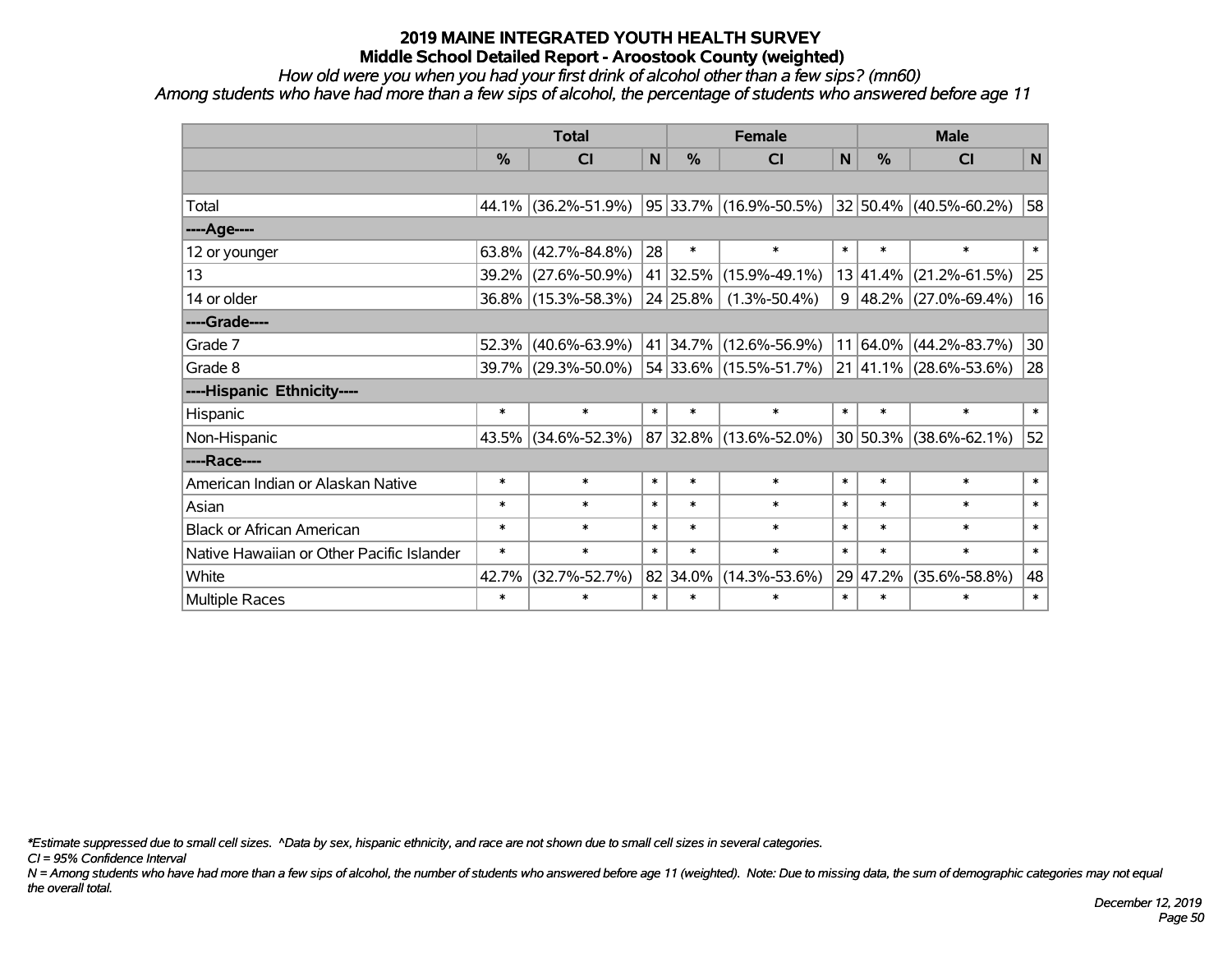# 2019 MAINE INTEGRATED YOUTH HEALTH SURVEY
## Middle School Detailed Report - Aroostook County (weighted)

*How old were you when you had your first drink of alcohol other than a few sips? (mn60)*
*Among students who have had more than a few sips of alcohol, the percentage of students who answered before age 11*

| | Total | | | Female | | | Male | | |
|---|---|---|---|---|---|---|---|---|---|
| | % | CI | N | % | CI | N | % | CI | N |
| Total | 44.1% | (36.2%-51.9%) | 95 | 33.7% | (16.9%-50.5%) | 32 | 50.4% | (40.5%-60.2%) | 58 |
| ----Age---- | | | | | | | | | |
| 12 or younger | 63.8% | (42.7%-84.8%) | 28 | * | * | * | * | * | * |
| 13 | 39.2% | (27.6%-50.9%) | 41 | 32.5% | (15.9%-49.1%) | 13 | 41.4% | (21.2%-61.5%) | 25 |
| 14 or older | 36.8% | (15.3%-58.3%) | 24 | 25.8% | (1.3%-50.4%) | 9 | 48.2% | (27.0%-69.4%) | 16 |
| ----Grade---- | | | | | | | | | |
| Grade 7 | 52.3% | (40.6%-63.9%) | 41 | 34.7% | (12.6%-56.9%) | 11 | 64.0% | (44.2%-83.7%) | 30 |
| Grade 8 | 39.7% | (29.3%-50.0%) | 54 | 33.6% | (15.5%-51.7%) | 21 | 41.1% | (28.6%-53.6%) | 28 |
| ----Hispanic Ethnicity---- | | | | | | | | | |
| Hispanic | * | * | * | * | * | * | * | * | * |
| Non-Hispanic | 43.5% | (34.6%-52.3%) | 87 | 32.8% | (13.6%-52.0%) | 30 | 50.3% | (38.6%-62.1%) | 52 |
| ----Race---- | | | | | | | | | |
| American Indian or Alaskan Native | * | * | * | * | * | * | * | * | * |
| Asian | * | * | * | * | * | * | * | * | * |
| Black or African American | * | * | * | * | * | * | * | * | * |
| Native Hawaiian or Other Pacific Islander | * | * | * | * | * | * | * | * | * |
| White | 42.7% | (32.7%-52.7%) | 82 | 34.0% | (14.3%-53.6%) | 29 | 47.2% | (35.6%-58.8%) | 48 |
| Multiple Races | * | * | * | * | * | * | * | * | * |

*\*Estimate suppressed due to small cell sizes. ^Data by sex, hispanic ethnicity, and race are not shown due to small cell sizes in several categories.*

*CI = 95% Confidence Interval*

*N = Among students who have had more than a few sips of alcohol, the number of students who answered before age 11 (weighted). Note: Due to missing data, the sum of demographic categories may not equal the overall total.*

*December 12, 2019*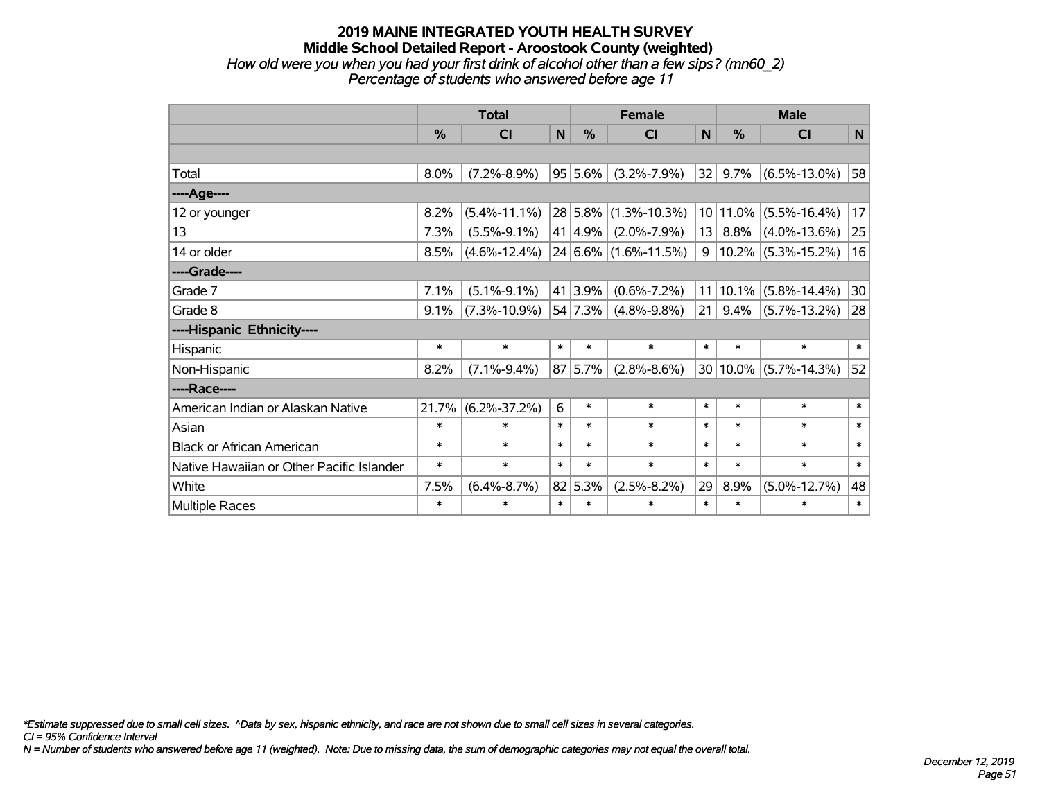# 2019 MAINE INTEGRATED YOUTH HEALTH SURVEY
## Middle School Detailed Report - Aroostook County (weighted)
*How old were you when you had your first drink of alcohol other than a few sips? (mn60_2)*
*Percentage of students who answered before age 11*

| | Total | | | Female | | | Male | | |
|---|---|---|---|---|---|---|---|---|---|
| | % | CI | N | % | CI | N | % | CI | N |
| | | | | | | | | | |
| Total | 8.0% | (7.2%-8.9%) | 95 | 5.6% | (3.2%-7.9%) | 32 | 9.7% | (6.5%-13.0%) | 58 |
| ----Age---- | | | | | | | | | |
| 12 or younger | 8.2% | (5.4%-11.1%) | 28 | 5.8% | (1.3%-10.3%) | 10 | 11.0% | (5.5%-16.4%) | 17 |
| 13 | 7.3% | (5.5%-9.1%) | 41 | 4.9% | (2.0%-7.9%) | 13 | 8.8% | (4.0%-13.6%) | 25 |
| 14 or older | 8.5% | (4.6%-12.4%) | 24 | 6.6% | (1.6%-11.5%) | 9 | 10.2% | (5.3%-15.2%) | 16 |
| ----Grade---- | | | | | | | | | |
| Grade 7 | 7.1% | (5.1%-9.1%) | 41 | 3.9% | (0.6%-7.2%) | 11 | 10.1% | (5.8%-14.4%) | 30 |
| Grade 8 | 9.1% | (7.3%-10.9%) | 54 | 7.3% | (4.8%-9.8%) | 21 | 9.4% | (5.7%-13.2%) | 28 |
| ----Hispanic Ethnicity---- | | | | | | | | | |
| Hispanic | * | * | * | * | * | * | * | * | * |
| Non-Hispanic | 8.2% | (7.1%-9.4%) | 87 | 5.7% | (2.8%-8.6%) | 30 | 10.0% | (5.7%-14.3%) | 52 |
| ----Race---- | | | | | | | | | |
| American Indian or Alaskan Native | 21.7% | (6.2%-37.2%) | 6 | * | * | * | * | * | * |
| Asian | * | * | * | * | * | * | * | * | * |
| Black or African American | * | * | * | * | * | * | * | * | * |
| Native Hawaiian or Other Pacific Islander | * | * | * | * | * | * | * | * | * |
| White | 7.5% | (6.4%-8.7%) | 82 | 5.3% | (2.5%-8.2%) | 29 | 8.9% | (5.0%-12.7%) | 48 |
| Multiple Races | * | * | * | * | * | * | * | * | * |

*\*Estimate suppressed due to small cell sizes. ^Data by sex, hispanic ethnicity, and race are not shown due to small cell sizes in several categories.*
*CI = 95% Confidence Interval*
*N = Number of students who answered before age 11 (weighted). Note: Due to missing data, the sum of demographic categories may not equal the overall total.*

*December 12, 2019*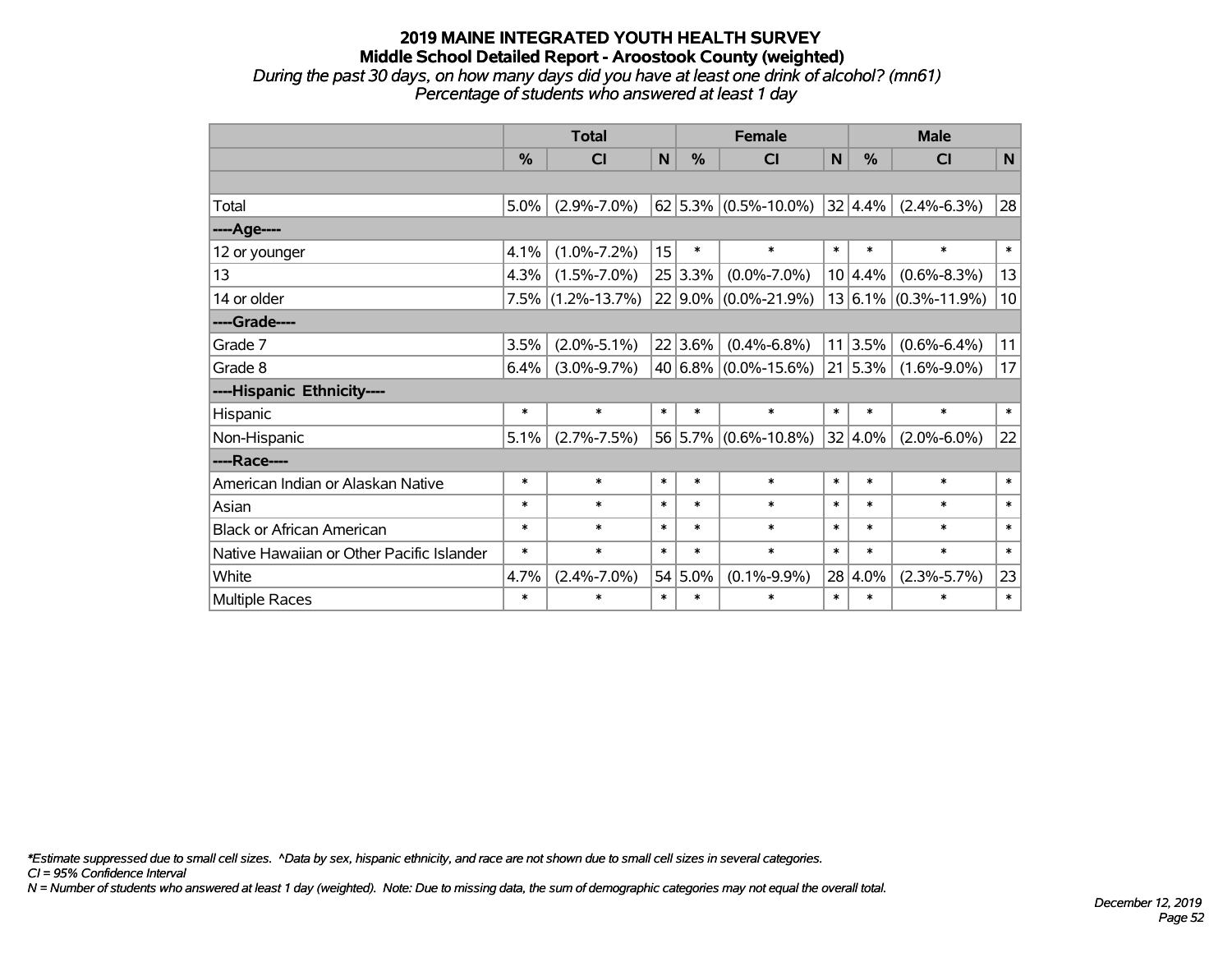# 2019 MAINE INTEGRATED YOUTH HEALTH SURVEY
## Middle School Detailed Report - Aroostook County (weighted)
*During the past 30 days, on how many days did you have at least one drink of alcohol? (mn61)*
*Percentage of students who answered at least 1 day*

| | Total | | | Female | | | Male | | |
|---|---|---|---|---|---|---|---|---|---|
| | % | CI | N | % | CI | N | % | CI | N |
| | | | | | | | | | |
| Total | 5.0% | (2.9%-7.0%) | 62 | 5.3% | (0.5%-10.0%) | 32 | 4.4% | (2.4%-6.3%) | 28 |
| ----Age---- | | | | | | | | | |
| 12 or younger | 4.1% | (1.0%-7.2%) | 15 | * | * | * | * | * | * |
| 13 | 4.3% | (1.5%-7.0%) | 25 | 3.3% | (0.0%-7.0%) | 10 | 4.4% | (0.6%-8.3%) | 13 |
| 14 or older | 7.5% | (1.2%-13.7%) | 22 | 9.0% | (0.0%-21.9%) | 13 | 6.1% | (0.3%-11.9%) | 10 |
| ----Grade---- | | | | | | | | | |
| Grade 7 | 3.5% | (2.0%-5.1%) | 22 | 3.6% | (0.4%-6.8%) | 11 | 3.5% | (0.6%-6.4%) | 11 |
| Grade 8 | 6.4% | (3.0%-9.7%) | 40 | 6.8% | (0.0%-15.6%) | 21 | 5.3% | (1.6%-9.0%) | 17 |
| ----Hispanic Ethnicity---- | | | | | | | | | |
| Hispanic | * | * | * | * | * | * | * | * | * |
| Non-Hispanic | 5.1% | (2.7%-7.5%) | 56 | 5.7% | (0.6%-10.8%) | 32 | 4.0% | (2.0%-6.0%) | 22 |
| ----Race---- | | | | | | | | | |
| American Indian or Alaskan Native | * | * | * | * | * | * | * | * | * |
| Asian | * | * | * | * | * | * | * | * | * |
| Black or African American | * | * | * | * | * | * | * | * | * |
| Native Hawaiian or Other Pacific Islander | * | * | * | * | * | * | * | * | * |
| White | 4.7% | (2.4%-7.0%) | 54 | 5.0% | (0.1%-9.9%) | 28 | 4.0% | (2.3%-5.7%) | 23 |
| Multiple Races | * | * | * | * | * | * | * | * | * |

*\*Estimate suppressed due to small cell sizes. ^Data by sex, hispanic ethnicity, and race are not shown due to small cell sizes in several categories.*
*CI = 95% Confidence Interval*
*N = Number of students who answered at least 1 day (weighted). Note: Due to missing data, the sum of demographic categories may not equal the overall total.*

*December 12, 2019*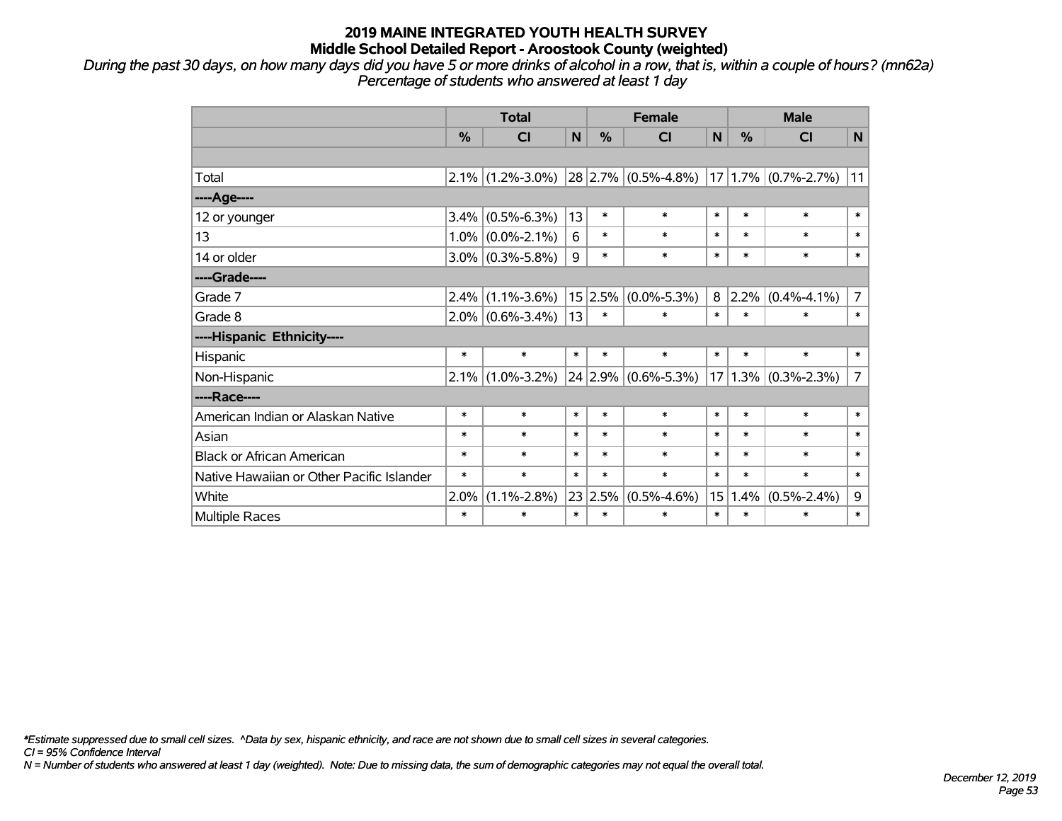# 2019 MAINE INTEGRATED YOUTH HEALTH SURVEY
## Middle School Detailed Report - Aroostook County (weighted)

*During the past 30 days, on how many days did you have 5 or more drinks of alcohol in a row, that is, within a couple of hours? (mn62a)*
*Percentage of students who answered at least 1 day*

| | Total | | | Female | | | Male | | |
|---|---|---|---|---|---|---|---|---|---|
| | % | CI | N | % | CI | N | % | CI | N |
| | | | | | | | | | |
| Total | 2.1% | (1.2%-3.0%) | 28 | 2.7% | (0.5%-4.8%) | 17 | 1.7% | (0.7%-2.7%) | 11 |
| ----Age---- | | | | | | | | | |
| 12 or younger | 3.4% | (0.5%-6.3%) | 13 | * | * | * | * | * | * |
| 13 | 1.0% | (0.0%-2.1%) | 6 | * | * | * | * | * | * |
| 14 or older | 3.0% | (0.3%-5.8%) | 9 | * | * | * | * | * | * |
| ----Grade---- | | | | | | | | | |
| Grade 7 | 2.4% | (1.1%-3.6%) | 15 | 2.5% | (0.0%-5.3%) | 8 | 2.2% | (0.4%-4.1%) | 7 |
| Grade 8 | 2.0% | (0.6%-3.4%) | 13 | * | * | * | * | * | * |
| ----Hispanic Ethnicity---- | | | | | | | | | |
| Hispanic | * | * | * | * | * | * | * | * | * |
| Non-Hispanic | 2.1% | (1.0%-3.2%) | 24 | 2.9% | (0.6%-5.3%) | 17 | 1.3% | (0.3%-2.3%) | 7 |
| ----Race---- | | | | | | | | | |
| American Indian or Alaskan Native | * | * | * | * | * | * | * | * | * |
| Asian | * | * | * | * | * | * | * | * | * |
| Black or African American | * | * | * | * | * | * | * | * | * |
| Native Hawaiian or Other Pacific Islander | * | * | * | * | * | * | * | * | * |
| White | 2.0% | (1.1%-2.8%) | 23 | 2.5% | (0.5%-4.6%) | 15 | 1.4% | (0.5%-2.4%) | 9 |
| Multiple Races | * | * | * | * | * | * | * | * | * |

*\*Estimate suppressed due to small cell sizes. ^Data by sex, hispanic ethnicity, and race are not shown due to small cell sizes in several categories.*
*CI = 95% Confidence Interval*
*N = Number of students who answered at least 1 day (weighted). Note: Due to missing data, the sum of demographic categories may not equal the overall total.*

*December 12, 2019*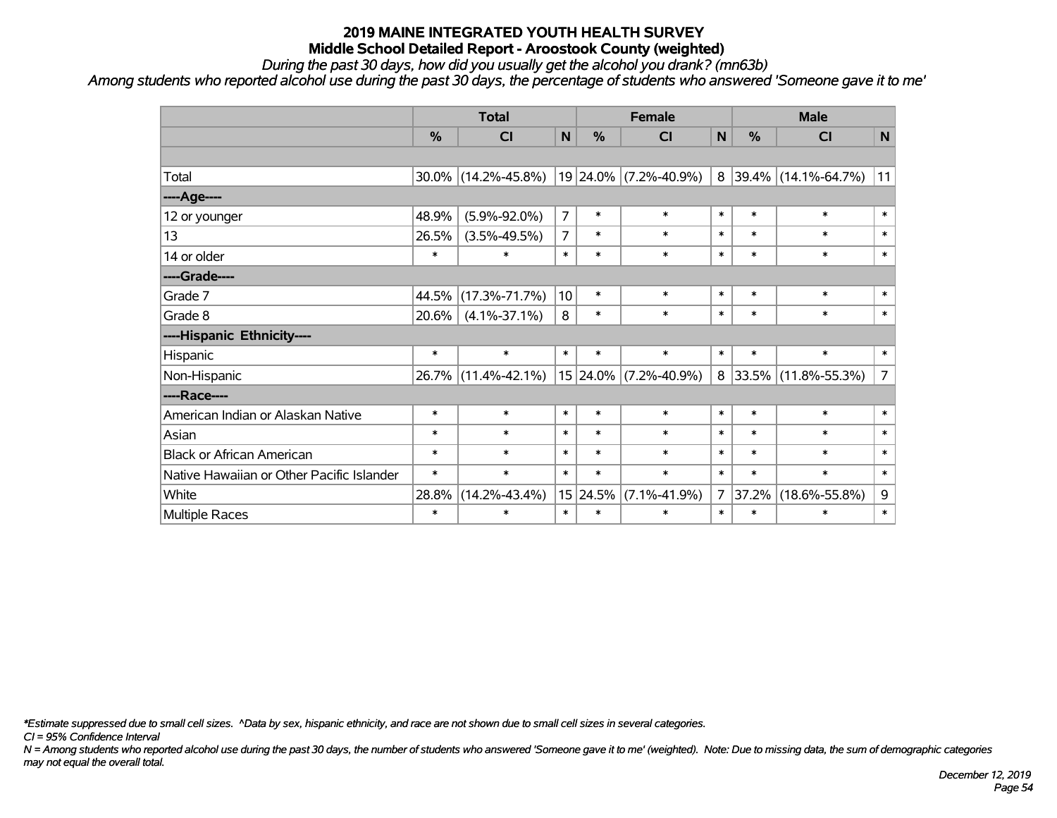# 2019 MAINE INTEGRATED YOUTH HEALTH SURVEY
## Middle School Detailed Report - Aroostook County (weighted)

*During the past 30 days, how did you usually get the alcohol you drank? (mn63b)*

*Among students who reported alcohol use during the past 30 days, the percentage of students who answered 'Someone gave it to me'*

| | Total | | | Female | | | Male | | |
|---|---|---|---|---|---|---|---|---|---|
| | % | CI | N | % | CI | N | % | CI | N |
| | | | | | | | | | |
| Total | 30.0% | (14.2%-45.8%) | 19 | 24.0% | (7.2%-40.9%) | 8 | 39.4% | (14.1%-64.7%) | 11 |
| ----Age---- | | | | | | | | | |
| 12 or younger | 48.9% | (5.9%-92.0%) | 7 | * | * | * | * | * | * |
| 13 | 26.5% | (3.5%-49.5%) | 7 | * | * | * | * | * | * |
| 14 or older | * | * | * | * | * | * | * | * | * |
| ----Grade---- | | | | | | | | | |
| Grade 7 | 44.5% | (17.3%-71.7%) | 10 | * | * | * | * | * | * |
| Grade 8 | 20.6% | (4.1%-37.1%) | 8 | * | * | * | * | * | * |
| ----Hispanic Ethnicity---- | | | | | | | | | |
| Hispanic | * | * | * | * | * | * | * | * | * |
| Non-Hispanic | 26.7% | (11.4%-42.1%) | 15 | 24.0% | (7.2%-40.9%) | 8 | 33.5% | (11.8%-55.3%) | 7 |
| ----Race---- | | | | | | | | | |
| American Indian or Alaskan Native | * | * | * | * | * | * | * | * | * |
| Asian | * | * | * | * | * | * | * | * | * |
| Black or African American | * | * | * | * | * | * | * | * | * |
| Native Hawaiian or Other Pacific Islander | * | * | * | * | * | * | * | * | * |
| White | 28.8% | (14.2%-43.4%) | 15 | 24.5% | (7.1%-41.9%) | 7 | 37.2% | (18.6%-55.8%) | 9 |
| Multiple Races | * | * | * | * | * | * | * | * | * |

*\*Estimate suppressed due to small cell sizes. ^Data by sex, hispanic ethnicity, and race are not shown due to small cell sizes in several categories.*

*CI = 95% Confidence Interval*

*N = Among students who reported alcohol use during the past 30 days, the number of students who answered 'Someone gave it to me' (weighted). Note: Due to missing data, the sum of demographic categories may not equal the overall total.*

*December 12, 2019*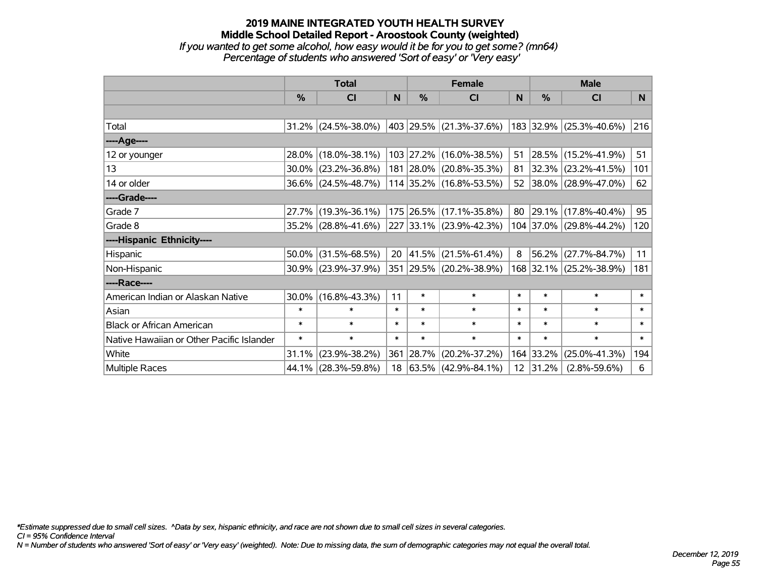# 2019 MAINE INTEGRATED YOUTH HEALTH SURVEY

## Middle School Detailed Report - Aroostook County (weighted)

*If you wanted to get some alcohol, how easy would it be for you to get some? (mn64)*

*Percentage of students who answered 'Sort of easy' or 'Very easy'*

| | Total | | | Female | | | Male | | |
|---|---|---|---|---|---|---|---|---|---|
| | % | CI | N | % | CI | N | % | CI | N |
| | | | | | | | | | |
| Total | 31.2% | (24.5%-38.0%) | 403 | 29.5% | (21.3%-37.6%) | 183 | 32.9% | (25.3%-40.6%) | 216 |
| ----Age---- | | | | | | | | | |
| 12 or younger | 28.0% | (18.0%-38.1%) | 103 | 27.2% | (16.0%-38.5%) | 51 | 28.5% | (15.2%-41.9%) | 51 |
| 13 | 30.0% | (23.2%-36.8%) | 181 | 28.0% | (20.8%-35.3%) | 81 | 32.3% | (23.2%-41.5%) | 101 |
| 14 or older | 36.6% | (24.5%-48.7%) | 114 | 35.2% | (16.8%-53.5%) | 52 | 38.0% | (28.9%-47.0%) | 62 |
| ----Grade---- | | | | | | | | | |
| Grade 7 | 27.7% | (19.3%-36.1%) | 175 | 26.5% | (17.1%-35.8%) | 80 | 29.1% | (17.8%-40.4%) | 95 |
| Grade 8 | 35.2% | (28.8%-41.6%) | 227 | 33.1% | (23.9%-42.3%) | 104 | 37.0% | (29.8%-44.2%) | 120 |
| ----Hispanic Ethnicity---- | | | | | | | | | |
| Hispanic | 50.0% | (31.5%-68.5%) | 20 | 41.5% | (21.5%-61.4%) | 8 | 56.2% | (27.7%-84.7%) | 11 |
| Non-Hispanic | 30.9% | (23.9%-37.9%) | 351 | 29.5% | (20.2%-38.9%) | 168 | 32.1% | (25.2%-38.9%) | 181 |
| ----Race---- | | | | | | | | | |
| American Indian or Alaskan Native | 30.0% | (16.8%-43.3%) | 11 | * | * | * | * | * | * |
| Asian | * | * | * | * | * | * | * | * | * |
| Black or African American | * | * | * | * | * | * | * | * | * |
| Native Hawaiian or Other Pacific Islander | * | * | * | * | * | * | * | * | * |
| White | 31.1% | (23.9%-38.2%) | 361 | 28.7% | (20.2%-37.2%) | 164 | 33.2% | (25.0%-41.3%) | 194 |
| Multiple Races | 44.1% | (28.3%-59.8%) | 18 | 63.5% | (42.9%-84.1%) | 12 | 31.2% | (2.8%-59.6%) | 6 |

*\*Estimate suppressed due to small cell sizes. ^Data by sex, hispanic ethnicity, and race are not shown due to small cell sizes in several categories.*

*CI = 95% Confidence Interval*

*N = Number of students who answered 'Sort of easy' or 'Very easy' (weighted). Note: Due to missing data, the sum of demographic categories may not equal the overall total.*

*December 12, 2019*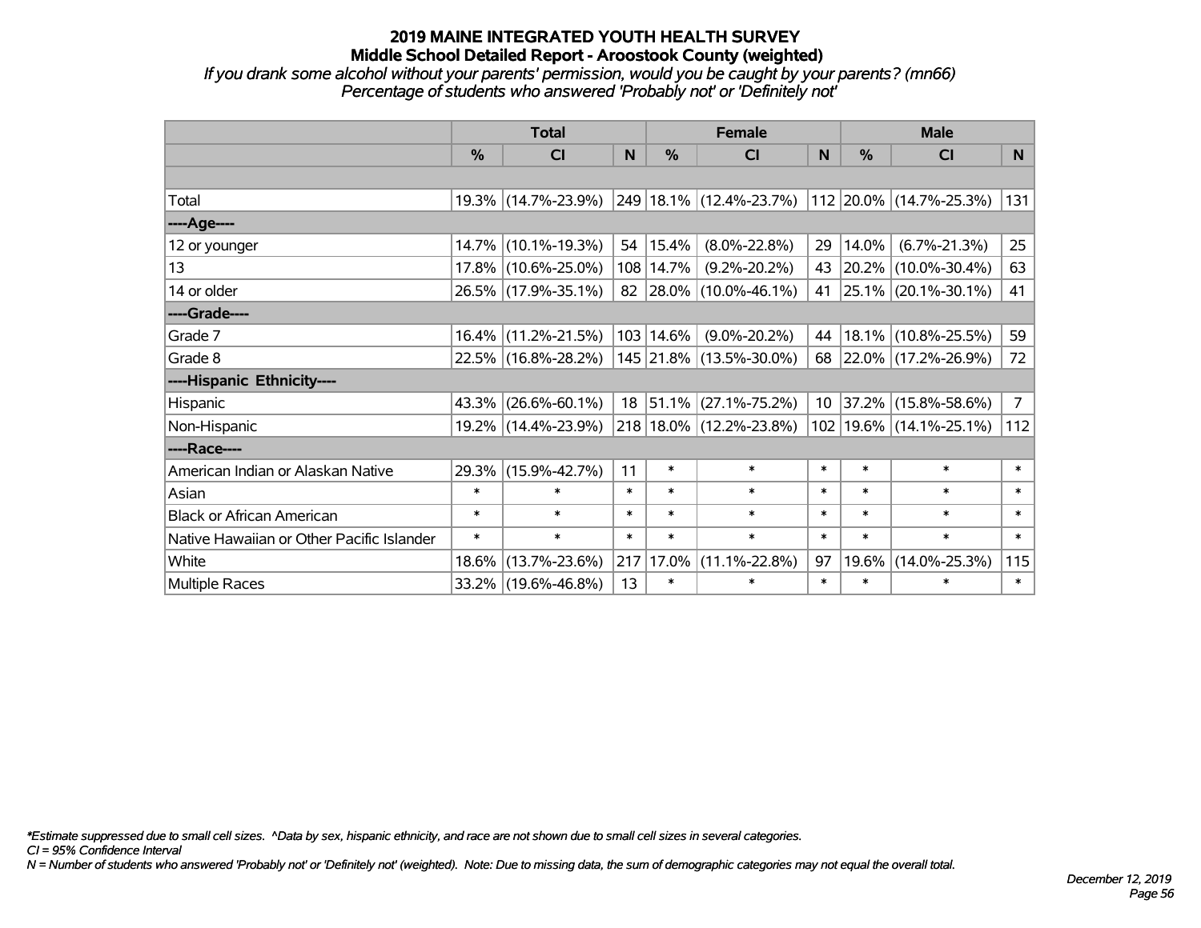# 2019 MAINE INTEGRATED YOUTH HEALTH SURVEY

## Middle School Detailed Report - Aroostook County (weighted)

*If you drank some alcohol without your parents' permission, would you be caught by your parents? (mn66)*
*Percentage of students who answered 'Probably not' or 'Definitely not'*

| | Total | | | Female | | | Male | | |
|---|---|---|---|---|---|---|---|---|---|
| | % | CI | N | % | CI | N | % | CI | N |
| Total | 19.3% | (14.7%-23.9%) | 249 | 18.1% | (12.4%-23.7%) | 112 | 20.0% | (14.7%-25.3%) | 131 |
| ----Age---- | | | | | | | | | |
| 12 or younger | 14.7% | (10.1%-19.3%) | 54 | 15.4% | (8.0%-22.8%) | 29 | 14.0% | (6.7%-21.3%) | 25 |
| 13 | 17.8% | (10.6%-25.0%) | 108 | 14.7% | (9.2%-20.2%) | 43 | 20.2% | (10.0%-30.4%) | 63 |
| 14 or older | 26.5% | (17.9%-35.1%) | 82 | 28.0% | (10.0%-46.1%) | 41 | 25.1% | (20.1%-30.1%) | 41 |
| ----Grade---- | | | | | | | | | |
| Grade 7 | 16.4% | (11.2%-21.5%) | 103 | 14.6% | (9.0%-20.2%) | 44 | 18.1% | (10.8%-25.5%) | 59 |
| Grade 8 | 22.5% | (16.8%-28.2%) | 145 | 21.8% | (13.5%-30.0%) | 68 | 22.0% | (17.2%-26.9%) | 72 |
| ----Hispanic Ethnicity---- | | | | | | | | | |
| Hispanic | 43.3% | (26.6%-60.1%) | 18 | 51.1% | (27.1%-75.2%) | 10 | 37.2% | (15.8%-58.6%) | 7 |
| Non-Hispanic | 19.2% | (14.4%-23.9%) | 218 | 18.0% | (12.2%-23.8%) | 102 | 19.6% | (14.1%-25.1%) | 112 |
| ----Race---- | | | | | | | | | |
| American Indian or Alaskan Native | 29.3% | (15.9%-42.7%) | 11 | * | * | * | * | * | * |
| Asian | * | * | * | * | * | * | * | * | * |
| Black or African American | * | * | * | * | * | * | * | * | * |
| Native Hawaiian or Other Pacific Islander | * | * | * | * | * | * | * | * | * |
| White | 18.6% | (13.7%-23.6%) | 217 | 17.0% | (11.1%-22.8%) | 97 | 19.6% | (14.0%-25.3%) | 115 |
| Multiple Races | 33.2% | (19.6%-46.8%) | 13 | * | * | * | * | * | * |

*Estimate suppressed due to small cell sizes. ^Data by sex, hispanic ethnicity, and race are not shown due to small cell sizes in several categories.
CI = 95% Confidence Interval
N = Number of students who answered 'Probably not' or 'Definitely not' (weighted). Note: Due to missing data, the sum of demographic categories may not equal the overall total.

December 12, 2019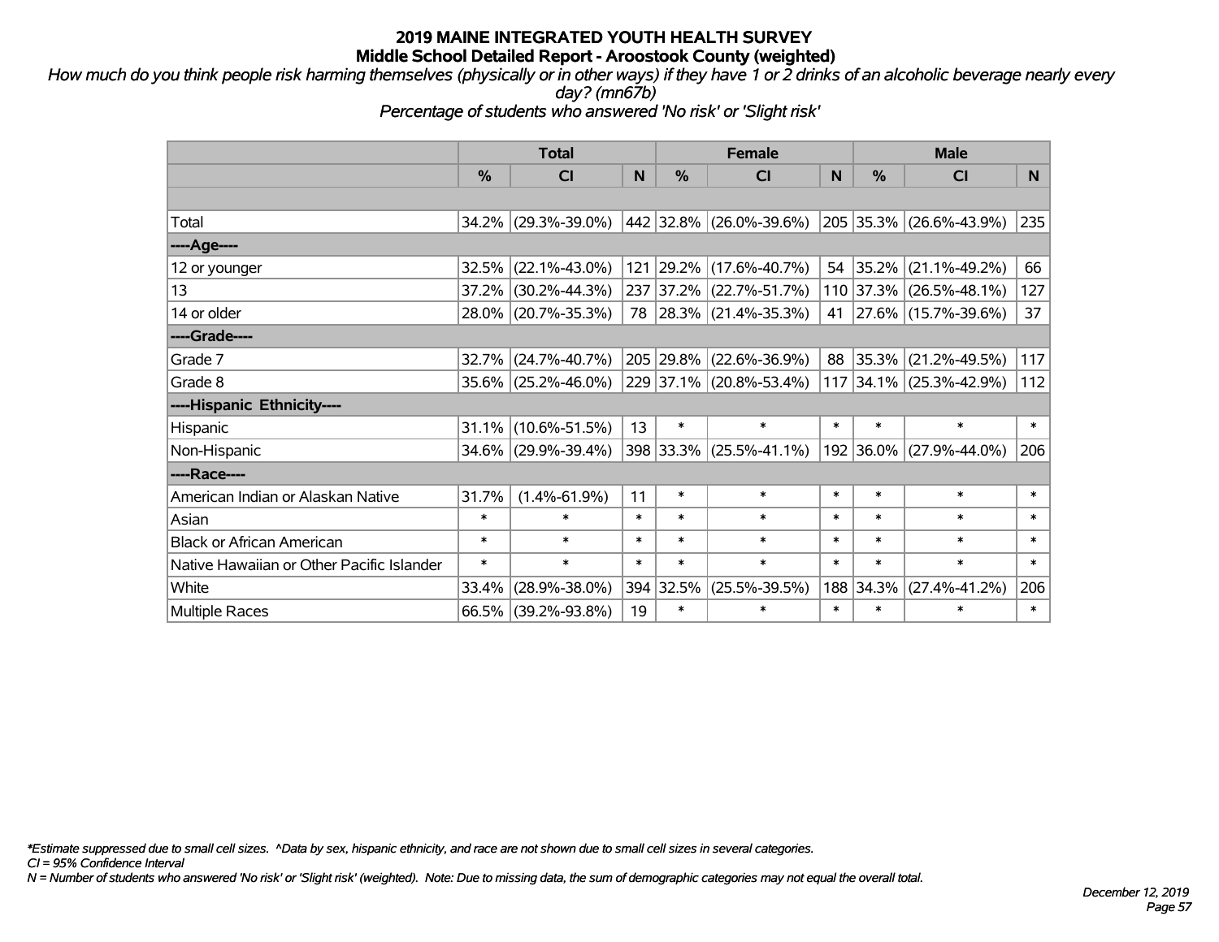# 2019 MAINE INTEGRATED YOUTH HEALTH SURVEY
## Middle School Detailed Report - Aroostook County (weighted)

*How much do you think people risk harming themselves (physically or in other ways) if they have 1 or 2 drinks of an alcoholic beverage nearly every day? (mn67b)*

*Percentage of students who answered 'No risk' or 'Slight risk'*

| | Total | | | Female | | | Male | | |
|---|---|---|---|---|---|---|---|---|---|
| | % | CI | N | % | CI | N | % | CI | N |
| | | | | | | | | | |
| Total | 34.2% | (29.3%-39.0%) | 442 | 32.8% | (26.0%-39.6%) | 205 | 35.3% | (26.6%-43.9%) | 235 |
| ----Age---- | | | | | | | | | |
| 12 or younger | 32.5% | (22.1%-43.0%) | 121 | 29.2% | (17.6%-40.7%) | 54 | 35.2% | (21.1%-49.2%) | 66 |
| 13 | 37.2% | (30.2%-44.3%) | 237 | 37.2% | (22.7%-51.7%) | 110 | 37.3% | (26.5%-48.1%) | 127 |
| 14 or older | 28.0% | (20.7%-35.3%) | 78 | 28.3% | (21.4%-35.3%) | 41 | 27.6% | (15.7%-39.6%) | 37 |
| ----Grade---- | | | | | | | | | |
| Grade 7 | 32.7% | (24.7%-40.7%) | 205 | 29.8% | (22.6%-36.9%) | 88 | 35.3% | (21.2%-49.5%) | 117 |
| Grade 8 | 35.6% | (25.2%-46.0%) | 229 | 37.1% | (20.8%-53.4%) | 117 | 34.1% | (25.3%-42.9%) | 112 |
| ----Hispanic Ethnicity---- | | | | | | | | | |
| Hispanic | 31.1% | (10.6%-51.5%) | 13 | * | * | * | * | * | * |
| Non-Hispanic | 34.6% | (29.9%-39.4%) | 398 | 33.3% | (25.5%-41.1%) | 192 | 36.0% | (27.9%-44.0%) | 206 |
| ----Race---- | | | | | | | | | |
| American Indian or Alaskan Native | 31.7% | (1.4%-61.9%) | 11 | * | * | * | * | * | * |
| Asian | * | * | * | * | * | * | * | * | * |
| Black or African American | * | * | * | * | * | * | * | * | * |
| Native Hawaiian or Other Pacific Islander | * | * | * | * | * | * | * | * | * |
| White | 33.4% | (28.9%-38.0%) | 394 | 32.5% | (25.5%-39.5%) | 188 | 34.3% | (27.4%-41.2%) | 206 |
| Multiple Races | 66.5% | (39.2%-93.8%) | 19 | * | * | * | * | * | * |

*\*Estimate suppressed due to small cell sizes. ^Data by sex, hispanic ethnicity, and race are not shown due to small cell sizes in several categories.*

*CI = 95% Confidence Interval*

*N = Number of students who answered 'No risk' or 'Slight risk' (weighted). Note: Due to missing data, the sum of demographic categories may not equal the overall total.*

*December 12, 2019*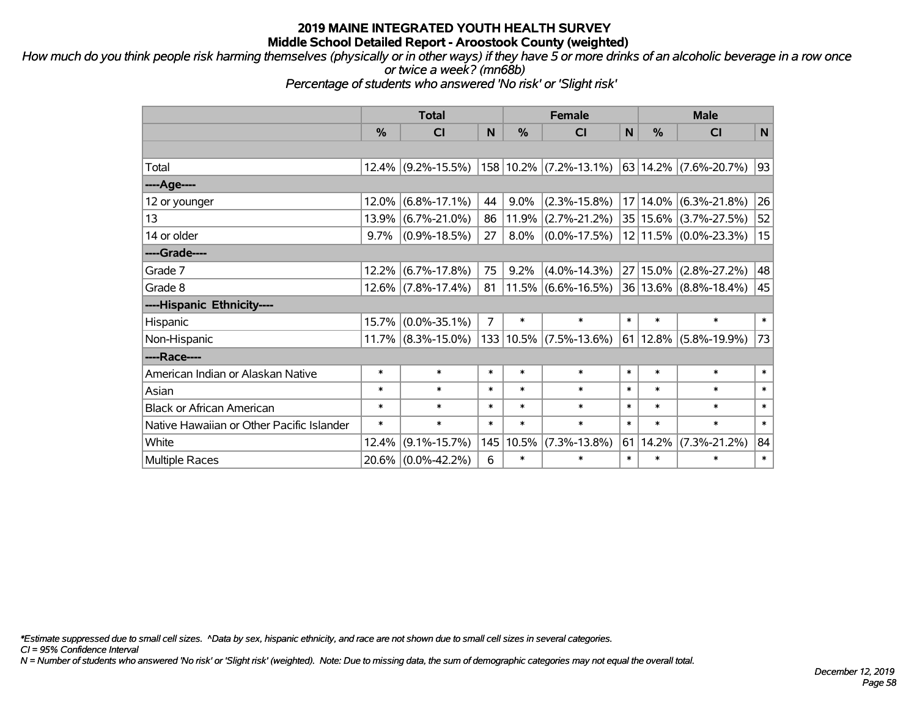**2019 MAINE INTEGRATED YOUTH HEALTH SURVEY**
**Middle School Detailed Report - Aroostook County (weighted)**

*How much do you think people risk harming themselves (physically or in other ways) if they have 5 or more drinks of an alcoholic beverage in a row once or twice a week? (mn68b)*
*Percentage of students who answered 'No risk' or 'Slight risk'*

| | Total | | | Female | | | Male | | |
|---|---|---|---|---|---|---|---|---|---|
| | % | CI | N | % | CI | N | % | CI | N |
| Total | 12.4% | (9.2%-15.5%) | 158 | 10.2% | (7.2%-13.1%) | 63 | 14.2% | (7.6%-20.7%) | 93 |
| ----Age---- | | | | | | | | | |
| 12 or younger | 12.0% | (6.8%-17.1%) | 44 | 9.0% | (2.3%-15.8%) | 17 | 14.0% | (6.3%-21.8%) | 26 |
| 13 | 13.9% | (6.7%-21.0%) | 86 | 11.9% | (2.7%-21.2%) | 35 | 15.6% | (3.7%-27.5%) | 52 |
| 14 or older | 9.7% | (0.9%-18.5%) | 27 | 8.0% | (0.0%-17.5%) | 12 | 11.5% | (0.0%-23.3%) | 15 |
| ----Grade---- | | | | | | | | | |
| Grade 7 | 12.2% | (6.7%-17.8%) | 75 | 9.2% | (4.0%-14.3%) | 27 | 15.0% | (2.8%-27.2%) | 48 |
| Grade 8 | 12.6% | (7.8%-17.4%) | 81 | 11.5% | (6.6%-16.5%) | 36 | 13.6% | (8.8%-18.4%) | 45 |
| ----Hispanic Ethnicity---- | | | | | | | | | |
| Hispanic | 15.7% | (0.0%-35.1%) | 7 | * | * | * | * | * | * |
| Non-Hispanic | 11.7% | (8.3%-15.0%) | 133 | 10.5% | (7.5%-13.6%) | 61 | 12.8% | (5.8%-19.9%) | 73 |
| ----Race---- | | | | | | | | | |
| American Indian or Alaskan Native | * | * | * | * | * | * | * | * | * |
| Asian | * | * | * | * | * | * | * | * | * |
| Black or African American | * | * | * | * | * | * | * | * | * |
| Native Hawaiian or Other Pacific Islander | * | * | * | * | * | * | * | * | * |
| White | 12.4% | (9.1%-15.7%) | 145 | 10.5% | (7.3%-13.8%) | 61 | 14.2% | (7.3%-21.2%) | 84 |
| Multiple Races | 20.6% | (0.0%-42.2%) | 6 | * | * | * | * | * | * |

*\*Estimate suppressed due to small cell sizes. ^Data by sex, hispanic ethnicity, and race are not shown due to small cell sizes in several categories.*
*CI = 95% Confidence Interval*
*N = Number of students who answered 'No risk' or 'Slight risk' (weighted). Note: Due to missing data, the sum of demographic categories may not equal the overall total.*

*December 12, 2019*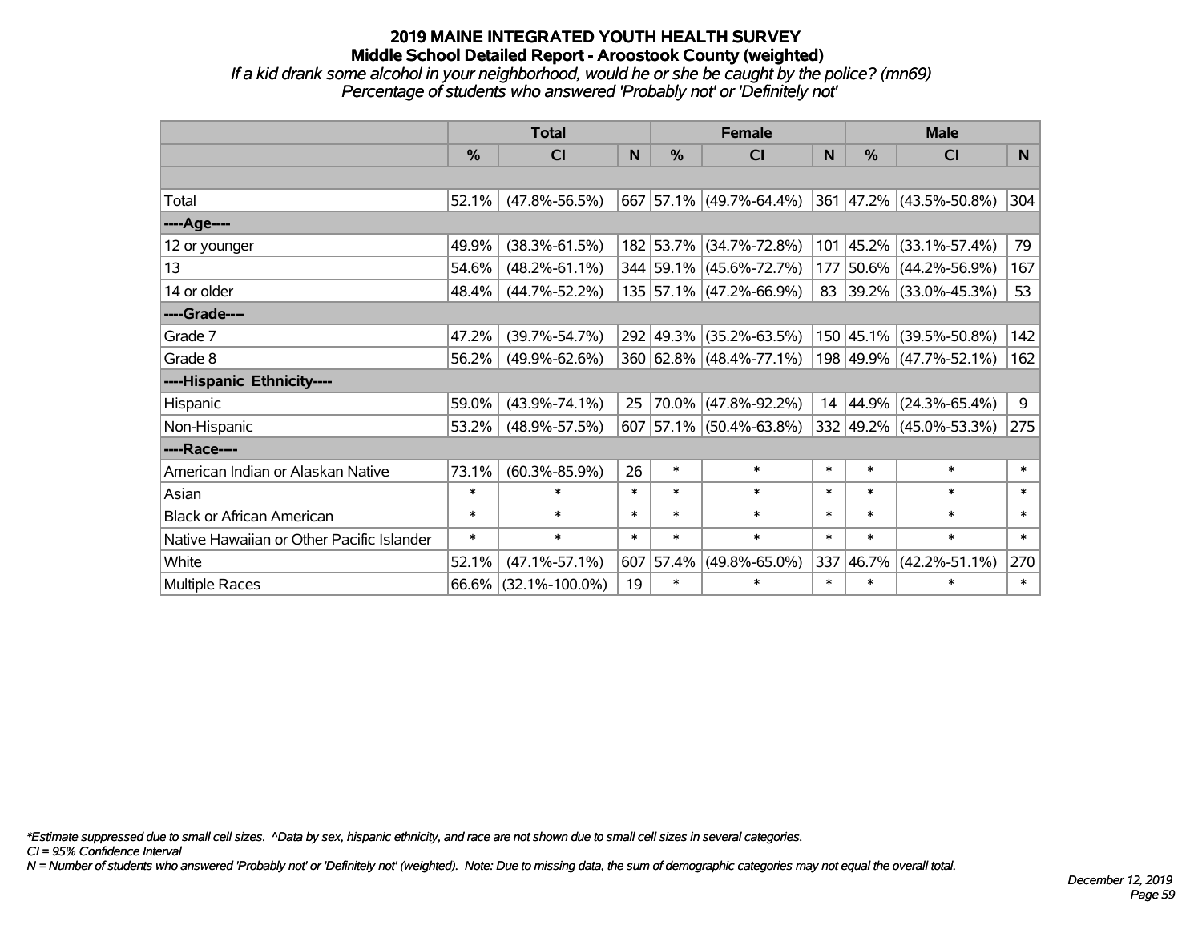# 2019 MAINE INTEGRATED YOUTH HEALTH SURVEY
## Middle School Detailed Report - Aroostook County (weighted)
*If a kid drank some alcohol in your neighborhood, would he or she be caught by the police? (mn69)*
*Percentage of students who answered 'Probably not' or 'Definitely not'*

| | Total | | | Female | | | Male | | |
|---|---|---|---|---|---|---|---|---|---|
| | % | CI | N | % | CI | N | % | CI | N |
| | | | | | | | | | |
| Total | 52.1% | (47.8%-56.5%) | 667 | 57.1% | (49.7%-64.4%) | 361 | 47.2% | (43.5%-50.8%) | 304 |
| ----Age---- | | | | | | | | | |
| 12 or younger | 49.9% | (38.3%-61.5%) | 182 | 53.7% | (34.7%-72.8%) | 101 | 45.2% | (33.1%-57.4%) | 79 |
| 13 | 54.6% | (48.2%-61.1%) | 344 | 59.1% | (45.6%-72.7%) | 177 | 50.6% | (44.2%-56.9%) | 167 |
| 14 or older | 48.4% | (44.7%-52.2%) | 135 | 57.1% | (47.2%-66.9%) | 83 | 39.2% | (33.0%-45.3%) | 53 |
| ----Grade---- | | | | | | | | | |
| Grade 7 | 47.2% | (39.7%-54.7%) | 292 | 49.3% | (35.2%-63.5%) | 150 | 45.1% | (39.5%-50.8%) | 142 |
| Grade 8 | 56.2% | (49.9%-62.6%) | 360 | 62.8% | (48.4%-77.1%) | 198 | 49.9% | (47.7%-52.1%) | 162 |
| ----Hispanic Ethnicity---- | | | | | | | | | |
| Hispanic | 59.0% | (43.9%-74.1%) | 25 | 70.0% | (47.8%-92.2%) | 14 | 44.9% | (24.3%-65.4%) | 9 |
| Non-Hispanic | 53.2% | (48.9%-57.5%) | 607 | 57.1% | (50.4%-63.8%) | 332 | 49.2% | (45.0%-53.3%) | 275 |
| ----Race---- | | | | | | | | | |
| American Indian or Alaskan Native | 73.1% | (60.3%-85.9%) | 26 | * | * | * | * | * | * |
| Asian | * | * | * | * | * | * | * | * | * |
| Black or African American | * | * | * | * | * | * | * | * | * |
| Native Hawaiian or Other Pacific Islander | * | * | * | * | * | * | * | * | * |
| White | 52.1% | (47.1%-57.1%) | 607 | 57.4% | (49.8%-65.0%) | 337 | 46.7% | (42.2%-51.1%) | 270 |
| Multiple Races | 66.6% | (32.1%-100.0%) | 19 | * | * | * | * | * | * |

*\*Estimate suppressed due to small cell sizes. ^Data by sex, hispanic ethnicity, and race are not shown due to small cell sizes in several categories.*
*CI = 95% Confidence Interval*
*N = Number of students who answered 'Probably not' or 'Definitely not' (weighted). Note: Due to missing data, the sum of demographic categories may not equal the overall total.*

*December 12, 2019*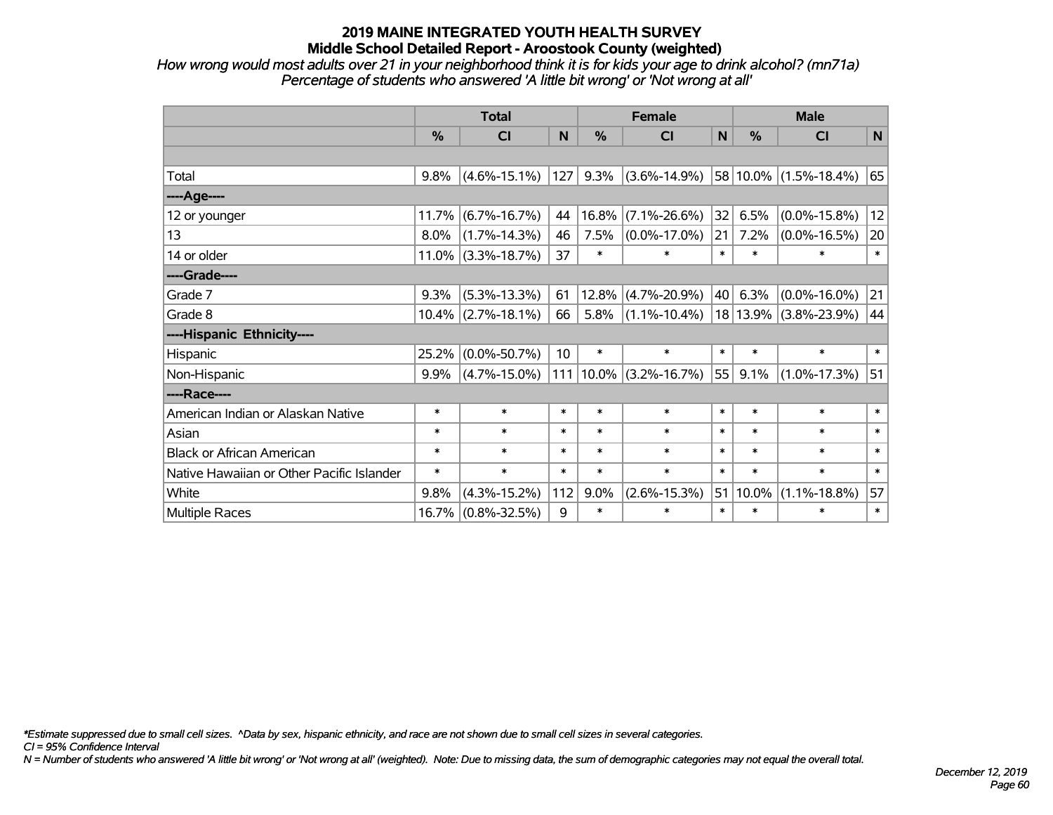# 2019 MAINE INTEGRATED YOUTH HEALTH SURVEY

## Middle School Detailed Report - Aroostook County (weighted)

*How wrong would most adults over 21 in your neighborhood think it is for kids your age to drink alcohol? (mn71a)*
*Percentage of students who answered 'A little bit wrong' or 'Not wrong at all'*

| | Total | | | Female | | | Male | | |
|---|---|---|---|---|---|---|---|---|---|
| | % | CI | N | % | CI | N | % | CI | N |
| | | | | | | | | | |
| Total | 9.8% | (4.6%-15.1%) | 127 | 9.3% | (3.6%-14.9%) | 58 | 10.0% | (1.5%-18.4%) | 65 |
| ----Age---- | | | | | | | | | |
| 12 or younger | 11.7% | (6.7%-16.7%) | 44 | 16.8% | (7.1%-26.6%) | 32 | 6.5% | (0.0%-15.8%) | 12 |
| 13 | 8.0% | (1.7%-14.3%) | 46 | 7.5% | (0.0%-17.0%) | 21 | 7.2% | (0.0%-16.5%) | 20 |
| 14 or older | 11.0% | (3.3%-18.7%) | 37 | * | * | * | * | * | * |
| ----Grade---- | | | | | | | | | |
| Grade 7 | 9.3% | (5.3%-13.3%) | 61 | 12.8% | (4.7%-20.9%) | 40 | 6.3% | (0.0%-16.0%) | 21 |
| Grade 8 | 10.4% | (2.7%-18.1%) | 66 | 5.8% | (1.1%-10.4%) | 18 | 13.9% | (3.8%-23.9%) | 44 |
| ----Hispanic Ethnicity---- | | | | | | | | | |
| Hispanic | 25.2% | (0.0%-50.7%) | 10 | * | * | * | * | * | * |
| Non-Hispanic | 9.9% | (4.7%-15.0%) | 111 | 10.0% | (3.2%-16.7%) | 55 | 9.1% | (1.0%-17.3%) | 51 |
| ----Race---- | | | | | | | | | |
| American Indian or Alaskan Native | * | * | * | * | * | * | * | * | * |
| Asian | * | * | * | * | * | * | * | * | * |
| Black or African American | * | * | * | * | * | * | * | * | * |
| Native Hawaiian or Other Pacific Islander | * | * | * | * | * | * | * | * | * |
| White | 9.8% | (4.3%-15.2%) | 112 | 9.0% | (2.6%-15.3%) | 51 | 10.0% | (1.1%-18.8%) | 57 |
| Multiple Races | 16.7% | (0.8%-32.5%) | 9 | * | * | * | * | * | * |

*\*Estimate suppressed due to small cell sizes. ^Data by sex, hispanic ethnicity, and race are not shown due to small cell sizes in several categories.*
*CI = 95% Confidence Interval*
*N = Number of students who answered 'A little bit wrong' or 'Not wrong at all' (weighted). Note: Due to missing data, the sum of demographic categories may not equal the overall total.*

*December 12, 2019*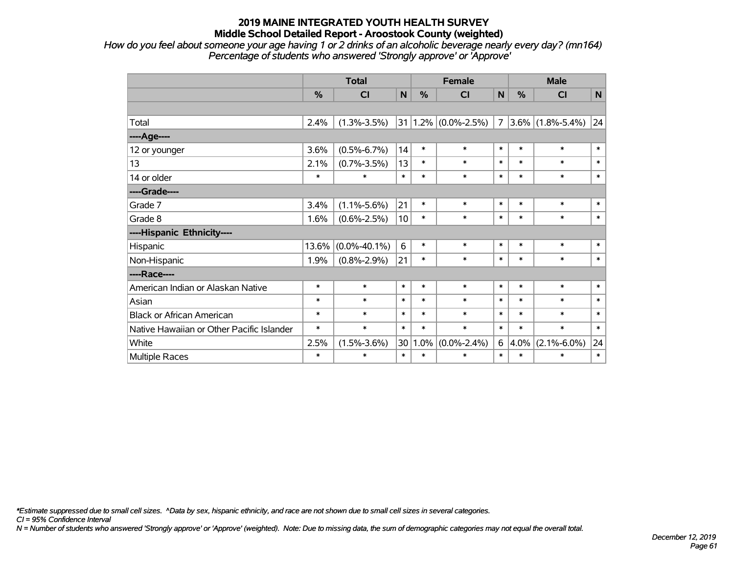# 2019 MAINE INTEGRATED YOUTH HEALTH SURVEY
## Middle School Detailed Report - Aroostook County (weighted)

*How do you feel about someone your age having 1 or 2 drinks of an alcoholic beverage nearly every day? (mn164)*
*Percentage of students who answered 'Strongly approve' or 'Approve'*

| | Total | | | Female | | | Male | | |
|---|---|---|---|---|---|---|---|---|---|
| | % | CI | N | % | CI | N | % | CI | N |
| | | | | | | | | | |
| Total | 2.4% | (1.3%-3.5%) | 31 | 1.2% | (0.0%-2.5%) | 7 | 3.6% | (1.8%-5.4%) | 24 |
| ----Age---- | | | | | | | | | |
| 12 or younger | 3.6% | (0.5%-6.7%) | 14 | * | * | * | * | * | * |
| 13 | 2.1% | (0.7%-3.5%) | 13 | * | * | * | * | * | * |
| 14 or older | * | * | * | * | * | * | * | * | * |
| ----Grade---- | | | | | | | | | |
| Grade 7 | 3.4% | (1.1%-5.6%) | 21 | * | * | * | * | * | * |
| Grade 8 | 1.6% | (0.6%-2.5%) | 10 | * | * | * | * | * | * |
| ----Hispanic Ethnicity---- | | | | | | | | | |
| Hispanic | 13.6% | (0.0%-40.1%) | 6 | * | * | * | * | * | * |
| Non-Hispanic | 1.9% | (0.8%-2.9%) | 21 | * | * | * | * | * | * |
| ----Race---- | | | | | | | | | |
| American Indian or Alaskan Native | * | * | * | * | * | * | * | * | * |
| Asian | * | * | * | * | * | * | * | * | * |
| Black or African American | * | * | * | * | * | * | * | * | * |
| Native Hawaiian or Other Pacific Islander | * | * | * | * | * | * | * | * | * |
| White | 2.5% | (1.5%-3.6%) | 30 | 1.0% | (0.0%-2.4%) | 6 | 4.0% | (2.1%-6.0%) | 24 |
| Multiple Races | * | * | * | * | * | * | * | * | * |

*\*Estimate suppressed due to small cell sizes. ^Data by sex, hispanic ethnicity, and race are not shown due to small cell sizes in several categories.*
*CI = 95% Confidence Interval*
*N = Number of students who answered 'Strongly approve' or 'Approve' (weighted). Note: Due to missing data, the sum of demographic categories may not equal the overall total.*

*December 12, 2019*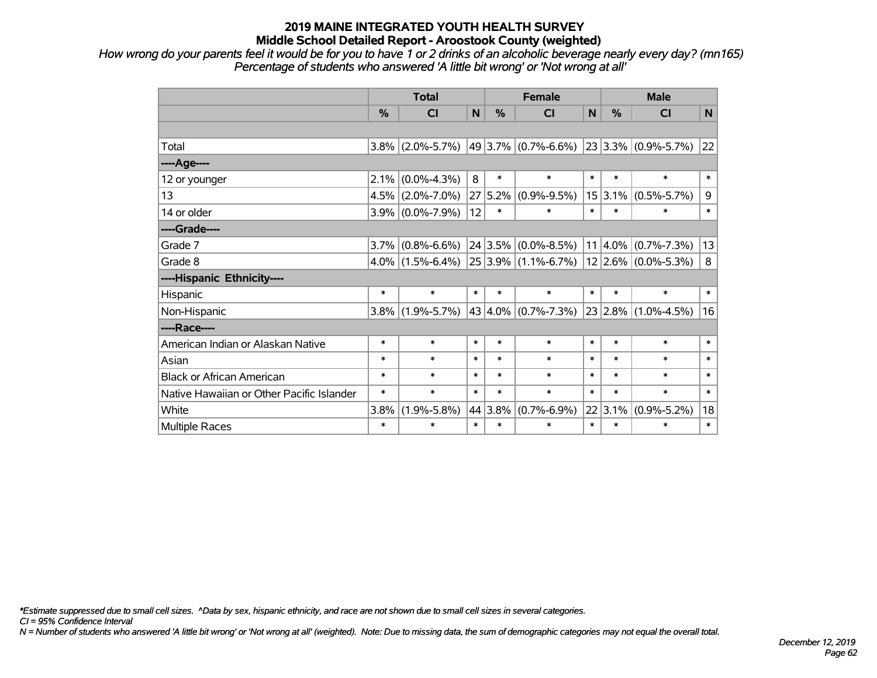# 2019 MAINE INTEGRATED YOUTH HEALTH SURVEY
## Middle School Detailed Report - Aroostook County (weighted)

*How wrong do your parents feel it would be for you to have 1 or 2 drinks of an alcoholic beverage nearly every day? (mn165)*
*Percentage of students who answered 'A little bit wrong' or 'Not wrong at all'*

| | Total | | | Female | | | Male | | |
|---|---|---|---|---|---|---|---|---|---|
| | % | CI | N | % | CI | N | % | CI | N |
| | | | | | | | | | |
| Total | 3.8% | (2.0%-5.7%) | 49 | 3.7% | (0.7%-6.6%) | 23 | 3.3% | (0.9%-5.7%) | 22 |
| ----Age---- | | | | | | | | | |
| 12 or younger | 2.1% | (0.0%-4.3%) | 8 | * | * | * | * | * | * |
| 13 | 4.5% | (2.0%-7.0%) | 27 | 5.2% | (0.9%-9.5%) | 15 | 3.1% | (0.5%-5.7%) | 9 |
| 14 or older | 3.9% | (0.0%-7.9%) | 12 | * | * | * | * | * | * |
| ----Grade---- | | | | | | | | | |
| Grade 7 | 3.7% | (0.8%-6.6%) | 24 | 3.5% | (0.0%-8.5%) | 11 | 4.0% | (0.7%-7.3%) | 13 |
| Grade 8 | 4.0% | (1.5%-6.4%) | 25 | 3.9% | (1.1%-6.7%) | 12 | 2.6% | (0.0%-5.3%) | 8 |
| ----Hispanic Ethnicity---- | | | | | | | | | |
| Hispanic | * | * | * | * | * | * | * | * | * |
| Non-Hispanic | 3.8% | (1.9%-5.7%) | 43 | 4.0% | (0.7%-7.3%) | 23 | 2.8% | (1.0%-4.5%) | 16 |
| ----Race---- | | | | | | | | | |
| American Indian or Alaskan Native | * | * | * | * | * | * | * | * | * |
| Asian | * | * | * | * | * | * | * | * | * |
| Black or African American | * | * | * | * | * | * | * | * | * |
| Native Hawaiian or Other Pacific Islander | * | * | * | * | * | * | * | * | * |
| White | 3.8% | (1.9%-5.8%) | 44 | 3.8% | (0.7%-6.9%) | 22 | 3.1% | (0.9%-5.2%) | 18 |
| Multiple Races | * | * | * | * | * | * | * | * | * |

*\*Estimate suppressed due to small cell sizes. ^Data by sex, hispanic ethnicity, and race are not shown due to small cell sizes in several categories.*
*CI = 95% Confidence Interval*
*N = Number of students who answered 'A little bit wrong' or 'Not wrong at all' (weighted). Note: Due to missing data, the sum of demographic categories may not equal the overall total.*

*December 12, 2019*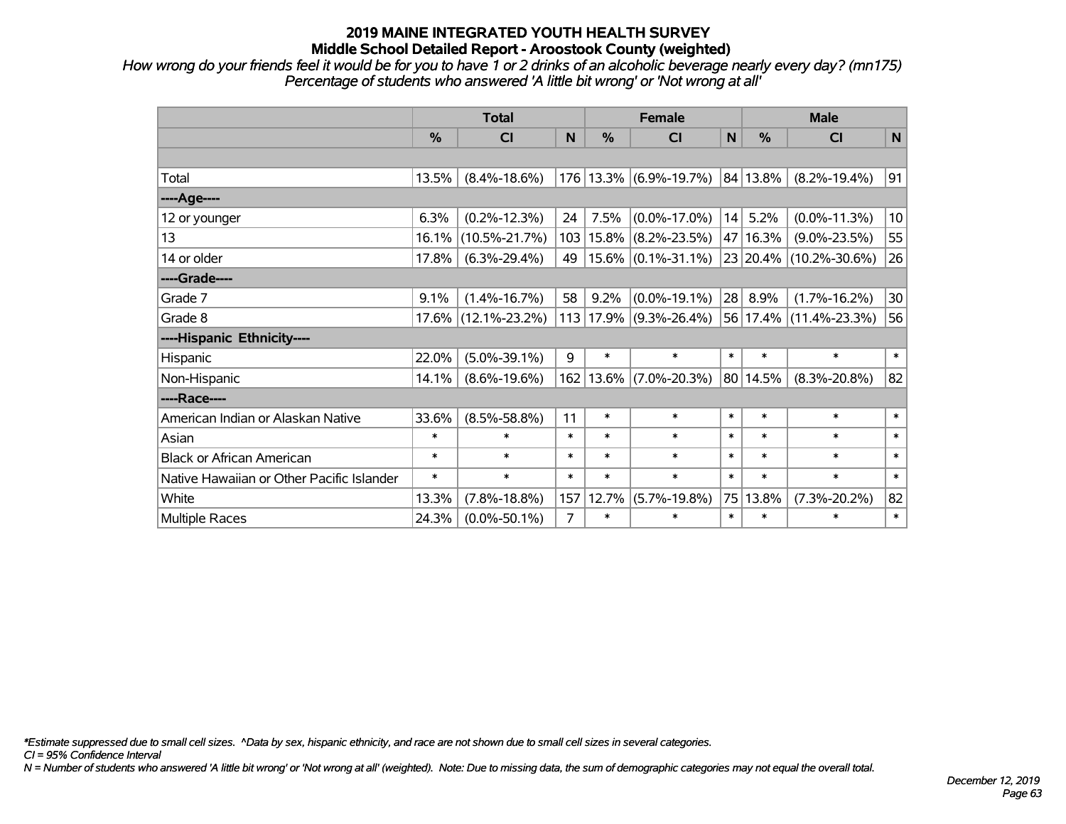# 2019 MAINE INTEGRATED YOUTH HEALTH SURVEY
## Middle School Detailed Report - Aroostook County (weighted)

*How wrong do your friends feel it would be for you to have 1 or 2 drinks of an alcoholic beverage nearly every day? (mn175)*
*Percentage of students who answered 'A little bit wrong' or 'Not wrong at all'*

| | Total | | | Female | | | Male | | |
|---|---|---|---|---|---|---|---|---|---|
| | % | CI | N | % | CI | N | % | CI | N |
| | | | | | | | | | |
| Total | 13.5% | (8.4%-18.6%) | 176 | 13.3% | (6.9%-19.7%) | 84 | 13.8% | (8.2%-19.4%) | 91 |
| ----Age---- | | | | | | | | | |
| 12 or younger | 6.3% | (0.2%-12.3%) | 24 | 7.5% | (0.0%-17.0%) | 14 | 5.2% | (0.0%-11.3%) | 10 |
| 13 | 16.1% | (10.5%-21.7%) | 103 | 15.8% | (8.2%-23.5%) | 47 | 16.3% | (9.0%-23.5%) | 55 |
| 14 or older | 17.8% | (6.3%-29.4%) | 49 | 15.6% | (0.1%-31.1%) | 23 | 20.4% | (10.2%-30.6%) | 26 |
| ----Grade---- | | | | | | | | | |
| Grade 7 | 9.1% | (1.4%-16.7%) | 58 | 9.2% | (0.0%-19.1%) | 28 | 8.9% | (1.7%-16.2%) | 30 |
| Grade 8 | 17.6% | (12.1%-23.2%) | 113 | 17.9% | (9.3%-26.4%) | 56 | 17.4% | (11.4%-23.3%) | 56 |
| ----Hispanic Ethnicity---- | | | | | | | | | |
| Hispanic | 22.0% | (5.0%-39.1%) | 9 | * | * | * | * | * | * |
| Non-Hispanic | 14.1% | (8.6%-19.6%) | 162 | 13.6% | (7.0%-20.3%) | 80 | 14.5% | (8.3%-20.8%) | 82 |
| ----Race---- | | | | | | | | | |
| American Indian or Alaskan Native | 33.6% | (8.5%-58.8%) | 11 | * | * | * | * | * | * |
| Asian | * | * | * | * | * | * | * | * | * |
| Black or African American | * | * | * | * | * | * | * | * | * |
| Native Hawaiian or Other Pacific Islander | * | * | * | * | * | * | * | * | * |
| White | 13.3% | (7.8%-18.8%) | 157 | 12.7% | (5.7%-19.8%) | 75 | 13.8% | (7.3%-20.2%) | 82 |
| Multiple Races | 24.3% | (0.0%-50.1%) | 7 | * | * | * | * | * | * |

*Estimate suppressed due to small cell sizes. ^Data by sex, hispanic ethnicity, and race are not shown due to small cell sizes in several categories.
*CI = 95% Confidence Interval*
*N = Number of students who answered 'A little bit wrong' or 'Not wrong at all' (weighted). Note: Due to missing data, the sum of demographic categories may not equal the overall total.*

*December 12, 2019*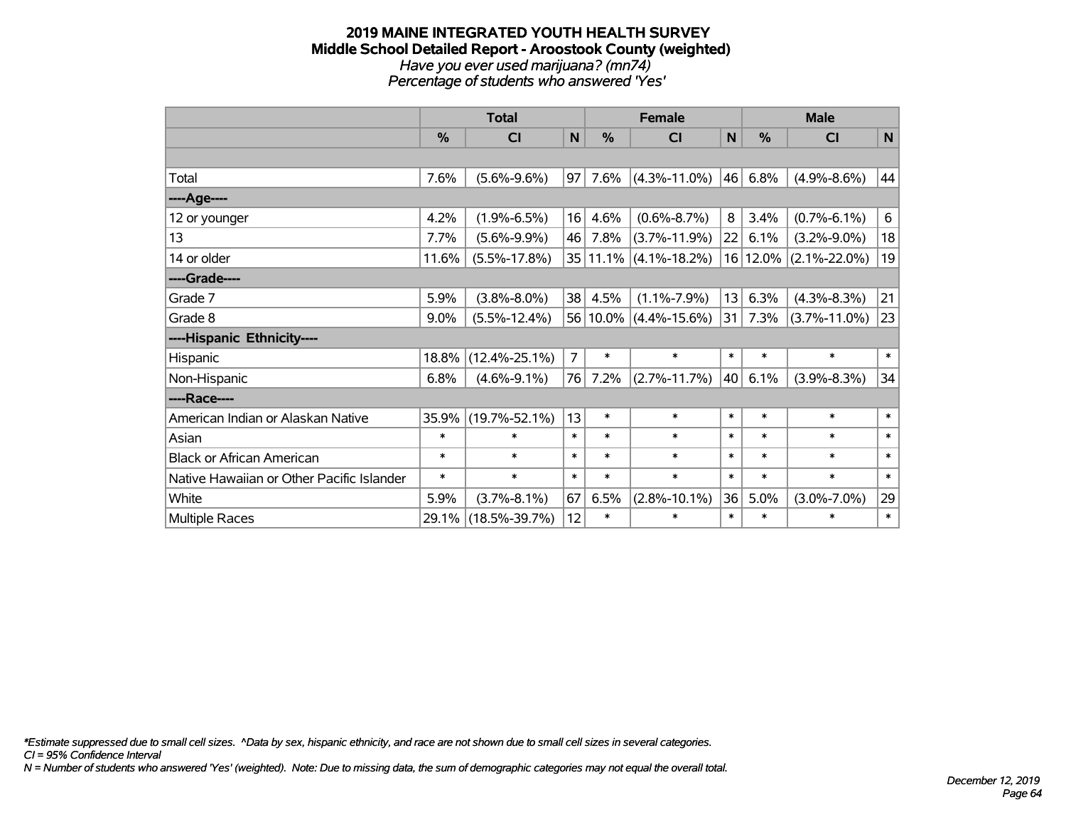# 2019 MAINE INTEGRATED YOUTH HEALTH SURVEY
## Middle School Detailed Report - Aroostook County (weighted)
*Have you ever used marijuana? (mn74)*
*Percentage of students who answered 'Yes'*

| | Total | | | Female | | | Male | | |
|---|---|---|---|---|---|---|---|---|---|
| | % | CI | N | % | CI | N | % | CI | N |
| | | | | | | | | | |
| Total | 7.6% | (5.6%-9.6%) | 97 | 7.6% | (4.3%-11.0%) | 46 | 6.8% | (4.9%-8.6%) | 44 |
| ----Age---- | | | | | | | | | |
| 12 or younger | 4.2% | (1.9%-6.5%) | 16 | 4.6% | (0.6%-8.7%) | 8 | 3.4% | (0.7%-6.1%) | 6 |
| 13 | 7.7% | (5.6%-9.9%) | 46 | 7.8% | (3.7%-11.9%) | 22 | 6.1% | (3.2%-9.0%) | 18 |
| 14 or older | 11.6% | (5.5%-17.8%) | 35 | 11.1% | (4.1%-18.2%) | 16 | 12.0% | (2.1%-22.0%) | 19 |
| ----Grade---- | | | | | | | | | |
| Grade 7 | 5.9% | (3.8%-8.0%) | 38 | 4.5% | (1.1%-7.9%) | 13 | 6.3% | (4.3%-8.3%) | 21 |
| Grade 8 | 9.0% | (5.5%-12.4%) | 56 | 10.0% | (4.4%-15.6%) | 31 | 7.3% | (3.7%-11.0%) | 23 |
| ----Hispanic Ethnicity---- | | | | | | | | | |
| Hispanic | 18.8% | (12.4%-25.1%) | 7 | * | * | * | * | * | * |
| Non-Hispanic | 6.8% | (4.6%-9.1%) | 76 | 7.2% | (2.7%-11.7%) | 40 | 6.1% | (3.9%-8.3%) | 34 |
| ----Race---- | | | | | | | | | |
| American Indian or Alaskan Native | 35.9% | (19.7%-52.1%) | 13 | * | * | * | * | * | * |
| Asian | * | * | * | * | * | * | * | * | * |
| Black or African American | * | * | * | * | * | * | * | * | * |
| Native Hawaiian or Other Pacific Islander | * | * | * | * | * | * | * | * | * |
| White | 5.9% | (3.7%-8.1%) | 67 | 6.5% | (2.8%-10.1%) | 36 | 5.0% | (3.0%-7.0%) | 29 |
| Multiple Races | 29.1% | (18.5%-39.7%) | 12 | * | * | * | * | * | * |

*\*Estimate suppressed due to small cell sizes. ^Data by sex, hispanic ethnicity, and race are not shown due to small cell sizes in several categories.*
*CI = 95% Confidence Interval*
*N = Number of students who answered 'Yes' (weighted). Note: Due to missing data, the sum of demographic categories may not equal the overall total.*

*December 12, 2019*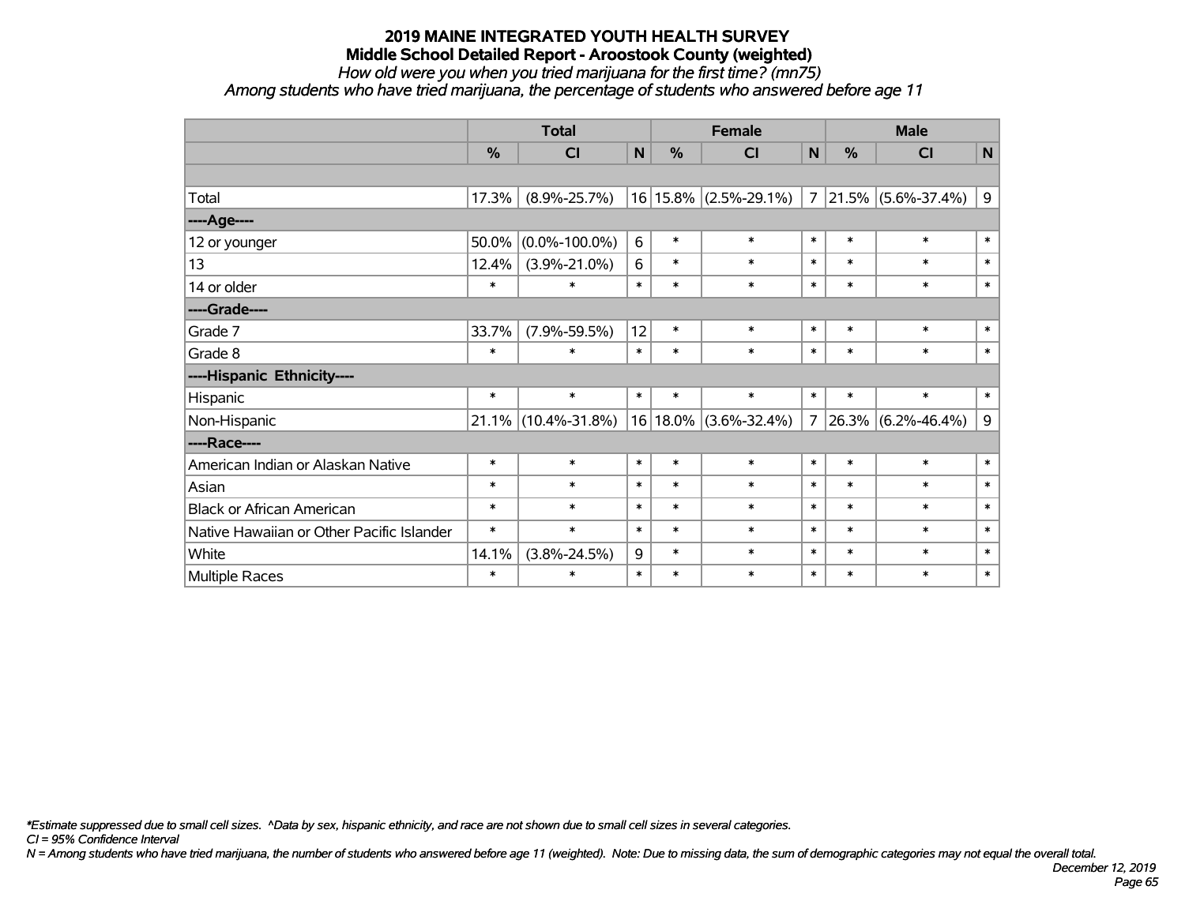# 2019 MAINE INTEGRATED YOUTH HEALTH SURVEY

## Middle School Detailed Report - Aroostook County (weighted)

*How old were you when you tried marijuana for the first time? (mn75)*

*Among students who have tried marijuana, the percentage of students who answered before age 11*

| | Total | | | Female | | | Male | | |
|---|---|---|---|---|---|---|---|---|---|
| | % | CI | N | % | CI | N | % | CI | N |
| Total | 17.3% | (8.9%-25.7%) | 16 | 15.8% | (2.5%-29.1%) | 7 | 21.5% | (5.6%-37.4%) | 9 |
| ----Age---- | | | | | | | | | |
| 12 or younger | 50.0% | (0.0%-100.0%) | 6 | * | * | * | * | * | * |
| 13 | 12.4% | (3.9%-21.0%) | 6 | * | * | * | * | * | * |
| 14 or older | * | * | * | * | * | * | * | * | * |
| ----Grade---- | | | | | | | | | |
| Grade 7 | 33.7% | (7.9%-59.5%) | 12 | * | * | * | * | * | * |
| Grade 8 | * | * | * | * | * | * | * | * | * |
| ----Hispanic Ethnicity---- | | | | | | | | | |
| Hispanic | * | * | * | * | * | * | * | * | * |
| Non-Hispanic | 21.1% | (10.4%-31.8%) | 16 | 18.0% | (3.6%-32.4%) | 7 | 26.3% | (6.2%-46.4%) | 9 |
| ----Race---- | | | | | | | | | |
| American Indian or Alaskan Native | * | * | * | * | * | * | * | * | * |
| Asian | * | * | * | * | * | * | * | * | * |
| Black or African American | * | * | * | * | * | * | * | * | * |
| Native Hawaiian or Other Pacific Islander | * | * | * | * | * | * | * | * | * |
| White | 14.1% | (3.8%-24.5%) | 9 | * | * | * | * | * | * |
| Multiple Races | * | * | * | * | * | * | * | * | * |

*\*Estimate suppressed due to small cell sizes. ^Data by sex, hispanic ethnicity, and race are not shown due to small cell sizes in several categories.*

*CI = 95% Confidence Interval*

*N = Among students who have tried marijuana, the number of students who answered before age 11 (weighted). Note: Due to missing data, the sum of demographic categories may not equal the overall total.*

*December 12, 2019*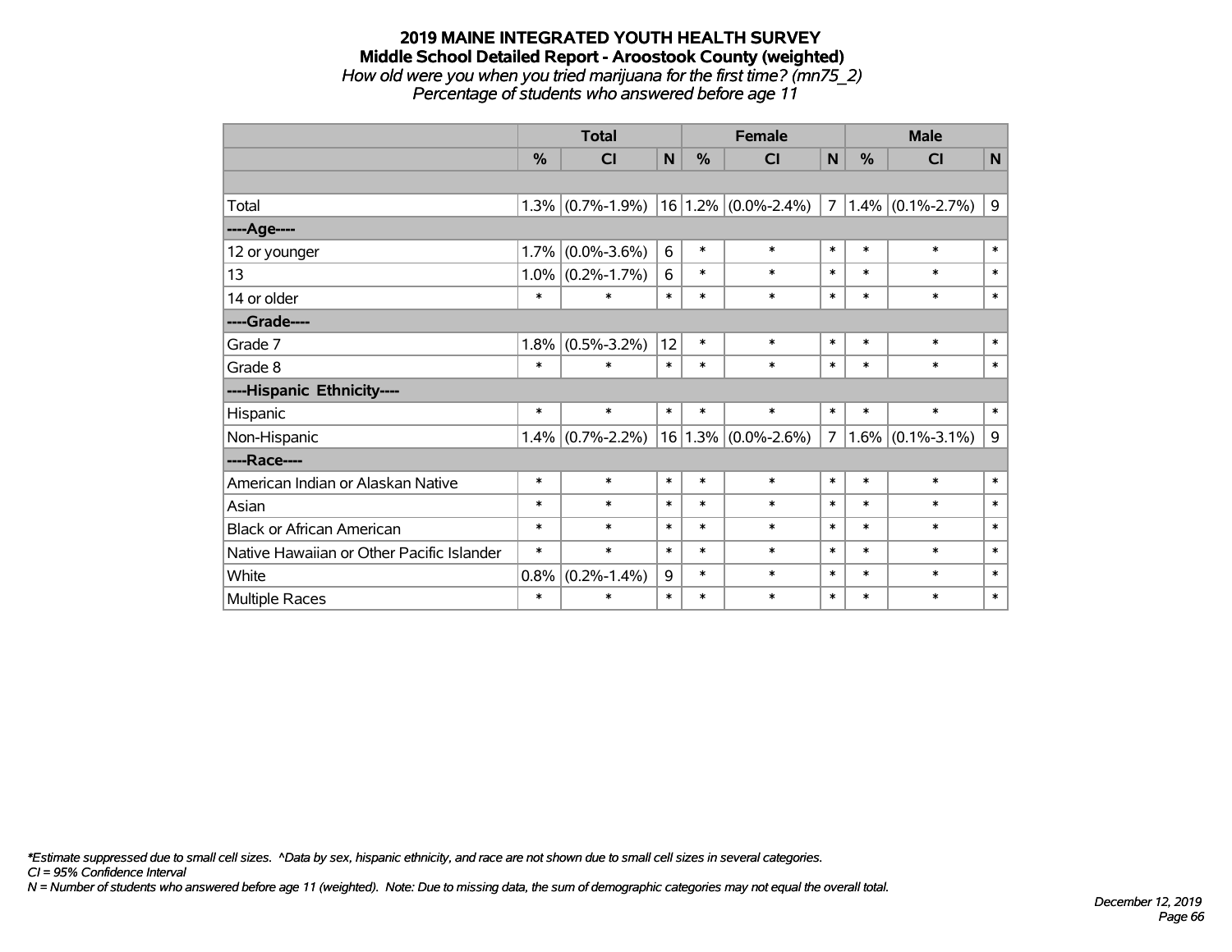# 2019 MAINE INTEGRATED YOUTH HEALTH SURVEY
## Middle School Detailed Report - Aroostook County (weighted)
*How old were you when you tried marijuana for the first time? (mn75_2)*
*Percentage of students who answered before age 11*

| | Total | | | Female | | | Male | | |
|---|---|---|---|---|---|---|---|---|---|
| | % | CI | N | % | CI | N | % | CI | N |
| | | | | | | | | | |
| Total | 1.3% | (0.7%-1.9%) | 16 | 1.2% | (0.0%-2.4%) | 7 | 1.4% | (0.1%-2.7%) | 9 |
| ----Age---- | | | | | | | | | |
| 12 or younger | 1.7% | (0.0%-3.6%) | 6 | * | * | * | * | * | * |
| 13 | 1.0% | (0.2%-1.7%) | 6 | * | * | * | * | * | * |
| 14 or older | * | * | * | * | * | * | * | * | * |
| ----Grade---- | | | | | | | | | |
| Grade 7 | 1.8% | (0.5%-3.2%) | 12 | * | * | * | * | * | * |
| Grade 8 | * | * | * | * | * | * | * | * | * |
| ----Hispanic Ethnicity---- | | | | | | | | | |
| Hispanic | * | * | * | * | * | * | * | * | * |
| Non-Hispanic | 1.4% | (0.7%-2.2%) | 16 | 1.3% | (0.0%-2.6%) | 7 | 1.6% | (0.1%-3.1%) | 9 |
| ----Race---- | | | | | | | | | |
| American Indian or Alaskan Native | * | * | * | * | * | * | * | * | * |
| Asian | * | * | * | * | * | * | * | * | * |
| Black or African American | * | * | * | * | * | * | * | * | * |
| Native Hawaiian or Other Pacific Islander | * | * | * | * | * | * | * | * | * |
| White | 0.8% | (0.2%-1.4%) | 9 | * | * | * | * | * | * |
| Multiple Races | * | * | * | * | * | * | * | * | * |

*\*Estimate suppressed due to small cell sizes. ^Data by sex, hispanic ethnicity, and race are not shown due to small cell sizes in several categories.*
*CI = 95% Confidence Interval*
*N = Number of students who answered before age 11 (weighted). Note: Due to missing data, the sum of demographic categories may not equal the overall total.*

*December 12, 2019*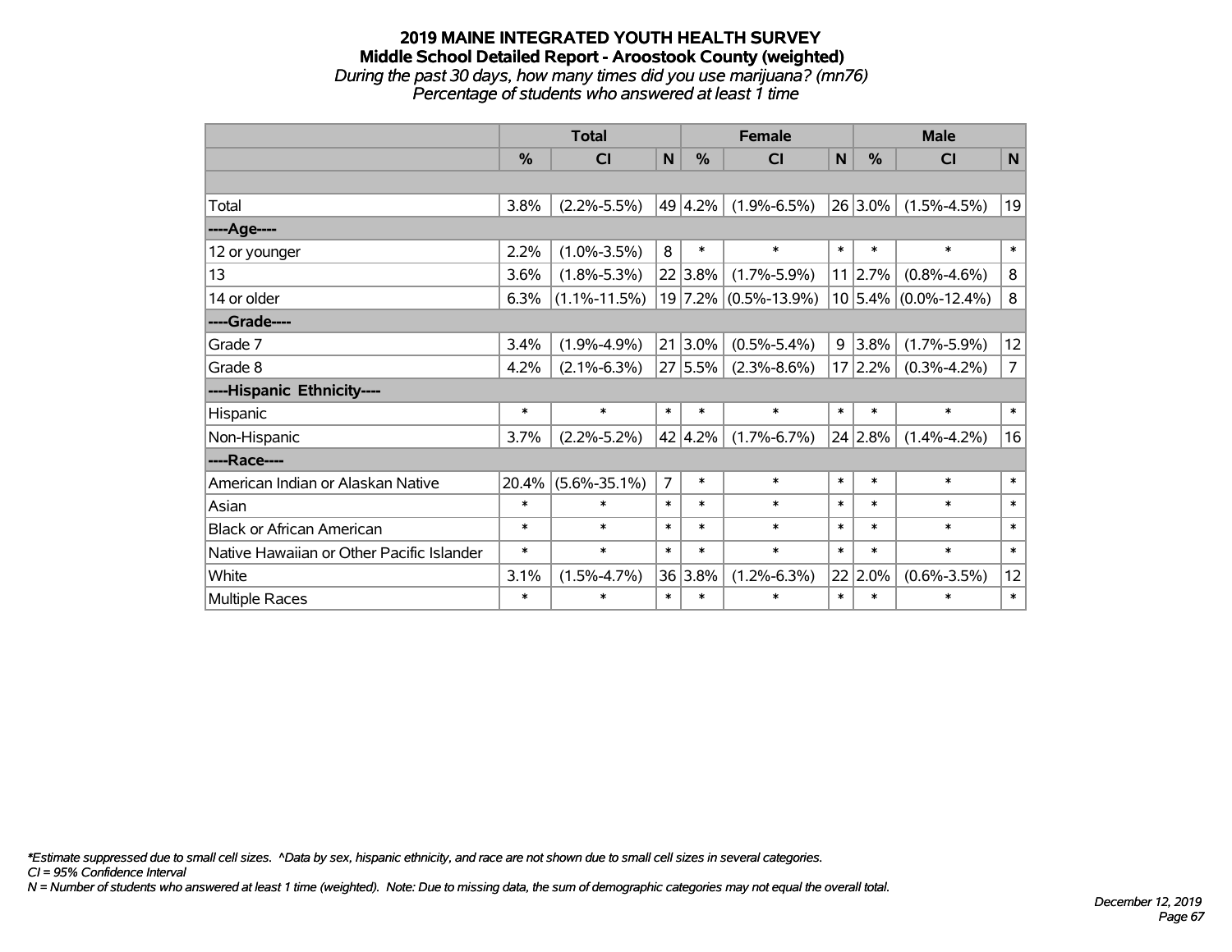# 2019 MAINE INTEGRATED YOUTH HEALTH SURVEY

## Middle School Detailed Report - Aroostook County (weighted)

*During the past 30 days, how many times did you use marijuana? (mn76)*

*Percentage of students who answered at least 1 time*

| | Total | | | Female | | | Male | | |
|---|---|---|---|---|---|---|---|---|---|
| | % | CI | N | % | CI | N | % | CI | N |
| | | | | | | | | | |
| Total | 3.8% | (2.2%-5.5%) | 49 | 4.2% | (1.9%-6.5%) | 26 | 3.0% | (1.5%-4.5%) | 19 |
| ----Age---- | | | | | | | | | |
| 12 or younger | 2.2% | (1.0%-3.5%) | 8 | * | * | * | * | * | * |
| 13 | 3.6% | (1.8%-5.3%) | 22 | 3.8% | (1.7%-5.9%) | 11 | 2.7% | (0.8%-4.6%) | 8 |
| 14 or older | 6.3% | (1.1%-11.5%) | 19 | 7.2% | (0.5%-13.9%) | 10 | 5.4% | (0.0%-12.4%) | 8 |
| ----Grade---- | | | | | | | | | |
| Grade 7 | 3.4% | (1.9%-4.9%) | 21 | 3.0% | (0.5%-5.4%) | 9 | 3.8% | (1.7%-5.9%) | 12 |
| Grade 8 | 4.2% | (2.1%-6.3%) | 27 | 5.5% | (2.3%-8.6%) | 17 | 2.2% | (0.3%-4.2%) | 7 |
| ----Hispanic Ethnicity---- | | | | | | | | | |
| Hispanic | * | * | * | * | * | * | * | * | * |
| Non-Hispanic | 3.7% | (2.2%-5.2%) | 42 | 4.2% | (1.7%-6.7%) | 24 | 2.8% | (1.4%-4.2%) | 16 |
| ----Race---- | | | | | | | | | |
| American Indian or Alaskan Native | 20.4% | (5.6%-35.1%) | 7 | * | * | * | * | * | * |
| Asian | * | * | * | * | * | * | * | * | * |
| Black or African American | * | * | * | * | * | * | * | * | * |
| Native Hawaiian or Other Pacific Islander | * | * | * | * | * | * | * | * | * |
| White | 3.1% | (1.5%-4.7%) | 36 | 3.8% | (1.2%-6.3%) | 22 | 2.0% | (0.6%-3.5%) | 12 |
| Multiple Races | * | * | * | * | * | * | * | * | * |

*\*Estimate suppressed due to small cell sizes. ^Data by sex, hispanic ethnicity, and race are not shown due to small cell sizes in several categories.*
*CI = 95% Confidence Interval*
*N = Number of students who answered at least 1 time (weighted). Note: Due to missing data, the sum of demographic categories may not equal the overall total.*

*December 12, 2019*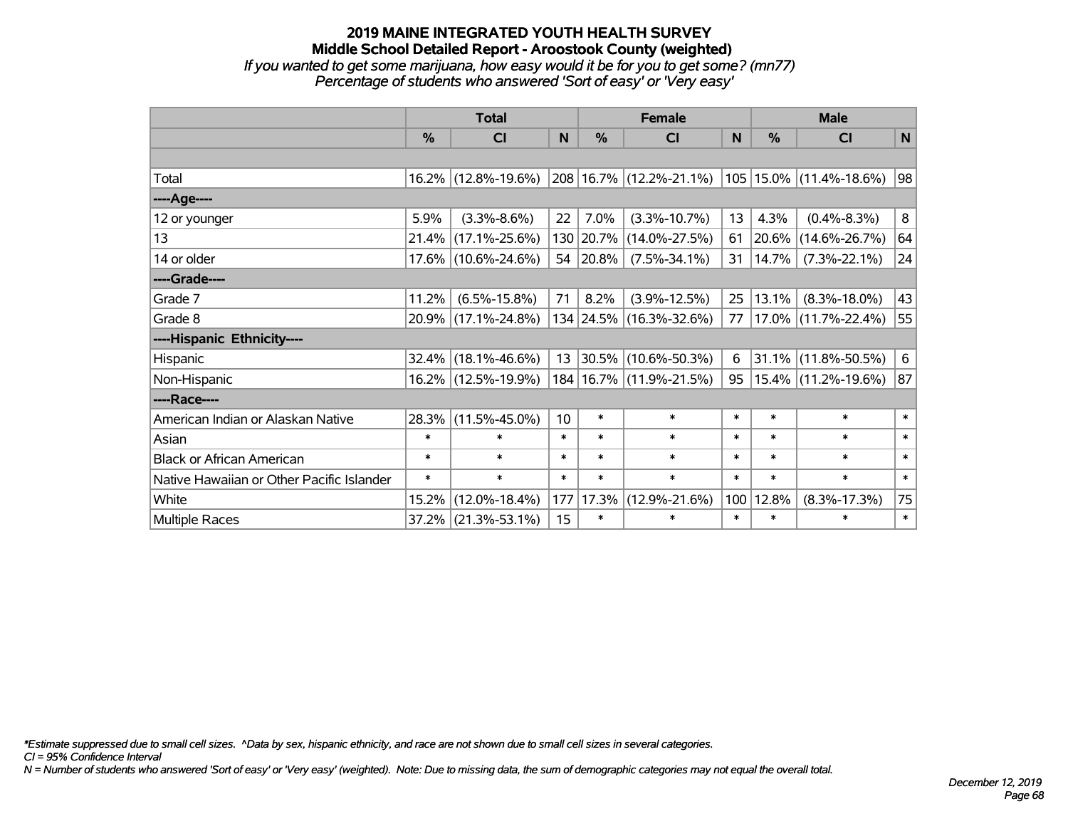# 2019 MAINE INTEGRATED YOUTH HEALTH SURVEY
## Middle School Detailed Report - Aroostook County (weighted)
*If you wanted to get some marijuana, how easy would it be for you to get some? (mn77)*
*Percentage of students who answered 'Sort of easy' or 'Very easy'*

| | Total | | | Female | | | Male | | |
|---|---|---|---|---|---|---|---|---|---|
| | % | CI | N | % | CI | N | % | CI | N |
| | | | | | | | | | |
| Total | 16.2% | (12.8%-19.6%) | 208 | 16.7% | (12.2%-21.1%) | 105 | 15.0% | (11.4%-18.6%) | 98 |
| ----Age---- | | | | | | | | | |
| 12 or younger | 5.9% | (3.3%-8.6%) | 22 | 7.0% | (3.3%-10.7%) | 13 | 4.3% | (0.4%-8.3%) | 8 |
| 13 | 21.4% | (17.1%-25.6%) | 130 | 20.7% | (14.0%-27.5%) | 61 | 20.6% | (14.6%-26.7%) | 64 |
| 14 or older | 17.6% | (10.6%-24.6%) | 54 | 20.8% | (7.5%-34.1%) | 31 | 14.7% | (7.3%-22.1%) | 24 |
| ----Grade---- | | | | | | | | | |
| Grade 7 | 11.2% | (6.5%-15.8%) | 71 | 8.2% | (3.9%-12.5%) | 25 | 13.1% | (8.3%-18.0%) | 43 |
| Grade 8 | 20.9% | (17.1%-24.8%) | 134 | 24.5% | (16.3%-32.6%) | 77 | 17.0% | (11.7%-22.4%) | 55 |
| ----Hispanic Ethnicity---- | | | | | | | | | |
| Hispanic | 32.4% | (18.1%-46.6%) | 13 | 30.5% | (10.6%-50.3%) | 6 | 31.1% | (11.8%-50.5%) | 6 |
| Non-Hispanic | 16.2% | (12.5%-19.9%) | 184 | 16.7% | (11.9%-21.5%) | 95 | 15.4% | (11.2%-19.6%) | 87 |
| ----Race---- | | | | | | | | | |
| American Indian or Alaskan Native | 28.3% | (11.5%-45.0%) | 10 | * | * | * | * | * | * |
| Asian | * | * | * | * | * | * | * | * | * |
| Black or African American | * | * | * | * | * | * | * | * | * |
| Native Hawaiian or Other Pacific Islander | * | * | * | * | * | * | * | * | * |
| White | 15.2% | (12.0%-18.4%) | 177 | 17.3% | (12.9%-21.6%) | 100 | 12.8% | (8.3%-17.3%) | 75 |
| Multiple Races | 37.2% | (21.3%-53.1%) | 15 | * | * | * | * | * | * |

*\*Estimate suppressed due to small cell sizes. ^Data by sex, hispanic ethnicity, and race are not shown due to small cell sizes in several categories.*
*CI = 95% Confidence Interval*
*N = Number of students who answered 'Sort of easy' or 'Very easy' (weighted). Note: Due to missing data, the sum of demographic categories may not equal the overall total.*

*December 12, 2019*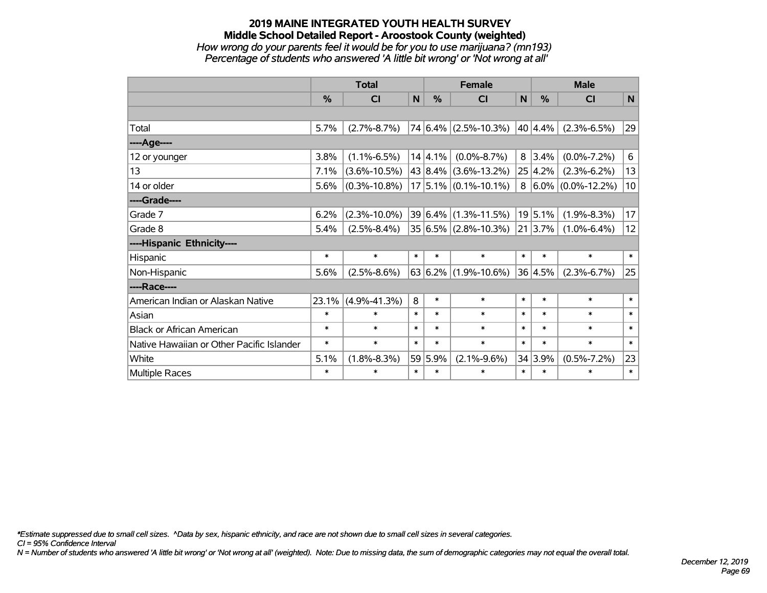# 2019 MAINE INTEGRATED YOUTH HEALTH SURVEY
## Middle School Detailed Report - Aroostook County (weighted)
*How wrong do your parents feel it would be for you to use marijuana? (mn193)*
*Percentage of students who answered 'A little bit wrong' or 'Not wrong at all'*

| | Total | | | Female | | | Male | | |
|---|---|---|---|---|---|---|---|---|---|
| | % | CI | N | % | CI | N | % | CI | N |
| | | | | | | | | | |
| Total | 5.7% | (2.7%-8.7%) | 74 | 6.4% | (2.5%-10.3%) | 40 | 4.4% | (2.3%-6.5%) | 29 |
| ----Age---- | | | | | | | | | |
| 12 or younger | 3.8% | (1.1%-6.5%) | 14 | 4.1% | (0.0%-8.7%) | 8 | 3.4% | (0.0%-7.2%) | 6 |
| 13 | 7.1% | (3.6%-10.5%) | 43 | 8.4% | (3.6%-13.2%) | 25 | 4.2% | (2.3%-6.2%) | 13 |
| 14 or older | 5.6% | (0.3%-10.8%) | 17 | 5.1% | (0.1%-10.1%) | 8 | 6.0% | (0.0%-12.2%) | 10 |
| ----Grade---- | | | | | | | | | |
| Grade 7 | 6.2% | (2.3%-10.0%) | 39 | 6.4% | (1.3%-11.5%) | 19 | 5.1% | (1.9%-8.3%) | 17 |
| Grade 8 | 5.4% | (2.5%-8.4%) | 35 | 6.5% | (2.8%-10.3%) | 21 | 3.7% | (1.0%-6.4%) | 12 |
| ----Hispanic Ethnicity---- | | | | | | | | | |
| Hispanic | * | * | * | * | * | * | * | * | * |
| Non-Hispanic | 5.6% | (2.5%-8.6%) | 63 | 6.2% | (1.9%-10.6%) | 36 | 4.5% | (2.3%-6.7%) | 25 |
| ----Race---- | | | | | | | | | |
| American Indian or Alaskan Native | 23.1% | (4.9%-41.3%) | 8 | * | * | * | * | * | * |
| Asian | * | * | * | * | * | * | * | * | * |
| Black or African American | * | * | * | * | * | * | * | * | * |
| Native Hawaiian or Other Pacific Islander | * | * | * | * | * | * | * | * | * |
| White | 5.1% | (1.8%-8.3%) | 59 | 5.9% | (2.1%-9.6%) | 34 | 3.9% | (0.5%-7.2%) | 23 |
| Multiple Races | * | * | * | * | * | * | * | * | * |

*Estimate suppressed due to small cell sizes. ^Data by sex, hispanic ethnicity, and race are not shown due to small cell sizes in several categories.

CI = 95% Confidence Interval

N = Number of students who answered 'A little bit wrong' or 'Not wrong at all' (weighted). Note: Due to missing data, the sum of demographic categories may not equal the overall total.

December 12, 2019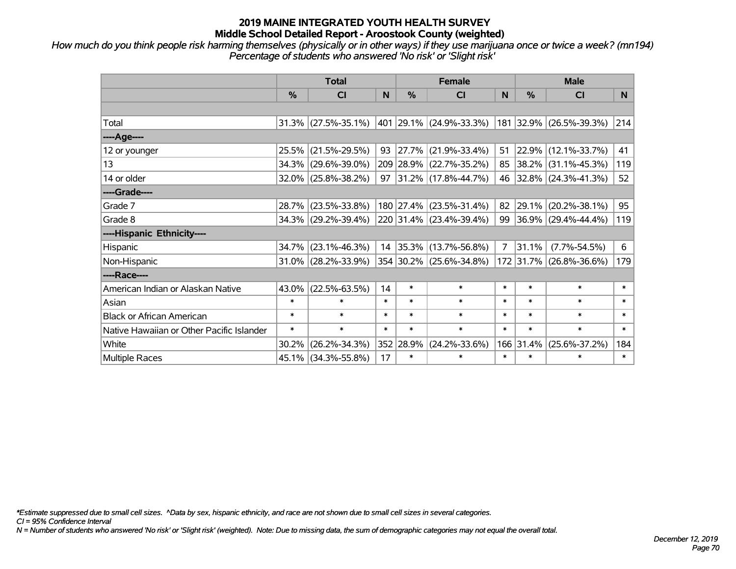# 2019 MAINE INTEGRATED YOUTH HEALTH SURVEY
## Middle School Detailed Report - Aroostook County (weighted)

*How much do you think people risk harming themselves (physically or in other ways) if they use marijuana once or twice a week? (mn194)*
*Percentage of students who answered 'No risk' or 'Slight risk'*

| | Total | | | Female | | | Male | | |
|---|---|---|---|---|---|---|---|---|---|
| | % | CI | N | % | CI | N | % | CI | N |
| | | | | | | | | | |
| Total | 31.3% | (27.5%-35.1%) | 401 | 29.1% | (24.9%-33.3%) | 181 | 32.9% | (26.5%-39.3%) | 214 |
| ----Age---- | | | | | | | | | |
| 12 or younger | 25.5% | (21.5%-29.5%) | 93 | 27.7% | (21.9%-33.4%) | 51 | 22.9% | (12.1%-33.7%) | 41 |
| 13 | 34.3% | (29.6%-39.0%) | 209 | 28.9% | (22.7%-35.2%) | 85 | 38.2% | (31.1%-45.3%) | 119 |
| 14 or older | 32.0% | (25.8%-38.2%) | 97 | 31.2% | (17.8%-44.7%) | 46 | 32.8% | (24.3%-41.3%) | 52 |
| ----Grade---- | | | | | | | | | |
| Grade 7 | 28.7% | (23.5%-33.8%) | 180 | 27.4% | (23.5%-31.4%) | 82 | 29.1% | (20.2%-38.1%) | 95 |
| Grade 8 | 34.3% | (29.2%-39.4%) | 220 | 31.4% | (23.4%-39.4%) | 99 | 36.9% | (29.4%-44.4%) | 119 |
| ----Hispanic Ethnicity---- | | | | | | | | | |
| Hispanic | 34.7% | (23.1%-46.3%) | 14 | 35.3% | (13.7%-56.8%) | 7 | 31.1% | (7.7%-54.5%) | 6 |
| Non-Hispanic | 31.0% | (28.2%-33.9%) | 354 | 30.2% | (25.6%-34.8%) | 172 | 31.7% | (26.8%-36.6%) | 179 |
| ----Race---- | | | | | | | | | |
| American Indian or Alaskan Native | 43.0% | (22.5%-63.5%) | 14 | * | * | * | * | * | * |
| Asian | * | * | * | * | * | * | * | * | * |
| Black or African American | * | * | * | * | * | * | * | * | * |
| Native Hawaiian or Other Pacific Islander | * | * | * | * | * | * | * | * | * |
| White | 30.2% | (26.2%-34.3%) | 352 | 28.9% | (24.2%-33.6%) | 166 | 31.4% | (25.6%-37.2%) | 184 |
| Multiple Races | 45.1% | (34.3%-55.8%) | 17 | * | * | * | * | * | * |

*\*Estimate suppressed due to small cell sizes. ^Data by sex, hispanic ethnicity, and race are not shown due to small cell sizes in several categories.*
*CI = 95% Confidence Interval*
*N = Number of students who answered 'No risk' or 'Slight risk' (weighted). Note: Due to missing data, the sum of demographic categories may not equal the overall total.*

*December 12, 2019*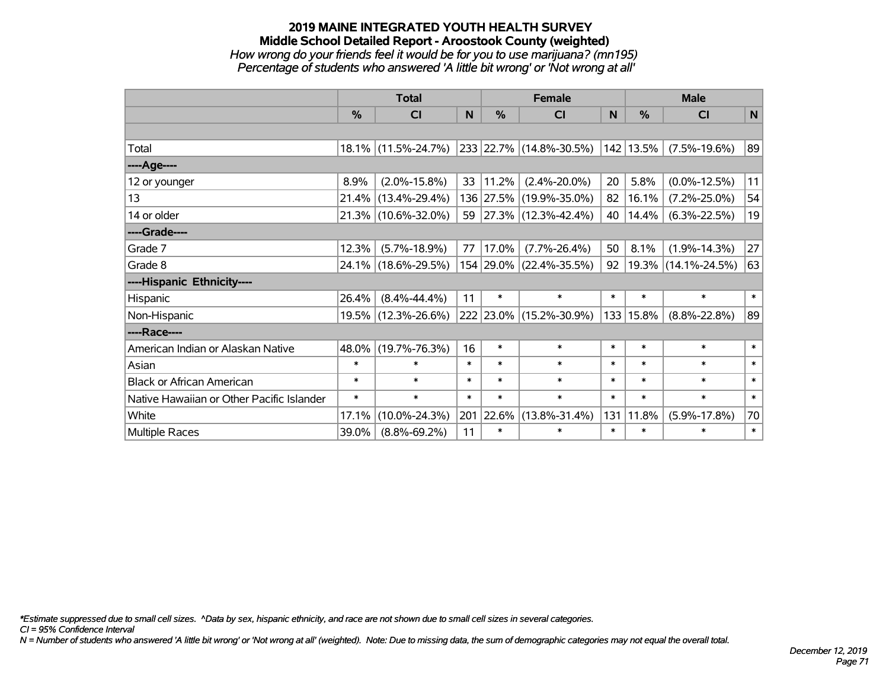# 2019 MAINE INTEGRATED YOUTH HEALTH SURVEY
## Middle School Detailed Report - Aroostook County (weighted)

*How wrong do your friends feel it would be for you to use marijuana? (mn195)*
*Percentage of students who answered 'A little bit wrong' or 'Not wrong at all'*

| | Total | | | Female | | | Male | | |
|---|---|---|---|---|---|---|---|---|---|
| | % | CI | N | % | CI | N | % | CI | N |
| | | | | | | | | | |
| Total | 18.1% | (11.5%-24.7%) | 233 | 22.7% | (14.8%-30.5%) | 142 | 13.5% | (7.5%-19.6%) | 89 |
| ----Age---- | | | | | | | | | |
| 12 or younger | 8.9% | (2.0%-15.8%) | 33 | 11.2% | (2.4%-20.0%) | 20 | 5.8% | (0.0%-12.5%) | 11 |
| 13 | 21.4% | (13.4%-29.4%) | 136 | 27.5% | (19.9%-35.0%) | 82 | 16.1% | (7.2%-25.0%) | 54 |
| 14 or older | 21.3% | (10.6%-32.0%) | 59 | 27.3% | (12.3%-42.4%) | 40 | 14.4% | (6.3%-22.5%) | 19 |
| ----Grade---- | | | | | | | | | |
| Grade 7 | 12.3% | (5.7%-18.9%) | 77 | 17.0% | (7.7%-26.4%) | 50 | 8.1% | (1.9%-14.3%) | 27 |
| Grade 8 | 24.1% | (18.6%-29.5%) | 154 | 29.0% | (22.4%-35.5%) | 92 | 19.3% | (14.1%-24.5%) | 63 |
| ----Hispanic Ethnicity---- | | | | | | | | | |
| Hispanic | 26.4% | (8.4%-44.4%) | 11 | * | * | * | * | * | * |
| Non-Hispanic | 19.5% | (12.3%-26.6%) | 222 | 23.0% | (15.2%-30.9%) | 133 | 15.8% | (8.8%-22.8%) | 89 |
| ----Race---- | | | | | | | | | |
| American Indian or Alaskan Native | 48.0% | (19.7%-76.3%) | 16 | * | * | * | * | * | * |
| Asian | * | * | * | * | * | * | * | * | * |
| Black or African American | * | * | * | * | * | * | * | * | * |
| Native Hawaiian or Other Pacific Islander | * | * | * | * | * | * | * | * | * |
| White | 17.1% | (10.0%-24.3%) | 201 | 22.6% | (13.8%-31.4%) | 131 | 11.8% | (5.9%-17.8%) | 70 |
| Multiple Races | 39.0% | (8.8%-69.2%) | 11 | * | * | * | * | * | * |

*Estimate suppressed due to small cell sizes. ^Data by sex, hispanic ethnicity, and race are not shown due to small cell sizes in several categories.*

*CI = 95% Confidence Interval*

*N = Number of students who answered 'A little bit wrong' or 'Not wrong at all' (weighted). Note: Due to missing data, the sum of demographic categories may not equal the overall total.*

*December 12, 2019*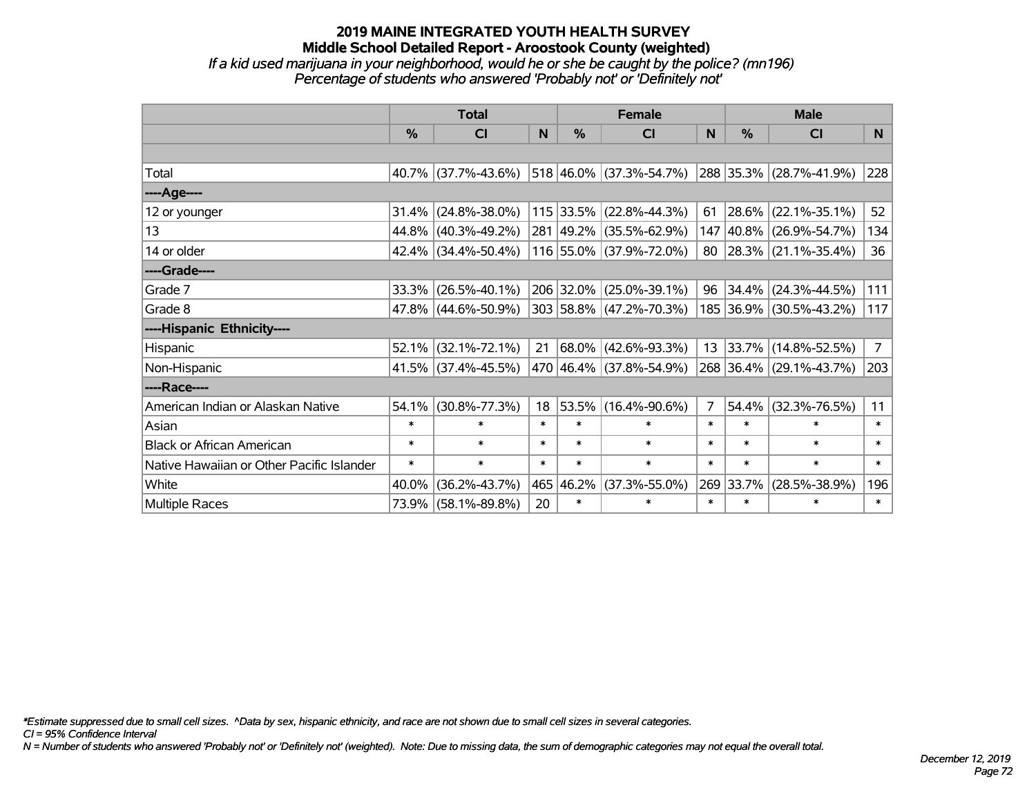# 2019 MAINE INTEGRATED YOUTH HEALTH SURVEY
## Middle School Detailed Report - Aroostook County (weighted)
*If a kid used marijuana in your neighborhood, would he or she be caught by the police? (mn196)*
*Percentage of students who answered 'Probably not' or 'Definitely not'*

| | Total | | | Female | | | Male | | |
|---|---|---|---|---|---|---|---|---|---|
| | % | CI | N | % | CI | N | % | CI | N |
| Total | 40.7% | (37.7%-43.6%) | 518 | 46.0% | (37.3%-54.7%) | 288 | 35.3% | (28.7%-41.9%) | 228 |
| ----Age---- | | | | | | | | | |
| 12 or younger | 31.4% | (24.8%-38.0%) | 115 | 33.5% | (22.8%-44.3%) | 61 | 28.6% | (22.1%-35.1%) | 52 |
| 13 | 44.8% | (40.3%-49.2%) | 281 | 49.2% | (35.5%-62.9%) | 147 | 40.8% | (26.9%-54.7%) | 134 |
| 14 or older | 42.4% | (34.4%-50.4%) | 116 | 55.0% | (37.9%-72.0%) | 80 | 28.3% | (21.1%-35.4%) | 36 |
| ----Grade---- | | | | | | | | | |
| Grade 7 | 33.3% | (26.5%-40.1%) | 206 | 32.0% | (25.0%-39.1%) | 96 | 34.4% | (24.3%-44.5%) | 111 |
| Grade 8 | 47.8% | (44.6%-50.9%) | 303 | 58.8% | (47.2%-70.3%) | 185 | 36.9% | (30.5%-43.2%) | 117 |
| ----Hispanic Ethnicity---- | | | | | | | | | |
| Hispanic | 52.1% | (32.1%-72.1%) | 21 | 68.0% | (42.6%-93.3%) | 13 | 33.7% | (14.8%-52.5%) | 7 |
| Non-Hispanic | 41.5% | (37.4%-45.5%) | 470 | 46.4% | (37.8%-54.9%) | 268 | 36.4% | (29.1%-43.7%) | 203 |
| ----Race---- | | | | | | | | | |
| American Indian or Alaskan Native | 54.1% | (30.8%-77.3%) | 18 | 53.5% | (16.4%-90.6%) | 7 | 54.4% | (32.3%-76.5%) | 11 |
| Asian | * | * | * | * | * | * | * | * | * |
| Black or African American | * | * | * | * | * | * | * | * | * |
| Native Hawaiian or Other Pacific Islander | * | * | * | * | * | * | * | * | * |
| White | 40.0% | (36.2%-43.7%) | 465 | 46.2% | (37.3%-55.0%) | 269 | 33.7% | (28.5%-38.9%) | 196 |
| Multiple Races | 73.9% | (58.1%-89.8%) | 20 | * | * | * | * | * | * |

*\*Estimate suppressed due to small cell sizes. ^Data by sex, hispanic ethnicity, and race are not shown due to small cell sizes in several categories.*
*CI = 95% Confidence Interval*
*N = Number of students who answered 'Probably not' or 'Definitely not' (weighted). Note: Due to missing data, the sum of demographic categories may not equal the overall total.*

*December 12, 2019*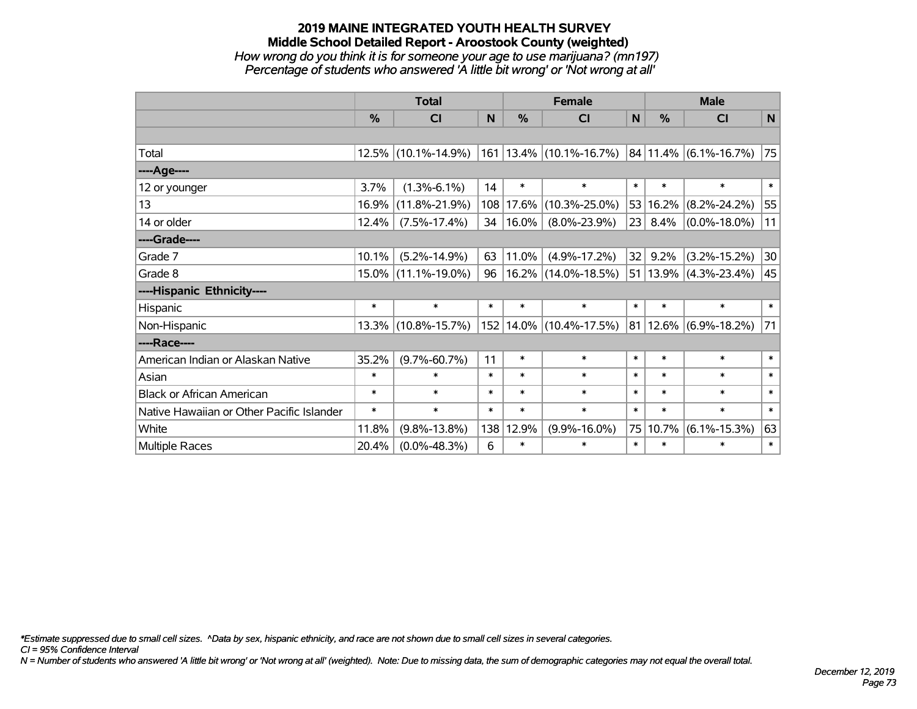# 2019 MAINE INTEGRATED YOUTH HEALTH SURVEY

## Middle School Detailed Report - Aroostook County (weighted)

*How wrong do you think it is for someone your age to use marijuana? (mn197)*

*Percentage of students who answered 'A little bit wrong' or 'Not wrong at all'*

| | Total | | | Female | | | Male | | |
|---|---|---|---|---|---|---|---|---|---|
| | % | CI | N | % | CI | N | % | CI | N |
| Total | 12.5% | (10.1%-14.9%) | 161 | 13.4% | (10.1%-16.7%) | 84 | 11.4% | (6.1%-16.7%) | 75 |
| ----Age---- | | | | | | | | | |
| 12 or younger | 3.7% | (1.3%-6.1%) | 14 | * | * | * | * | * | * |
| 13 | 16.9% | (11.8%-21.9%) | 108 | 17.6% | (10.3%-25.0%) | 53 | 16.2% | (8.2%-24.2%) | 55 |
| 14 or older | 12.4% | (7.5%-17.4%) | 34 | 16.0% | (8.0%-23.9%) | 23 | 8.4% | (0.0%-18.0%) | 11 |
| ----Grade---- | | | | | | | | | |
| Grade 7 | 10.1% | (5.2%-14.9%) | 63 | 11.0% | (4.9%-17.2%) | 32 | 9.2% | (3.2%-15.2%) | 30 |
| Grade 8 | 15.0% | (11.1%-19.0%) | 96 | 16.2% | (14.0%-18.5%) | 51 | 13.9% | (4.3%-23.4%) | 45 |
| ----Hispanic Ethnicity---- | | | | | | | | | |
| Hispanic | * | * | * | * | * | * | * | * | * |
| Non-Hispanic | 13.3% | (10.8%-15.7%) | 152 | 14.0% | (10.4%-17.5%) | 81 | 12.6% | (6.9%-18.2%) | 71 |
| ----Race---- | | | | | | | | | |
| American Indian or Alaskan Native | 35.2% | (9.7%-60.7%) | 11 | * | * | * | * | * | * |
| Asian | * | * | * | * | * | * | * | * | * |
| Black or African American | * | * | * | * | * | * | * | * | * |
| Native Hawaiian or Other Pacific Islander | * | * | * | * | * | * | * | * | * |
| White | 11.8% | (9.8%-13.8%) | 138 | 12.9% | (9.9%-16.0%) | 75 | 10.7% | (6.1%-15.3%) | 63 |
| Multiple Races | 20.4% | (0.0%-48.3%) | 6 | * | * | * | * | * | * |

*\*Estimate suppressed due to small cell sizes. ^Data by sex, hispanic ethnicity, and race are not shown due to small cell sizes in several categories.*

*CI = 95% Confidence Interval*

*N = Number of students who answered 'A little bit wrong' or 'Not wrong at all' (weighted). Note: Due to missing data, the sum of demographic categories may not equal the overall total.*

*December 12, 2019*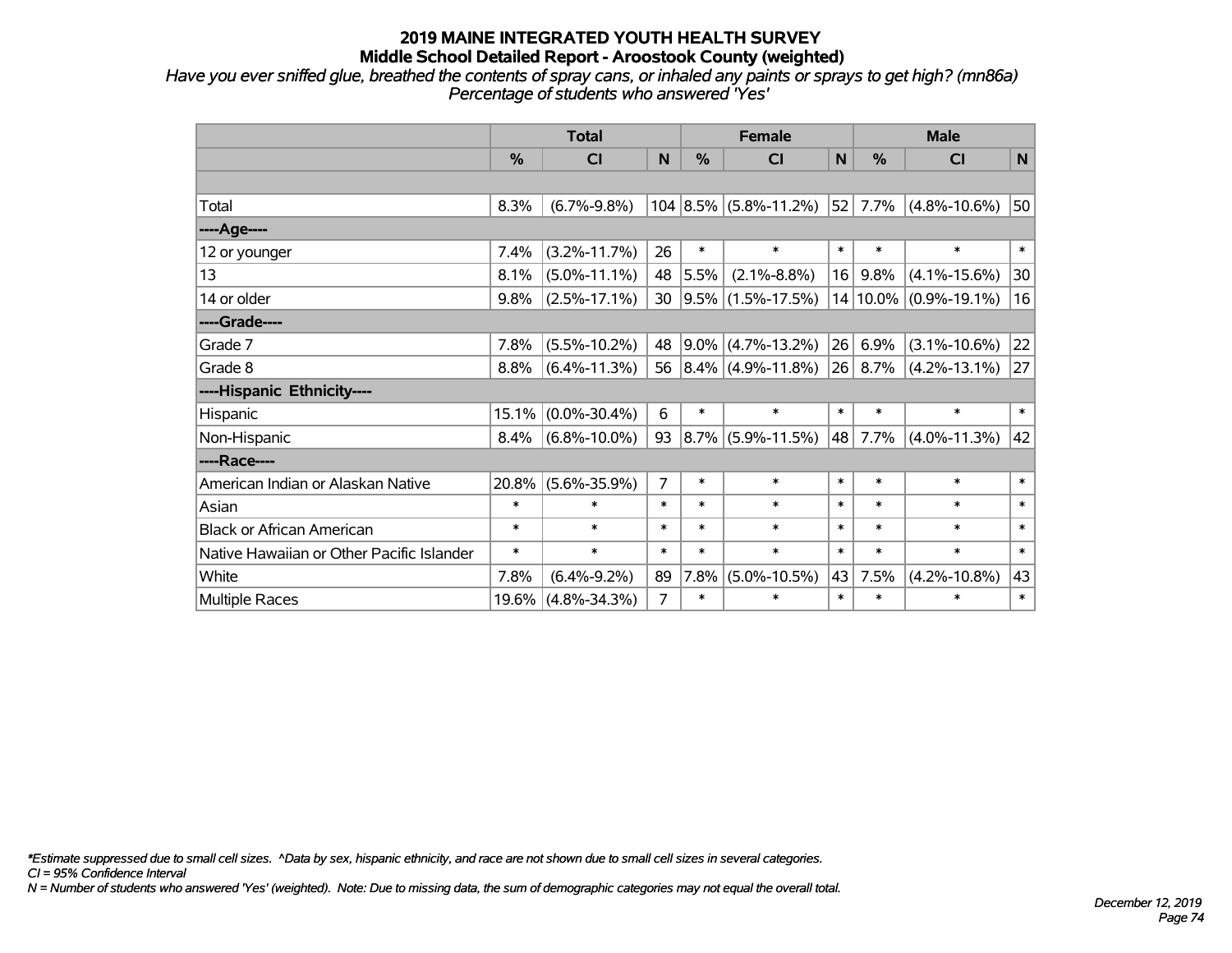# 2019 MAINE INTEGRATED YOUTH HEALTH SURVEY
## Middle School Detailed Report - Aroostook County (weighted)

*Have you ever sniffed glue, breathed the contents of spray cans, or inhaled any paints or sprays to get high? (mn86a)*
*Percentage of students who answered 'Yes'*

| | Total | | | Female | | | Male | | |
|---|---|---|---|---|---|---|---|---|---|
| | % | CI | N | % | CI | N | % | CI | N |
| | | | | | | | | | |
| Total | 8.3% | (6.7%-9.8%) | 104 | 8.5% | (5.8%-11.2%) | 52 | 7.7% | (4.8%-10.6%) | 50 |
| ----Age---- | | | | | | | | | |
| 12 or younger | 7.4% | (3.2%-11.7%) | 26 | * | * | * | * | * | * |
| 13 | 8.1% | (5.0%-11.1%) | 48 | 5.5% | (2.1%-8.8%) | 16 | 9.8% | (4.1%-15.6%) | 30 |
| 14 or older | 9.8% | (2.5%-17.1%) | 30 | 9.5% | (1.5%-17.5%) | 14 | 10.0% | (0.9%-19.1%) | 16 |
| ----Grade---- | | | | | | | | | |
| Grade 7 | 7.8% | (5.5%-10.2%) | 48 | 9.0% | (4.7%-13.2%) | 26 | 6.9% | (3.1%-10.6%) | 22 |
| Grade 8 | 8.8% | (6.4%-11.3%) | 56 | 8.4% | (4.9%-11.8%) | 26 | 8.7% | (4.2%-13.1%) | 27 |
| ----Hispanic Ethnicity---- | | | | | | | | | |
| Hispanic | 15.1% | (0.0%-30.4%) | 6 | * | * | * | * | * | * |
| Non-Hispanic | 8.4% | (6.8%-10.0%) | 93 | 8.7% | (5.9%-11.5%) | 48 | 7.7% | (4.0%-11.3%) | 42 |
| ----Race---- | | | | | | | | | |
| American Indian or Alaskan Native | 20.8% | (5.6%-35.9%) | 7 | * | * | * | * | * | * |
| Asian | * | * | * | * | * | * | * | * | * |
| Black or African American | * | * | * | * | * | * | * | * | * |
| Native Hawaiian or Other Pacific Islander | * | * | * | * | * | * | * | * | * |
| White | 7.8% | (6.4%-9.2%) | 89 | 7.8% | (5.0%-10.5%) | 43 | 7.5% | (4.2%-10.8%) | 43 |
| Multiple Races | 19.6% | (4.8%-34.3%) | 7 | * | * | * | * | * | * |

*\*Estimate suppressed due to small cell sizes. ^Data by sex, hispanic ethnicity, and race are not shown due to small cell sizes in several categories.*
*CI = 95% Confidence Interval*
*N = Number of students who answered 'Yes' (weighted). Note: Due to missing data, the sum of demographic categories may not equal the overall total.*

*December 12, 2019*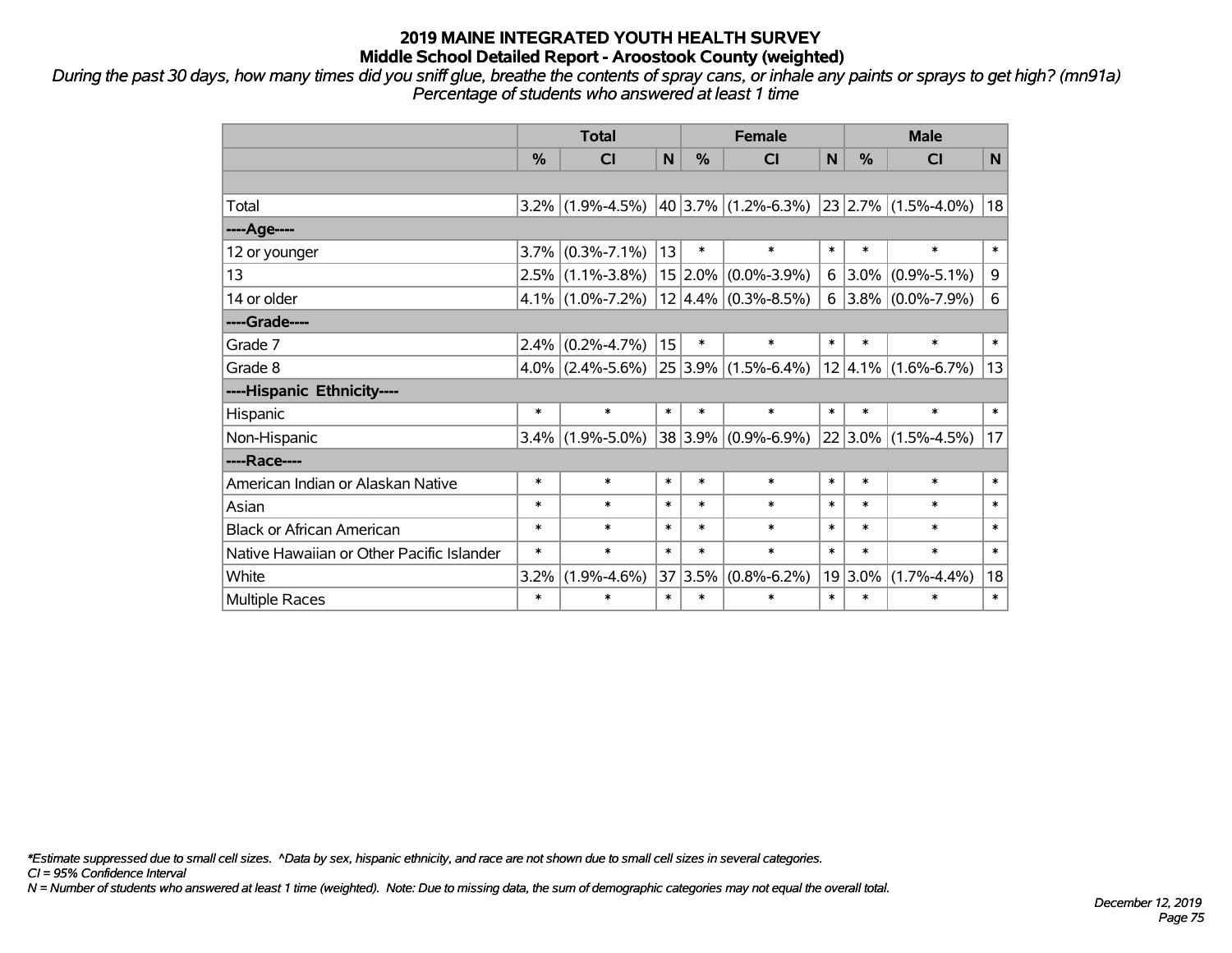# 2019 MAINE INTEGRATED YOUTH HEALTH SURVEY
## Middle School Detailed Report - Aroostook County (weighted)

*During the past 30 days, how many times did you sniff glue, breathe the contents of spray cans, or inhale any paints or sprays to get high? (mn91a)*
*Percentage of students who answered at least 1 time*

| | Total | | | Female | | | Male | | |
|---|---|---|---|---|---|---|---|---|---|
| | % | CI | N | % | CI | N | % | CI | N |
| | | | | | | | | | |
| Total | 3.2% | (1.9%-4.5%) | 40 | 3.7% | (1.2%-6.3%) | 23 | 2.7% | (1.5%-4.0%) | 18 |
| ----Age---- | | | | | | | | | |
| 12 or younger | 3.7% | (0.3%-7.1%) | 13 | * | * | * | * | * | * |
| 13 | 2.5% | (1.1%-3.8%) | 15 | 2.0% | (0.0%-3.9%) | 6 | 3.0% | (0.9%-5.1%) | 9 |
| 14 or older | 4.1% | (1.0%-7.2%) | 12 | 4.4% | (0.3%-8.5%) | 6 | 3.8% | (0.0%-7.9%) | 6 |
| ----Grade---- | | | | | | | | | |
| Grade 7 | 2.4% | (0.2%-4.7%) | 15 | * | * | * | * | * | * |
| Grade 8 | 4.0% | (2.4%-5.6%) | 25 | 3.9% | (1.5%-6.4%) | 12 | 4.1% | (1.6%-6.7%) | 13 |
| ----Hispanic Ethnicity---- | | | | | | | | | |
| Hispanic | * | * | * | * | * | * | * | * | * |
| Non-Hispanic | 3.4% | (1.9%-5.0%) | 38 | 3.9% | (0.9%-6.9%) | 22 | 3.0% | (1.5%-4.5%) | 17 |
| ----Race---- | | | | | | | | | |
| American Indian or Alaskan Native | * | * | * | * | * | * | * | * | * |
| Asian | * | * | * | * | * | * | * | * | * |
| Black or African American | * | * | * | * | * | * | * | * | * |
| Native Hawaiian or Other Pacific Islander | * | * | * | * | * | * | * | * | * |
| White | 3.2% | (1.9%-4.6%) | 37 | 3.5% | (0.8%-6.2%) | 19 | 3.0% | (1.7%-4.4%) | 18 |
| Multiple Races | * | * | * | * | * | * | * | * | * |

*\*Estimate suppressed due to small cell sizes. ^Data by sex, hispanic ethnicity, and race are not shown due to small cell sizes in several categories.*
*CI = 95% Confidence Interval*
*N = Number of students who answered at least 1 time (weighted). Note: Due to missing data, the sum of demographic categories may not equal the overall total.*

*December 12, 2019*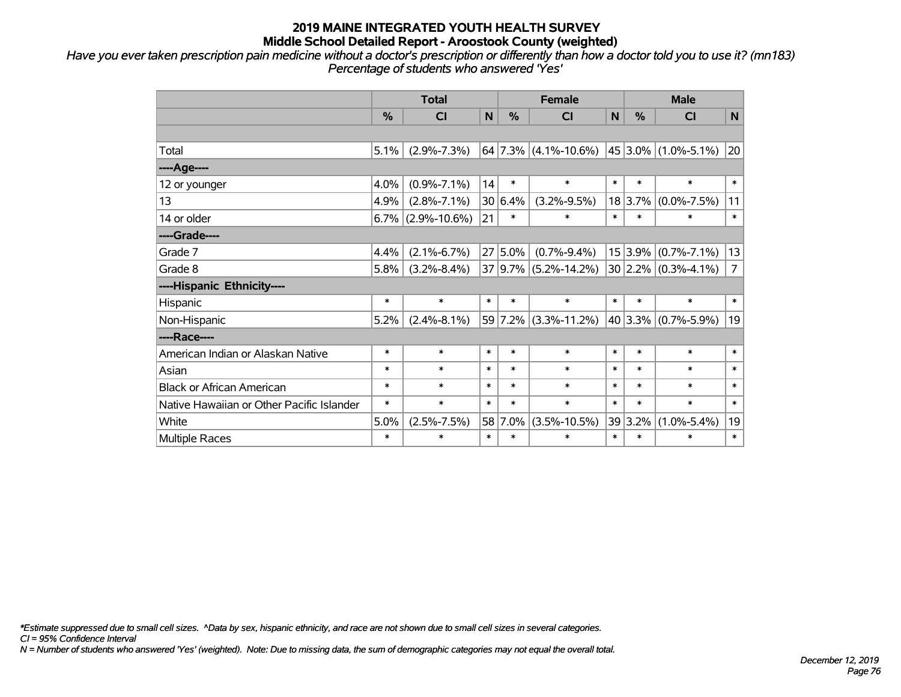# 2019 MAINE INTEGRATED YOUTH HEALTH SURVEY
## Middle School Detailed Report - Aroostook County (weighted)

*Have you ever taken prescription pain medicine without a doctor's prescription or differently than how a doctor told you to use it? (mn183)*
*Percentage of students who answered 'Yes'*

| | Total | | | Female | | | Male | | |
|---|---|---|---|---|---|---|---|---|---|
| | % | CI | N | % | CI | N | % | CI | N |
| | | | | | | | | | |
| Total | 5.1% | (2.9%-7.3%) | 64 | 7.3% | (4.1%-10.6%) | 45 | 3.0% | (1.0%-5.1%) | 20 |
| ----Age---- | | | | | | | | | |
| 12 or younger | 4.0% | (0.9%-7.1%) | 14 | * | * | * | * | * | * |
| 13 | 4.9% | (2.8%-7.1%) | 30 | 6.4% | (3.2%-9.5%) | 18 | 3.7% | (0.0%-7.5%) | 11 |
| 14 or older | 6.7% | (2.9%-10.6%) | 21 | * | * | * | * | * | * |
| ----Grade---- | | | | | | | | | |
| Grade 7 | 4.4% | (2.1%-6.7%) | 27 | 5.0% | (0.7%-9.4%) | 15 | 3.9% | (0.7%-7.1%) | 13 |
| Grade 8 | 5.8% | (3.2%-8.4%) | 37 | 9.7% | (5.2%-14.2%) | 30 | 2.2% | (0.3%-4.1%) | 7 |
| ----Hispanic Ethnicity---- | | | | | | | | | |
| Hispanic | * | * | * | * | * | * | * | * | * |
| Non-Hispanic | 5.2% | (2.4%-8.1%) | 59 | 7.2% | (3.3%-11.2%) | 40 | 3.3% | (0.7%-5.9%) | 19 |
| ----Race---- | | | | | | | | | |
| American Indian or Alaskan Native | * | * | * | * | * | * | * | * | * |
| Asian | * | * | * | * | * | * | * | * | * |
| Black or African American | * | * | * | * | * | * | * | * | * |
| Native Hawaiian or Other Pacific Islander | * | * | * | * | * | * | * | * | * |
| White | 5.0% | (2.5%-7.5%) | 58 | 7.0% | (3.5%-10.5%) | 39 | 3.2% | (1.0%-5.4%) | 19 |
| Multiple Races | * | * | * | * | * | * | * | * | * |

*Estimate suppressed due to small cell sizes. ^Data by sex, hispanic ethnicity, and race are not shown due to small cell sizes in several categories.*
*CI = 95% Confidence Interval*
*N = Number of students who answered 'Yes' (weighted). Note: Due to missing data, the sum of demographic categories may not equal the overall total.*

*December 12, 2019*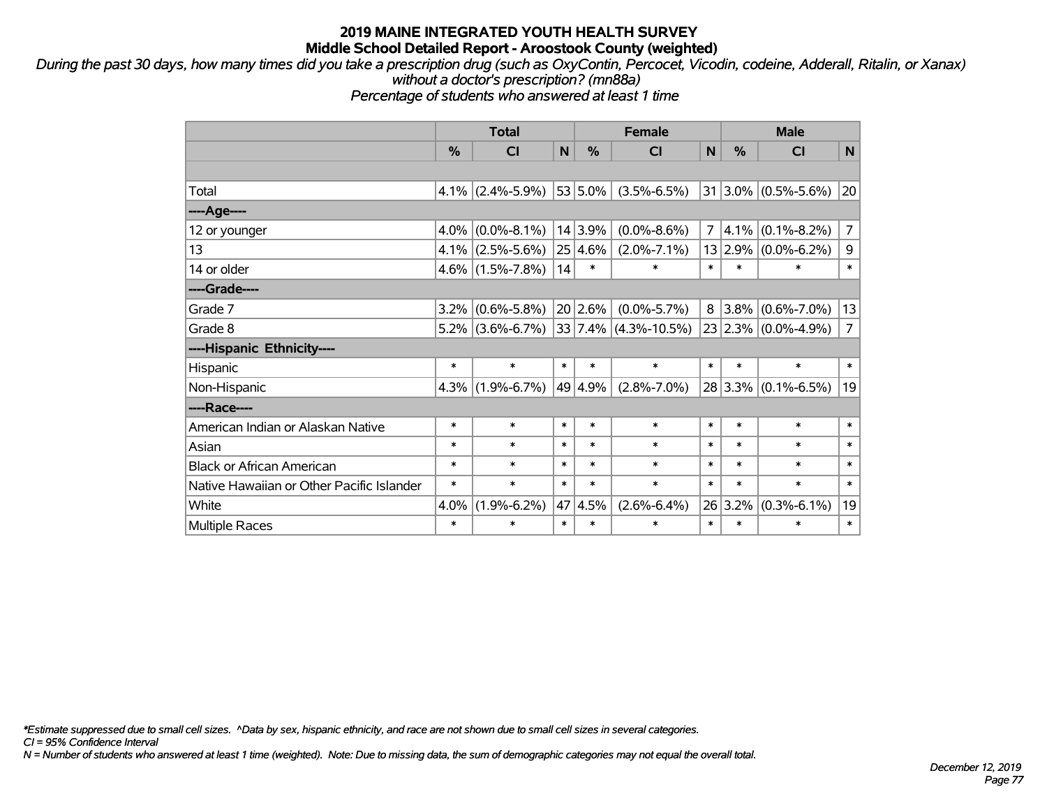# 2019 MAINE INTEGRATED YOUTH HEALTH SURVEY

## Middle School Detailed Report - Aroostook County (weighted)

*During the past 30 days, how many times did you take a prescription drug (such as OxyContin, Percocet, Vicodin, codeine, Adderall, Ritalin, or Xanax) without a doctor's prescription? (mn88a)*

*Percentage of students who answered at least 1 time*

| | Total | | | Female | | | Male | | |
|---|---|---|---|---|---|---|---|---|---|
| | % | CI | N | % | CI | N | % | CI | N |
| | | | | | | | | | |
| Total | 4.1% | (2.4%-5.9%) | 53 | 5.0% | (3.5%-6.5%) | 31 | 3.0% | (0.5%-5.6%) | 20 |
| ----Age---- | | | | | | | | | |
| 12 or younger | 4.0% | (0.0%-8.1%) | 14 | 3.9% | (0.0%-8.6%) | 7 | 4.1% | (0.1%-8.2%) | 7 |
| 13 | 4.1% | (2.5%-5.6%) | 25 | 4.6% | (2.0%-7.1%) | 13 | 2.9% | (0.0%-6.2%) | 9 |
| 14 or older | 4.6% | (1.5%-7.8%) | 14 | * | * | * | * | * | * |
| ----Grade---- | | | | | | | | | |
| Grade 7 | 3.2% | (0.6%-5.8%) | 20 | 2.6% | (0.0%-5.7%) | 8 | 3.8% | (0.6%-7.0%) | 13 |
| Grade 8 | 5.2% | (3.6%-6.7%) | 33 | 7.4% | (4.3%-10.5%) | 23 | 2.3% | (0.0%-4.9%) | 7 |
| ----Hispanic Ethnicity---- | | | | | | | | | |
| Hispanic | * | * | * | * | * | * | * | * | * |
| Non-Hispanic | 4.3% | (1.9%-6.7%) | 49 | 4.9% | (2.8%-7.0%) | 28 | 3.3% | (0.1%-6.5%) | 19 |
| ----Race---- | | | | | | | | | |
| American Indian or Alaskan Native | * | * | * | * | * | * | * | * | * |
| Asian | * | * | * | * | * | * | * | * | * |
| Black or African American | * | * | * | * | * | * | * | * | * |
| Native Hawaiian or Other Pacific Islander | * | * | * | * | * | * | * | * | * |
| White | 4.0% | (1.9%-6.2%) | 47 | 4.5% | (2.6%-6.4%) | 26 | 3.2% | (0.3%-6.1%) | 19 |
| Multiple Races | * | * | * | * | * | * | * | * | * |

*\*Estimate suppressed due to small cell sizes. ^Data by sex, hispanic ethnicity, and race are not shown due to small cell sizes in several categories.*

*CI = 95% Confidence Interval*

*N = Number of students who answered at least 1 time (weighted). Note: Due to missing data, the sum of demographic categories may not equal the overall total.*

*December 12, 2019*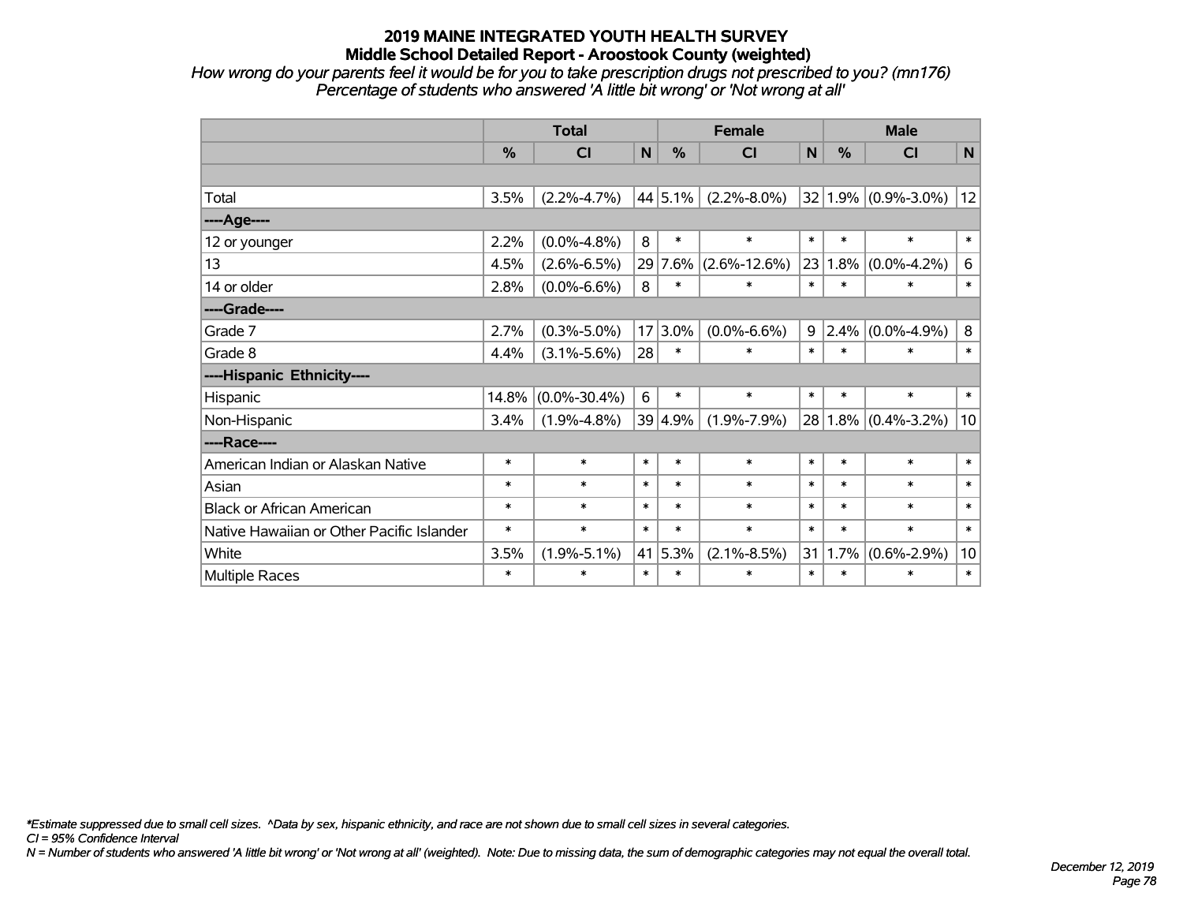# 2019 MAINE INTEGRATED YOUTH HEALTH SURVEY

## Middle School Detailed Report - Aroostook County (weighted)

*How wrong do your parents feel it would be for you to take prescription drugs not prescribed to you? (mn176)*
*Percentage of students who answered 'A little bit wrong' or 'Not wrong at all'*

| | Total | | | Female | | | Male | | |
|---|---|---|---|---|---|---|---|---|---|
| | % | CI | N | % | CI | N | % | CI | N |
| | | | | | | | | | |
| Total | 3.5% | (2.2%-4.7%) | 44 | 5.1% | (2.2%-8.0%) | 32 | 1.9% | (0.9%-3.0%) | 12 |
| ----Age---- | | | | | | | | | |
| 12 or younger | 2.2% | (0.0%-4.8%) | 8 | * | * | * | * | * | * |
| 13 | 4.5% | (2.6%-6.5%) | 29 | 7.6% | (2.6%-12.6%) | 23 | 1.8% | (0.0%-4.2%) | 6 |
| 14 or older | 2.8% | (0.0%-6.6%) | 8 | * | * | * | * | * | * |
| ----Grade---- | | | | | | | | | |
| Grade 7 | 2.7% | (0.3%-5.0%) | 17 | 3.0% | (0.0%-6.6%) | 9 | 2.4% | (0.0%-4.9%) | 8 |
| Grade 8 | 4.4% | (3.1%-5.6%) | 28 | * | * | * | * | * | * |
| ----Hispanic Ethnicity---- | | | | | | | | | |
| Hispanic | 14.8% | (0.0%-30.4%) | 6 | * | * | * | * | * | * |
| Non-Hispanic | 3.4% | (1.9%-4.8%) | 39 | 4.9% | (1.9%-7.9%) | 28 | 1.8% | (0.4%-3.2%) | 10 |
| ----Race---- | | | | | | | | | |
| American Indian or Alaskan Native | * | * | * | * | * | * | * | * | * |
| Asian | * | * | * | * | * | * | * | * | * |
| Black or African American | * | * | * | * | * | * | * | * | * |
| Native Hawaiian or Other Pacific Islander | * | * | * | * | * | * | * | * | * |
| White | 3.5% | (1.9%-5.1%) | 41 | 5.3% | (2.1%-8.5%) | 31 | 1.7% | (0.6%-2.9%) | 10 |
| Multiple Races | * | * | * | * | * | * | * | * | * |

*\*Estimate suppressed due to small cell sizes. ^Data by sex, hispanic ethnicity, and race are not shown due to small cell sizes in several categories.*
*CI = 95% Confidence Interval*
*N = Number of students who answered 'A little bit wrong' or 'Not wrong at all' (weighted). Note: Due to missing data, the sum of demographic categories may not equal the overall total.*

*December 12, 2019*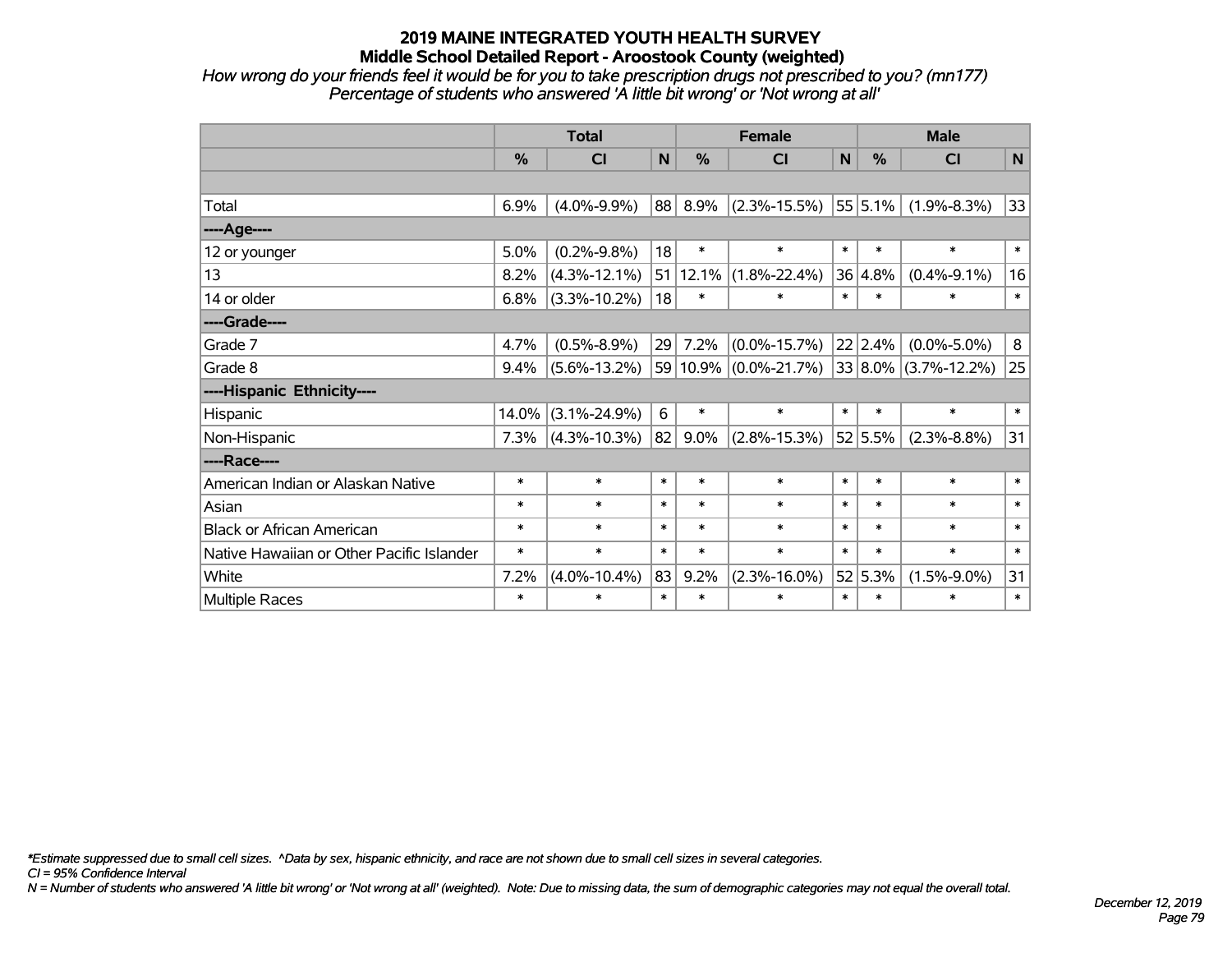# 2019 MAINE INTEGRATED YOUTH HEALTH SURVEY
## Middle School Detailed Report - Aroostook County (weighted)

*How wrong do your friends feel it would be for you to take prescription drugs not prescribed to you? (mn177)*
*Percentage of students who answered 'A little bit wrong' or 'Not wrong at all'*

| | Total | | | Female | | | Male | | |
|---|---|---|---|---|---|---|---|---|---|
| | % | CI | N | % | CI | N | % | CI | N |
| | | | | | | | | | |
| Total | 6.9% | (4.0%-9.9%) | 88 | 8.9% | (2.3%-15.5%) | 55 | 5.1% | (1.9%-8.3%) | 33 |
| ----Age---- | | | | | | | | | |
| 12 or younger | 5.0% | (0.2%-9.8%) | 18 | * | * | * | * | * | * |
| 13 | 8.2% | (4.3%-12.1%) | 51 | 12.1% | (1.8%-22.4%) | 36 | 4.8% | (0.4%-9.1%) | 16 |
| 14 or older | 6.8% | (3.3%-10.2%) | 18 | * | * | * | * | * | * |
| ----Grade---- | | | | | | | | | |
| Grade 7 | 4.7% | (0.5%-8.9%) | 29 | 7.2% | (0.0%-15.7%) | 22 | 2.4% | (0.0%-5.0%) | 8 |
| Grade 8 | 9.4% | (5.6%-13.2%) | 59 | 10.9% | (0.0%-21.7%) | 33 | 8.0% | (3.7%-12.2%) | 25 |
| ----Hispanic Ethnicity---- | | | | | | | | | |
| Hispanic | 14.0% | (3.1%-24.9%) | 6 | * | * | * | * | * | * |
| Non-Hispanic | 7.3% | (4.3%-10.3%) | 82 | 9.0% | (2.8%-15.3%) | 52 | 5.5% | (2.3%-8.8%) | 31 |
| ----Race---- | | | | | | | | | |
| American Indian or Alaskan Native | * | * | * | * | * | * | * | * | * |
| Asian | * | * | * | * | * | * | * | * | * |
| Black or African American | * | * | * | * | * | * | * | * | * |
| Native Hawaiian or Other Pacific Islander | * | * | * | * | * | * | * | * | * |
| White | 7.2% | (4.0%-10.4%) | 83 | 9.2% | (2.3%-16.0%) | 52 | 5.3% | (1.5%-9.0%) | 31 |
| Multiple Races | * | * | * | * | * | * | * | * | * |

*\*Estimate suppressed due to small cell sizes. ^Data by sex, hispanic ethnicity, and race are not shown due to small cell sizes in several categories.*
*CI = 95% Confidence Interval*
*N = Number of students who answered 'A little bit wrong' or 'Not wrong at all' (weighted). Note: Due to missing data, the sum of demographic categories may not equal the overall total.*

*December 12, 2019*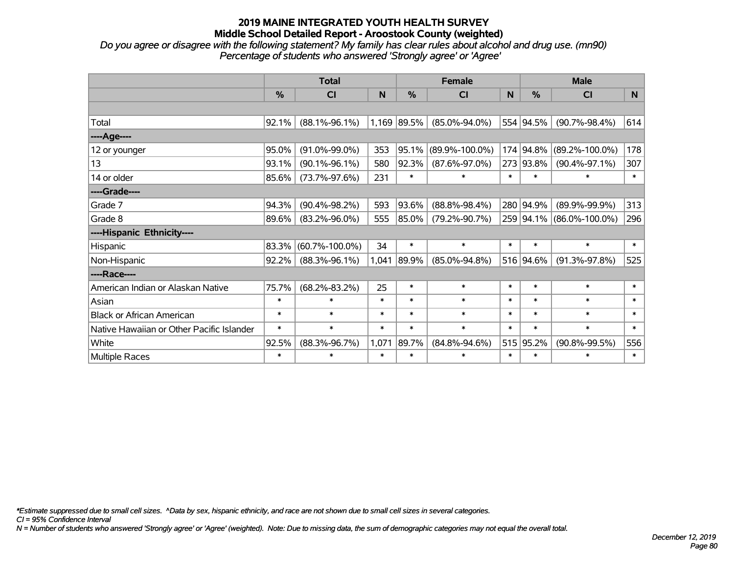**2019 MAINE INTEGRATED YOUTH HEALTH SURVEY**
**Middle School Detailed Report - Aroostook County (weighted)**
*Do you agree or disagree with the following statement? My family has clear rules about alcohol and drug use. (mn90)*
*Percentage of students who answered 'Strongly agree' or 'Agree'*

| | Total | | | Female | | | Male | | |
|---|---|---|---|---|---|---|---|---|---|
| | % | CI | N | % | CI | N | % | CI | N |
| Total | 92.1% | (88.1%-96.1%) | 1,169 | 89.5% | (85.0%-94.0%) | 554 | 94.5% | (90.7%-98.4%) | 614 |
| ----Age---- | | | | | | | | | |
| 12 or younger | 95.0% | (91.0%-99.0%) | 353 | 95.1% | (89.9%-100.0%) | 174 | 94.8% | (89.2%-100.0%) | 178 |
| 13 | 93.1% | (90.1%-96.1%) | 580 | 92.3% | (87.6%-97.0%) | 273 | 93.8% | (90.4%-97.1%) | 307 |
| 14 or older | 85.6% | (73.7%-97.6%) | 231 | * | * | * | * | * | * |
| ----Grade---- | | | | | | | | | |
| Grade 7 | 94.3% | (90.4%-98.2%) | 593 | 93.6% | (88.8%-98.4%) | 280 | 94.9% | (89.9%-99.9%) | 313 |
| Grade 8 | 89.6% | (83.2%-96.0%) | 555 | 85.0% | (79.2%-90.7%) | 259 | 94.1% | (86.0%-100.0%) | 296 |
| ----Hispanic Ethnicity---- | | | | | | | | | |
| Hispanic | 83.3% | (60.7%-100.0%) | 34 | * | * | * | * | * | * |
| Non-Hispanic | 92.2% | (88.3%-96.1%) | 1,041 | 89.9% | (85.0%-94.8%) | 516 | 94.6% | (91.3%-97.8%) | 525 |
| ----Race---- | | | | | | | | | |
| American Indian or Alaskan Native | 75.7% | (68.2%-83.2%) | 25 | * | * | * | * | * | * |
| Asian | * | * | * | * | * | * | * | * | * |
| Black or African American | * | * | * | * | * | * | * | * | * |
| Native Hawaiian or Other Pacific Islander | * | * | * | * | * | * | * | * | * |
| White | 92.5% | (88.3%-96.7%) | 1,071 | 89.7% | (84.8%-94.6%) | 515 | 95.2% | (90.8%-99.5%) | 556 |
| Multiple Races | * | * | * | * | * | * | * | * | * |

*\*Estimate suppressed due to small cell sizes. ^Data by sex, hispanic ethnicity, and race are not shown due to small cell sizes in several categories.*
*CI = 95% Confidence Interval*
*N = Number of students who answered 'Strongly agree' or 'Agree' (weighted). Note: Due to missing data, the sum of demographic categories may not equal the overall total.*

*December 12, 2019*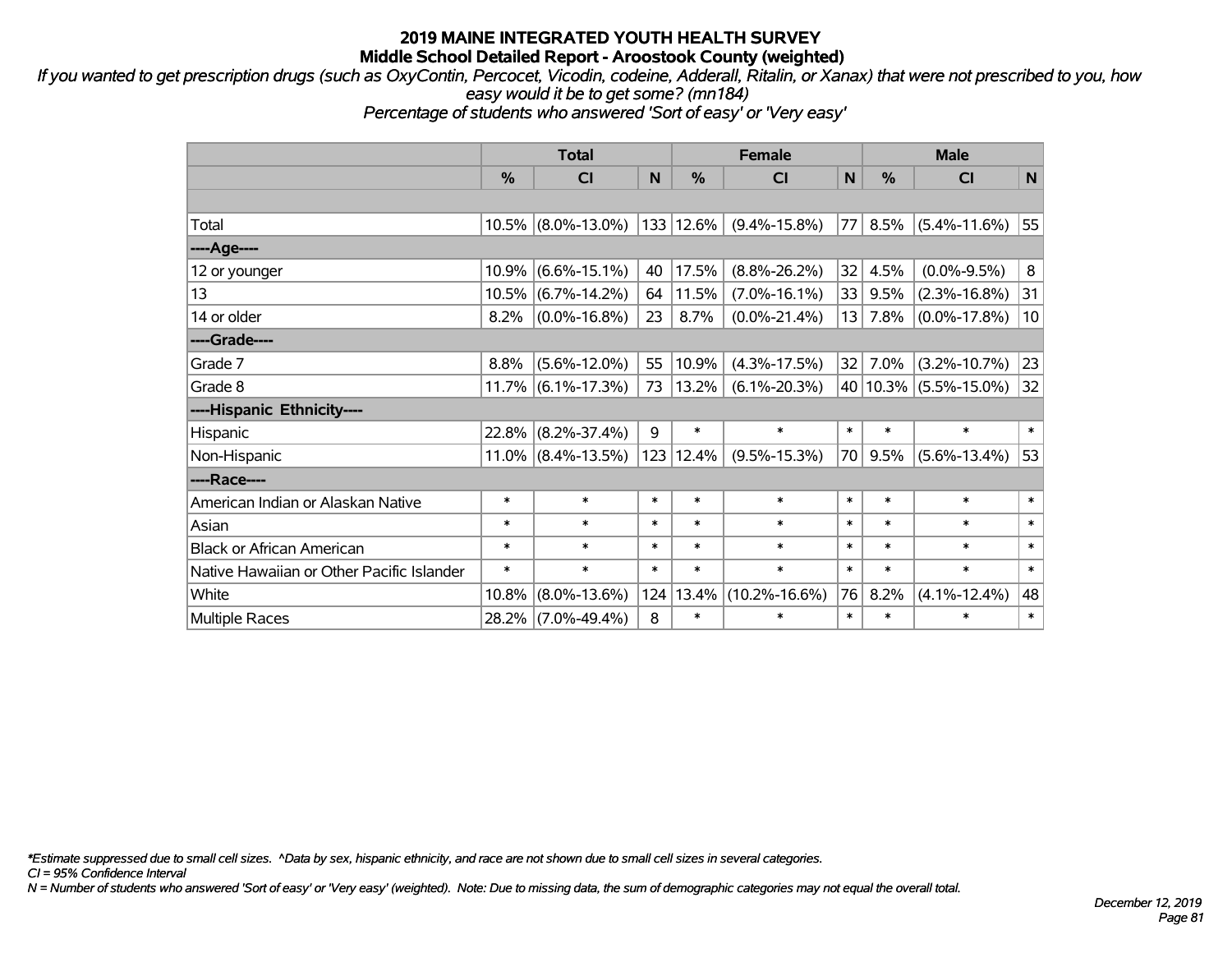# 2019 MAINE INTEGRATED YOUTH HEALTH SURVEY
## Middle School Detailed Report - Aroostook County (weighted)

*If you wanted to get prescription drugs (such as OxyContin, Percocet, Vicodin, codeine, Adderall, Ritalin, or Xanax) that were not prescribed to you, how easy would it be to get some? (mn184)*
*Percentage of students who answered 'Sort of easy' or 'Very easy'*

| | Total | | | Female | | | Male | | |
|---|---|---|---|---|---|---|---|---|---|
| | % | CI | N | % | CI | N | % | CI | N |
| Total | 10.5% | (8.0%-13.0%) | 133 | 12.6% | (9.4%-15.8%) | 77 | 8.5% | (5.4%-11.6%) | 55 |
| ----Age---- | | | | | | | | | |
| 12 or younger | 10.9% | (6.6%-15.1%) | 40 | 17.5% | (8.8%-26.2%) | 32 | 4.5% | (0.0%-9.5%) | 8 |
| 13 | 10.5% | (6.7%-14.2%) | 64 | 11.5% | (7.0%-16.1%) | 33 | 9.5% | (2.3%-16.8%) | 31 |
| 14 or older | 8.2% | (0.0%-16.8%) | 23 | 8.7% | (0.0%-21.4%) | 13 | 7.8% | (0.0%-17.8%) | 10 |
| ----Grade---- | | | | | | | | | |
| Grade 7 | 8.8% | (5.6%-12.0%) | 55 | 10.9% | (4.3%-17.5%) | 32 | 7.0% | (3.2%-10.7%) | 23 |
| Grade 8 | 11.7% | (6.1%-17.3%) | 73 | 13.2% | (6.1%-20.3%) | 40 | 10.3% | (5.5%-15.0%) | 32 |
| ----Hispanic Ethnicity---- | | | | | | | | | |
| Hispanic | 22.8% | (8.2%-37.4%) | 9 | * | * | * | * | * | * |
| Non-Hispanic | 11.0% | (8.4%-13.5%) | 123 | 12.4% | (9.5%-15.3%) | 70 | 9.5% | (5.6%-13.4%) | 53 |
| ----Race---- | | | | | | | | | |
| American Indian or Alaskan Native | * | * | * | * | * | * | * | * | * |
| Asian | * | * | * | * | * | * | * | * | * |
| Black or African American | * | * | * | * | * | * | * | * | * |
| Native Hawaiian or Other Pacific Islander | * | * | * | * | * | * | * | * | * |
| White | 10.8% | (8.0%-13.6%) | 124 | 13.4% | (10.2%-16.6%) | 76 | 8.2% | (4.1%-12.4%) | 48 |
| Multiple Races | 28.2% | (7.0%-49.4%) | 8 | * | * | * | * | * | * |

*\*Estimate suppressed due to small cell sizes. ^Data by sex, hispanic ethnicity, and race are not shown due to small cell sizes in several categories.*
*CI = 95% Confidence Interval*
*N = Number of students who answered 'Sort of easy' or 'Very easy' (weighted). Note: Due to missing data, the sum of demographic categories may not equal the overall total.*

*December 12, 2019*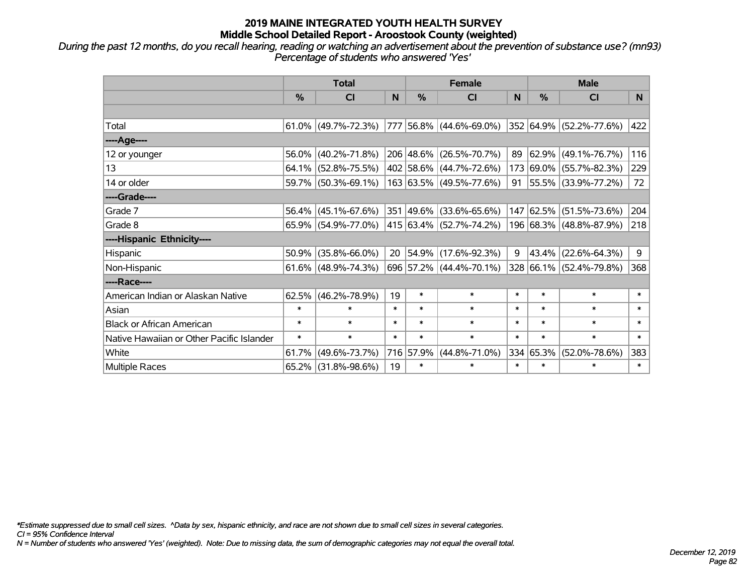# 2019 MAINE INTEGRATED YOUTH HEALTH SURVEY
## Middle School Detailed Report - Aroostook County (weighted)

*During the past 12 months, do you recall hearing, reading or watching an advertisement about the prevention of substance use? (mn93) Percentage of students who answered 'Yes'*

| | Total | | | Female | | | Male | | |
|---|---|---|---|---|---|---|---|---|---|
| | % | CI | N | % | CI | N | % | CI | N |
| | | | | | | | | | |
| Total | 61.0% | (49.7%-72.3%) | 777 | 56.8% | (44.6%-69.0%) | 352 | 64.9% | (52.2%-77.6%) | 422 |
| ----Age---- | | | | | | | | | |
| 12 or younger | 56.0% | (40.2%-71.8%) | 206 | 48.6% | (26.5%-70.7%) | 89 | 62.9% | (49.1%-76.7%) | 116 |
| 13 | 64.1% | (52.8%-75.5%) | 402 | 58.6% | (44.7%-72.6%) | 173 | 69.0% | (55.7%-82.3%) | 229 |
| 14 or older | 59.7% | (50.3%-69.1%) | 163 | 63.5% | (49.5%-77.6%) | 91 | 55.5% | (33.9%-77.2%) | 72 |
| ----Grade---- | | | | | | | | | |
| Grade 7 | 56.4% | (45.1%-67.6%) | 351 | 49.6% | (33.6%-65.6%) | 147 | 62.5% | (51.5%-73.6%) | 204 |
| Grade 8 | 65.9% | (54.9%-77.0%) | 415 | 63.4% | (52.7%-74.2%) | 196 | 68.3% | (48.8%-87.9%) | 218 |
| ----Hispanic Ethnicity---- | | | | | | | | | |
| Hispanic | 50.9% | (35.8%-66.0%) | 20 | 54.9% | (17.6%-92.3%) | 9 | 43.4% | (22.6%-64.3%) | 9 |
| Non-Hispanic | 61.6% | (48.9%-74.3%) | 696 | 57.2% | (44.4%-70.1%) | 328 | 66.1% | (52.4%-79.8%) | 368 |
| ----Race---- | | | | | | | | | |
| American Indian or Alaskan Native | 62.5% | (46.2%-78.9%) | 19 | * | * | * | * | * | * |
| Asian | * | * | * | * | * | * | * | * | * |
| Black or African American | * | * | * | * | * | * | * | * | * |
| Native Hawaiian or Other Pacific Islander | * | * | * | * | * | * | * | * | * |
| White | 61.7% | (49.6%-73.7%) | 716 | 57.9% | (44.8%-71.0%) | 334 | 65.3% | (52.0%-78.6%) | 383 |
| Multiple Races | 65.2% | (31.8%-98.6%) | 19 | * | * | * | * | * | * |

*\*Estimate suppressed due to small cell sizes. ^Data by sex, hispanic ethnicity, and race are not shown due to small cell sizes in several categories.*
*CI = 95% Confidence Interval*
*N = Number of students who answered 'Yes' (weighted). Note: Due to missing data, the sum of demographic categories may not equal the overall total.*

*December 12, 2019*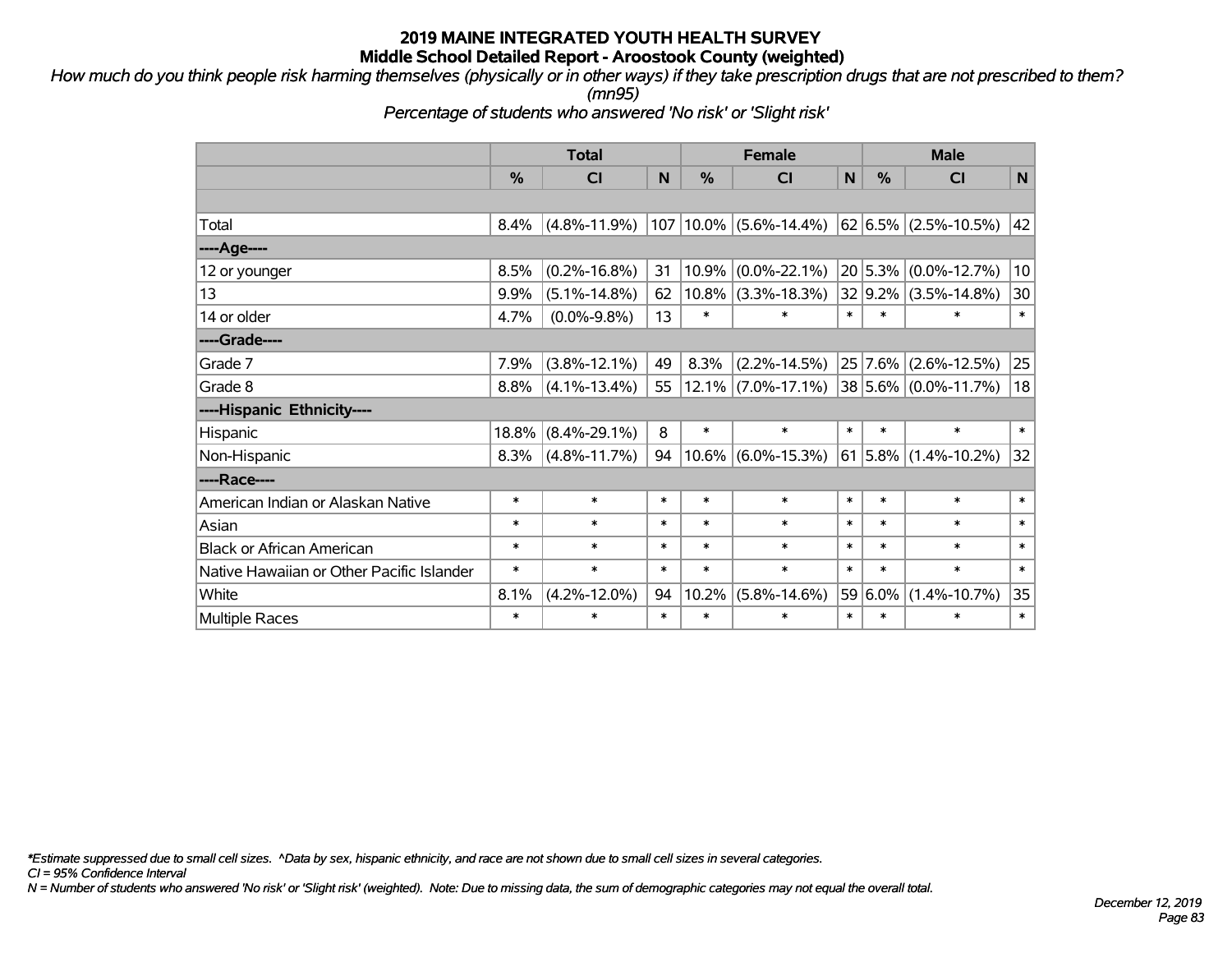# 2019 MAINE INTEGRATED YOUTH HEALTH SURVEY
## Middle School Detailed Report - Aroostook County (weighted)

*How much do you think people risk harming themselves (physically or in other ways) if they take prescription drugs that are not prescribed to them? (mn95)*

*Percentage of students who answered 'No risk' or 'Slight risk'*

| | Total | | | Female | | | Male | | |
|---|---|---|---|---|---|---|---|---|---|
| | % | CI | N | % | CI | N | % | CI | N |
| | | | | | | | | | |
| Total | 8.4% | (4.8%-11.9%) | 107 | 10.0% | (5.6%-14.4%) | 62 | 6.5% | (2.5%-10.5%) | 42 |
| ----Age---- | | | | | | | | | |
| 12 or younger | 8.5% | (0.2%-16.8%) | 31 | 10.9% | (0.0%-22.1%) | 20 | 5.3% | (0.0%-12.7%) | 10 |
| 13 | 9.9% | (5.1%-14.8%) | 62 | 10.8% | (3.3%-18.3%) | 32 | 9.2% | (3.5%-14.8%) | 30 |
| 14 or older | 4.7% | (0.0%-9.8%) | 13 | * | * | * | * | * | * |
| ----Grade---- | | | | | | | | | |
| Grade 7 | 7.9% | (3.8%-12.1%) | 49 | 8.3% | (2.2%-14.5%) | 25 | 7.6% | (2.6%-12.5%) | 25 |
| Grade 8 | 8.8% | (4.1%-13.4%) | 55 | 12.1% | (7.0%-17.1%) | 38 | 5.6% | (0.0%-11.7%) | 18 |
| ----Hispanic Ethnicity---- | | | | | | | | | |
| Hispanic | 18.8% | (8.4%-29.1%) | 8 | * | * | * | * | * | * |
| Non-Hispanic | 8.3% | (4.8%-11.7%) | 94 | 10.6% | (6.0%-15.3%) | 61 | 5.8% | (1.4%-10.2%) | 32 |
| ----Race---- | | | | | | | | | |
| American Indian or Alaskan Native | * | * | * | * | * | * | * | * | * |
| Asian | * | * | * | * | * | * | * | * | * |
| Black or African American | * | * | * | * | * | * | * | * | * |
| Native Hawaiian or Other Pacific Islander | * | * | * | * | * | * | * | * | * |
| White | 8.1% | (4.2%-12.0%) | 94 | 10.2% | (5.8%-14.6%) | 59 | 6.0% | (1.4%-10.7%) | 35 |
| Multiple Races | * | * | * | * | * | * | * | * | * |

*\*Estimate suppressed due to small cell sizes. ^Data by sex, hispanic ethnicity, and race are not shown due to small cell sizes in several categories.*

*CI = 95% Confidence Interval*

*N = Number of students who answered 'No risk' or 'Slight risk' (weighted). Note: Due to missing data, the sum of demographic categories may not equal the overall total.*

*December 12, 2019*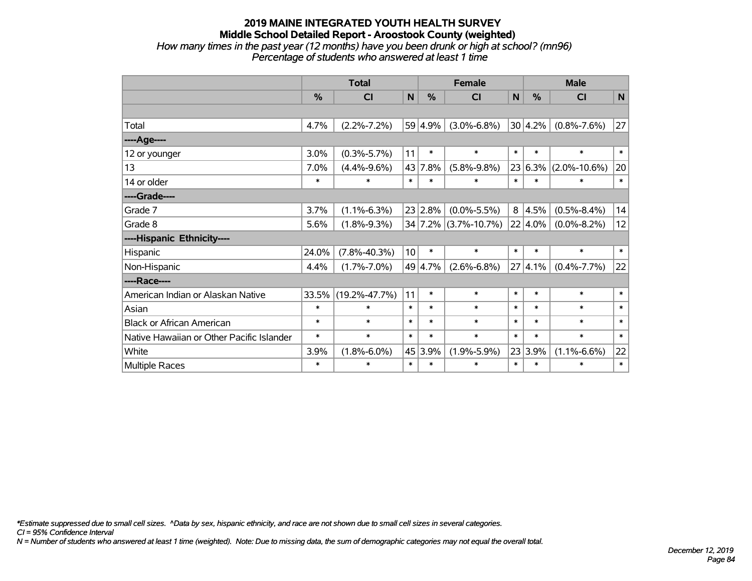# 2019 MAINE INTEGRATED YOUTH HEALTH SURVEY

## Middle School Detailed Report - Aroostook County (weighted)

*How many times in the past year (12 months) have you been drunk or high at school? (mn96)*

*Percentage of students who answered at least 1 time*

| | Total | | | Female | | | Male | | |
|---|---|---|---|---|---|---|---|---|---|
| | % | CI | N | % | CI | N | % | CI | N |
| | | | | | | | | | |
| Total | 4.7% | (2.2%-7.2%) | 59 | 4.9% | (3.0%-6.8%) | 30 | 4.2% | (0.8%-7.6%) | 27 |
| ----Age---- | | | | | | | | | |
| 12 or younger | 3.0% | (0.3%-5.7%) | 11 | * | * | * | * | * | * |
| 13 | 7.0% | (4.4%-9.6%) | 43 | 7.8% | (5.8%-9.8%) | 23 | 6.3% | (2.0%-10.6%) | 20 |
| 14 or older | * | * | * | * | * | * | * | * | * |
| ----Grade---- | | | | | | | | | |
| Grade 7 | 3.7% | (1.1%-6.3%) | 23 | 2.8% | (0.0%-5.5%) | 8 | 4.5% | (0.5%-8.4%) | 14 |
| Grade 8 | 5.6% | (1.8%-9.3%) | 34 | 7.2% | (3.7%-10.7%) | 22 | 4.0% | (0.0%-8.2%) | 12 |
| ----Hispanic Ethnicity---- | | | | | | | | | |
| Hispanic | 24.0% | (7.8%-40.3%) | 10 | * | * | * | * | * | * |
| Non-Hispanic | 4.4% | (1.7%-7.0%) | 49 | 4.7% | (2.6%-6.8%) | 27 | 4.1% | (0.4%-7.7%) | 22 |
| ----Race---- | | | | | | | | | |
| American Indian or Alaskan Native | 33.5% | (19.2%-47.7%) | 11 | * | * | * | * | * | * |
| Asian | * | * | * | * | * | * | * | * | * |
| Black or African American | * | * | * | * | * | * | * | * | * |
| Native Hawaiian or Other Pacific Islander | * | * | * | * | * | * | * | * | * |
| White | 3.9% | (1.8%-6.0%) | 45 | 3.9% | (1.9%-5.9%) | 23 | 3.9% | (1.1%-6.6%) | 22 |
| Multiple Races | * | * | * | * | * | * | * | * | * |

*\*Estimate suppressed due to small cell sizes. ^Data by sex, hispanic ethnicity, and race are not shown due to small cell sizes in several categories.*

*CI = 95% Confidence Interval*

*N = Number of students who answered at least 1 time (weighted). Note: Due to missing data, the sum of demographic categories may not equal the overall total.*

*December 12, 2019*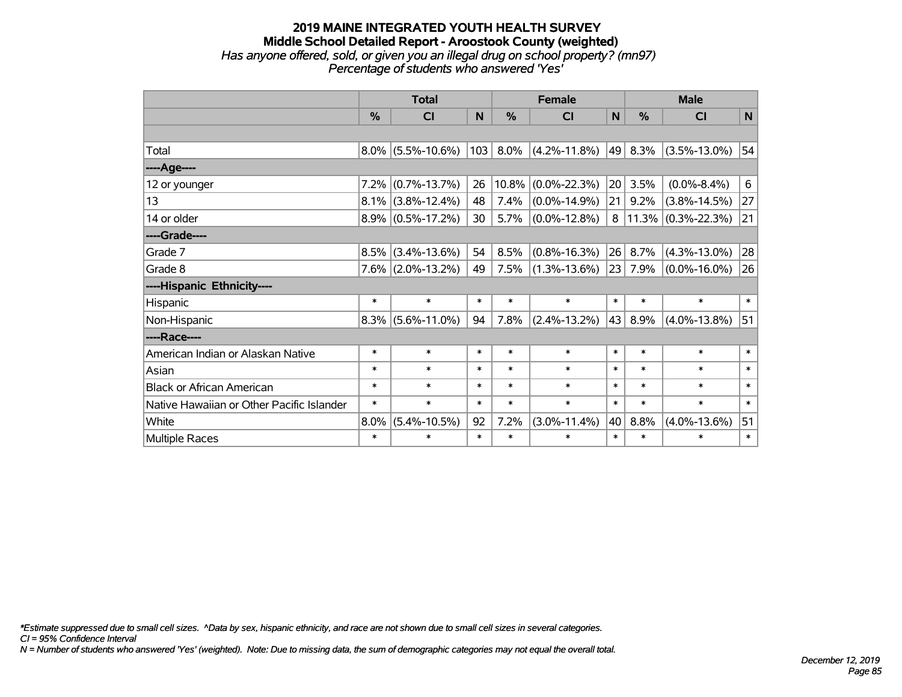# 2019 MAINE INTEGRATED YOUTH HEALTH SURVEY

## Middle School Detailed Report - Aroostook County (weighted)

*Has anyone offered, sold, or given you an illegal drug on school property? (mn97)*
*Percentage of students who answered 'Yes'*

| | Total | | | Female | | | Male | | |
|---|---|---|---|---|---|---|---|---|---|
| | % | CI | N | % | CI | N | % | CI | N |
| | | | | | | | | | |
| Total | 8.0% | (5.5%-10.6%) | 103 | 8.0% | (4.2%-11.8%) | 49 | 8.3% | (3.5%-13.0%) | 54 |
| ----Age---- | | | | | | | | | |
| 12 or younger | 7.2% | (0.7%-13.7%) | 26 | 10.8% | (0.0%-22.3%) | 20 | 3.5% | (0.0%-8.4%) | 6 |
| 13 | 8.1% | (3.8%-12.4%) | 48 | 7.4% | (0.0%-14.9%) | 21 | 9.2% | (3.8%-14.5%) | 27 |
| 14 or older | 8.9% | (0.5%-17.2%) | 30 | 5.7% | (0.0%-12.8%) | 8 | 11.3% | (0.3%-22.3%) | 21 |
| ----Grade---- | | | | | | | | | |
| Grade 7 | 8.5% | (3.4%-13.6%) | 54 | 8.5% | (0.8%-16.3%) | 26 | 8.7% | (4.3%-13.0%) | 28 |
| Grade 8 | 7.6% | (2.0%-13.2%) | 49 | 7.5% | (1.3%-13.6%) | 23 | 7.9% | (0.0%-16.0%) | 26 |
| ----Hispanic Ethnicity---- | | | | | | | | | |
| Hispanic | * | * | * | * | * | * | * | * | * |
| Non-Hispanic | 8.3% | (5.6%-11.0%) | 94 | 7.8% | (2.4%-13.2%) | 43 | 8.9% | (4.0%-13.8%) | 51 |
| ----Race---- | | | | | | | | | |
| American Indian or Alaskan Native | * | * | * | * | * | * | * | * | * |
| Asian | * | * | * | * | * | * | * | * | * |
| Black or African American | * | * | * | * | * | * | * | * | * |
| Native Hawaiian or Other Pacific Islander | * | * | * | * | * | * | * | * | * |
| White | 8.0% | (5.4%-10.5%) | 92 | 7.2% | (3.0%-11.4%) | 40 | 8.8% | (4.0%-13.6%) | 51 |
| Multiple Races | * | * | * | * | * | * | * | * | * |

*\*Estimate suppressed due to small cell sizes. ^Data by sex, hispanic ethnicity, and race are not shown due to small cell sizes in several categories.*
*CI = 95% Confidence Interval*
*N = Number of students who answered 'Yes' (weighted). Note: Due to missing data, the sum of demographic categories may not equal the overall total.*

*December 12, 2019*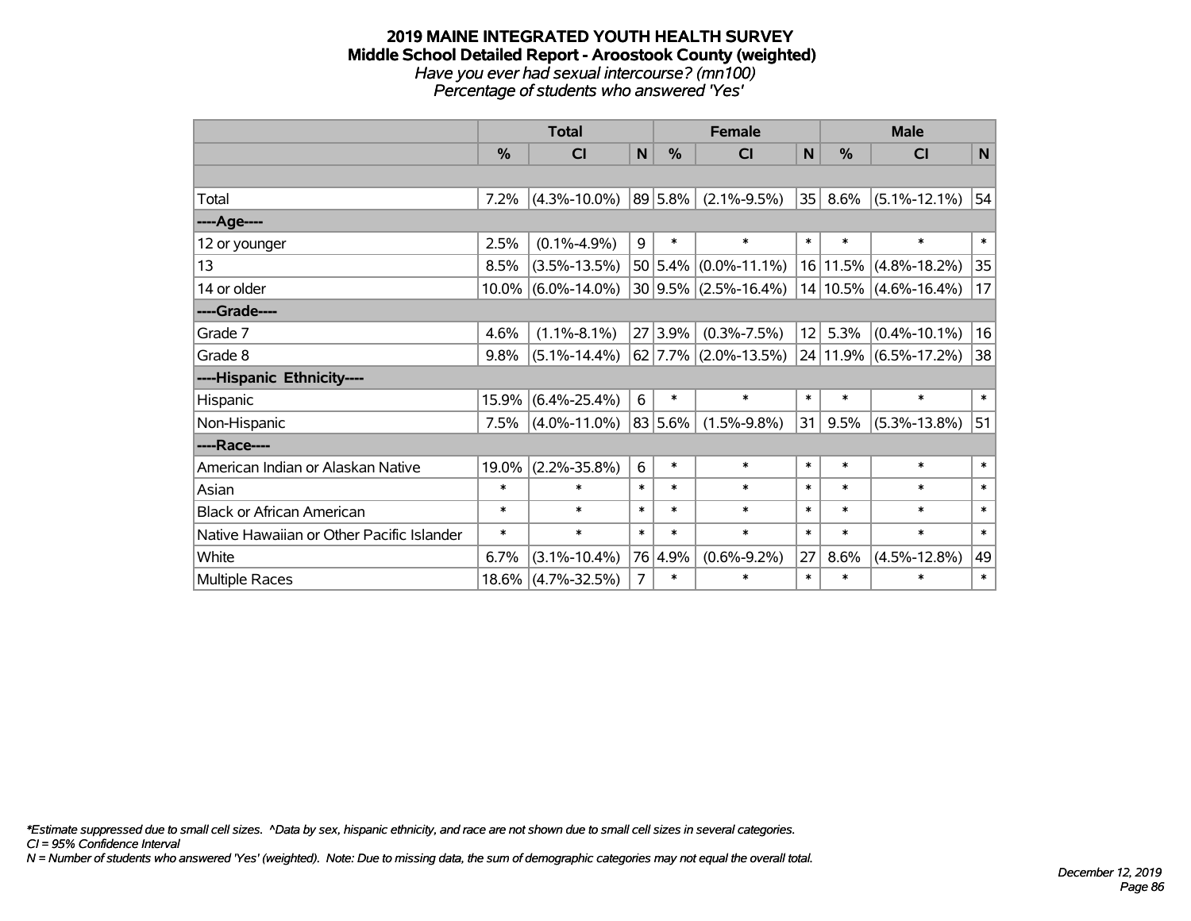# 2019 MAINE INTEGRATED YOUTH HEALTH SURVEY
## Middle School Detailed Report - Aroostook County (weighted)
*Have you ever had sexual intercourse? (mn100)*
*Percentage of students who answered 'Yes'*

| | Total | | | Female | | | Male | | |
|---|---|---|---|---|---|---|---|---|---|
| | % | CI | N | % | CI | N | % | CI | N |
| | | | | | | | | | |
| Total | 7.2% | (4.3%-10.0%) | 89 | 5.8% | (2.1%-9.5%) | 35 | 8.6% | (5.1%-12.1%) | 54 |
| ----Age---- | | | | | | | | | |
| 12 or younger | 2.5% | (0.1%-4.9%) | 9 | * | * | * | * | * | * |
| 13 | 8.5% | (3.5%-13.5%) | 50 | 5.4% | (0.0%-11.1%) | 16 | 11.5% | (4.8%-18.2%) | 35 |
| 14 or older | 10.0% | (6.0%-14.0%) | 30 | 9.5% | (2.5%-16.4%) | 14 | 10.5% | (4.6%-16.4%) | 17 |
| ----Grade---- | | | | | | | | | |
| Grade 7 | 4.6% | (1.1%-8.1%) | 27 | 3.9% | (0.3%-7.5%) | 12 | 5.3% | (0.4%-10.1%) | 16 |
| Grade 8 | 9.8% | (5.1%-14.4%) | 62 | 7.7% | (2.0%-13.5%) | 24 | 11.9% | (6.5%-17.2%) | 38 |
| ----Hispanic Ethnicity---- | | | | | | | | | |
| Hispanic | 15.9% | (6.4%-25.4%) | 6 | * | * | * | * | * | * |
| Non-Hispanic | 7.5% | (4.0%-11.0%) | 83 | 5.6% | (1.5%-9.8%) | 31 | 9.5% | (5.3%-13.8%) | 51 |
| ----Race---- | | | | | | | | | |
| American Indian or Alaskan Native | 19.0% | (2.2%-35.8%) | 6 | * | * | * | * | * | * |
| Asian | * | * | * | * | * | * | * | * | * |
| Black or African American | * | * | * | * | * | * | * | * | * |
| Native Hawaiian or Other Pacific Islander | * | * | * | * | * | * | * | * | * |
| White | 6.7% | (3.1%-10.4%) | 76 | 4.9% | (0.6%-9.2%) | 27 | 8.6% | (4.5%-12.8%) | 49 |
| Multiple Races | 18.6% | (4.7%-32.5%) | 7 | * | * | * | * | * | * |

*\*Estimate suppressed due to small cell sizes. ^Data by sex, hispanic ethnicity, and race are not shown due to small cell sizes in several categories.*
*CI = 95% Confidence Interval*
*N = Number of students who answered 'Yes' (weighted). Note: Due to missing data, the sum of demographic categories may not equal the overall total.*

*December 12, 2019*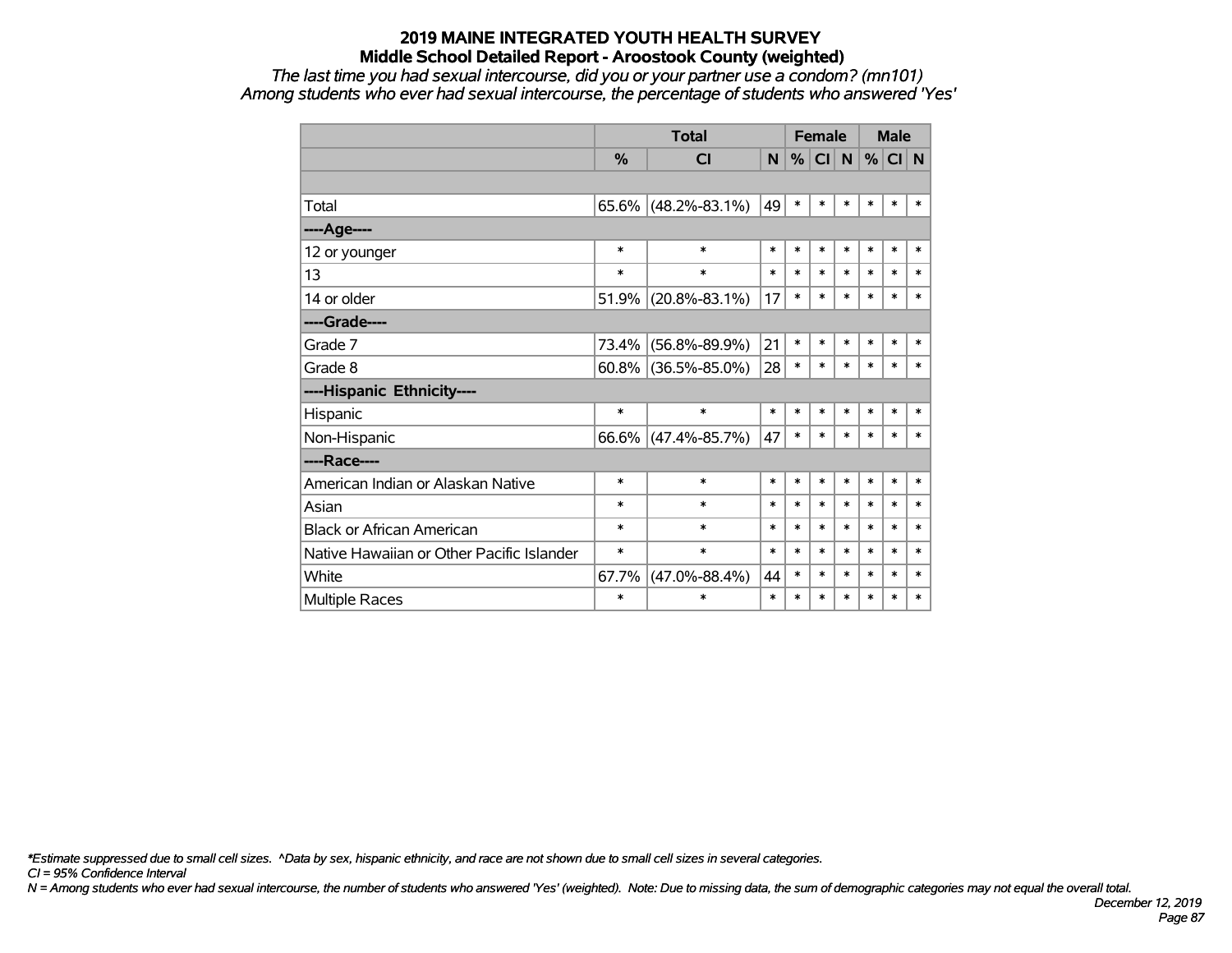# 2019 MAINE INTEGRATED YOUTH HEALTH SURVEY

## Middle School Detailed Report - Aroostook County (weighted)

*The last time you had sexual intercourse, did you or your partner use a condom? (mn101)*

*Among students who ever had sexual intercourse, the percentage of students who answered 'Yes'*

| | Total | | | Female | | | Male | | |
|---|---|---|---|---|---|---|---|---|---|
| | % | CI | N | % | CI | N | % | CI | N |
| | | | | | | | | | |
| Total | 65.6% | (48.2%-83.1%) | 49 | * | * | * | * | * | * |
| ----Age---- | | | | | | | | | |
| 12 or younger | * | * | * | * | * | * | * | * | * |
| 13 | * | * | * | * | * | * | * | * | * |
| 14 or older | 51.9% | (20.8%-83.1%) | 17 | * | * | * | * | * | * |
| ----Grade---- | | | | | | | | | |
| Grade 7 | 73.4% | (56.8%-89.9%) | 21 | * | * | * | * | * | * |
| Grade 8 | 60.8% | (36.5%-85.0%) | 28 | * | * | * | * | * | * |
| ----Hispanic Ethnicity---- | | | | | | | | | |
| Hispanic | * | * | * | * | * | * | * | * | * |
| Non-Hispanic | 66.6% | (47.4%-85.7%) | 47 | * | * | * | * | * | * |
| ----Race---- | | | | | | | | | |
| American Indian or Alaskan Native | * | * | * | * | * | * | * | * | * |
| Asian | * | * | * | * | * | * | * | * | * |
| Black or African American | * | * | * | * | * | * | * | * | * |
| Native Hawaiian or Other Pacific Islander | * | * | * | * | * | * | * | * | * |
| White | 67.7% | (47.0%-88.4%) | 44 | * | * | * | * | * | * |
| Multiple Races | * | * | * | * | * | * | * | * | * |

*\*Estimate suppressed due to small cell sizes. ^Data by sex, hispanic ethnicity, and race are not shown due to small cell sizes in several categories.*

*CI = 95% Confidence Interval*

*N = Among students who ever had sexual intercourse, the number of students who answered 'Yes' (weighted). Note: Due to missing data, the sum of demographic categories may not equal the overall total.*

*December 12, 2019*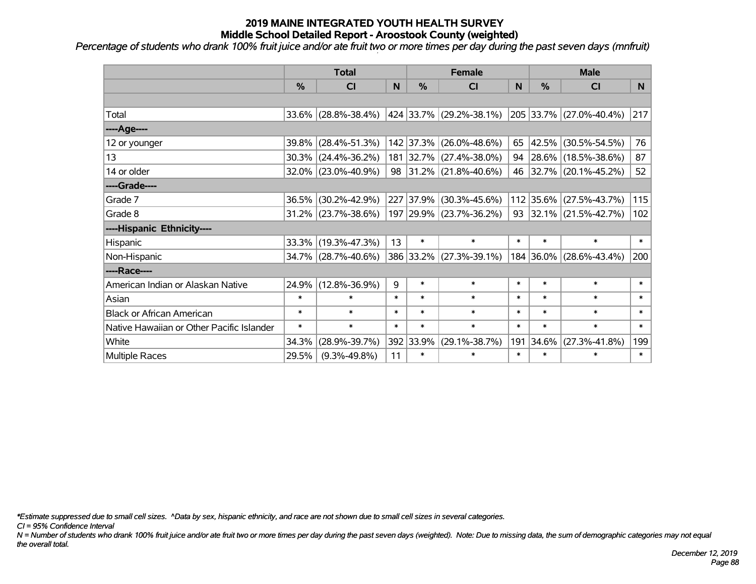# 2019 MAINE INTEGRATED YOUTH HEALTH SURVEY
## Middle School Detailed Report - Aroostook County (weighted)

*Percentage of students who drank 100% fruit juice and/or ate fruit two or more times per day during the past seven days (mnfruit)*

| | Total | | | Female | | | Male | | |
|---|---|---|---|---|---|---|---|---|---|
| | % | CI | N | % | CI | N | % | CI | N |
| | | | | | | | | | |
| Total | 33.6% | (28.8%-38.4%) | 424 | 33.7% | (29.2%-38.1%) | 205 | 33.7% | (27.0%-40.4%) | 217 |
| ----Age---- | | | | | | | | | |
| 12 or younger | 39.8% | (28.4%-51.3%) | 142 | 37.3% | (26.0%-48.6%) | 65 | 42.5% | (30.5%-54.5%) | 76 |
| 13 | 30.3% | (24.4%-36.2%) | 181 | 32.7% | (27.4%-38.0%) | 94 | 28.6% | (18.5%-38.6%) | 87 |
| 14 or older | 32.0% | (23.0%-40.9%) | 98 | 31.2% | (21.8%-40.6%) | 46 | 32.7% | (20.1%-45.2%) | 52 |
| ----Grade---- | | | | | | | | | |
| Grade 7 | 36.5% | (30.2%-42.9%) | 227 | 37.9% | (30.3%-45.6%) | 112 | 35.6% | (27.5%-43.7%) | 115 |
| Grade 8 | 31.2% | (23.7%-38.6%) | 197 | 29.9% | (23.7%-36.2%) | 93 | 32.1% | (21.5%-42.7%) | 102 |
| ----Hispanic Ethnicity---- | | | | | | | | | |
| Hispanic | 33.3% | (19.3%-47.3%) | 13 | * | * | * | * | * | * |
| Non-Hispanic | 34.7% | (28.7%-40.6%) | 386 | 33.2% | (27.3%-39.1%) | 184 | 36.0% | (28.6%-43.4%) | 200 |
| ----Race---- | | | | | | | | | |
| American Indian or Alaskan Native | 24.9% | (12.8%-36.9%) | 9 | * | * | * | * | * | * |
| Asian | * | * | * | * | * | * | * | * | * |
| Black or African American | * | * | * | * | * | * | * | * | * |
| Native Hawaiian or Other Pacific Islander | * | * | * | * | * | * | * | * | * |
| White | 34.3% | (28.9%-39.7%) | 392 | 33.9% | (29.1%-38.7%) | 191 | 34.6% | (27.3%-41.8%) | 199 |
| Multiple Races | 29.5% | (9.3%-49.8%) | 11 | * | * | * | * | * | * |

*\*Estimate suppressed due to small cell sizes. ^Data by sex, hispanic ethnicity, and race are not shown due to small cell sizes in several categories.*

*CI = 95% Confidence Interval*

*N = Number of students who drank 100% fruit juice and/or ate fruit two or more times per day during the past seven days (weighted). Note: Due to missing data, the sum of demographic categories may not equal the overall total.*

*December 12, 2019*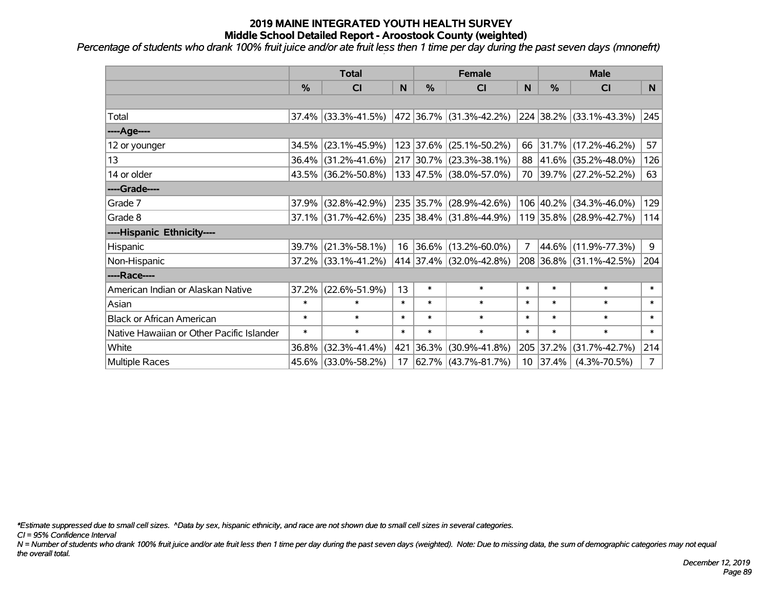# 2019 MAINE INTEGRATED YOUTH HEALTH SURVEY
## Middle School Detailed Report - Aroostook County (weighted)

*Percentage of students who drank 100% fruit juice and/or ate fruit less then 1 time per day during the past seven days (mnonefrt)*

| | Total | | | Female | | | Male | | |
|---|---|---|---|---|---|---|---|---|---|
| | % | CI | N | % | CI | N | % | CI | N |
| | | | | | | | | | |
| Total | 37.4% | (33.3%-41.5%) | 472 | 36.7% | (31.3%-42.2%) | 224 | 38.2% | (33.1%-43.3%) | 245 |
| ----Age---- | | | | | | | | | |
| 12 or younger | 34.5% | (23.1%-45.9%) | 123 | 37.6% | (25.1%-50.2%) | 66 | 31.7% | (17.2%-46.2%) | 57 |
| 13 | 36.4% | (31.2%-41.6%) | 217 | 30.7% | (23.3%-38.1%) | 88 | 41.6% | (35.2%-48.0%) | 126 |
| 14 or older | 43.5% | (36.2%-50.8%) | 133 | 47.5% | (38.0%-57.0%) | 70 | 39.7% | (27.2%-52.2%) | 63 |
| ----Grade---- | | | | | | | | | |
| Grade 7 | 37.9% | (32.8%-42.9%) | 235 | 35.7% | (28.9%-42.6%) | 106 | 40.2% | (34.3%-46.0%) | 129 |
| Grade 8 | 37.1% | (31.7%-42.6%) | 235 | 38.4% | (31.8%-44.9%) | 119 | 35.8% | (28.9%-42.7%) | 114 |
| ----Hispanic Ethnicity---- | | | | | | | | | |
| Hispanic | 39.7% | (21.3%-58.1%) | 16 | 36.6% | (13.2%-60.0%) | 7 | 44.6% | (11.9%-77.3%) | 9 |
| Non-Hispanic | 37.2% | (33.1%-41.2%) | 414 | 37.4% | (32.0%-42.8%) | 208 | 36.8% | (31.1%-42.5%) | 204 |
| ----Race---- | | | | | | | | | |
| American Indian or Alaskan Native | 37.2% | (22.6%-51.9%) | 13 | * | * | * | * | * | * |
| Asian | * | * | * | * | * | * | * | * | * |
| Black or African American | * | * | * | * | * | * | * | * | * |
| Native Hawaiian or Other Pacific Islander | * | * | * | * | * | * | * | * | * |
| White | 36.8% | (32.3%-41.4%) | 421 | 36.3% | (30.9%-41.8%) | 205 | 37.2% | (31.7%-42.7%) | 214 |
| Multiple Races | 45.6% | (33.0%-58.2%) | 17 | 62.7% | (43.7%-81.7%) | 10 | 37.4% | (4.3%-70.5%) | 7 |

*\*Estimate suppressed due to small cell sizes. ^Data by sex, hispanic ethnicity, and race are not shown due to small cell sizes in several categories.*

*CI = 95% Confidence Interval*

*N = Number of students who drank 100% fruit juice and/or ate fruit less then 1 time per day during the past seven days (weighted). Note: Due to missing data, the sum of demographic categories may not equal the overall total.*

*December 12, 2019*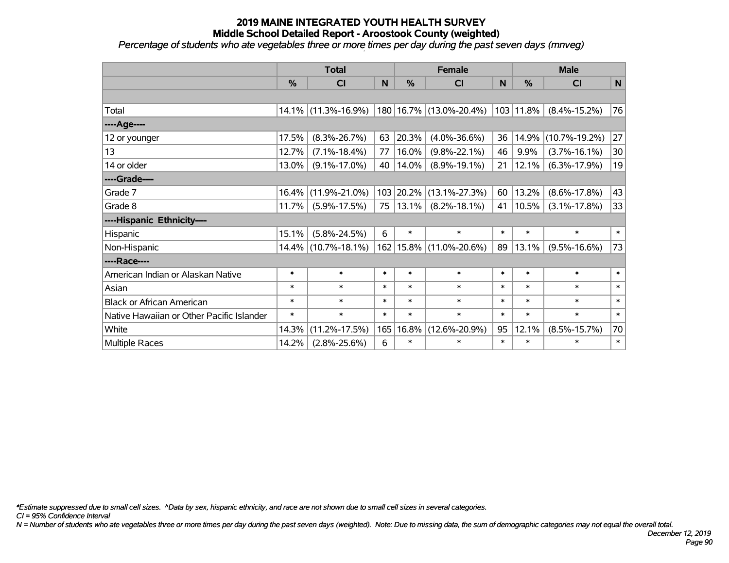# 2019 MAINE INTEGRATED YOUTH HEALTH SURVEY
## Middle School Detailed Report - Aroostook County (weighted)
*Percentage of students who ate vegetables three or more times per day during the past seven days (mnveg)*

| | Total | | | Female | | | Male | | |
|---|---|---|---|---|---|---|---|---|---|
| | % | CI | N | % | CI | N | % | CI | N |
| | | | | | | | | | |
| Total | 14.1% | (11.3%-16.9%) | 180 | 16.7% | (13.0%-20.4%) | 103 | 11.8% | (8.4%-15.2%) | 76 |
| ----Age---- | | | | | | | | | |
| 12 or younger | 17.5% | (8.3%-26.7%) | 63 | 20.3% | (4.0%-36.6%) | 36 | 14.9% | (10.7%-19.2%) | 27 |
| 13 | 12.7% | (7.1%-18.4%) | 77 | 16.0% | (9.8%-22.1%) | 46 | 9.9% | (3.7%-16.1%) | 30 |
| 14 or older | 13.0% | (9.1%-17.0%) | 40 | 14.0% | (8.9%-19.1%) | 21 | 12.1% | (6.3%-17.9%) | 19 |
| ----Grade---- | | | | | | | | | |
| Grade 7 | 16.4% | (11.9%-21.0%) | 103 | 20.2% | (13.1%-27.3%) | 60 | 13.2% | (8.6%-17.8%) | 43 |
| Grade 8 | 11.7% | (5.9%-17.5%) | 75 | 13.1% | (8.2%-18.1%) | 41 | 10.5% | (3.1%-17.8%) | 33 |
| ----Hispanic Ethnicity---- | | | | | | | | | |
| Hispanic | 15.1% | (5.8%-24.5%) | 6 | * | * | * | * | * | * |
| Non-Hispanic | 14.4% | (10.7%-18.1%) | 162 | 15.8% | (11.0%-20.6%) | 89 | 13.1% | (9.5%-16.6%) | 73 |
| ----Race---- | | | | | | | | | |
| American Indian or Alaskan Native | * | * | * | * | * | * | * | * | * |
| Asian | * | * | * | * | * | * | * | * | * |
| Black or African American | * | * | * | * | * | * | * | * | * |
| Native Hawaiian or Other Pacific Islander | * | * | * | * | * | * | * | * | * |
| White | 14.3% | (11.2%-17.5%) | 165 | 16.8% | (12.6%-20.9%) | 95 | 12.1% | (8.5%-15.7%) | 70 |
| Multiple Races | 14.2% | (2.8%-25.6%) | 6 | * | * | * | * | * | * |

*\*Estimate suppressed due to small cell sizes. ^Data by sex, hispanic ethnicity, and race are not shown due to small cell sizes in several categories.*

*CI = 95% Confidence Interval*

*N = Number of students who ate vegetables three or more times per day during the past seven days (weighted). Note: Due to missing data, the sum of demographic categories may not equal the overall total.*

*December 12, 2019*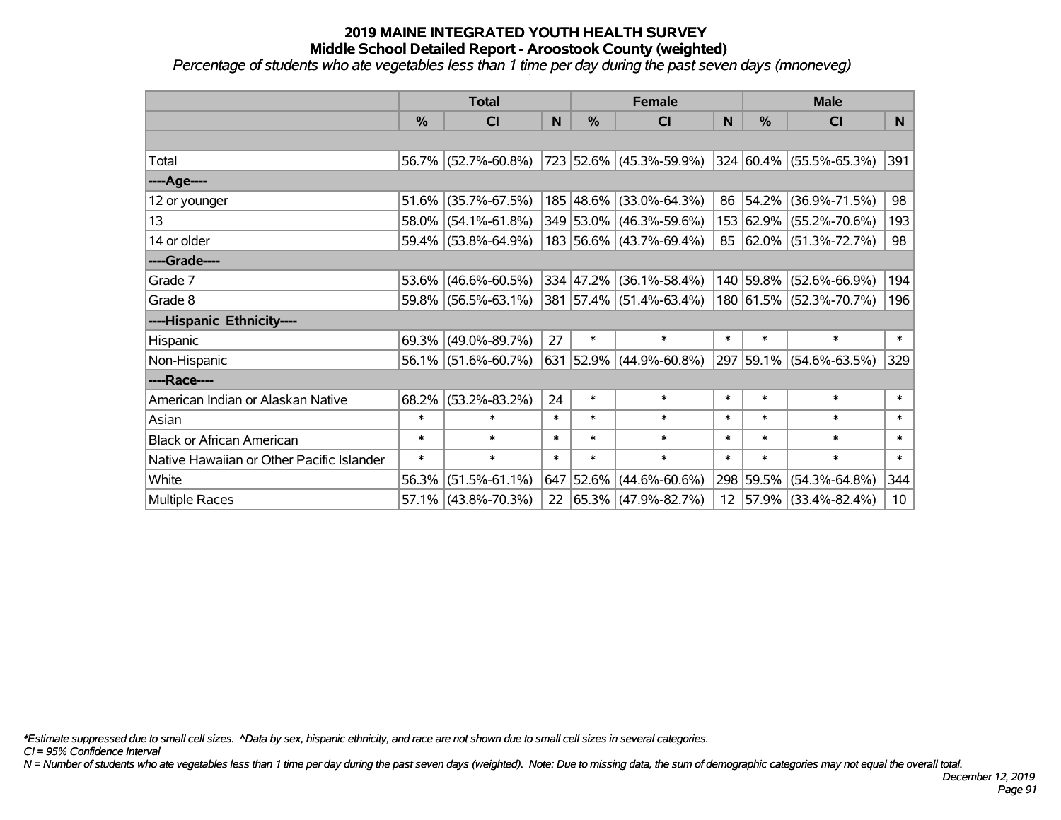# 2019 MAINE INTEGRATED YOUTH HEALTH SURVEY
## Middle School Detailed Report - Aroostook County (weighted)
*Percentage of students who ate vegetables less than 1 time per day during the past seven days (mnoneveg)*

| | Total | | | Female | | | Male | | |
|---|---|---|---|---|---|---|---|---|---|
| | % | CI | N | % | CI | N | % | CI | N |
| | | | | | | | | | |
| Total | 56.7% | (52.7%-60.8%) | 723 | 52.6% | (45.3%-59.9%) | 324 | 60.4% | (55.5%-65.3%) | 391 |
| ----Age---- | | | | | | | | | |
| 12 or younger | 51.6% | (35.7%-67.5%) | 185 | 48.6% | (33.0%-64.3%) | 86 | 54.2% | (36.9%-71.5%) | 98 |
| 13 | 58.0% | (54.1%-61.8%) | 349 | 53.0% | (46.3%-59.6%) | 153 | 62.9% | (55.2%-70.6%) | 193 |
| 14 or older | 59.4% | (53.8%-64.9%) | 183 | 56.6% | (43.7%-69.4%) | 85 | 62.0% | (51.3%-72.7%) | 98 |
| ----Grade---- | | | | | | | | | |
| Grade 7 | 53.6% | (46.6%-60.5%) | 334 | 47.2% | (36.1%-58.4%) | 140 | 59.8% | (52.6%-66.9%) | 194 |
| Grade 8 | 59.8% | (56.5%-63.1%) | 381 | 57.4% | (51.4%-63.4%) | 180 | 61.5% | (52.3%-70.7%) | 196 |
| ----Hispanic Ethnicity---- | | | | | | | | | |
| Hispanic | 69.3% | (49.0%-89.7%) | 27 | * | * | * | * | * | * |
| Non-Hispanic | 56.1% | (51.6%-60.7%) | 631 | 52.9% | (44.9%-60.8%) | 297 | 59.1% | (54.6%-63.5%) | 329 |
| ----Race---- | | | | | | | | | |
| American Indian or Alaskan Native | 68.2% | (53.2%-83.2%) | 24 | * | * | * | * | * | * |
| Asian | * | * | * | * | * | * | * | * | * |
| Black or African American | * | * | * | * | * | * | * | * | * |
| Native Hawaiian or Other Pacific Islander | * | * | * | * | * | * | * | * | * |
| White | 56.3% | (51.5%-61.1%) | 647 | 52.6% | (44.6%-60.6%) | 298 | 59.5% | (54.3%-64.8%) | 344 |
| Multiple Races | 57.1% | (43.8%-70.3%) | 22 | 65.3% | (47.9%-82.7%) | 12 | 57.9% | (33.4%-82.4%) | 10 |

*\*Estimate suppressed due to small cell sizes. ^Data by sex, hispanic ethnicity, and race are not shown due to small cell sizes in several categories.*

*CI = 95% Confidence Interval*

*N = Number of students who ate vegetables less than 1 time per day during the past seven days (weighted). Note: Due to missing data, the sum of demographic categories may not equal the overall total.*

*December 12, 2019*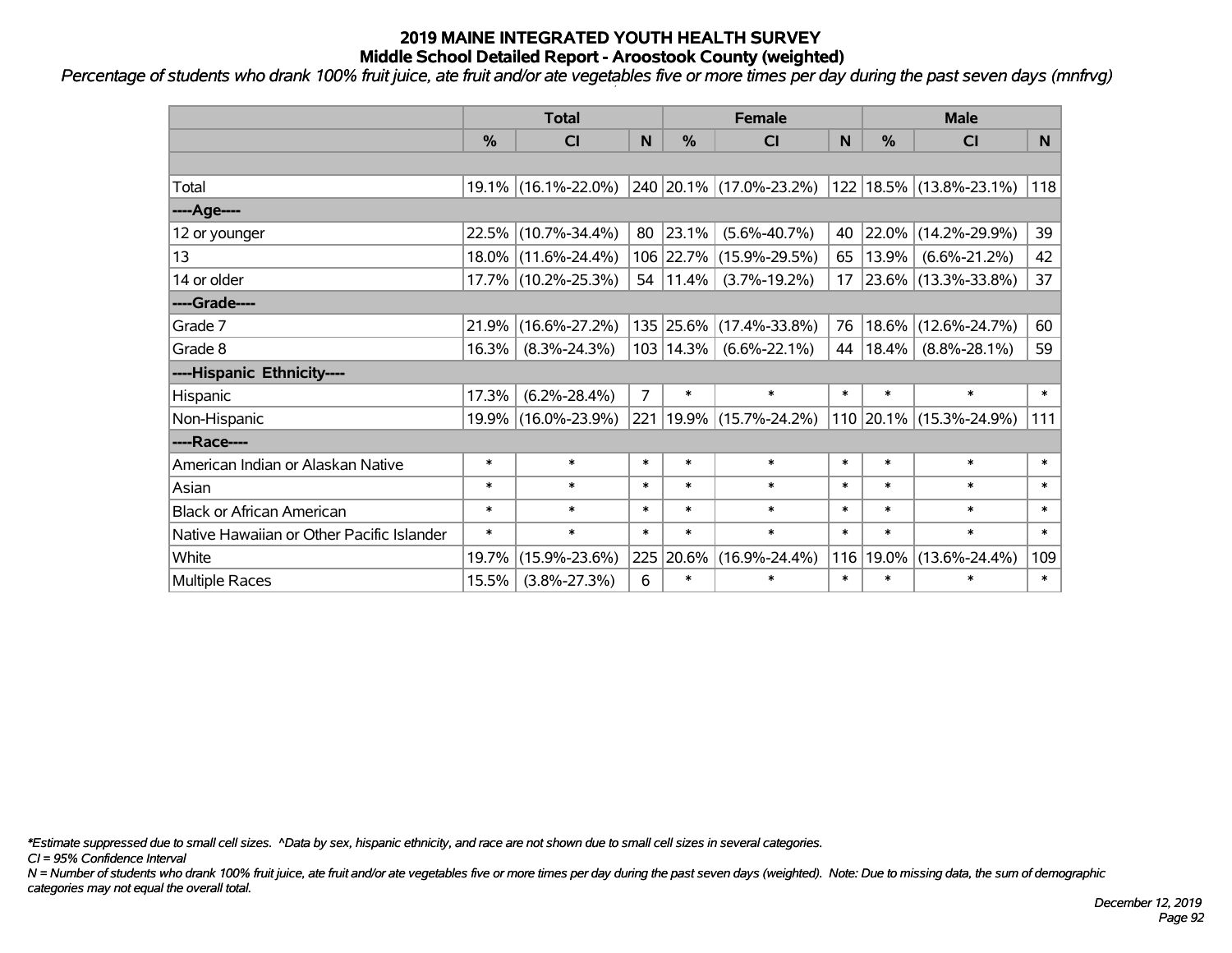# 2019 MAINE INTEGRATED YOUTH HEALTH SURVEY
## Middle School Detailed Report - Aroostook County (weighted)

*Percentage of students who drank 100% fruit juice, ate fruit and/or ate vegetables five or more times per day during the past seven days (mnfrvg)*

| | Total | | | Female | | | Male | | |
|---|---|---|---|---|---|---|---|---|---|
| | % | CI | N | % | CI | N | % | CI | N |
| | | | | | | | | | |
| Total | 19.1% | (16.1%-22.0%) | 240 | 20.1% | (17.0%-23.2%) | 122 | 18.5% | (13.8%-23.1%) | 118 |
| ----Age---- | | | | | | | | | |
| 12 or younger | 22.5% | (10.7%-34.4%) | 80 | 23.1% | (5.6%-40.7%) | 40 | 22.0% | (14.2%-29.9%) | 39 |
| 13 | 18.0% | (11.6%-24.4%) | 106 | 22.7% | (15.9%-29.5%) | 65 | 13.9% | (6.6%-21.2%) | 42 |
| 14 or older | 17.7% | (10.2%-25.3%) | 54 | 11.4% | (3.7%-19.2%) | 17 | 23.6% | (13.3%-33.8%) | 37 |
| ----Grade---- | | | | | | | | | |
| Grade 7 | 21.9% | (16.6%-27.2%) | 135 | 25.6% | (17.4%-33.8%) | 76 | 18.6% | (12.6%-24.7%) | 60 |
| Grade 8 | 16.3% | (8.3%-24.3%) | 103 | 14.3% | (6.6%-22.1%) | 44 | 18.4% | (8.8%-28.1%) | 59 |
| ----Hispanic Ethnicity---- | | | | | | | | | |
| Hispanic | 17.3% | (6.2%-28.4%) | 7 | * | * | * | * | * | * |
| Non-Hispanic | 19.9% | (16.0%-23.9%) | 221 | 19.9% | (15.7%-24.2%) | 110 | 20.1% | (15.3%-24.9%) | 111 |
| ----Race---- | | | | | | | | | |
| American Indian or Alaskan Native | * | * | * | * | * | * | * | * | * |
| Asian | * | * | * | * | * | * | * | * | * |
| Black or African American | * | * | * | * | * | * | * | * | * |
| Native Hawaiian or Other Pacific Islander | * | * | * | * | * | * | * | * | * |
| White | 19.7% | (15.9%-23.6%) | 225 | 20.6% | (16.9%-24.4%) | 116 | 19.0% | (13.6%-24.4%) | 109 |
| Multiple Races | 15.5% | (3.8%-27.3%) | 6 | * | * | * | * | * | * |

*\*Estimate suppressed due to small cell sizes. ^Data by sex, hispanic ethnicity, and race are not shown due to small cell sizes in several categories.*

*CI = 95% Confidence Interval*

*N = Number of students who drank 100% fruit juice, ate fruit and/or ate vegetables five or more times per day during the past seven days (weighted). Note: Due to missing data, the sum of demographic categories may not equal the overall total.*

*December 12, 2019*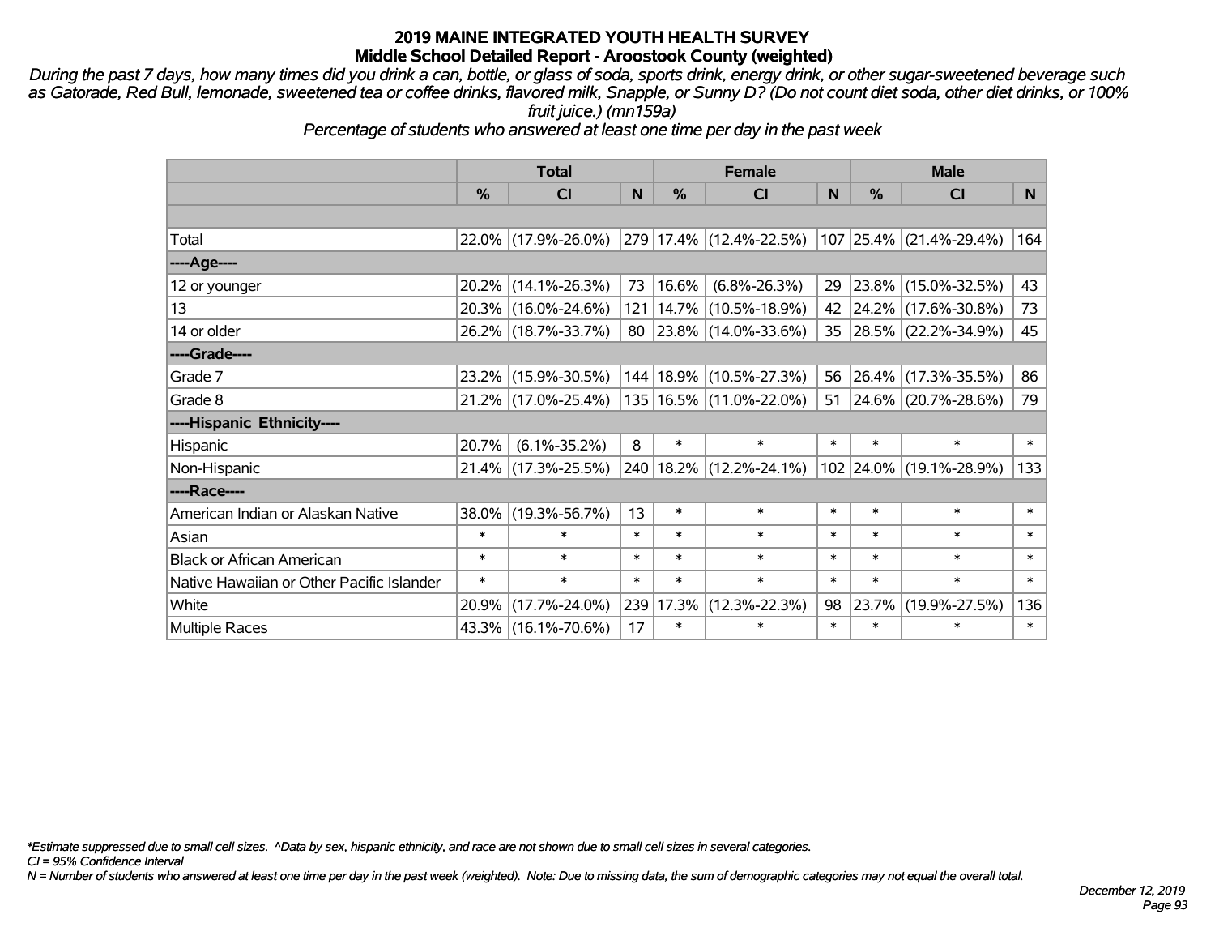# 2019 MAINE INTEGRATED YOUTH HEALTH SURVEY
## Middle School Detailed Report - Aroostook County (weighted)

*During the past 7 days, how many times did you drink a can, bottle, or glass of soda, sports drink, energy drink, or other sugar-sweetened beverage such as Gatorade, Red Bull, lemonade, sweetened tea or coffee drinks, flavored milk, Snapple, or Sunny D? (Do not count diet soda, other diet drinks, or 100% fruit juice.) (mn159a)*

*Percentage of students who answered at least one time per day in the past week*

| | Total | | | Female | | | Male | | |
|---|---|---|---|---|---|---|---|---|---|
| | % | CI | N | % | CI | N | % | CI | N |
| Total | 22.0% | (17.9%-26.0%) | 279 | 17.4% | (12.4%-22.5%) | 107 | 25.4% | (21.4%-29.4%) | 164 |
| ----Age---- | | | | | | | | | |
| 12 or younger | 20.2% | (14.1%-26.3%) | 73 | 16.6% | (6.8%-26.3%) | 29 | 23.8% | (15.0%-32.5%) | 43 |
| 13 | 20.3% | (16.0%-24.6%) | 121 | 14.7% | (10.5%-18.9%) | 42 | 24.2% | (17.6%-30.8%) | 73 |
| 14 or older | 26.2% | (18.7%-33.7%) | 80 | 23.8% | (14.0%-33.6%) | 35 | 28.5% | (22.2%-34.9%) | 45 |
| ----Grade---- | | | | | | | | | |
| Grade 7 | 23.2% | (15.9%-30.5%) | 144 | 18.9% | (10.5%-27.3%) | 56 | 26.4% | (17.3%-35.5%) | 86 |
| Grade 8 | 21.2% | (17.0%-25.4%) | 135 | 16.5% | (11.0%-22.0%) | 51 | 24.6% | (20.7%-28.6%) | 79 |
| ----Hispanic Ethnicity---- | | | | | | | | | |
| Hispanic | 20.7% | (6.1%-35.2%) | 8 | * | * | * | * | * | * |
| Non-Hispanic | 21.4% | (17.3%-25.5%) | 240 | 18.2% | (12.2%-24.1%) | 102 | 24.0% | (19.1%-28.9%) | 133 |
| ----Race---- | | | | | | | | | |
| American Indian or Alaskan Native | 38.0% | (19.3%-56.7%) | 13 | * | * | * | * | * | * |
| Asian | * | * | * | * | * | * | * | * | * |
| Black or African American | * | * | * | * | * | * | * | * | * |
| Native Hawaiian or Other Pacific Islander | * | * | * | * | * | * | * | * | * |
| White | 20.9% | (17.7%-24.0%) | 239 | 17.3% | (12.3%-22.3%) | 98 | 23.7% | (19.9%-27.5%) | 136 |
| Multiple Races | 43.3% | (16.1%-70.6%) | 17 | * | * | * | * | * | * |

*\*Estimate suppressed due to small cell sizes. ^Data by sex, hispanic ethnicity, and race are not shown due to small cell sizes in several categories.*

*CI = 95% Confidence Interval*

*N = Number of students who answered at least one time per day in the past week (weighted). Note: Due to missing data, the sum of demographic categories may not equal the overall total.*

*December 12, 2019*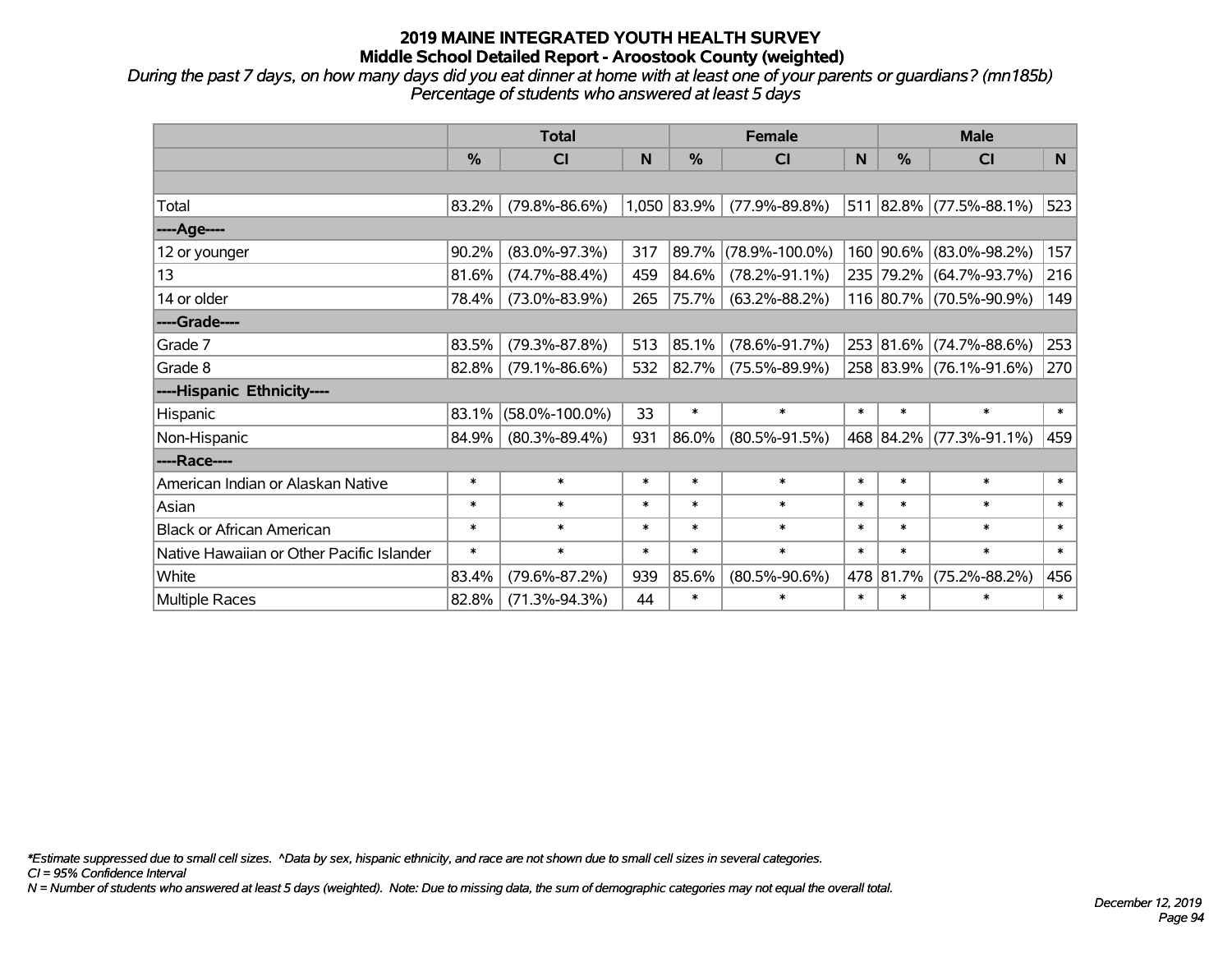# 2019 MAINE INTEGRATED YOUTH HEALTH SURVEY
## Middle School Detailed Report - Aroostook County (weighted)

*During the past 7 days, on how many days did you eat dinner at home with at least one of your parents or guardians? (mn185b)*
*Percentage of students who answered at least 5 days*

| | Total | | | Female | | | Male | | |
|---|---|---|---|---|---|---|---|---|---|
| | % | CI | N | % | CI | N | % | CI | N |
| | | | | | | | | | |
| Total | 83.2% | (79.8%-86.6%) | 1,050 | 83.9% | (77.9%-89.8%) | 511 | 82.8% | (77.5%-88.1%) | 523 |
| ----Age---- | | | | | | | | | |
| 12 or younger | 90.2% | (83.0%-97.3%) | 317 | 89.7% | (78.9%-100.0%) | 160 | 90.6% | (83.0%-98.2%) | 157 |
| 13 | 81.6% | (74.7%-88.4%) | 459 | 84.6% | (78.2%-91.1%) | 235 | 79.2% | (64.7%-93.7%) | 216 |
| 14 or older | 78.4% | (73.0%-83.9%) | 265 | 75.7% | (63.2%-88.2%) | 116 | 80.7% | (70.5%-90.9%) | 149 |
| ----Grade---- | | | | | | | | | |
| Grade 7 | 83.5% | (79.3%-87.8%) | 513 | 85.1% | (78.6%-91.7%) | 253 | 81.6% | (74.7%-88.6%) | 253 |
| Grade 8 | 82.8% | (79.1%-86.6%) | 532 | 82.7% | (75.5%-89.9%) | 258 | 83.9% | (76.1%-91.6%) | 270 |
| ----Hispanic Ethnicity---- | | | | | | | | | |
| Hispanic | 83.1% | (58.0%-100.0%) | 33 | * | * | * | * | * | * |
| Non-Hispanic | 84.9% | (80.3%-89.4%) | 931 | 86.0% | (80.5%-91.5%) | 468 | 84.2% | (77.3%-91.1%) | 459 |
| ----Race---- | | | | | | | | | |
| American Indian or Alaskan Native | * | * | * | * | * | * | * | * | * |
| Asian | * | * | * | * | * | * | * | * | * |
| Black or African American | * | * | * | * | * | * | * | * | * |
| Native Hawaiian or Other Pacific Islander | * | * | * | * | * | * | * | * | * |
| White | 83.4% | (79.6%-87.2%) | 939 | 85.6% | (80.5%-90.6%) | 478 | 81.7% | (75.2%-88.2%) | 456 |
| Multiple Races | 82.8% | (71.3%-94.3%) | 44 | * | * | * | * | * | * |

*\*Estimate suppressed due to small cell sizes. ^Data by sex, hispanic ethnicity, and race are not shown due to small cell sizes in several categories.*
*CI = 95% Confidence Interval*
*N = Number of students who answered at least 5 days (weighted). Note: Due to missing data, the sum of demographic categories may not equal the overall total.*

*December 12, 2019*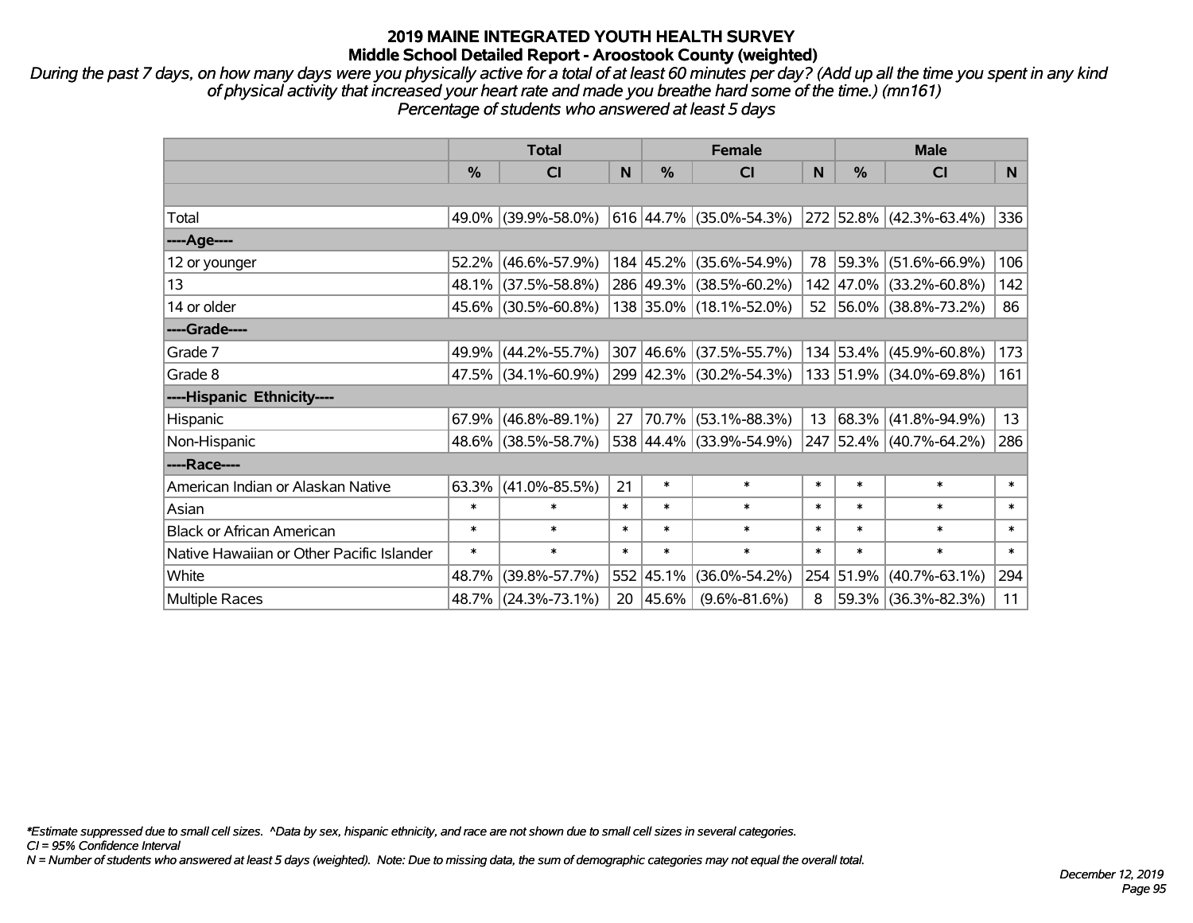# 2019 MAINE INTEGRATED YOUTH HEALTH SURVEY
## Middle School Detailed Report - Aroostook County (weighted)

*During the past 7 days, on how many days were you physically active for a total of at least 60 minutes per day? (Add up all the time you spent in any kind of physical activity that increased your heart rate and made you breathe hard some of the time.) (mn161)*
*Percentage of students who answered at least 5 days*

| | Total | | | Female | | | Male | | |
|---|---|---|---|---|---|---|---|---|---|
| | % | CI | N | % | CI | N | % | CI | N |
| Total | 49.0% | (39.9%-58.0%) | 616 | 44.7% | (35.0%-54.3%) | 272 | 52.8% | (42.3%-63.4%) | 336 |
| ----Age---- | | | | | | | | | |
| 12 or younger | 52.2% | (46.6%-57.9%) | 184 | 45.2% | (35.6%-54.9%) | 78 | 59.3% | (51.6%-66.9%) | 106 |
| 13 | 48.1% | (37.5%-58.8%) | 286 | 49.3% | (38.5%-60.2%) | 142 | 47.0% | (33.2%-60.8%) | 142 |
| 14 or older | 45.6% | (30.5%-60.8%) | 138 | 35.0% | (18.1%-52.0%) | 52 | 56.0% | (38.8%-73.2%) | 86 |
| ----Grade---- | | | | | | | | | |
| Grade 7 | 49.9% | (44.2%-55.7%) | 307 | 46.6% | (37.5%-55.7%) | 134 | 53.4% | (45.9%-60.8%) | 173 |
| Grade 8 | 47.5% | (34.1%-60.9%) | 299 | 42.3% | (30.2%-54.3%) | 133 | 51.9% | (34.0%-69.8%) | 161 |
| ----Hispanic Ethnicity---- | | | | | | | | | |
| Hispanic | 67.9% | (46.8%-89.1%) | 27 | 70.7% | (53.1%-88.3%) | 13 | 68.3% | (41.8%-94.9%) | 13 |
| Non-Hispanic | 48.6% | (38.5%-58.7%) | 538 | 44.4% | (33.9%-54.9%) | 247 | 52.4% | (40.7%-64.2%) | 286 |
| ----Race---- | | | | | | | | | |
| American Indian or Alaskan Native | 63.3% | (41.0%-85.5%) | 21 | * | * | * | * | * | * |
| Asian | * | * | * | * | * | * | * | * | * |
| Black or African American | * | * | * | * | * | * | * | * | * |
| Native Hawaiian or Other Pacific Islander | * | * | * | * | * | * | * | * | * |
| White | 48.7% | (39.8%-57.7%) | 552 | 45.1% | (36.0%-54.2%) | 254 | 51.9% | (40.7%-63.1%) | 294 |
| Multiple Races | 48.7% | (24.3%-73.1%) | 20 | 45.6% | (9.6%-81.6%) | 8 | 59.3% | (36.3%-82.3%) | 11 |

*\*Estimate suppressed due to small cell sizes. ^Data by sex, hispanic ethnicity, and race are not shown due to small cell sizes in several categories.*
*CI = 95% Confidence Interval*
*N = Number of students who answered at least 5 days (weighted). Note: Due to missing data, the sum of demographic categories may not equal the overall total.*

*December 12, 2019*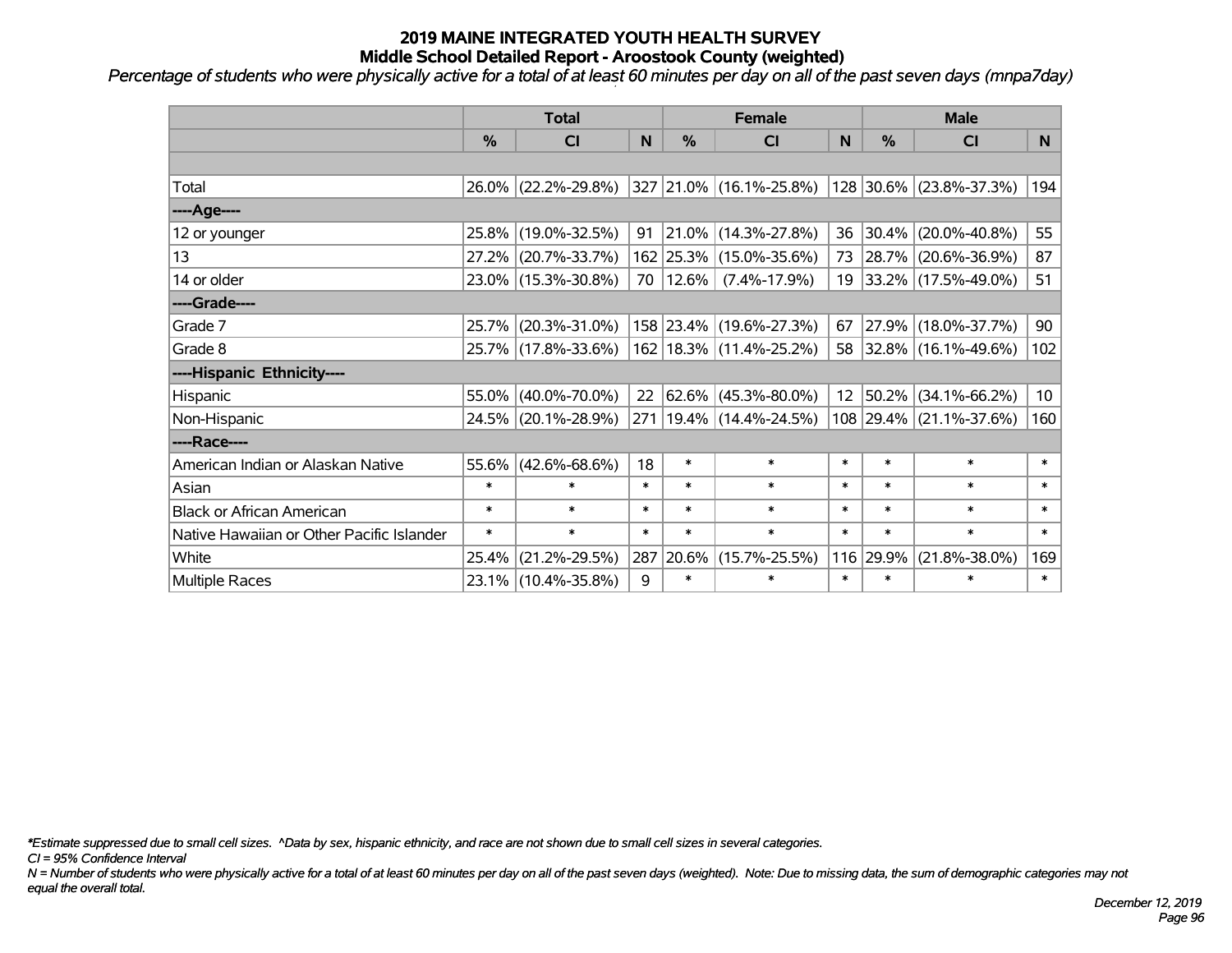# 2019 MAINE INTEGRATED YOUTH HEALTH SURVEY
## Middle School Detailed Report - Aroostook County (weighted)

*Percentage of students who were physically active for a total of at least 60 minutes per day on all of the past seven days (mnpa7day)*

| | Total | | | Female | | | Male | | |
|---|---|---|---|---|---|---|---|---|---|
| | % | CI | N | % | CI | N | % | CI | N |
| | | | | | | | | | |
| Total | 26.0% | (22.2%-29.8%) | 327 | 21.0% | (16.1%-25.8%) | 128 | 30.6% | (23.8%-37.3%) | 194 |
| ----Age---- | | | | | | | | | |
| 12 or younger | 25.8% | (19.0%-32.5%) | 91 | 21.0% | (14.3%-27.8%) | 36 | 30.4% | (20.0%-40.8%) | 55 |
| 13 | 27.2% | (20.7%-33.7%) | 162 | 25.3% | (15.0%-35.6%) | 73 | 28.7% | (20.6%-36.9%) | 87 |
| 14 or older | 23.0% | (15.3%-30.8%) | 70 | 12.6% | (7.4%-17.9%) | 19 | 33.2% | (17.5%-49.0%) | 51 |
| ----Grade---- | | | | | | | | | |
| Grade 7 | 25.7% | (20.3%-31.0%) | 158 | 23.4% | (19.6%-27.3%) | 67 | 27.9% | (18.0%-37.7%) | 90 |
| Grade 8 | 25.7% | (17.8%-33.6%) | 162 | 18.3% | (11.4%-25.2%) | 58 | 32.8% | (16.1%-49.6%) | 102 |
| ----Hispanic Ethnicity---- | | | | | | | | | |
| Hispanic | 55.0% | (40.0%-70.0%) | 22 | 62.6% | (45.3%-80.0%) | 12 | 50.2% | (34.1%-66.2%) | 10 |
| Non-Hispanic | 24.5% | (20.1%-28.9%) | 271 | 19.4% | (14.4%-24.5%) | 108 | 29.4% | (21.1%-37.6%) | 160 |
| ----Race---- | | | | | | | | | |
| American Indian or Alaskan Native | 55.6% | (42.6%-68.6%) | 18 | * | * | * | * | * | * |
| Asian | * | * | * | * | * | * | * | * | * |
| Black or African American | * | * | * | * | * | * | * | * | * |
| Native Hawaiian or Other Pacific Islander | * | * | * | * | * | * | * | * | * |
| White | 25.4% | (21.2%-29.5%) | 287 | 20.6% | (15.7%-25.5%) | 116 | 29.9% | (21.8%-38.0%) | 169 |
| Multiple Races | 23.1% | (10.4%-35.8%) | 9 | * | * | * | * | * | * |

*\*Estimate suppressed due to small cell sizes. ^Data by sex, hispanic ethnicity, and race are not shown due to small cell sizes in several categories.*

*CI = 95% Confidence Interval*

*N = Number of students who were physically active for a total of at least 60 minutes per day on all of the past seven days (weighted). Note: Due to missing data, the sum of demographic categories may not equal the overall total.*

*December 12, 2019*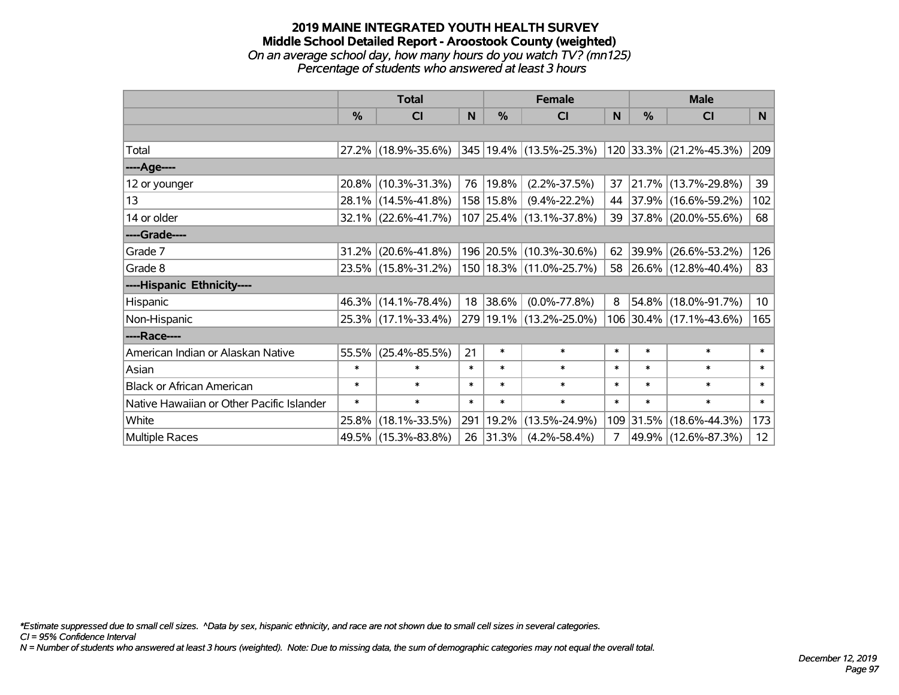# 2019 MAINE INTEGRATED YOUTH HEALTH SURVEY

## Middle School Detailed Report - Aroostook County (weighted)

*On an average school day, how many hours do you watch TV? (mn125)*

*Percentage of students who answered at least 3 hours*

| | Total | | | Female | | | Male | | |
|---|---|---|---|---|---|---|---|---|---|
| | % | CI | N | % | CI | N | % | CI | N |
| | | | | | | | | | |
| Total | 27.2% | (18.9%-35.6%) | 345 | 19.4% | (13.5%-25.3%) | 120 | 33.3% | (21.2%-45.3%) | 209 |
| ----Age---- | | | | | | | | | |
| 12 or younger | 20.8% | (10.3%-31.3%) | 76 | 19.8% | (2.2%-37.5%) | 37 | 21.7% | (13.7%-29.8%) | 39 |
| 13 | 28.1% | (14.5%-41.8%) | 158 | 15.8% | (9.4%-22.2%) | 44 | 37.9% | (16.6%-59.2%) | 102 |
| 14 or older | 32.1% | (22.6%-41.7%) | 107 | 25.4% | (13.1%-37.8%) | 39 | 37.8% | (20.0%-55.6%) | 68 |
| ----Grade---- | | | | | | | | | |
| Grade 7 | 31.2% | (20.6%-41.8%) | 196 | 20.5% | (10.3%-30.6%) | 62 | 39.9% | (26.6%-53.2%) | 126 |
| Grade 8 | 23.5% | (15.8%-31.2%) | 150 | 18.3% | (11.0%-25.7%) | 58 | 26.6% | (12.8%-40.4%) | 83 |
| ----Hispanic Ethnicity---- | | | | | | | | | |
| Hispanic | 46.3% | (14.1%-78.4%) | 18 | 38.6% | (0.0%-77.8%) | 8 | 54.8% | (18.0%-91.7%) | 10 |
| Non-Hispanic | 25.3% | (17.1%-33.4%) | 279 | 19.1% | (13.2%-25.0%) | 106 | 30.4% | (17.1%-43.6%) | 165 |
| ----Race---- | | | | | | | | | |
| American Indian or Alaskan Native | 55.5% | (25.4%-85.5%) | 21 | * | * | * | * | * | * |
| Asian | * | * | * | * | * | * | * | * | * |
| Black or African American | * | * | * | * | * | * | * | * | * |
| Native Hawaiian or Other Pacific Islander | * | * | * | * | * | * | * | * | * |
| White | 25.8% | (18.1%-33.5%) | 291 | 19.2% | (13.5%-24.9%) | 109 | 31.5% | (18.6%-44.3%) | 173 |
| Multiple Races | 49.5% | (15.3%-83.8%) | 26 | 31.3% | (4.2%-58.4%) | 7 | 49.9% | (12.6%-87.3%) | 12 |

*\*Estimate suppressed due to small cell sizes. ^Data by sex, hispanic ethnicity, and race are not shown due to small cell sizes in several categories.*

*CI = 95% Confidence Interval*

*N = Number of students who answered at least 3 hours (weighted). Note: Due to missing data, the sum of demographic categories may not equal the overall total.*

*December 12, 2019*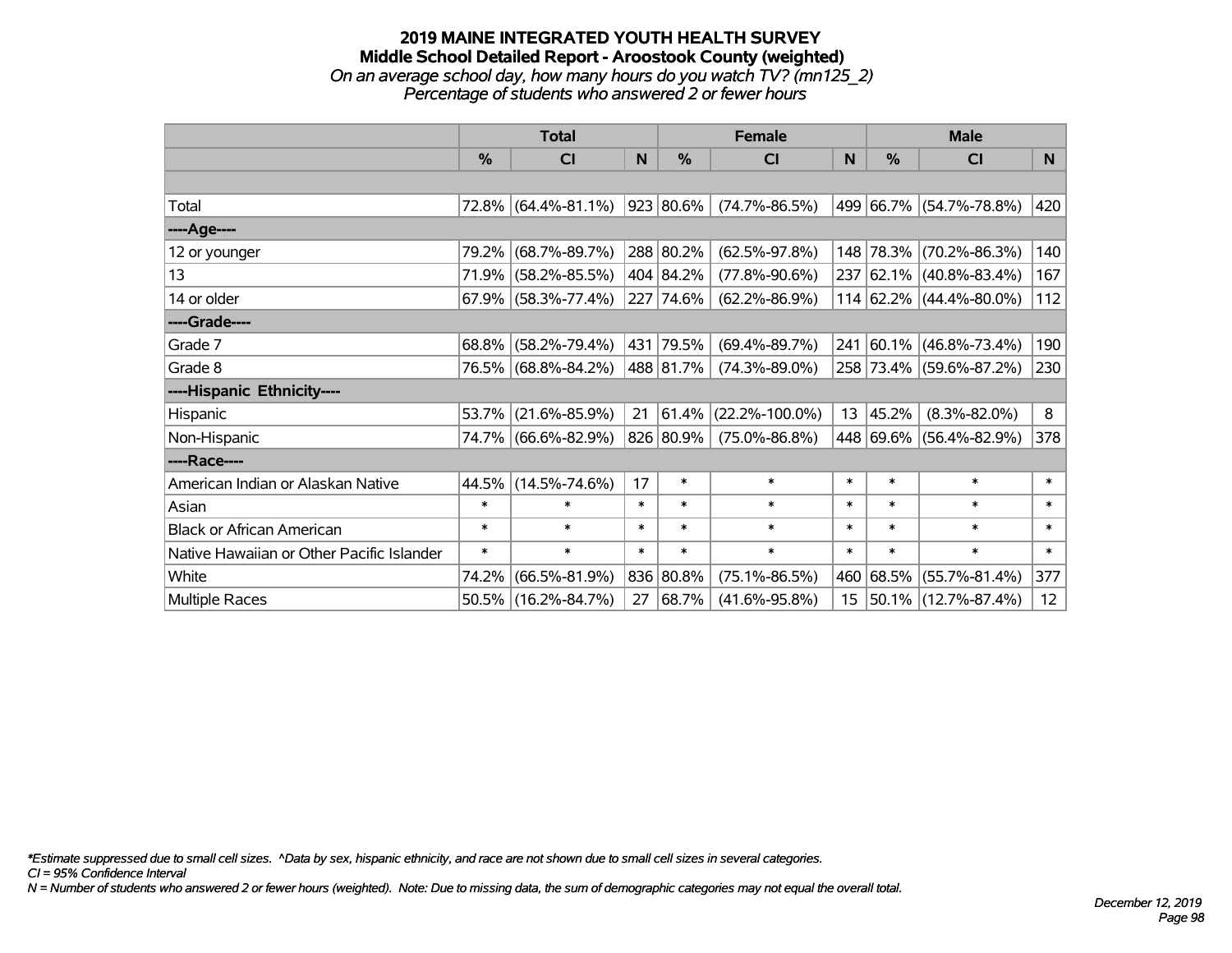# 2019 MAINE INTEGRATED YOUTH HEALTH SURVEY

## Middle School Detailed Report - Aroostook County (weighted)

*On an average school day, how many hours do you watch TV? (mn125_2)*

*Percentage of students who answered 2 or fewer hours*

| | Total | | | Female | | | Male | | |
|---|---|---|---|---|---|---|---|---|---|
| | % | CI | N | % | CI | N | % | CI | N |
| | | | | | | | | | |
| Total | 72.8% | (64.4%-81.1%) | 923 | 80.6% | (74.7%-86.5%) | 499 | 66.7% | (54.7%-78.8%) | 420 |
| ----Age---- | | | | | | | | | |
| 12 or younger | 79.2% | (68.7%-89.7%) | 288 | 80.2% | (62.5%-97.8%) | 148 | 78.3% | (70.2%-86.3%) | 140 |
| 13 | 71.9% | (58.2%-85.5%) | 404 | 84.2% | (77.8%-90.6%) | 237 | 62.1% | (40.8%-83.4%) | 167 |
| 14 or older | 67.9% | (58.3%-77.4%) | 227 | 74.6% | (62.2%-86.9%) | 114 | 62.2% | (44.4%-80.0%) | 112 |
| ----Grade---- | | | | | | | | | |
| Grade 7 | 68.8% | (58.2%-79.4%) | 431 | 79.5% | (69.4%-89.7%) | 241 | 60.1% | (46.8%-73.4%) | 190 |
| Grade 8 | 76.5% | (68.8%-84.2%) | 488 | 81.7% | (74.3%-89.0%) | 258 | 73.4% | (59.6%-87.2%) | 230 |
| ----Hispanic Ethnicity---- | | | | | | | | | |
| Hispanic | 53.7% | (21.6%-85.9%) | 21 | 61.4% | (22.2%-100.0%) | 13 | 45.2% | (8.3%-82.0%) | 8 |
| Non-Hispanic | 74.7% | (66.6%-82.9%) | 826 | 80.9% | (75.0%-86.8%) | 448 | 69.6% | (56.4%-82.9%) | 378 |
| ----Race---- | | | | | | | | | |
| American Indian or Alaskan Native | 44.5% | (14.5%-74.6%) | 17 | * | * | * | * | * | * |
| Asian | * | * | * | * | * | * | * | * | * |
| Black or African American | * | * | * | * | * | * | * | * | * |
| Native Hawaiian or Other Pacific Islander | * | * | * | * | * | * | * | * | * |
| White | 74.2% | (66.5%-81.9%) | 836 | 80.8% | (75.1%-86.5%) | 460 | 68.5% | (55.7%-81.4%) | 377 |
| Multiple Races | 50.5% | (16.2%-84.7%) | 27 | 68.7% | (41.6%-95.8%) | 15 | 50.1% | (12.7%-87.4%) | 12 |

*Estimate suppressed due to small cell sizes. ^Data by sex, hispanic ethnicity, and race are not shown due to small cell sizes in several categories.

CI = 95% Confidence Interval

N = Number of students who answered 2 or fewer hours (weighted). Note: Due to missing data, the sum of demographic categories may not equal the overall total.

December 12, 2019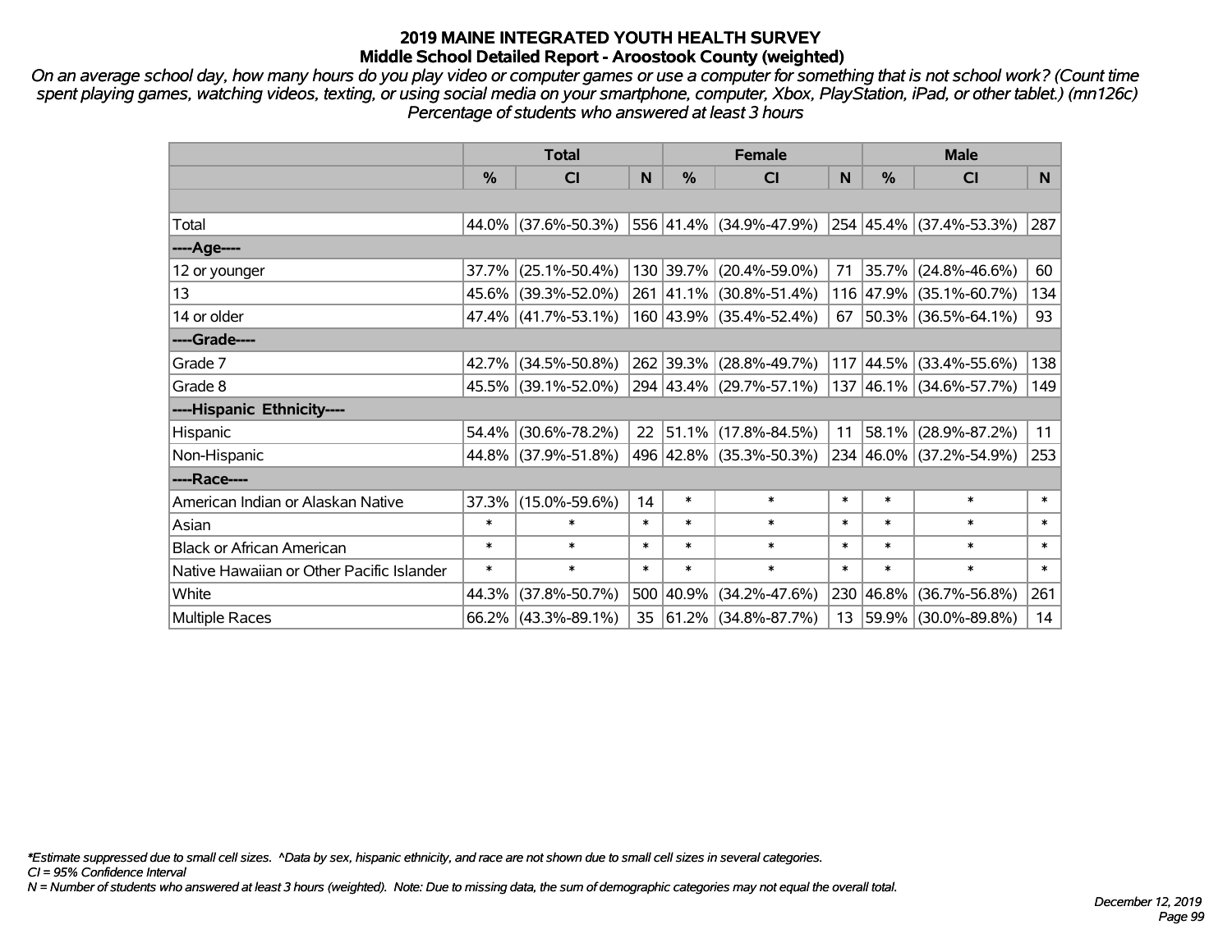## 2019 MAINE INTEGRATED YOUTH HEALTH SURVEY
### Middle School Detailed Report - Aroostook County (weighted)

*On an average school day, how many hours do you play video or computer games or use a computer for something that is not school work? (Count time spent playing games, watching videos, texting, or using social media on your smartphone, computer, Xbox, PlayStation, iPad, or other tablet.) (mn126c) Percentage of students who answered at least 3 hours*

| | Total | | | Female | | | Male | | |
|---|---|---|---|---|---|---|---|---|---|
| | % | CI | N | % | CI | N | % | CI | N |
| | | | | | | | | | |
| Total | 44.0% | (37.6%-50.3%) | 556 | 41.4% | (34.9%-47.9%) | 254 | 45.4% | (37.4%-53.3%) | 287 |
| ----Age---- | | | | | | | | | |
| 12 or younger | 37.7% | (25.1%-50.4%) | 130 | 39.7% | (20.4%-59.0%) | 71 | 35.7% | (24.8%-46.6%) | 60 |
| 13 | 45.6% | (39.3%-52.0%) | 261 | 41.1% | (30.8%-51.4%) | 116 | 47.9% | (35.1%-60.7%) | 134 |
| 14 or older | 47.4% | (41.7%-53.1%) | 160 | 43.9% | (35.4%-52.4%) | 67 | 50.3% | (36.5%-64.1%) | 93 |
| ----Grade---- | | | | | | | | | |
| Grade 7 | 42.7% | (34.5%-50.8%) | 262 | 39.3% | (28.8%-49.7%) | 117 | 44.5% | (33.4%-55.6%) | 138 |
| Grade 8 | 45.5% | (39.1%-52.0%) | 294 | 43.4% | (29.7%-57.1%) | 137 | 46.1% | (34.6%-57.7%) | 149 |
| ----Hispanic Ethnicity---- | | | | | | | | | |
| Hispanic | 54.4% | (30.6%-78.2%) | 22 | 51.1% | (17.8%-84.5%) | 11 | 58.1% | (28.9%-87.2%) | 11 |
| Non-Hispanic | 44.8% | (37.9%-51.8%) | 496 | 42.8% | (35.3%-50.3%) | 234 | 46.0% | (37.2%-54.9%) | 253 |
| ----Race---- | | | | | | | | | |
| American Indian or Alaskan Native | 37.3% | (15.0%-59.6%) | 14 | * | * | * | * | * | * |
| Asian | * | * | * | * | * | * | * | * | * |
| Black or African American | * | * | * | * | * | * | * | * | * |
| Native Hawaiian or Other Pacific Islander | * | * | * | * | * | * | * | * | * |
| White | 44.3% | (37.8%-50.7%) | 500 | 40.9% | (34.2%-47.6%) | 230 | 46.8% | (36.7%-56.8%) | 261 |
| Multiple Races | 66.2% | (43.3%-89.1%) | 35 | 61.2% | (34.8%-87.7%) | 13 | 59.9% | (30.0%-89.8%) | 14 |

*\*Estimate suppressed due to small cell sizes. ^Data by sex, hispanic ethnicity, and race are not shown due to small cell sizes in several categories.*
*CI = 95% Confidence Interval*
*N = Number of students who answered at least 3 hours (weighted). Note: Due to missing data, the sum of demographic categories may not equal the overall total.*

*December 12, 2019*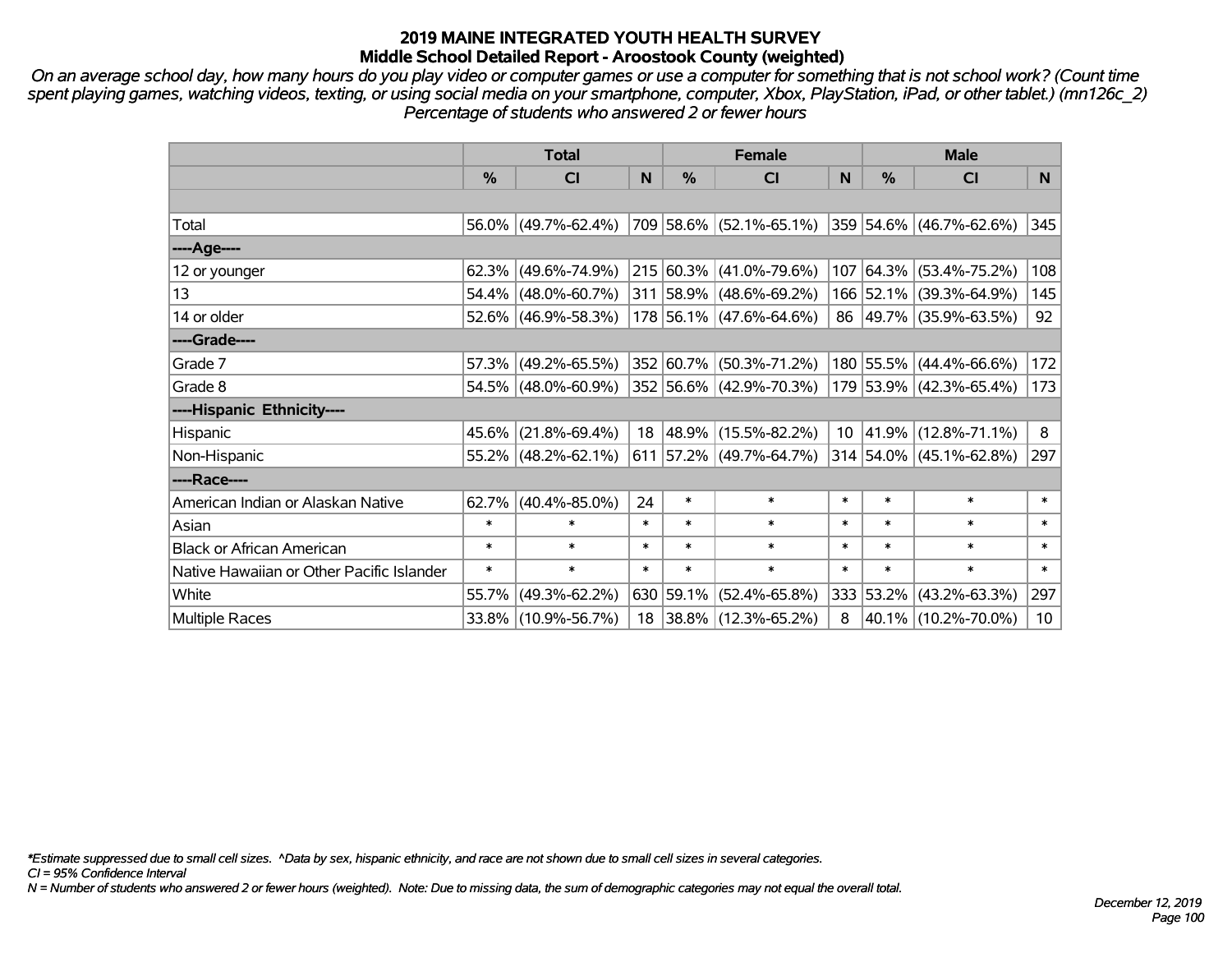# 2019 MAINE INTEGRATED YOUTH HEALTH SURVEY
## Middle School Detailed Report - Aroostook County (weighted)

*On an average school day, how many hours do you play video or computer games or use a computer for something that is not school work? (Count time spent playing games, watching videos, texting, or using social media on your smartphone, computer, Xbox, PlayStation, iPad, or other tablet.) (mn126c_2) Percentage of students who answered 2 or fewer hours*

| | Total | | | Female | | | Male | | |
|---|---|---|---|---|---|---|---|---|---|
| | % | CI | N | % | CI | N | % | CI | N |
| | | | | | | | | | |
| Total | 56.0% | (49.7%-62.4%) | 709 | 58.6% | (52.1%-65.1%) | 359 | 54.6% | (46.7%-62.6%) | 345 |
| ----Age---- | | | | | | | | | |
| 12 or younger | 62.3% | (49.6%-74.9%) | 215 | 60.3% | (41.0%-79.6%) | 107 | 64.3% | (53.4%-75.2%) | 108 |
| 13 | 54.4% | (48.0%-60.7%) | 311 | 58.9% | (48.6%-69.2%) | 166 | 52.1% | (39.3%-64.9%) | 145 |
| 14 or older | 52.6% | (46.9%-58.3%) | 178 | 56.1% | (47.6%-64.6%) | 86 | 49.7% | (35.9%-63.5%) | 92 |
| ----Grade---- | | | | | | | | | |
| Grade 7 | 57.3% | (49.2%-65.5%) | 352 | 60.7% | (50.3%-71.2%) | 180 | 55.5% | (44.4%-66.6%) | 172 |
| Grade 8 | 54.5% | (48.0%-60.9%) | 352 | 56.6% | (42.9%-70.3%) | 179 | 53.9% | (42.3%-65.4%) | 173 |
| ----Hispanic Ethnicity---- | | | | | | | | | |
| Hispanic | 45.6% | (21.8%-69.4%) | 18 | 48.9% | (15.5%-82.2%) | 10 | 41.9% | (12.8%-71.1%) | 8 |
| Non-Hispanic | 55.2% | (48.2%-62.1%) | 611 | 57.2% | (49.7%-64.7%) | 314 | 54.0% | (45.1%-62.8%) | 297 |
| ----Race---- | | | | | | | | | |
| American Indian or Alaskan Native | 62.7% | (40.4%-85.0%) | 24 | * | * | * | * | * | * |
| Asian | * | * | * | * | * | * | * | * | * |
| Black or African American | * | * | * | * | * | * | * | * | * |
| Native Hawaiian or Other Pacific Islander | * | * | * | * | * | * | * | * | * |
| White | 55.7% | (49.3%-62.2%) | 630 | 59.1% | (52.4%-65.8%) | 333 | 53.2% | (43.2%-63.3%) | 297 |
| Multiple Races | 33.8% | (10.9%-56.7%) | 18 | 38.8% | (12.3%-65.2%) | 8 | 40.1% | (10.2%-70.0%) | 10 |

*Estimate suppressed due to small cell sizes. ^Data by sex, hispanic ethnicity, and race are not shown due to small cell sizes in several categories.

CI = 95% Confidence Interval

N = Number of students who answered 2 or fewer hours (weighted). Note: Due to missing data, the sum of demographic categories may not equal the overall total.

December 12, 2019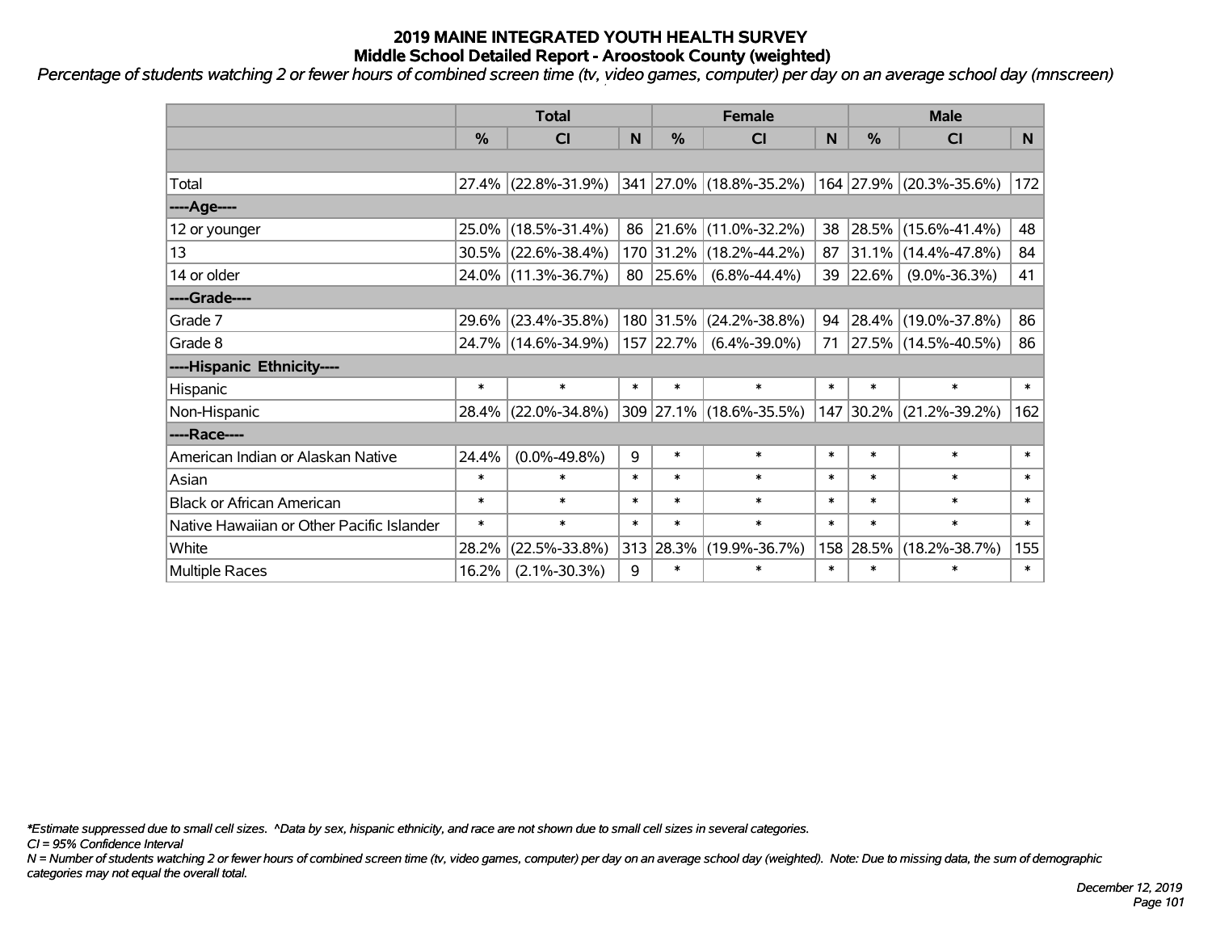# 2019 MAINE INTEGRATED YOUTH HEALTH SURVEY
## Middle School Detailed Report - Aroostook County (weighted)

*Percentage of students watching 2 or fewer hours of combined screen time (tv, video games, computer) per day on an average school day (mnscreen)*

| | Total | | | Female | | | Male | | |
|---|---|---|---|---|---|---|---|---|---|
| | % | CI | N | % | CI | N | % | CI | N |
| | | | | | | | | | |
| Total | 27.4% | (22.8%-31.9%) | 341 | 27.0% | (18.8%-35.2%) | 164 | 27.9% | (20.3%-35.6%) | 172 |
| ----Age---- | | | | | | | | | |
| 12 or younger | 25.0% | (18.5%-31.4%) | 86 | 21.6% | (11.0%-32.2%) | 38 | 28.5% | (15.6%-41.4%) | 48 |
| 13 | 30.5% | (22.6%-38.4%) | 170 | 31.2% | (18.2%-44.2%) | 87 | 31.1% | (14.4%-47.8%) | 84 |
| 14 or older | 24.0% | (11.3%-36.7%) | 80 | 25.6% | (6.8%-44.4%) | 39 | 22.6% | (9.0%-36.3%) | 41 |
| ----Grade---- | | | | | | | | | |
| Grade 7 | 29.6% | (23.4%-35.8%) | 180 | 31.5% | (24.2%-38.8%) | 94 | 28.4% | (19.0%-37.8%) | 86 |
| Grade 8 | 24.7% | (14.6%-34.9%) | 157 | 22.7% | (6.4%-39.0%) | 71 | 27.5% | (14.5%-40.5%) | 86 |
| ----Hispanic Ethnicity---- | | | | | | | | | |
| Hispanic | * | * | * | * | * | * | * | * | * |
| Non-Hispanic | 28.4% | (22.0%-34.8%) | 309 | 27.1% | (18.6%-35.5%) | 147 | 30.2% | (21.2%-39.2%) | 162 |
| ----Race---- | | | | | | | | | |
| American Indian or Alaskan Native | 24.4% | (0.0%-49.8%) | 9 | * | * | * | * | * | * |
| Asian | * | * | * | * | * | * | * | * | * |
| Black or African American | * | * | * | * | * | * | * | * | * |
| Native Hawaiian or Other Pacific Islander | * | * | * | * | * | * | * | * | * |
| White | 28.2% | (22.5%-33.8%) | 313 | 28.3% | (19.9%-36.7%) | 158 | 28.5% | (18.2%-38.7%) | 155 |
| Multiple Races | 16.2% | (2.1%-30.3%) | 9 | * | * | * | * | * | * |

*\*Estimate suppressed due to small cell sizes. ^Data by sex, hispanic ethnicity, and race are not shown due to small cell sizes in several categories.*

*CI = 95% Confidence Interval*

*N = Number of students watching 2 or fewer hours of combined screen time (tv, video games, computer) per day on an average school day (weighted). Note: Due to missing data, the sum of demographic categories may not equal the overall total.*

*December 12, 2019*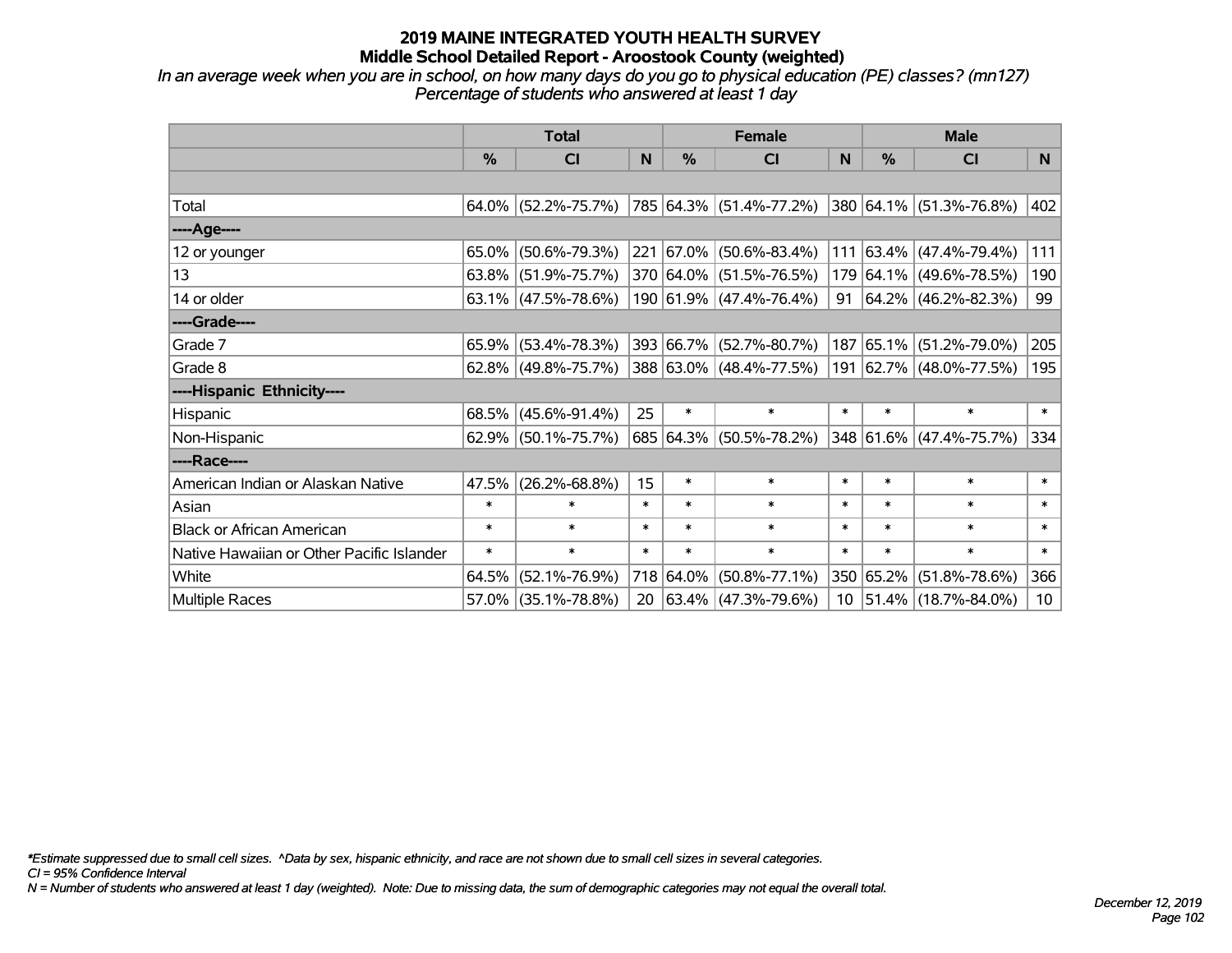# 2019 MAINE INTEGRATED YOUTH HEALTH SURVEY
## Middle School Detailed Report - Aroostook County (weighted)

*In an average week when you are in school, on how many days do you go to physical education (PE) classes? (mn127)*
*Percentage of students who answered at least 1 day*

| | Total | | | Female | | | Male | | |
|---|---|---|---|---|---|---|---|---|---|
| | % | CI | N | % | CI | N | % | CI | N |
| | | | | | | | | | |
| Total | 64.0% | (52.2%-75.7%) | 785 | 64.3% | (51.4%-77.2%) | 380 | 64.1% | (51.3%-76.8%) | 402 |
| ----Age---- | | | | | | | | | |
| 12 or younger | 65.0% | (50.6%-79.3%) | 221 | 67.0% | (50.6%-83.4%) | 111 | 63.4% | (47.4%-79.4%) | 111 |
| 13 | 63.8% | (51.9%-75.7%) | 370 | 64.0% | (51.5%-76.5%) | 179 | 64.1% | (49.6%-78.5%) | 190 |
| 14 or older | 63.1% | (47.5%-78.6%) | 190 | 61.9% | (47.4%-76.4%) | 91 | 64.2% | (46.2%-82.3%) | 99 |
| ----Grade---- | | | | | | | | | |
| Grade 7 | 65.9% | (53.4%-78.3%) | 393 | 66.7% | (52.7%-80.7%) | 187 | 65.1% | (51.2%-79.0%) | 205 |
| Grade 8 | 62.8% | (49.8%-75.7%) | 388 | 63.0% | (48.4%-77.5%) | 191 | 62.7% | (48.0%-77.5%) | 195 |
| ----Hispanic Ethnicity---- | | | | | | | | | |
| Hispanic | 68.5% | (45.6%-91.4%) | 25 | * | * | * | * | * | * |
| Non-Hispanic | 62.9% | (50.1%-75.7%) | 685 | 64.3% | (50.5%-78.2%) | 348 | 61.6% | (47.4%-75.7%) | 334 |
| ----Race---- | | | | | | | | | |
| American Indian or Alaskan Native | 47.5% | (26.2%-68.8%) | 15 | * | * | * | * | * | * |
| Asian | * | * | * | * | * | * | * | * | * |
| Black or African American | * | * | * | * | * | * | * | * | * |
| Native Hawaiian or Other Pacific Islander | * | * | * | * | * | * | * | * | * |
| White | 64.5% | (52.1%-76.9%) | 718 | 64.0% | (50.8%-77.1%) | 350 | 65.2% | (51.8%-78.6%) | 366 |
| Multiple Races | 57.0% | (35.1%-78.8%) | 20 | 63.4% | (47.3%-79.6%) | 10 | 51.4% | (18.7%-84.0%) | 10 |

*\*Estimate suppressed due to small cell sizes. ^Data by sex, hispanic ethnicity, and race are not shown due to small cell sizes in several categories.*
*CI = 95% Confidence Interval*
*N = Number of students who answered at least 1 day (weighted). Note: Due to missing data, the sum of demographic categories may not equal the overall total.*

*December 12, 2019*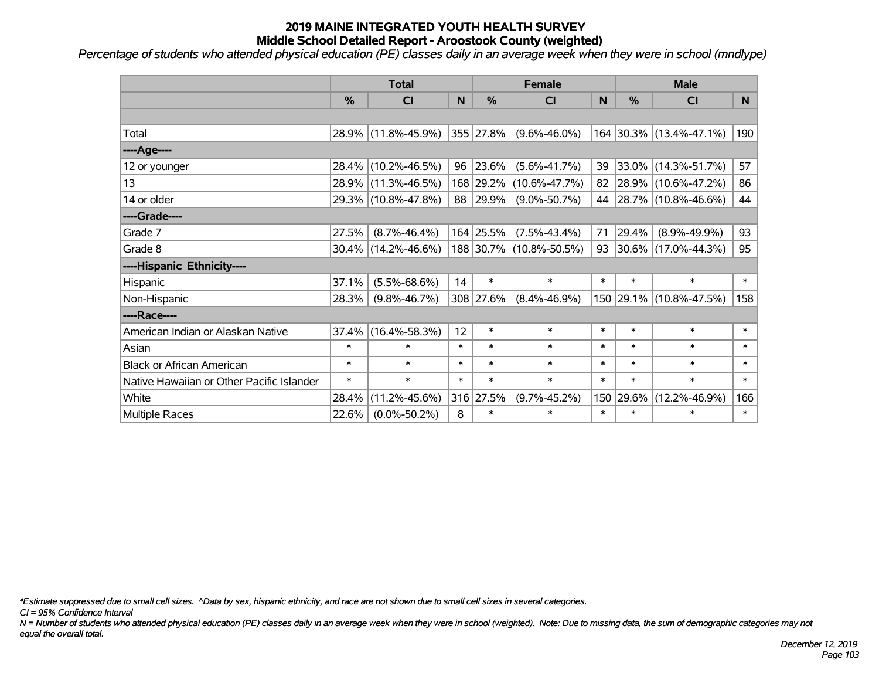# 2019 MAINE INTEGRATED YOUTH HEALTH SURVEY
## Middle School Detailed Report - Aroostook County (weighted)

*Percentage of students who attended physical education (PE) classes daily in an average week when they were in school (mndlype)*

| | Total | | | Female | | | Male | | |
|---|---|---|---|---|---|---|---|---|---|
| | % | CI | N | % | CI | N | % | CI | N |
| | | | | | | | | | |
| Total | 28.9% | (11.8%-45.9%) | 355 | 27.8% | (9.6%-46.0%) | 164 | 30.3% | (13.4%-47.1%) | 190 |
| ----Age---- | | | | | | | | | |
| 12 or younger | 28.4% | (10.2%-46.5%) | 96 | 23.6% | (5.6%-41.7%) | 39 | 33.0% | (14.3%-51.7%) | 57 |
| 13 | 28.9% | (11.3%-46.5%) | 168 | 29.2% | (10.6%-47.7%) | 82 | 28.9% | (10.6%-47.2%) | 86 |
| 14 or older | 29.3% | (10.8%-47.8%) | 88 | 29.9% | (9.0%-50.7%) | 44 | 28.7% | (10.8%-46.6%) | 44 |
| ----Grade---- | | | | | | | | | |
| Grade 7 | 27.5% | (8.7%-46.4%) | 164 | 25.5% | (7.5%-43.4%) | 71 | 29.4% | (8.9%-49.9%) | 93 |
| Grade 8 | 30.4% | (14.2%-46.6%) | 188 | 30.7% | (10.8%-50.5%) | 93 | 30.6% | (17.0%-44.3%) | 95 |
| ----Hispanic Ethnicity---- | | | | | | | | | |
| Hispanic | 37.1% | (5.5%-68.6%) | 14 | * | * | * | * | * | * |
| Non-Hispanic | 28.3% | (9.8%-46.7%) | 308 | 27.6% | (8.4%-46.9%) | 150 | 29.1% | (10.8%-47.5%) | 158 |
| ----Race---- | | | | | | | | | |
| American Indian or Alaskan Native | 37.4% | (16.4%-58.3%) | 12 | * | * | * | * | * | * |
| Asian | * | * | * | * | * | * | * | * | * |
| Black or African American | * | * | * | * | * | * | * | * | * |
| Native Hawaiian or Other Pacific Islander | * | * | * | * | * | * | * | * | * |
| White | 28.4% | (11.2%-45.6%) | 316 | 27.5% | (9.7%-45.2%) | 150 | 29.6% | (12.2%-46.9%) | 166 |
| Multiple Races | 22.6% | (0.0%-50.2%) | 8 | * | * | * | * | * | * |

*\*Estimate suppressed due to small cell sizes. ^Data by sex, hispanic ethnicity, and race are not shown due to small cell sizes in several categories.*

*CI = 95% Confidence Interval*

*N = Number of students who attended physical education (PE) classes daily in an average week when they were in school (weighted). Note: Due to missing data, the sum of demographic categories may not equal the overall total.*

*December 12, 2019*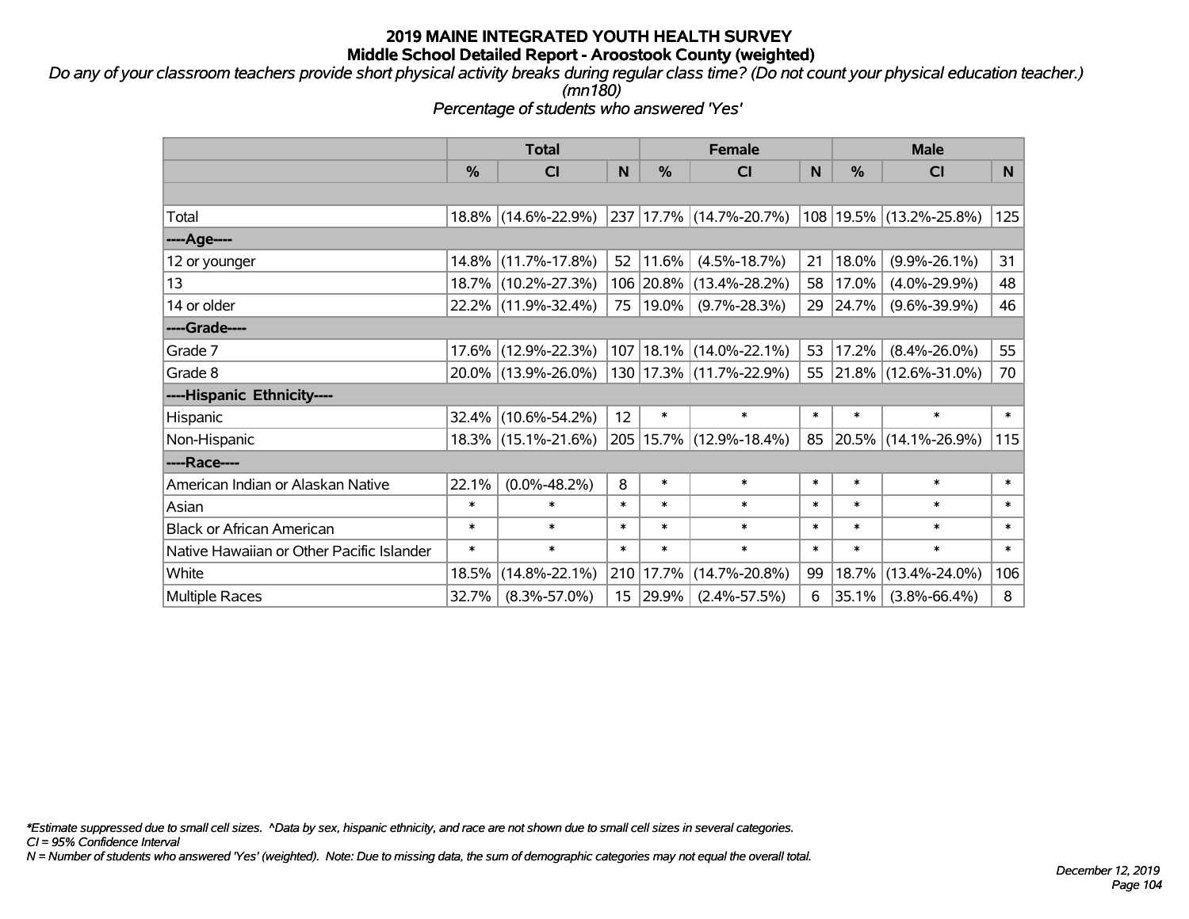# 2019 MAINE INTEGRATED YOUTH HEALTH SURVEY
## Middle School Detailed Report - Aroostook County (weighted)

*Do any of your classroom teachers provide short physical activity breaks during regular class time? (Do not count your physical education teacher.) (mn180)*

*Percentage of students who answered 'Yes'*

| | Total | | | Female | | | Male | | |
|---|---|---|---|---|---|---|---|---|---|
| | % | CI | N | % | CI | N | % | CI | N |
| | | | | | | | | | |
| Total | 18.8% | (14.6%-22.9%) | 237 | 17.7% | (14.7%-20.7%) | 108 | 19.5% | (13.2%-25.8%) | 125 |
| ----Age---- | | | | | | | | | |
| 12 or younger | 14.8% | (11.7%-17.8%) | 52 | 11.6% | (4.5%-18.7%) | 21 | 18.0% | (9.9%-26.1%) | 31 |
| 13 | 18.7% | (10.2%-27.3%) | 106 | 20.8% | (13.4%-28.2%) | 58 | 17.0% | (4.0%-29.9%) | 48 |
| 14 or older | 22.2% | (11.9%-32.4%) | 75 | 19.0% | (9.7%-28.3%) | 29 | 24.7% | (9.6%-39.9%) | 46 |
| ----Grade---- | | | | | | | | | |
| Grade 7 | 17.6% | (12.9%-22.3%) | 107 | 18.1% | (14.0%-22.1%) | 53 | 17.2% | (8.4%-26.0%) | 55 |
| Grade 8 | 20.0% | (13.9%-26.0%) | 130 | 17.3% | (11.7%-22.9%) | 55 | 21.8% | (12.6%-31.0%) | 70 |
| ----Hispanic Ethnicity---- | | | | | | | | | |
| Hispanic | 32.4% | (10.6%-54.2%) | 12 | * | * | * | * | * | * |
| Non-Hispanic | 18.3% | (15.1%-21.6%) | 205 | 15.7% | (12.9%-18.4%) | 85 | 20.5% | (14.1%-26.9%) | 115 |
| ----Race---- | | | | | | | | | |
| American Indian or Alaskan Native | 22.1% | (0.0%-48.2%) | 8 | * | * | * | * | * | * |
| Asian | * | * | * | * | * | * | * | * | * |
| Black or African American | * | * | * | * | * | * | * | * | * |
| Native Hawaiian or Other Pacific Islander | * | * | * | * | * | * | * | * | * |
| White | 18.5% | (14.8%-22.1%) | 210 | 17.7% | (14.7%-20.8%) | 99 | 18.7% | (13.4%-24.0%) | 106 |
| Multiple Races | 32.7% | (8.3%-57.0%) | 15 | 29.9% | (2.4%-57.5%) | 6 | 35.1% | (3.8%-66.4%) | 8 |

*\*Estimate suppressed due to small cell sizes. ^Data by sex, hispanic ethnicity, and race are not shown due to small cell sizes in several categories.*

*CI = 95% Confidence Interval*

*N = Number of students who answered 'Yes' (weighted). Note: Due to missing data, the sum of demographic categories may not equal the overall total.*

*December 12, 2019*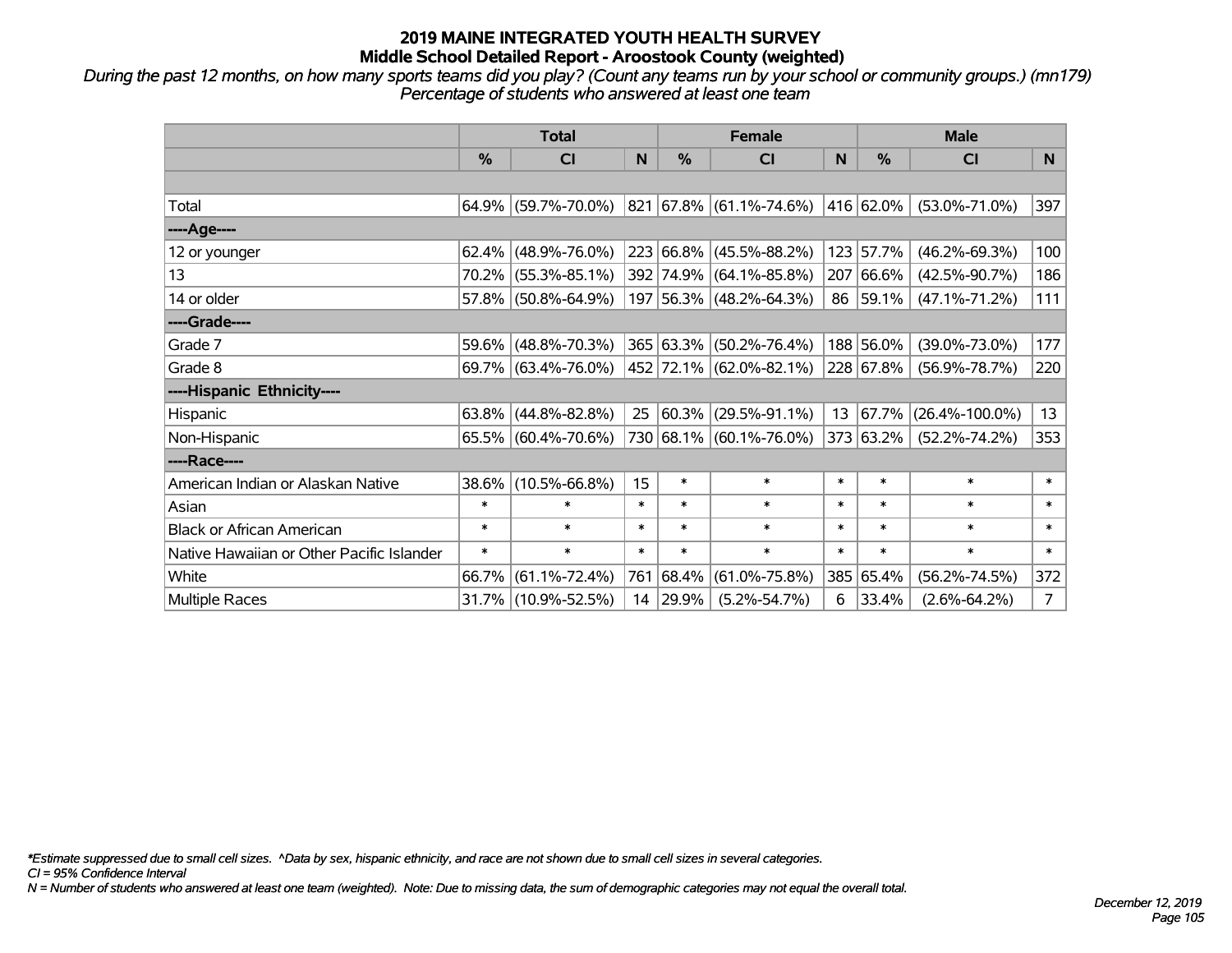# 2019 MAINE INTEGRATED YOUTH HEALTH SURVEY
## Middle School Detailed Report - Aroostook County (weighted)

*During the past 12 months, on how many sports teams did you play? (Count any teams run by your school or community groups.) (mn179)*
*Percentage of students who answered at least one team*

| | Total | | | Female | | | Male | | |
|---|---|---|---|---|---|---|---|---|---|
| | % | CI | N | % | CI | N | % | CI | N |
| | | | | | | | | | |
| Total | 64.9% | (59.7%-70.0%) | 821 | 67.8% | (61.1%-74.6%) | 416 | 62.0% | (53.0%-71.0%) | 397 |
| ----Age---- | | | | | | | | | |
| 12 or younger | 62.4% | (48.9%-76.0%) | 223 | 66.8% | (45.5%-88.2%) | 123 | 57.7% | (46.2%-69.3%) | 100 |
| 13 | 70.2% | (55.3%-85.1%) | 392 | 74.9% | (64.1%-85.8%) | 207 | 66.6% | (42.5%-90.7%) | 186 |
| 14 or older | 57.8% | (50.8%-64.9%) | 197 | 56.3% | (48.2%-64.3%) | 86 | 59.1% | (47.1%-71.2%) | 111 |
| ----Grade---- | | | | | | | | | |
| Grade 7 | 59.6% | (48.8%-70.3%) | 365 | 63.3% | (50.2%-76.4%) | 188 | 56.0% | (39.0%-73.0%) | 177 |
| Grade 8 | 69.7% | (63.4%-76.0%) | 452 | 72.1% | (62.0%-82.1%) | 228 | 67.8% | (56.9%-78.7%) | 220 |
| ----Hispanic Ethnicity---- | | | | | | | | | |
| Hispanic | 63.8% | (44.8%-82.8%) | 25 | 60.3% | (29.5%-91.1%) | 13 | 67.7% | (26.4%-100.0%) | 13 |
| Non-Hispanic | 65.5% | (60.4%-70.6%) | 730 | 68.1% | (60.1%-76.0%) | 373 | 63.2% | (52.2%-74.2%) | 353 |
| ----Race---- | | | | | | | | | |
| American Indian or Alaskan Native | 38.6% | (10.5%-66.8%) | 15 | * | * | * | * | * | * |
| Asian | * | * | * | * | * | * | * | * | * |
| Black or African American | * | * | * | * | * | * | * | * | * |
| Native Hawaiian or Other Pacific Islander | * | * | * | * | * | * | * | * | * |
| White | 66.7% | (61.1%-72.4%) | 761 | 68.4% | (61.0%-75.8%) | 385 | 65.4% | (56.2%-74.5%) | 372 |
| Multiple Races | 31.7% | (10.9%-52.5%) | 14 | 29.9% | (5.2%-54.7%) | 6 | 33.4% | (2.6%-64.2%) | 7 |

*\*Estimate suppressed due to small cell sizes. ^Data by sex, hispanic ethnicity, and race are not shown due to small cell sizes in several categories.*
*CI = 95% Confidence Interval*
*N = Number of students who answered at least one team (weighted). Note: Due to missing data, the sum of demographic categories may not equal the overall total.*

*December 12, 2019*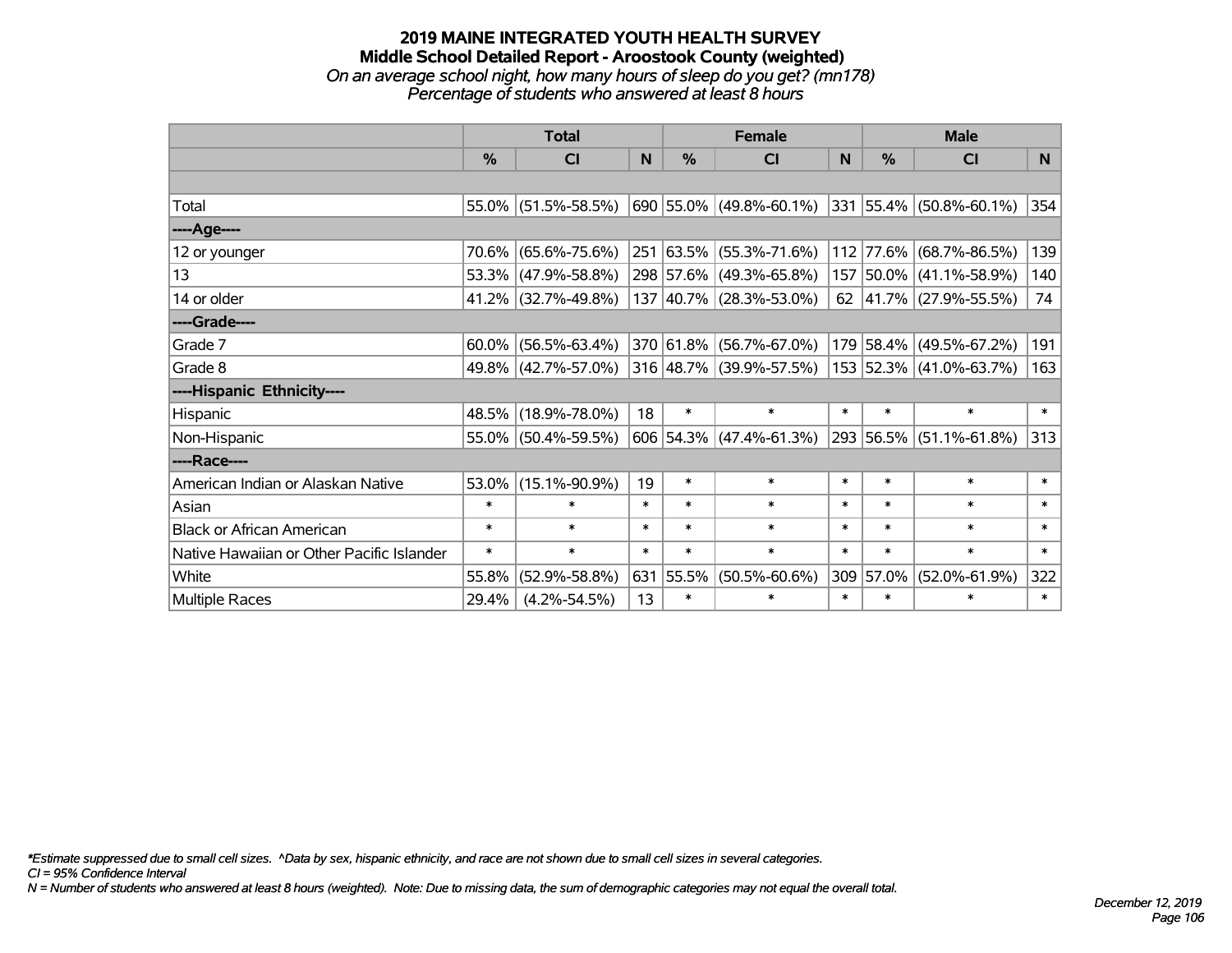# 2019 MAINE INTEGRATED YOUTH HEALTH SURVEY
## Middle School Detailed Report - Aroostook County (weighted)
*On an average school night, how many hours of sleep do you get? (mn178)*
*Percentage of students who answered at least 8 hours*

| | Total | | | Female | | | Male | | |
|---|---|---|---|---|---|---|---|---|---|
| | % | CI | N | % | CI | N | % | CI | N |
| | | | | | | | | | |
| Total | 55.0% | (51.5%-58.5%) | 690 | 55.0% | (49.8%-60.1%) | 331 | 55.4% | (50.8%-60.1%) | 354 |
| ----Age---- | | | | | | | | | |
| 12 or younger | 70.6% | (65.6%-75.6%) | 251 | 63.5% | (55.3%-71.6%) | 112 | 77.6% | (68.7%-86.5%) | 139 |
| 13 | 53.3% | (47.9%-58.8%) | 298 | 57.6% | (49.3%-65.8%) | 157 | 50.0% | (41.1%-58.9%) | 140 |
| 14 or older | 41.2% | (32.7%-49.8%) | 137 | 40.7% | (28.3%-53.0%) | 62 | 41.7% | (27.9%-55.5%) | 74 |
| ----Grade---- | | | | | | | | | |
| Grade 7 | 60.0% | (56.5%-63.4%) | 370 | 61.8% | (56.7%-67.0%) | 179 | 58.4% | (49.5%-67.2%) | 191 |
| Grade 8 | 49.8% | (42.7%-57.0%) | 316 | 48.7% | (39.9%-57.5%) | 153 | 52.3% | (41.0%-63.7%) | 163 |
| ----Hispanic Ethnicity---- | | | | | | | | | |
| Hispanic | 48.5% | (18.9%-78.0%) | 18 | * | * | * | * | * | * |
| Non-Hispanic | 55.0% | (50.4%-59.5%) | 606 | 54.3% | (47.4%-61.3%) | 293 | 56.5% | (51.1%-61.8%) | 313 |
| ----Race---- | | | | | | | | | |
| American Indian or Alaskan Native | 53.0% | (15.1%-90.9%) | 19 | * | * | * | * | * | * |
| Asian | * | * | * | * | * | * | * | * | * |
| Black or African American | * | * | * | * | * | * | * | * | * |
| Native Hawaiian or Other Pacific Islander | * | * | * | * | * | * | * | * | * |
| White | 55.8% | (52.9%-58.8%) | 631 | 55.5% | (50.5%-60.6%) | 309 | 57.0% | (52.0%-61.9%) | 322 |
| Multiple Races | 29.4% | (4.2%-54.5%) | 13 | * | * | * | * | * | * |

*Estimate suppressed due to small cell sizes. ^Data by sex, hispanic ethnicity, and race are not shown due to small cell sizes in several categories.
CI = 95% Confidence Interval
N = Number of students who answered at least 8 hours (weighted). Note: Due to missing data, the sum of demographic categories may not equal the overall total.

December 12, 2019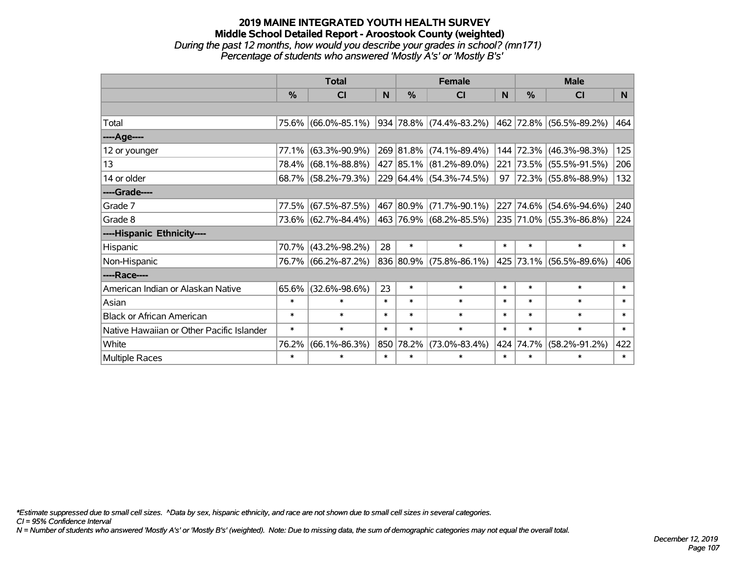# 2019 MAINE INTEGRATED YOUTH HEALTH SURVEY
## Middle School Detailed Report - Aroostook County (weighted)
*During the past 12 months, how would you describe your grades in school? (mn171)*
*Percentage of students who answered 'Mostly A's' or 'Mostly B's'*

| | Total | | | Female | | | Male | | |
|---|---|---|---|---|---|---|---|---|---|
| | % | CI | N | % | CI | N | % | CI | N |
| | | | | | | | | | |
| Total | 75.6% | (66.0%-85.1%) | 934 | 78.8% | (74.4%-83.2%) | 462 | 72.8% | (56.5%-89.2%) | 464 |
| **----Age----** | | | | | | | | | |
| 12 or younger | 77.1% | (63.3%-90.9%) | 269 | 81.8% | (74.1%-89.4%) | 144 | 72.3% | (46.3%-98.3%) | 125 |
| 13 | 78.4% | (68.1%-88.8%) | 427 | 85.1% | (81.2%-89.0%) | 221 | 73.5% | (55.5%-91.5%) | 206 |
| 14 or older | 68.7% | (58.2%-79.3%) | 229 | 64.4% | (54.3%-74.5%) | 97 | 72.3% | (55.8%-88.9%) | 132 |
| **----Grade----** | | | | | | | | | |
| Grade 7 | 77.5% | (67.5%-87.5%) | 467 | 80.9% | (71.7%-90.1%) | 227 | 74.6% | (54.6%-94.6%) | 240 |
| Grade 8 | 73.6% | (62.7%-84.4%) | 463 | 76.9% | (68.2%-85.5%) | 235 | 71.0% | (55.3%-86.8%) | 224 |
| **----Hispanic Ethnicity----** | | | | | | | | | |
| Hispanic | 70.7% | (43.2%-98.2%) | 28 | * | * | * | * | * | * |
| Non-Hispanic | 76.7% | (66.2%-87.2%) | 836 | 80.9% | (75.8%-86.1%) | 425 | 73.1% | (56.5%-89.6%) | 406 |
| **----Race----** | | | | | | | | | |
| American Indian or Alaskan Native | 65.6% | (32.6%-98.6%) | 23 | * | * | * | * | * | * |
| Asian | * | * | * | * | * | * | * | * | * |
| Black or African American | * | * | * | * | * | * | * | * | * |
| Native Hawaiian or Other Pacific Islander | * | * | * | * | * | * | * | * | * |
| White | 76.2% | (66.1%-86.3%) | 850 | 78.2% | (73.0%-83.4%) | 424 | 74.7% | (58.2%-91.2%) | 422 |
| Multiple Races | * | * | * | * | * | * | * | * | * |

*\*Estimate suppressed due to small cell sizes. ^Data by sex, hispanic ethnicity, and race are not shown due to small cell sizes in several categories.*
*CI = 95% Confidence Interval*
*N = Number of students who answered 'Mostly A's' or 'Mostly B's' (weighted). Note: Due to missing data, the sum of demographic categories may not equal the overall total.*

*December 12, 2019*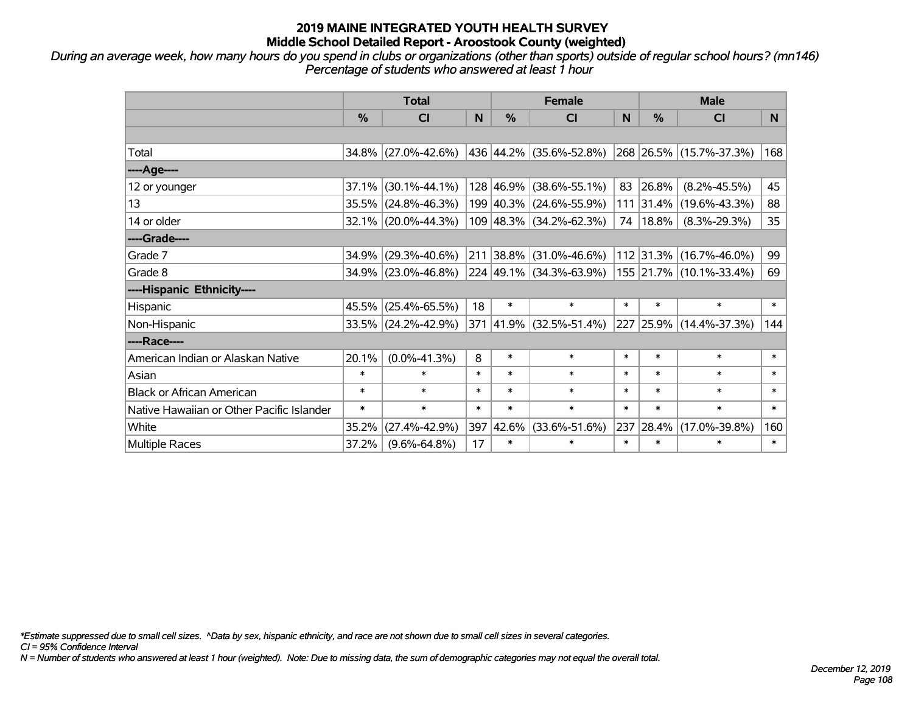# 2019 MAINE INTEGRATED YOUTH HEALTH SURVEY
## Middle School Detailed Report - Aroostook County (weighted)

*During an average week, how many hours do you spend in clubs or organizations (other than sports) outside of regular school hours? (mn146)*
*Percentage of students who answered at least 1 hour*

| | Total | | | Female | | | Male | | |
|---|---|---|---|---|---|---|---|---|---|
| | % | CI | N | % | CI | N | % | CI | N |
| Total | 34.8% | (27.0%-42.6%) | 436 | 44.2% | (35.6%-52.8%) | 268 | 26.5% | (15.7%-37.3%) | 168 |
| ----Age---- | | | | | | | | | |
| 12 or younger | 37.1% | (30.1%-44.1%) | 128 | 46.9% | (38.6%-55.1%) | 83 | 26.8% | (8.2%-45.5%) | 45 |
| 13 | 35.5% | (24.8%-46.3%) | 199 | 40.3% | (24.6%-55.9%) | 111 | 31.4% | (19.6%-43.3%) | 88 |
| 14 or older | 32.1% | (20.0%-44.3%) | 109 | 48.3% | (34.2%-62.3%) | 74 | 18.8% | (8.3%-29.3%) | 35 |
| ----Grade---- | | | | | | | | | |
| Grade 7 | 34.9% | (29.3%-40.6%) | 211 | 38.8% | (31.0%-46.6%) | 112 | 31.3% | (16.7%-46.0%) | 99 |
| Grade 8 | 34.9% | (23.0%-46.8%) | 224 | 49.1% | (34.3%-63.9%) | 155 | 21.7% | (10.1%-33.4%) | 69 |
| ----Hispanic Ethnicity---- | | | | | | | | | |
| Hispanic | 45.5% | (25.4%-65.5%) | 18 | * | * | * | * | * | * |
| Non-Hispanic | 33.5% | (24.2%-42.9%) | 371 | 41.9% | (32.5%-51.4%) | 227 | 25.9% | (14.4%-37.3%) | 144 |
| ----Race---- | | | | | | | | | |
| American Indian or Alaskan Native | 20.1% | (0.0%-41.3%) | 8 | * | * | * | * | * | * |
| Asian | * | * | * | * | * | * | * | * | * |
| Black or African American | * | * | * | * | * | * | * | * | * |
| Native Hawaiian or Other Pacific Islander | * | * | * | * | * | * | * | * | * |
| White | 35.2% | (27.4%-42.9%) | 397 | 42.6% | (33.6%-51.6%) | 237 | 28.4% | (17.0%-39.8%) | 160 |
| Multiple Races | 37.2% | (9.6%-64.8%) | 17 | * | * | * | * | * | * |

*\*Estimate suppressed due to small cell sizes. ^Data by sex, hispanic ethnicity, and race are not shown due to small cell sizes in several categories.*
*CI = 95% Confidence Interval*
*N = Number of students who answered at least 1 hour (weighted). Note: Due to missing data, the sum of demographic categories may not equal the overall total.*

*December 12, 2019*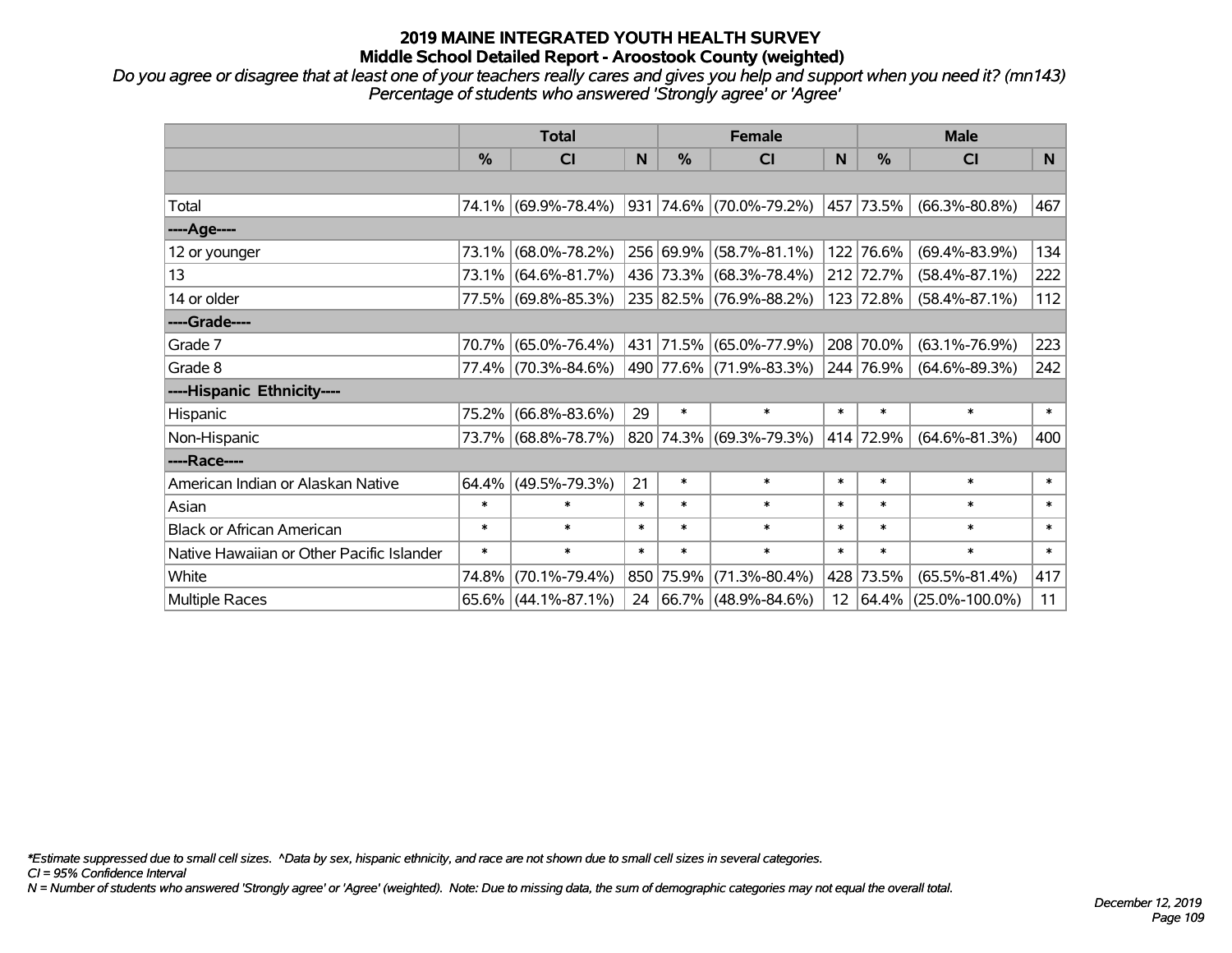# 2019 MAINE INTEGRATED YOUTH HEALTH SURVEY
## Middle School Detailed Report - Aroostook County (weighted)

*Do you agree or disagree that at least one of your teachers really cares and gives you help and support when you need it? (mn143)*
*Percentage of students who answered 'Strongly agree' or 'Agree'*

| | Total | | | Female | | | Male | | |
|---|---|---|---|---|---|---|---|---|---|
| | % | CI | N | % | CI | N | % | CI | N |
| Total | 74.1% | (69.9%-78.4%) | 931 | 74.6% | (70.0%-79.2%) | 457 | 73.5% | (66.3%-80.8%) | 467 |
| ----Age---- | | | | | | | | | |
| 12 or younger | 73.1% | (68.0%-78.2%) | 256 | 69.9% | (58.7%-81.1%) | 122 | 76.6% | (69.4%-83.9%) | 134 |
| 13 | 73.1% | (64.6%-81.7%) | 436 | 73.3% | (68.3%-78.4%) | 212 | 72.7% | (58.4%-87.1%) | 222 |
| 14 or older | 77.5% | (69.8%-85.3%) | 235 | 82.5% | (76.9%-88.2%) | 123 | 72.8% | (58.4%-87.1%) | 112 |
| ----Grade---- | | | | | | | | | |
| Grade 7 | 70.7% | (65.0%-76.4%) | 431 | 71.5% | (65.0%-77.9%) | 208 | 70.0% | (63.1%-76.9%) | 223 |
| Grade 8 | 77.4% | (70.3%-84.6%) | 490 | 77.6% | (71.9%-83.3%) | 244 | 76.9% | (64.6%-89.3%) | 242 |
| ----Hispanic Ethnicity---- | | | | | | | | | |
| Hispanic | 75.2% | (66.8%-83.6%) | 29 | * | * | * | * | * | * |
| Non-Hispanic | 73.7% | (68.8%-78.7%) | 820 | 74.3% | (69.3%-79.3%) | 414 | 72.9% | (64.6%-81.3%) | 400 |
| ----Race---- | | | | | | | | | |
| American Indian or Alaskan Native | 64.4% | (49.5%-79.3%) | 21 | * | * | * | * | * | * |
| Asian | * | * | * | * | * | * | * | * | * |
| Black or African American | * | * | * | * | * | * | * | * | * |
| Native Hawaiian or Other Pacific Islander | * | * | * | * | * | * | * | * | * |
| White | 74.8% | (70.1%-79.4%) | 850 | 75.9% | (71.3%-80.4%) | 428 | 73.5% | (65.5%-81.4%) | 417 |
| Multiple Races | 65.6% | (44.1%-87.1%) | 24 | 66.7% | (48.9%-84.6%) | 12 | 64.4% | (25.0%-100.0%) | 11 |

*\*Estimate suppressed due to small cell sizes. ^Data by sex, hispanic ethnicity, and race are not shown due to small cell sizes in several categories.*
*CI = 95% Confidence Interval*
*N = Number of students who answered 'Strongly agree' or 'Agree' (weighted). Note: Due to missing data, the sum of demographic categories may not equal the overall total.*

*December 12, 2019*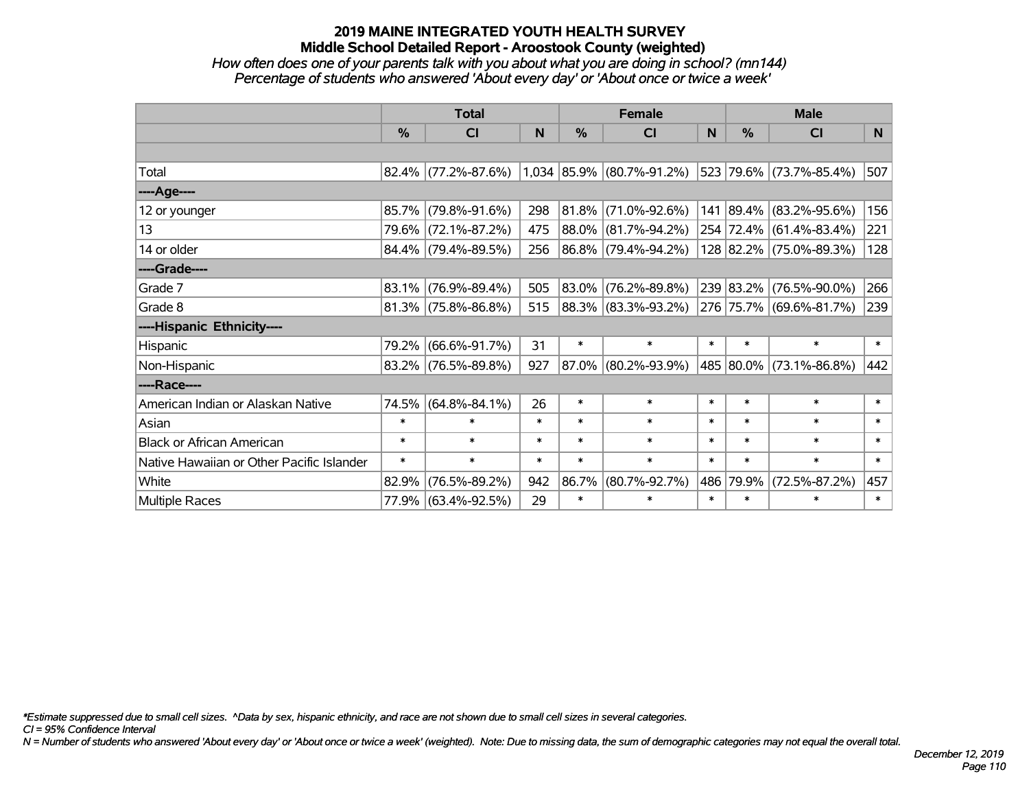# 2019 MAINE INTEGRATED YOUTH HEALTH SURVEY
## Middle School Detailed Report - Aroostook County (weighted)
*How often does one of your parents talk with you about what you are doing in school? (mn144)*
*Percentage of students who answered 'About every day' or 'About once or twice a week'*

| | Total | | | Female | | | Male | | |
|---|---|---|---|---|---|---|---|---|---|
| | % | CI | N | % | CI | N | % | CI | N |
| | | | | | | | | | |
| Total | 82.4% | (77.2%-87.6%) | 1,034 | 85.9% | (80.7%-91.2%) | 523 | 79.6% | (73.7%-85.4%) | 507 |
| ----Age---- | | | | | | | | | |
| 12 or younger | 85.7% | (79.8%-91.6%) | 298 | 81.8% | (71.0%-92.6%) | 141 | 89.4% | (83.2%-95.6%) | 156 |
| 13 | 79.6% | (72.1%-87.2%) | 475 | 88.0% | (81.7%-94.2%) | 254 | 72.4% | (61.4%-83.4%) | 221 |
| 14 or older | 84.4% | (79.4%-89.5%) | 256 | 86.8% | (79.4%-94.2%) | 128 | 82.2% | (75.0%-89.3%) | 128 |
| ----Grade---- | | | | | | | | | |
| Grade 7 | 83.1% | (76.9%-89.4%) | 505 | 83.0% | (76.2%-89.8%) | 239 | 83.2% | (76.5%-90.0%) | 266 |
| Grade 8 | 81.3% | (75.8%-86.8%) | 515 | 88.3% | (83.3%-93.2%) | 276 | 75.7% | (69.6%-81.7%) | 239 |
| ----Hispanic Ethnicity---- | | | | | | | | | |
| Hispanic | 79.2% | (66.6%-91.7%) | 31 | * | * | * | * | * | * |
| Non-Hispanic | 83.2% | (76.5%-89.8%) | 927 | 87.0% | (80.2%-93.9%) | 485 | 80.0% | (73.1%-86.8%) | 442 |
| ----Race---- | | | | | | | | | |
| American Indian or Alaskan Native | 74.5% | (64.8%-84.1%) | 26 | * | * | * | * | * | * |
| Asian | * | * | * | * | * | * | * | * | * |
| Black or African American | * | * | * | * | * | * | * | * | * |
| Native Hawaiian or Other Pacific Islander | * | * | * | * | * | * | * | * | * |
| White | 82.9% | (76.5%-89.2%) | 942 | 86.7% | (80.7%-92.7%) | 486 | 79.9% | (72.5%-87.2%) | 457 |
| Multiple Races | 77.9% | (63.4%-92.5%) | 29 | * | * | * | * | * | * |

*\*Estimate suppressed due to small cell sizes. ^Data by sex, hispanic ethnicity, and race are not shown due to small cell sizes in several categories.*
*CI = 95% Confidence Interval*
*N = Number of students who answered 'About every day' or 'About once or twice a week' (weighted). Note: Due to missing data, the sum of demographic categories may not equal the overall total.*

*December 12, 2019*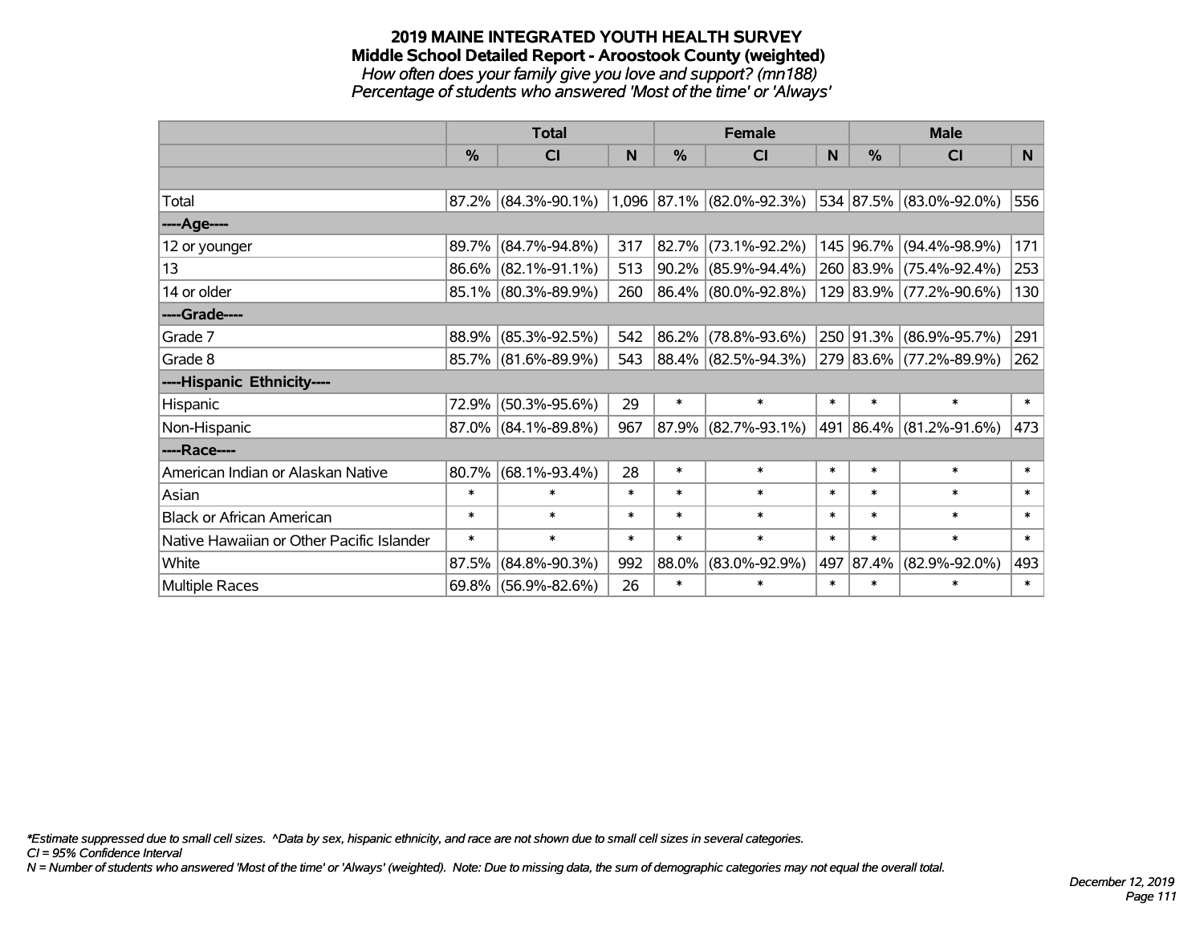# 2019 MAINE INTEGRATED YOUTH HEALTH SURVEY

## Middle School Detailed Report - Aroostook County (weighted)

*How often does your family give you love and support? (mn188)*

*Percentage of students who answered 'Most of the time' or 'Always'*

| | Total | | | Female | | | Male | | |
|---|---|---|---|---|---|---|---|---|---|
| | % | CI | N | % | CI | N | % | CI | N |
| | | | | | | | | | |
| Total | 87.2% | (84.3%-90.1%) | 1,096 | 87.1% | (82.0%-92.3%) | 534 | 87.5% | (83.0%-92.0%) | 556 |
| ----Age---- | | | | | | | | | |
| 12 or younger | 89.7% | (84.7%-94.8%) | 317 | 82.7% | (73.1%-92.2%) | 145 | 96.7% | (94.4%-98.9%) | 171 |
| 13 | 86.6% | (82.1%-91.1%) | 513 | 90.2% | (85.9%-94.4%) | 260 | 83.9% | (75.4%-92.4%) | 253 |
| 14 or older | 85.1% | (80.3%-89.9%) | 260 | 86.4% | (80.0%-92.8%) | 129 | 83.9% | (77.2%-90.6%) | 130 |
| ----Grade---- | | | | | | | | | |
| Grade 7 | 88.9% | (85.3%-92.5%) | 542 | 86.2% | (78.8%-93.6%) | 250 | 91.3% | (86.9%-95.7%) | 291 |
| Grade 8 | 85.7% | (81.6%-89.9%) | 543 | 88.4% | (82.5%-94.3%) | 279 | 83.6% | (77.2%-89.9%) | 262 |
| ----Hispanic Ethnicity---- | | | | | | | | | |
| Hispanic | 72.9% | (50.3%-95.6%) | 29 | * | * | * | * | * | * |
| Non-Hispanic | 87.0% | (84.1%-89.8%) | 967 | 87.9% | (82.7%-93.1%) | 491 | 86.4% | (81.2%-91.6%) | 473 |
| ----Race---- | | | | | | | | | |
| American Indian or Alaskan Native | 80.7% | (68.1%-93.4%) | 28 | * | * | * | * | * | * |
| Asian | * | * | * | * | * | * | * | * | * |
| Black or African American | * | * | * | * | * | * | * | * | * |
| Native Hawaiian or Other Pacific Islander | * | * | * | * | * | * | * | * | * |
| White | 87.5% | (84.8%-90.3%) | 992 | 88.0% | (83.0%-92.9%) | 497 | 87.4% | (82.9%-92.0%) | 493 |
| Multiple Races | 69.8% | (56.9%-82.6%) | 26 | * | * | * | * | * | * |

*\*Estimate suppressed due to small cell sizes. ^Data by sex, hispanic ethnicity, and race are not shown due to small cell sizes in several categories.*

*CI = 95% Confidence Interval*

*N = Number of students who answered 'Most of the time' or 'Always' (weighted). Note: Due to missing data, the sum of demographic categories may not equal the overall total.*

*December 12, 2019*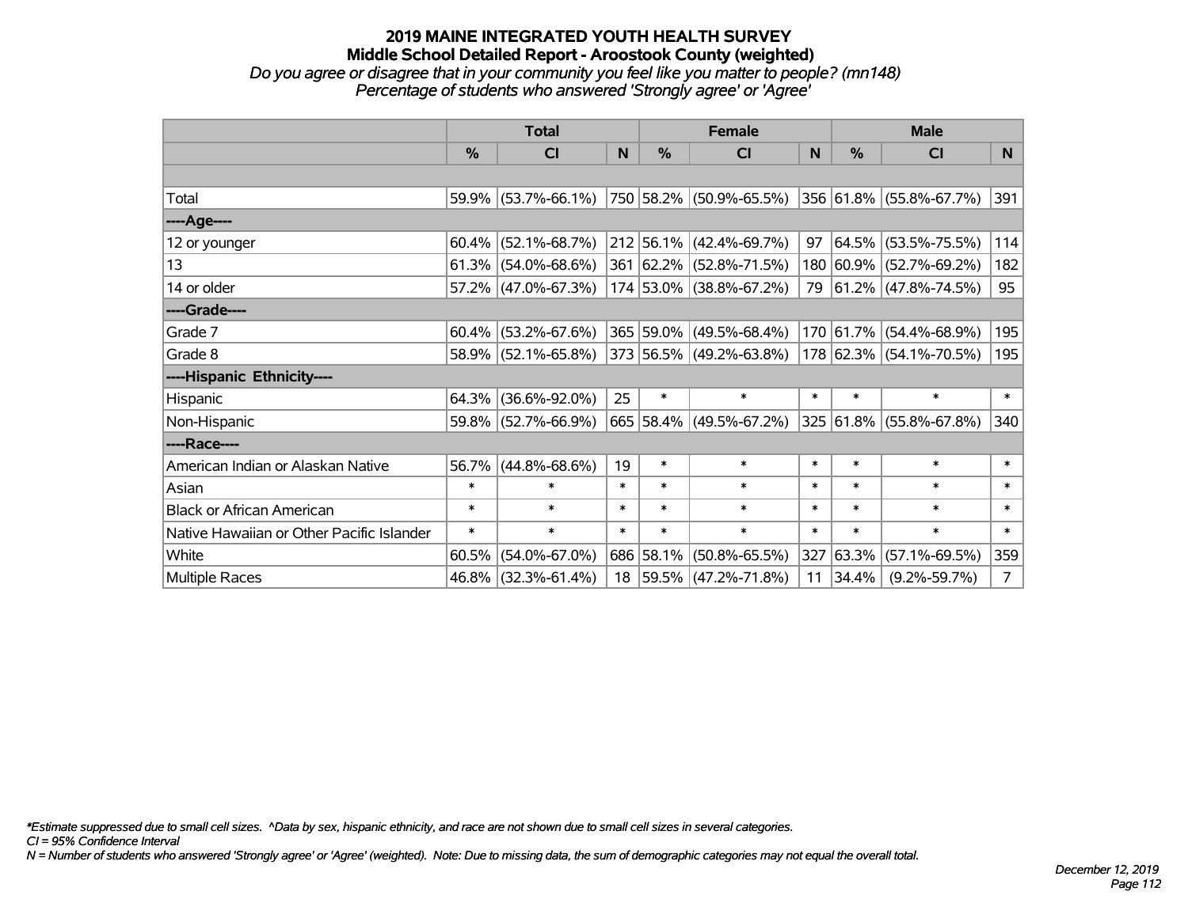# 2019 MAINE INTEGRATED YOUTH HEALTH SURVEY
## Middle School Detailed Report - Aroostook County (weighted)
*Do you agree or disagree that in your community you feel like you matter to people? (mn148)*
*Percentage of students who answered 'Strongly agree' or 'Agree'*

| | Total | | | Female | | | Male | | |
|---|---|---|---|---|---|---|---|---|---|
| | % | CI | N | % | CI | N | % | CI | N |
| Total | 59.9% | (53.7%-66.1%) | 750 | 58.2% | (50.9%-65.5%) | 356 | 61.8% | (55.8%-67.7%) | 391 |
| ----Age---- | | | | | | | | | |
| 12 or younger | 60.4% | (52.1%-68.7%) | 212 | 56.1% | (42.4%-69.7%) | 97 | 64.5% | (53.5%-75.5%) | 114 |
| 13 | 61.3% | (54.0%-68.6%) | 361 | 62.2% | (52.8%-71.5%) | 180 | 60.9% | (52.7%-69.2%) | 182 |
| 14 or older | 57.2% | (47.0%-67.3%) | 174 | 53.0% | (38.8%-67.2%) | 79 | 61.2% | (47.8%-74.5%) | 95 |
| ----Grade---- | | | | | | | | | |
| Grade 7 | 60.4% | (53.2%-67.6%) | 365 | 59.0% | (49.5%-68.4%) | 170 | 61.7% | (54.4%-68.9%) | 195 |
| Grade 8 | 58.9% | (52.1%-65.8%) | 373 | 56.5% | (49.2%-63.8%) | 178 | 62.3% | (54.1%-70.5%) | 195 |
| ----Hispanic Ethnicity---- | | | | | | | | | |
| Hispanic | 64.3% | (36.6%-92.0%) | 25 | * | * | * | * | * | * |
| Non-Hispanic | 59.8% | (52.7%-66.9%) | 665 | 58.4% | (49.5%-67.2%) | 325 | 61.8% | (55.8%-67.8%) | 340 |
| ----Race---- | | | | | | | | | |
| American Indian or Alaskan Native | 56.7% | (44.8%-68.6%) | 19 | * | * | * | * | * | * |
| Asian | * | * | * | * | * | * | * | * | * |
| Black or African American | * | * | * | * | * | * | * | * | * |
| Native Hawaiian or Other Pacific Islander | * | * | * | * | * | * | * | * | * |
| White | 60.5% | (54.0%-67.0%) | 686 | 58.1% | (50.8%-65.5%) | 327 | 63.3% | (57.1%-69.5%) | 359 |
| Multiple Races | 46.8% | (32.3%-61.4%) | 18 | 59.5% | (47.2%-71.8%) | 11 | 34.4% | (9.2%-59.7%) | 7 |

*Estimate suppressed due to small cell sizes. ^Data by sex, hispanic ethnicity, and race are not shown due to small cell sizes in several categories.
CI = 95% Confidence Interval
N = Number of students who answered 'Strongly agree' or 'Agree' (weighted). Note: Due to missing data, the sum of demographic categories may not equal the overall total.

December 12, 2019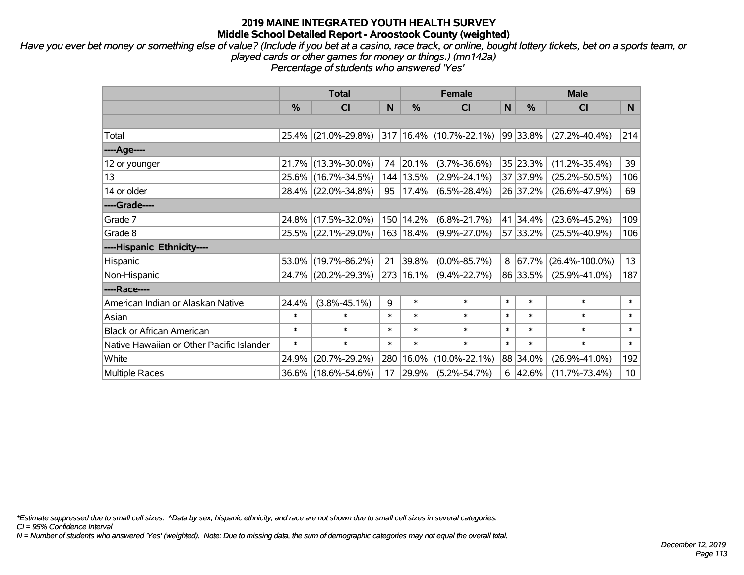# 2019 MAINE INTEGRATED YOUTH HEALTH SURVEY
## Middle School Detailed Report - Aroostook County (weighted)

*Have you ever bet money or something else of value? (Include if you bet at a casino, race track, or online, bought lottery tickets, bet on a sports team, or played cards or other games for money or things.) (mn142a)*
*Percentage of students who answered 'Yes'*

| | Total | | | Female | | | Male | | |
|---|---|---|---|---|---|---|---|---|---|
| | % | CI | N | % | CI | N | % | CI | N |
| Total | 25.4% | (21.0%-29.8%) | 317 | 16.4% | (10.7%-22.1%) | 99 | 33.8% | (27.2%-40.4%) | 214 |
| ----Age---- | | | | | | | | | |
| 12 or younger | 21.7% | (13.3%-30.0%) | 74 | 20.1% | (3.7%-36.6%) | 35 | 23.3% | (11.2%-35.4%) | 39 |
| 13 | 25.6% | (16.7%-34.5%) | 144 | 13.5% | (2.9%-24.1%) | 37 | 37.9% | (25.2%-50.5%) | 106 |
| 14 or older | 28.4% | (22.0%-34.8%) | 95 | 17.4% | (6.5%-28.4%) | 26 | 37.2% | (26.6%-47.9%) | 69 |
| ----Grade---- | | | | | | | | | |
| Grade 7 | 24.8% | (17.5%-32.0%) | 150 | 14.2% | (6.8%-21.7%) | 41 | 34.4% | (23.6%-45.2%) | 109 |
| Grade 8 | 25.5% | (22.1%-29.0%) | 163 | 18.4% | (9.9%-27.0%) | 57 | 33.2% | (25.5%-40.9%) | 106 |
| ----Hispanic Ethnicity---- | | | | | | | | | |
| Hispanic | 53.0% | (19.7%-86.2%) | 21 | 39.8% | (0.0%-85.7%) | 8 | 67.7% | (26.4%-100.0%) | 13 |
| Non-Hispanic | 24.7% | (20.2%-29.3%) | 273 | 16.1% | (9.4%-22.7%) | 86 | 33.5% | (25.9%-41.0%) | 187 |
| ----Race---- | | | | | | | | | |
| American Indian or Alaskan Native | 24.4% | (3.8%-45.1%) | 9 | * | * | * | * | * | * |
| Asian | * | * | * | * | * | * | * | * | * |
| Black or African American | * | * | * | * | * | * | * | * | * |
| Native Hawaiian or Other Pacific Islander | * | * | * | * | * | * | * | * | * |
| White | 24.9% | (20.7%-29.2%) | 280 | 16.0% | (10.0%-22.1%) | 88 | 34.0% | (26.9%-41.0%) | 192 |
| Multiple Races | 36.6% | (18.6%-54.6%) | 17 | 29.9% | (5.2%-54.7%) | 6 | 42.6% | (11.7%-73.4%) | 10 |

*\*Estimate suppressed due to small cell sizes. ^Data by sex, hispanic ethnicity, and race are not shown due to small cell sizes in several categories.*
*CI = 95% Confidence Interval*
*N = Number of students who answered 'Yes' (weighted). Note: Due to missing data, the sum of demographic categories may not equal the overall total.*

*December 12, 2019*